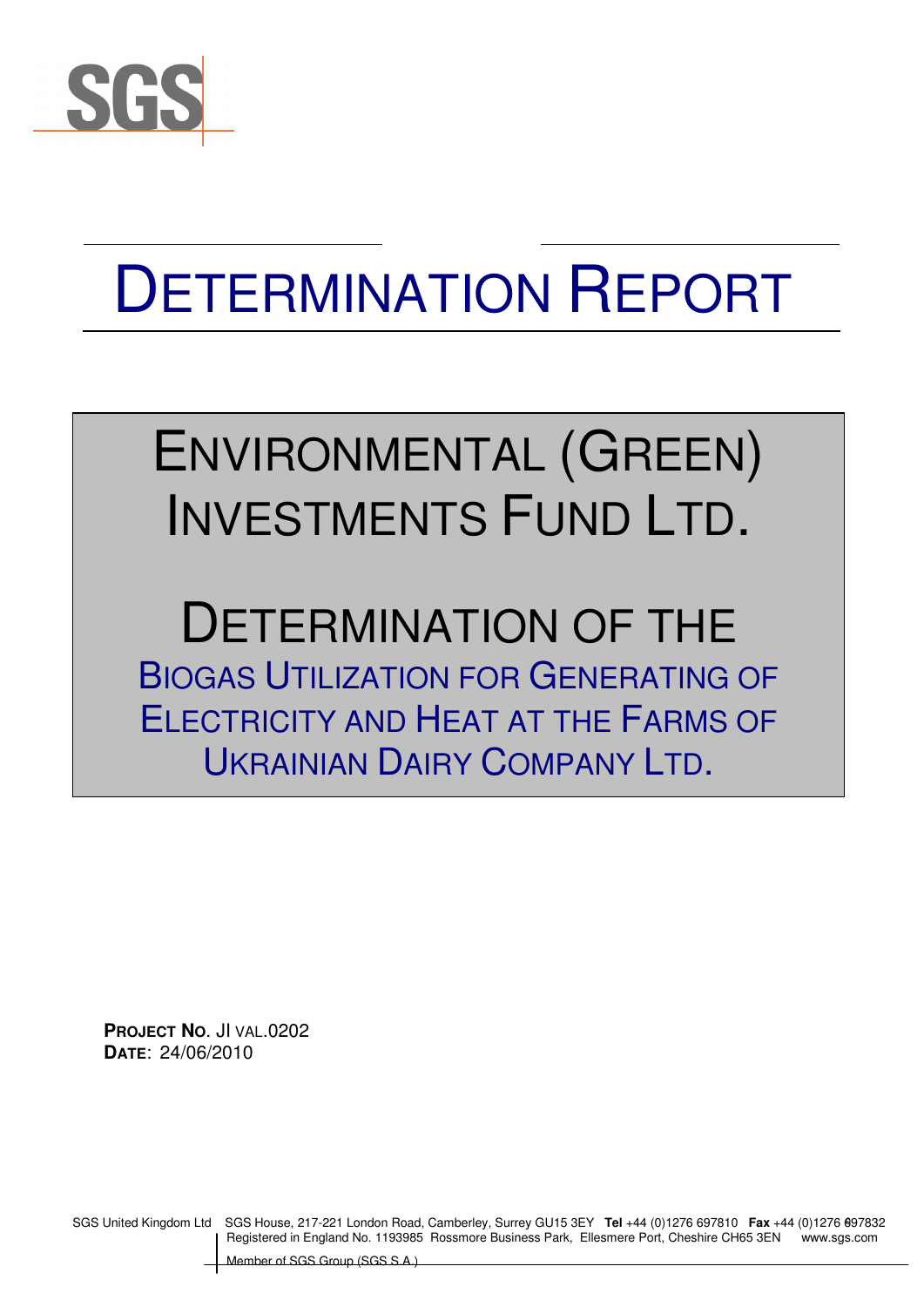# DETERMINATION REPORT

## ENVIRONMENTAL (GREEN) INVESTMENTS FUND LTD.

## DETERMINATION OF THE

### BIOGAS UTILIZATION FOR GENERATING OF ELECTRICITY AND HEAT AT THE FARMS OF UKRAINIAN DAIRY COMPANY LTD.

**PROJECT NO.** JI VAL.0202
**DATE**: 24/06/2010

SGS United Kingdom Ltd SGS House, 217-221 London Road, Camberley, Surrey GU15 3EY **Tel** +44 (0)1276 697810 **Fax** +44 (0)1276 697832
Registered in England No. 1193985 Rossmore Business Park, Ellesmere Port, Cheshire CH65 3EN www.sgs.com
Member of SGS Group (SGS S.A.)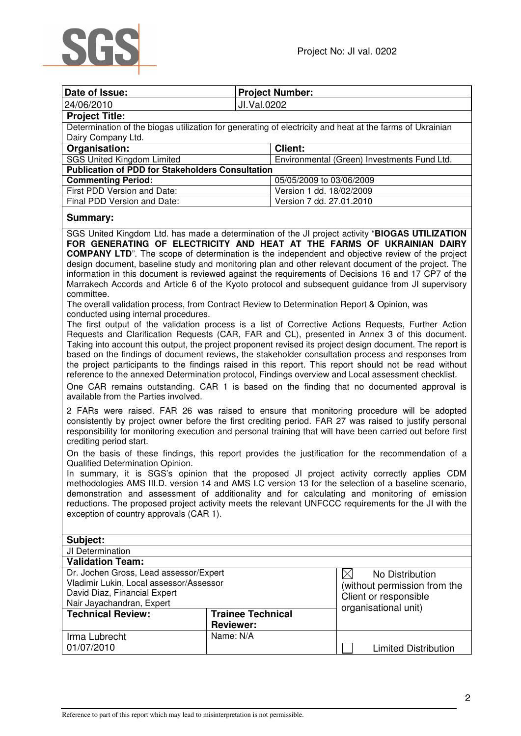| Date of Issue: | Project Number: |
|---|---|
| 24/06/2010 | JI.Val.0202 |

**Project Title:**

Determination of the biogas utilization for generating of electricity and heat at the farms of Ukrainian Dairy Company Ltd.

| Organisation: | Client: |
|---|---|
| SGS United Kingdom Limited | Environmental (Green) Investments Fund Ltd. |
| **Publication of PDD for Stakeholders Consultation** | |
| **Commenting Period:** | 05/05/2009 to 03/06/2009 |
| First PDD Version and Date: | Version 1 dd. 18/02/2009 |
| Final PDD Version and Date: | Version 7 dd. 27.01.2010 |

**Summary:**

SGS United Kingdom Ltd. has made a determination of the JI project activity "**BIOGAS UTILIZATION FOR GENERATING OF ELECTRICITY AND HEAT AT THE FARMS OF UKRAINIAN DAIRY COMPANY LTD**". The scope of determination is the independent and objective review of the project design document, baseline study and monitoring plan and other relevant document of the project. The information in this document is reviewed against the requirements of Decisions 16 and 17 CP7 of the Marrakech Accords and Article 6 of the Kyoto protocol and subsequent guidance from JI supervisory committee.

The overall validation process, from Contract Review to Determination Report & Opinion, was conducted using internal procedures.

The first output of the validation process is a list of Corrective Actions Requests, Further Action Requests and Clarification Requests (CAR, FAR and CL), presented in Annex 3 of this document. Taking into account this output, the project proponent revised its project design document. The report is based on the findings of document reviews, the stakeholder consultation process and responses from the project participants to the findings raised in this report. This report should not be read without reference to the annexed Determination protocol, Findings overview and Local assessment checklist.

One CAR remains outstanding. CAR 1 is based on the finding that no documented approval is available from the Parties involved.

2 FARs were raised. FAR 26 was raised to ensure that monitoring procedure will be adopted consistently by project owner before the first crediting period. FAR 27 was raised to justify personal responsibility for monitoring execution and personal training that will have been carried out before first crediting period start.

On the basis of these findings, this report provides the justification for the recommendation of a Qualified Determination Opinion.

In summary, it is SGS's opinion that the proposed JI project activity correctly applies CDM methodologies AMS III.D. version 14 and AMS I.C version 13 for the selection of a baseline scenario, demonstration and assessment of additionality and for calculating and monitoring of emission reductions. The proposed project activity meets the relevant UNFCCC requirements for the JI with the exception of country approvals (CAR 1).

| Subject: | | |
|---|---|---|
| JI Determination | | |
| **Validation Team:** | | |
| Dr. Jochen Gross, Lead assessor/Expert<br>Vladimir Lukin, Local assessor/Assessor<br>David Diaz, Financial Expert<br>Nair Jayachandran, Expert | | ☒ No Distribution (without permission from the Client or responsible organisational unit) |
| **Technical Review:** | **Trainee Technical Reviewer:** | |
| Irma Lubrecht<br>01/07/2010 | Name: N/A | ☐ Limited Distribution |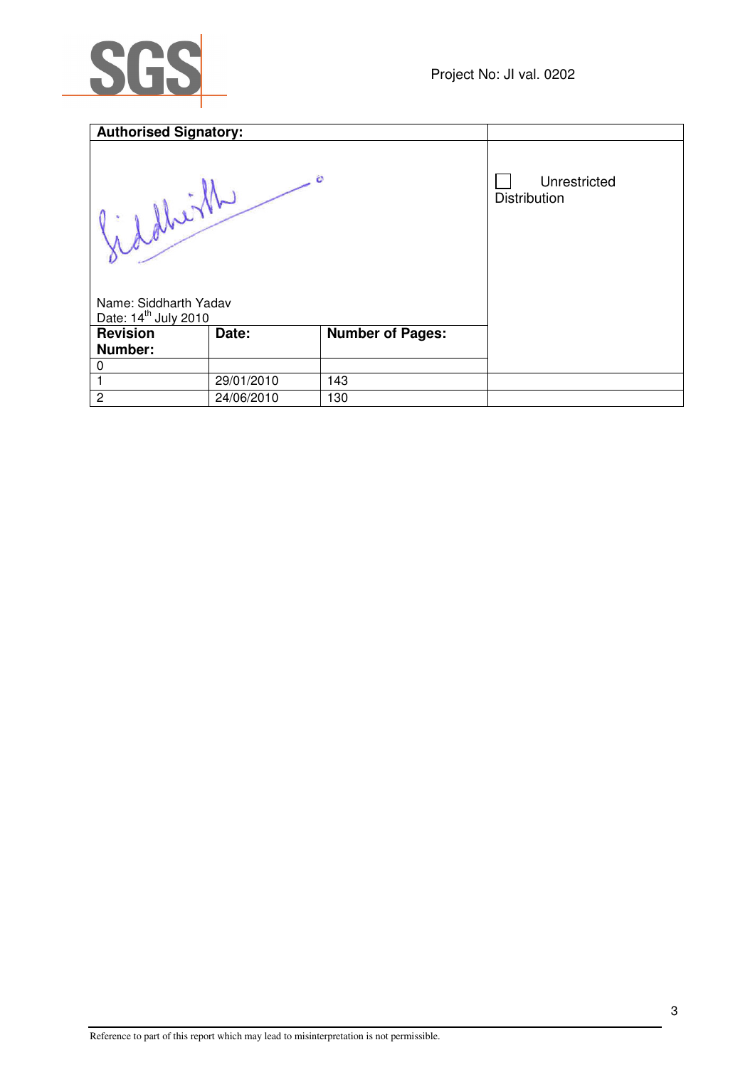| Authorised Signatory: | | | |
|---|---|---|---|
| Name: Siddharth Yadav<br>Date: 14th July 2010 | | | ☐ Unrestricted Distribution |
| **Revision Number:** | **Date:** | **Number of Pages:** | |
| 0 | | | |
| 1 | 29/01/2010 | 143 | |
| 2 | 24/06/2010 | 130 | |

Reference to part of this report which may lead to misinterpretation is not permissible.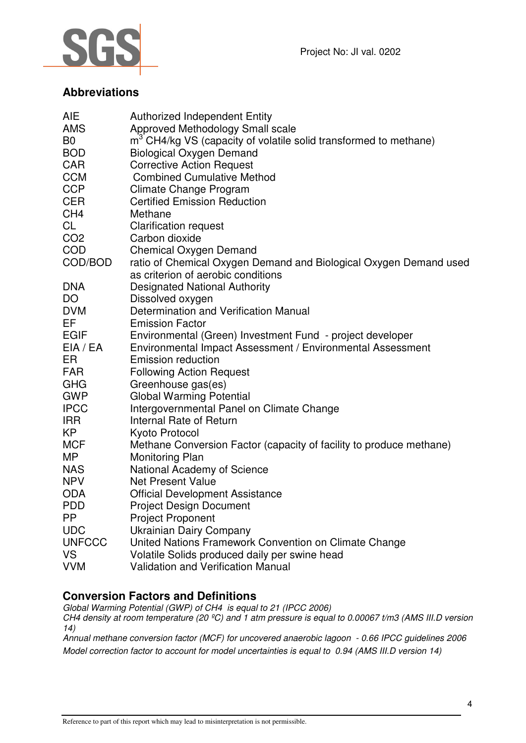## Abbreviations

| | |
|---|---|
| AIE | Authorized Independent Entity |
| AMS | Approved Methodology Small scale |
| B0 | $m^3$ CH4/kg VS (capacity of volatile solid transformed to methane) |
| BOD | Biological Oxygen Demand |
| CAR | Corrective Action Request |
| CCM | Combined Cumulative Method |
| CCP | Climate Change Program |
| CER | Certified Emission Reduction |
| CH4 | Methane |
| CL | Clarification request |
| CO2 | Carbon dioxide |
| COD | Chemical Oxygen Demand |
| COD/BOD | ratio of Chemical Oxygen Demand and Biological Oxygen Demand used as criterion of aerobic conditions |
| DNA | Designated National Authority |
| DO | Dissolved oxygen |
| DVM | Determination and Verification Manual |
| EF | Emission Factor |
| EGIF | Environmental (Green) Investment Fund - project developer |
| EIA / EA | Environmental Impact Assessment / Environmental Assessment |
| ER | Emission reduction |
| FAR | Following Action Request |
| GHG | Greenhouse gas(es) |
| GWP | Global Warming Potential |
| IPCC | Intergovernmental Panel on Climate Change |
| IRR | Internal Rate of Return |
| KP | Kyoto Protocol |
| MCF | Methane Conversion Factor (capacity of facility to produce methane) |
| MP | Monitoring Plan |
| NAS | National Academy of Science |
| NPV | Net Present Value |
| ODA | Official Development Assistance |
| PDD | Project Design Document |
| PP | Project Proponent |
| UDC | Ukrainian Dairy Company |
| UNFCCC | United Nations Framework Convention on Climate Change |
| VS | Volatile Solids produced daily per swine head |
| VVM | Validation and Verification Manual |

## Conversion Factors and Definitions

*Global Warming Potential (GWP) of CH4 is equal to 21 (IPCC 2006)*
*CH4 density at room temperature (20 ºC) and 1 atm pressure is equal to 0.00067 t/m3 (AMS III.D version 14)*
*Annual methane conversion factor (MCF) for uncovered anaerobic lagoon - 0.66 IPCC guidelines 2006*
*Model correction factor to account for model uncertainties is equal to 0.94 (AMS III.D version 14)*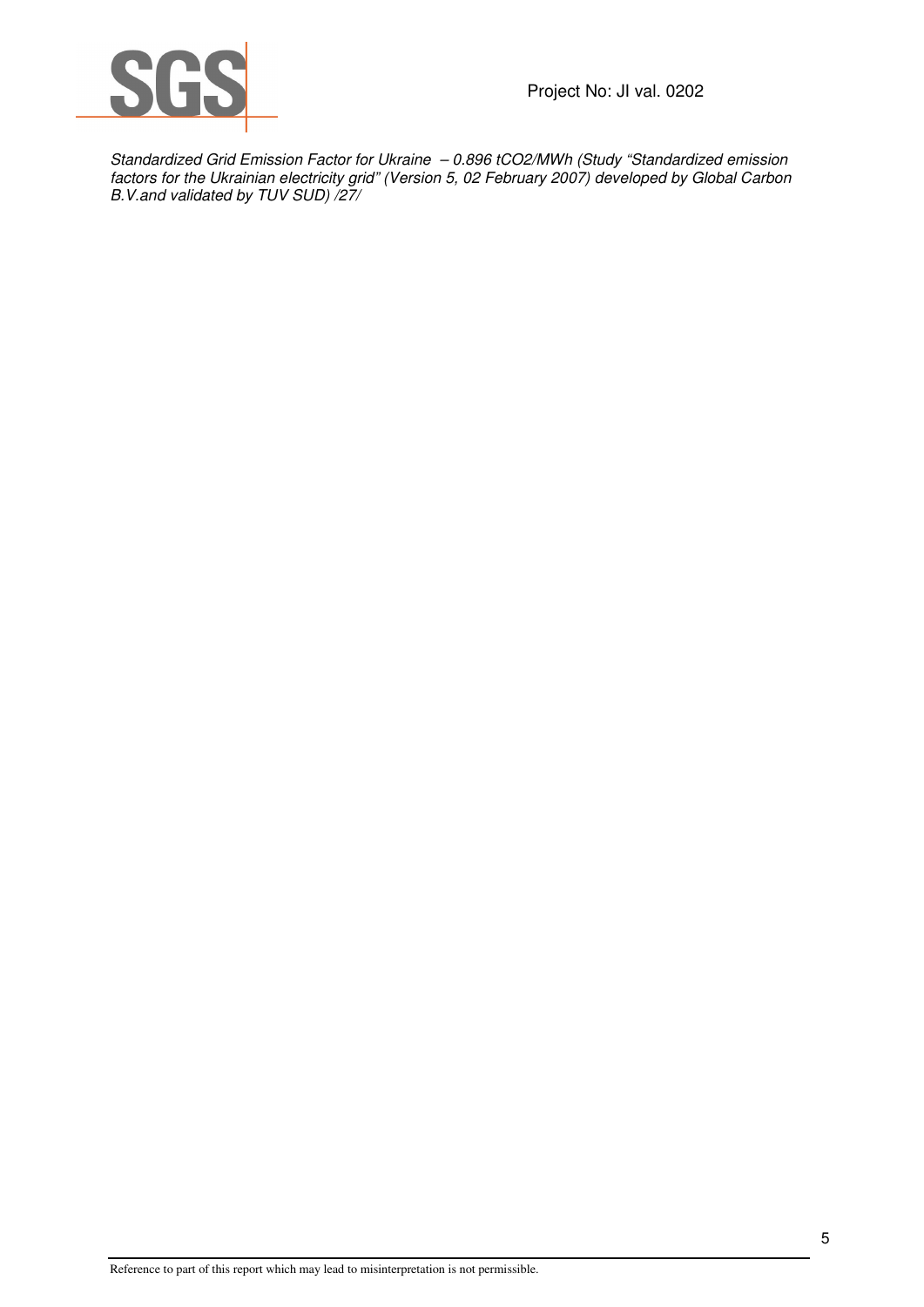*Standardized Grid Emission Factor for Ukraine – 0.896 tCO2/MWh (Study "Standardized emission factors for the Ukrainian electricity grid" (Version 5, 02 February 2007) developed by Global Carbon B.V.and validated by TUV SUD) /27/*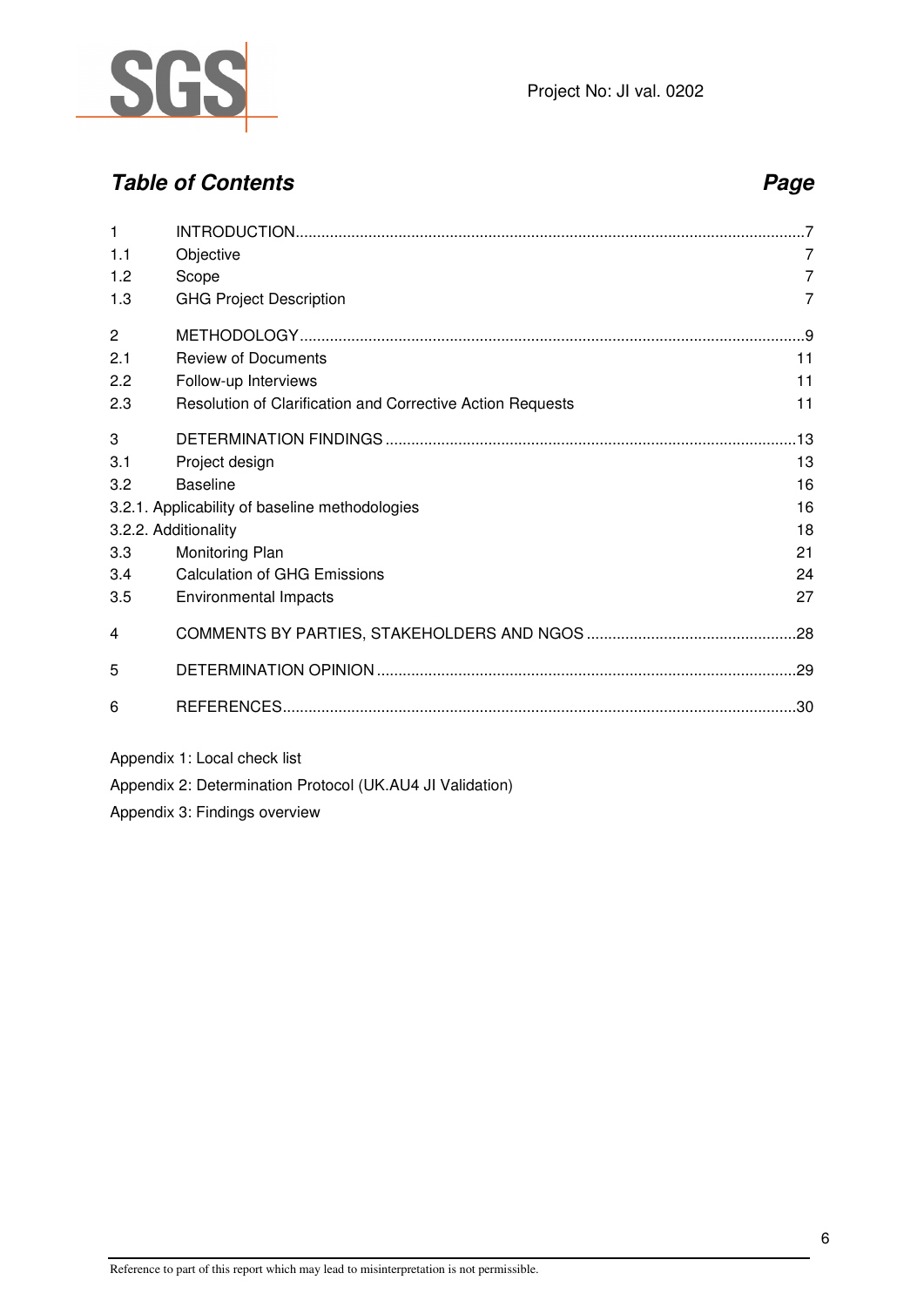## *Table of Contents* *Page*

| | | |
|---|---|---|
| 1 | INTRODUCTION | 7 |
| 1.1 | Objective | 7 |
| 1.2 | Scope | 7 |
| 1.3 | GHG Project Description | 7 |
| 2 | METHODOLOGY | 9 |
| 2.1 | Review of Documents | 11 |
| 2.2 | Follow-up Interviews | 11 |
| 2.3 | Resolution of Clarification and Corrective Action Requests | 11 |
| 3 | DETERMINATION FINDINGS | 13 |
| 3.1 | Project design | 13 |
| 3.2 | Baseline | 16 |
| 3.2.1. | Applicability of baseline methodologies | 16 |
| 3.2.2. | Additionality | 18 |
| 3.3 | Monitoring Plan | 21 |
| 3.4 | Calculation of GHG Emissions | 24 |
| 3.5 | Environmental Impacts | 27 |
| 4 | COMMENTS BY PARTIES, STAKEHOLDERS AND NGOS | 28 |
| 5 | DETERMINATION OPINION | 29 |
| 6 | REFERENCES | 30 |

Appendix 1: Local check list

Appendix 2: Determination Protocol (UK.AU4 JI Validation)

Appendix 3: Findings overview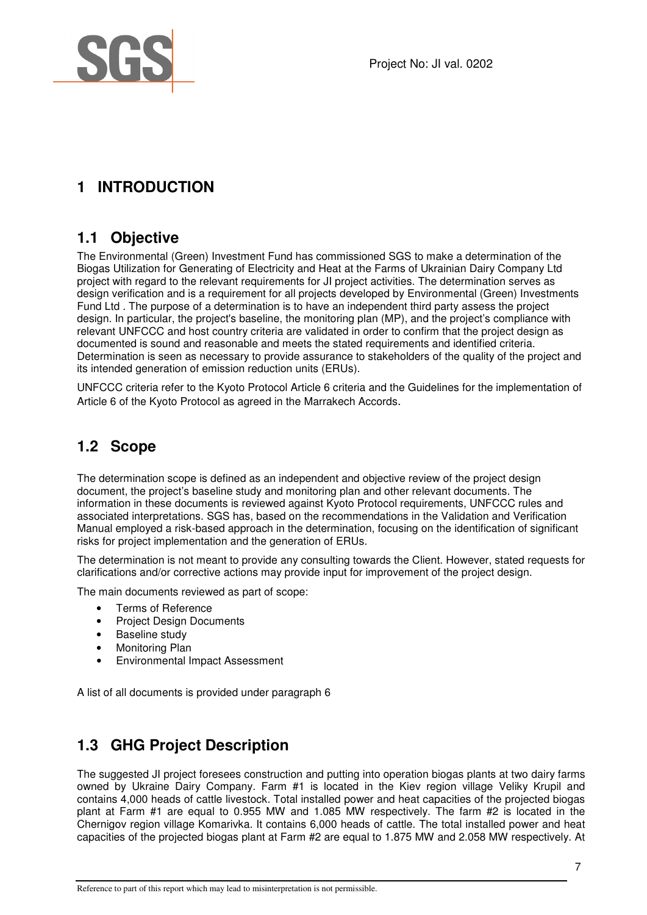# 1 INTRODUCTION

## 1.1 Objective

The Environmental (Green) Investment Fund has commissioned SGS to make a determination of the Biogas Utilization for Generating of Electricity and Heat at the Farms of Ukrainian Dairy Company Ltd project with regard to the relevant requirements for JI project activities. The determination serves as design verification and is a requirement for all projects developed by Environmental (Green) Investments Fund Ltd . The purpose of a determination is to have an independent third party assess the project design. In particular, the project's baseline, the monitoring plan (MP), and the project's compliance with relevant UNFCCC and host country criteria are validated in order to confirm that the project design as documented is sound and reasonable and meets the stated requirements and identified criteria. Determination is seen as necessary to provide assurance to stakeholders of the quality of the project and its intended generation of emission reduction units (ERUs).

UNFCCC criteria refer to the Kyoto Protocol Article 6 criteria and the Guidelines for the implementation of Article 6 of the Kyoto Protocol as agreed in the Marrakech Accords.

## 1.2 Scope

The determination scope is defined as an independent and objective review of the project design document, the project's baseline study and monitoring plan and other relevant documents. The information in these documents is reviewed against Kyoto Protocol requirements, UNFCCC rules and associated interpretations. SGS has, based on the recommendations in the Validation and Verification Manual employed a risk-based approach in the determination, focusing on the identification of significant risks for project implementation and the generation of ERUs.

The determination is not meant to provide any consulting towards the Client. However, stated requests for clarifications and/or corrective actions may provide input for improvement of the project design.

The main documents reviewed as part of scope:

- Terms of Reference
- Project Design Documents
- Baseline study
- Monitoring Plan
- Environmental Impact Assessment

A list of all documents is provided under paragraph 6

## 1.3 GHG Project Description

The suggested JI project foresees construction and putting into operation biogas plants at two dairy farms owned by Ukraine Dairy Company. Farm #1 is located in the Kiev region village Veliky Krupil and contains 4,000 heads of cattle livestock. Total installed power and heat capacities of the projected biogas plant at Farm #1 are equal to 0.955 MW and 1.085 MW respectively. The farm #2 is located in the Chernigov region village Komarivka. It contains 6,000 heads of cattle. The total installed power and heat capacities of the projected biogas plant at Farm #2 are equal to 1.875 MW and 2.058 MW respectively. At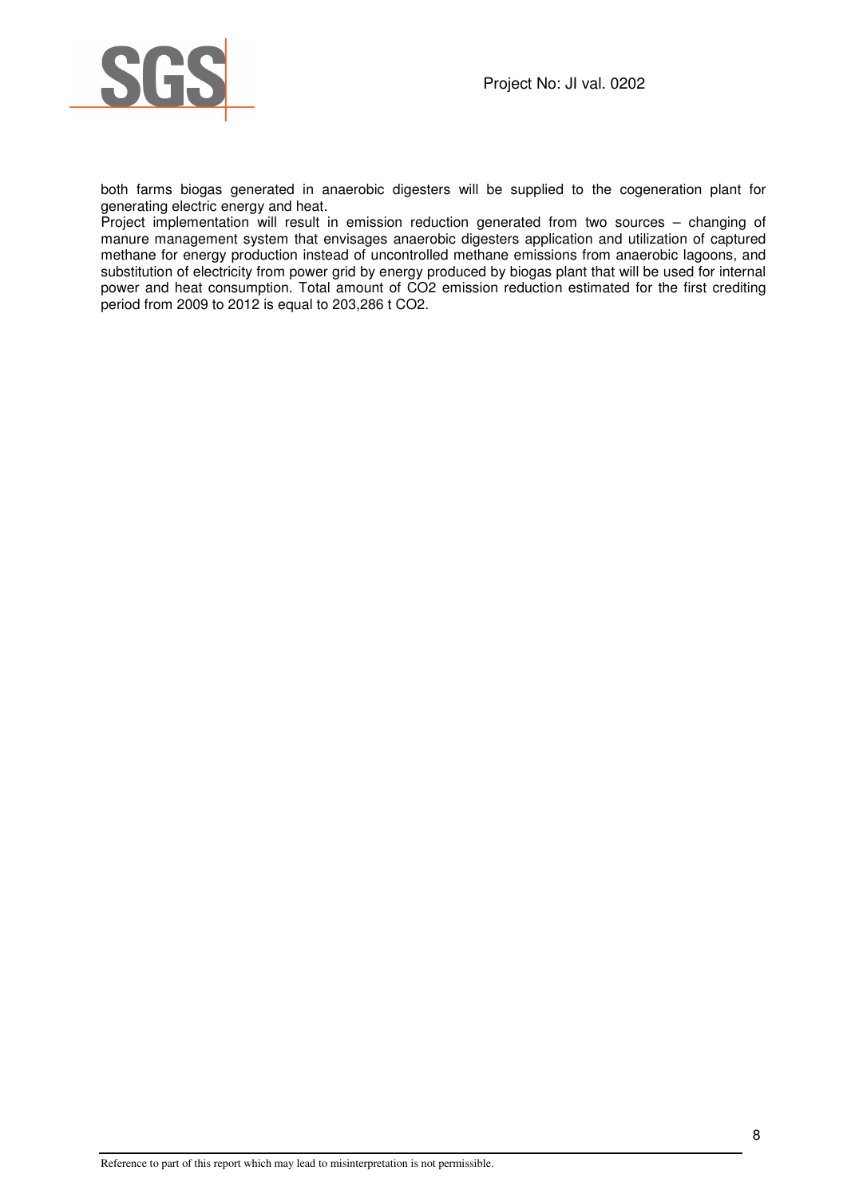both farms biogas generated in anaerobic digesters will be supplied to the cogeneration plant for generating electric energy and heat.

Project implementation will result in emission reduction generated from two sources – changing of manure management system that envisages anaerobic digesters application and utilization of captured methane for energy production instead of uncontrolled methane emissions from anaerobic lagoons, and substitution of electricity from power grid by energy produced by biogas plant that will be used for internal power and heat consumption. Total amount of $CO_2$ emission reduction estimated for the first crediting period from 2009 to 2012 is equal to 203,286 t $CO_2$.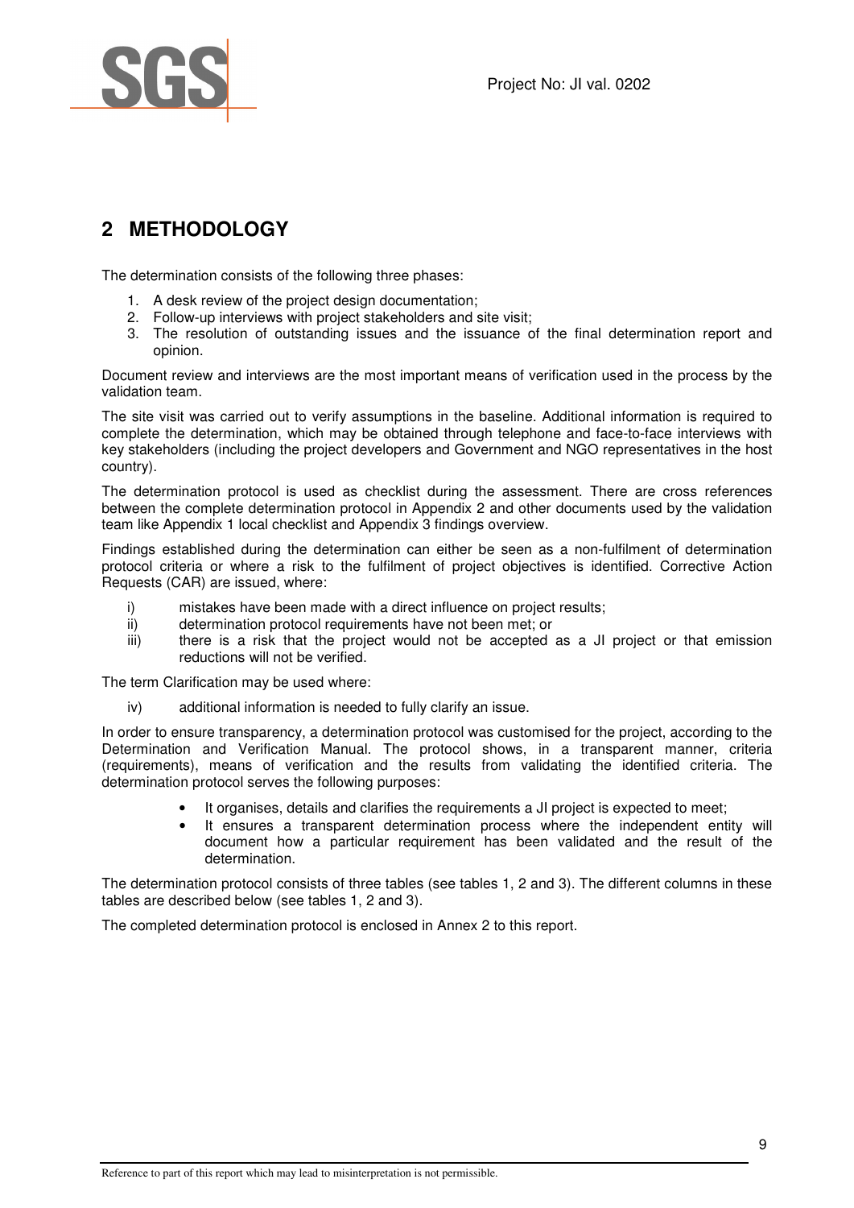## 2 METHODOLOGY

The determination consists of the following three phases:

1. A desk review of the project design documentation;
2. Follow-up interviews with project stakeholders and site visit;
3. The resolution of outstanding issues and the issuance of the final determination report and opinion.

Document review and interviews are the most important means of verification used in the process by the validation team.

The site visit was carried out to verify assumptions in the baseline. Additional information is required to complete the determination, which may be obtained through telephone and face-to-face interviews with key stakeholders (including the project developers and Government and NGO representatives in the host country).

The determination protocol is used as checklist during the assessment. There are cross references between the complete determination protocol in Appendix 2 and other documents used by the validation team like Appendix 1 local checklist and Appendix 3 findings overview.

Findings established during the determination can either be seen as a non-fulfilment of determination protocol criteria or where a risk to the fulfilment of project objectives is identified. Corrective Action Requests (CAR) are issued, where:

i) mistakes have been made with a direct influence on project results;
ii) determination protocol requirements have not been met; or
iii) there is a risk that the project would not be accepted as a JI project or that emission reductions will not be verified.

The term Clarification may be used where:

iv) additional information is needed to fully clarify an issue.

In order to ensure transparency, a determination protocol was customised for the project, according to the Determination and Verification Manual. The protocol shows, in a transparent manner, criteria (requirements), means of verification and the results from validating the identified criteria. The determination protocol serves the following purposes:

- It organises, details and clarifies the requirements a JI project is expected to meet;
- It ensures a transparent determination process where the independent entity will document how a particular requirement has been validated and the result of the determination.

The determination protocol consists of three tables (see tables 1, 2 and 3). The different columns in these tables are described below (see tables 1, 2 and 3).

The completed determination protocol is enclosed in Annex 2 to this report.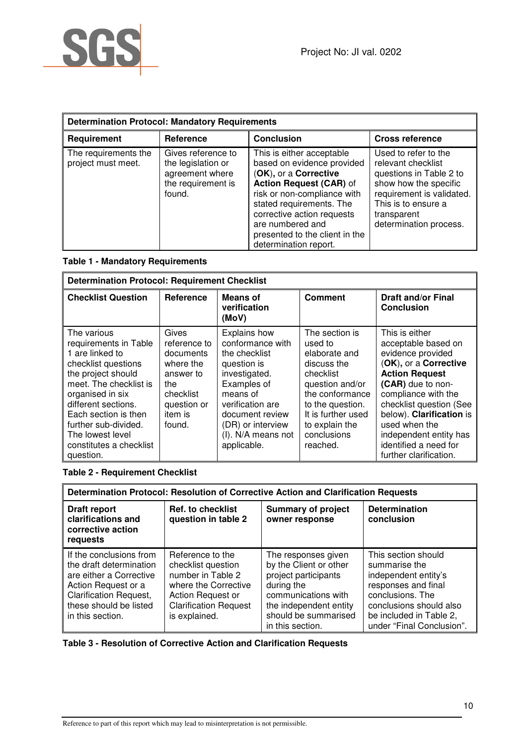| Determination Protocol: Mandatory Requirements | | | |
|---|---|---|---|
| **Requirement** | **Reference** | **Conclusion** | **Cross reference** |
| The requirements the project must meet. | Gives reference to the legislation or agreement where the requirement is found. | This is either acceptable based on evidence provided (**OK**), or a **Corrective Action Request (CAR)** of risk or non-compliance with stated requirements. The corrective action requests are numbered and presented to the client in the determination report. | Used to refer to the relevant checklist questions in Table 2 to show how the specific requirement is validated. This is to ensure a transparent determination process. |

**Table 1 - Mandatory Requirements**

| Determination Protocol: Requirement Checklist | | | | |
|---|---|---|---|---|
| **Checklist Question** | **Reference** | **Means of verification (MoV)** | **Comment** | **Draft and/or Final Conclusion** |
| The various requirements in Table 1 are linked to checklist questions the project should meet. The checklist is organised in six different sections. Each section is then further sub-divided. The lowest level constitutes a checklist question. | Gives reference to documents where the answer to the checklist question or item is found. | Explains how conformance with the checklist question is investigated. Examples of means of verification are document review (DR) or interview (I). N/A means not applicable. | The section is used to elaborate and discuss the checklist question and/or the conformance to the question. It is further used to explain the conclusions reached. | This is either acceptable based on evidence provided (**OK**), or a **Corrective Action Request (CAR)** due to non-compliance with the checklist question (See below). **Clarification** is used when the independent entity has identified a need for further clarification. |

**Table 2 - Requirement Checklist**

| Determination Protocol: Resolution of Corrective Action and Clarification Requests | | | |
|---|---|---|---|
| **Draft report clarifications and corrective action requests** | **Ref. to checklist question in table 2** | **Summary of project owner response** | **Determination conclusion** |
| If the conclusions from the draft determination are either a Corrective Action Request or a Clarification Request, these should be listed in this section. | Reference to the checklist question number in Table 2 where the Corrective Action Request or Clarification Request is explained. | The responses given by the Client or other project participants during the communications with the independent entity should be summarised in this section. | This section should summarise the independent entity's responses and final conclusions. The conclusions should also be included in Table 2, under "Final Conclusion". |

**Table 3 - Resolution of Corrective Action and Clarification Requests**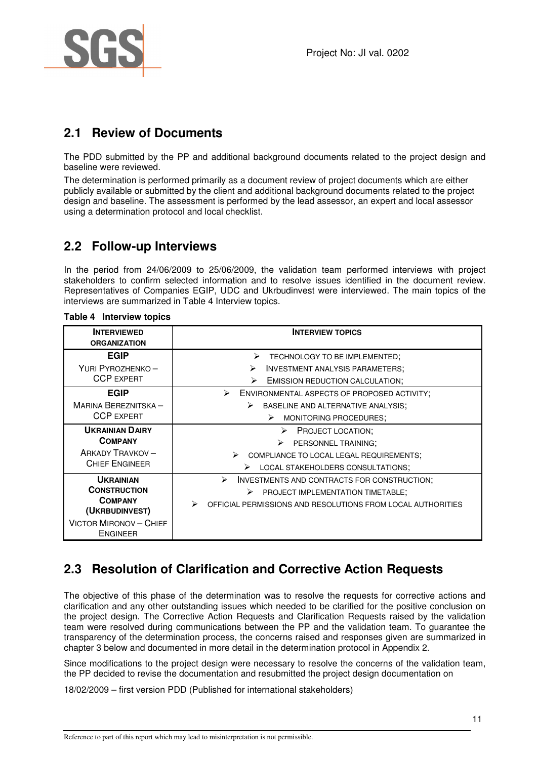## 2.1 Review of Documents

The PDD submitted by the PP and additional background documents related to the project design and baseline were reviewed.

The determination is performed primarily as a document review of project documents which are either publicly available or submitted by the client and additional background documents related to the project design and baseline. The assessment is performed by the lead assessor, an expert and local assessor using a determination protocol and local checklist.

## 2.2 Follow-up Interviews

In the period from 24/06/2009 to 25/06/2009, the validation team performed interviews with project stakeholders to confirm selected information and to resolve issues identified in the document review. Representatives of Companies EGIP, UDC and Ukrbudinvest were interviewed. The main topics of the interviews are summarized in Table 4 Interview topics.

**Table 4 Interview topics**

| INTERVIEWED ORGANIZATION | INTERVIEW TOPICS |
|---|---|
| **EGIP**<br>YURI PYROZHENKO – CCP EXPERT | ➢ TECHNOLOGY TO BE IMPLEMENTED;<br>➢ INVESTMENT ANALYSIS PARAMETERS;<br>➢ EMISSION REDUCTION CALCULATION; |
| **EGIP**<br>MARINA BEREZNITSKA – CCP EXPERT | ➢ ENVIRONMENTAL ASPECTS OF PROPOSED ACTIVITY;<br>➢ BASELINE AND ALTERNATIVE ANALYSIS;<br>➢ MONITORING PROCEDURES; |
| **UKRAINIAN DAIRY COMPANY**<br>ARKADY TRAVKOV – CHIEF ENGINEER | ➢ PROJECT LOCATION;<br>➢ PERSONNEL TRAINING;<br>➢ COMPLIANCE TO LOCAL LEGAL REQUIREMENTS;<br>➢ LOCAL STAKEHOLDERS CONSULTATIONS; |
| **UKRAINIAN CONSTRUCTION COMPANY (UKRBUDINVEST)**<br>VICTOR MIRONOV – CHIEF ENGINEER | ➢ INVESTMENTS AND CONTRACTS FOR CONSTRUCTION;<br>➢ PROJECT IMPLEMENTATION TIMETABLE;<br>➢ OFFICIAL PERMISSIONS AND RESOLUTIONS FROM LOCAL AUTHORITIES |

## 2.3 Resolution of Clarification and Corrective Action Requests

The objective of this phase of the determination was to resolve the requests for corrective actions and clarification and any other outstanding issues which needed to be clarified for the positive conclusion on the project design. The Corrective Action Requests and Clarification Requests raised by the validation team were resolved during communications between the PP and the validation team. To guarantee the transparency of the determination process, the concerns raised and responses given are summarized in chapter 3 below and documented in more detail in the determination protocol in Appendix 2.

Since modifications to the project design were necessary to resolve the concerns of the validation team, the PP decided to revise the documentation and resubmitted the project design documentation on

18/02/2009 – first version PDD (Published for international stakeholders)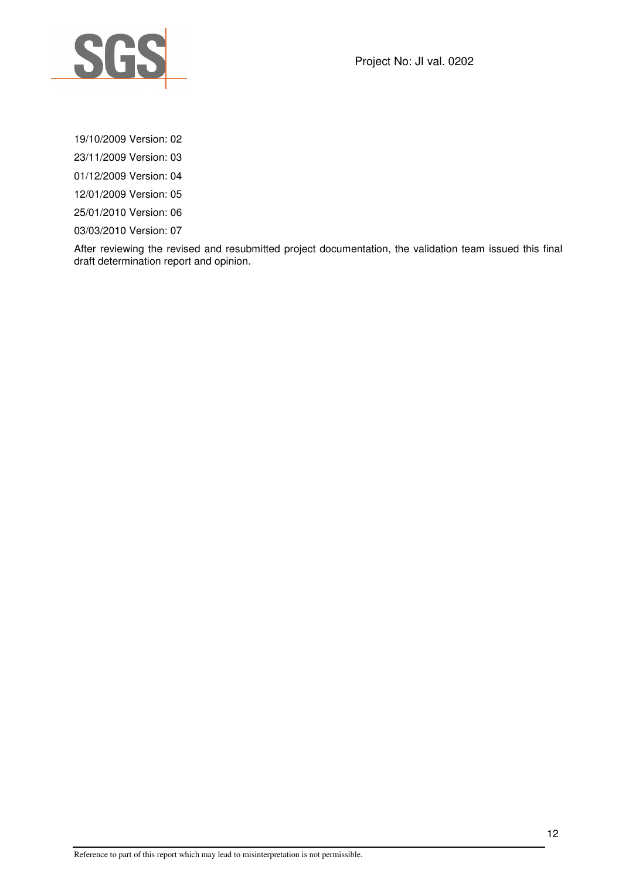19/10/2009 Version: 02

23/11/2009 Version: 03

01/12/2009 Version: 04

12/01/2009 Version: 05

25/01/2010 Version: 06

03/03/2010 Version: 07

After reviewing the revised and resubmitted project documentation, the validation team issued this final draft determination report and opinion.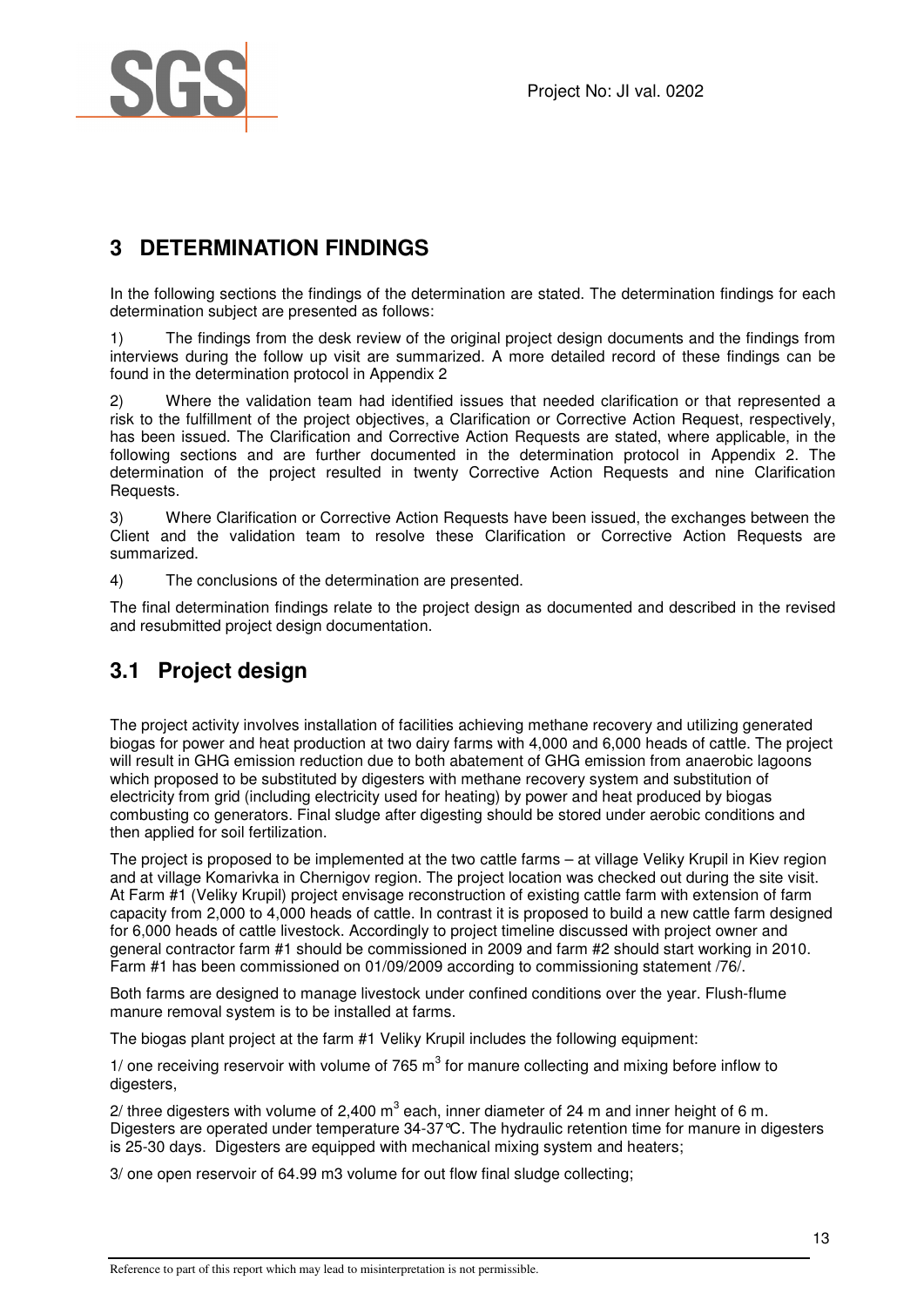# 3 DETERMINATION FINDINGS

In the following sections the findings of the determination are stated. The determination findings for each determination subject are presented as follows:

1) The findings from the desk review of the original project design documents and the findings from interviews during the follow up visit are summarized. A more detailed record of these findings can be found in the determination protocol in Appendix 2

2) Where the validation team had identified issues that needed clarification or that represented a risk to the fulfillment of the project objectives, a Clarification or Corrective Action Request, respectively, has been issued. The Clarification and Corrective Action Requests are stated, where applicable, in the following sections and are further documented in the determination protocol in Appendix 2. The determination of the project resulted in twenty Corrective Action Requests and nine Clarification Requests.

3) Where Clarification or Corrective Action Requests have been issued, the exchanges between the Client and the validation team to resolve these Clarification or Corrective Action Requests are summarized.

4) The conclusions of the determination are presented.

The final determination findings relate to the project design as documented and described in the revised and resubmitted project design documentation.

## 3.1 Project design

The project activity involves installation of facilities achieving methane recovery and utilizing generated biogas for power and heat production at two dairy farms with 4,000 and 6,000 heads of cattle. The project will result in GHG emission reduction due to both abatement of GHG emission from anaerobic lagoons which proposed to be substituted by digesters with methane recovery system and substitution of electricity from grid (including electricity used for heating) by power and heat produced by biogas combusting co generators. Final sludge after digesting should be stored under aerobic conditions and then applied for soil fertilization.

The project is proposed to be implemented at the two cattle farms – at village Veliky Krupil in Kiev region and at village Komarivka in Chernigov region. The project location was checked out during the site visit. At Farm #1 (Veliky Krupil) project envisage reconstruction of existing cattle farm with extension of farm capacity from 2,000 to 4,000 heads of cattle. In contrast it is proposed to build a new cattle farm designed for 6,000 heads of cattle livestock. Accordingly to project timeline discussed with project owner and general contractor farm #1 should be commissioned in 2009 and farm #2 should start working in 2010. Farm #1 has been commissioned on 01/09/2009 according to commissioning statement /76/.

Both farms are designed to manage livestock under confined conditions over the year. Flush-flume manure removal system is to be installed at farms.

The biogas plant project at the farm #1 Veliky Krupil includes the following equipment:

1/ one receiving reservoir with volume of 765 $m^3$ for manure collecting and mixing before inflow to digesters,

2/ three digesters with volume of 2,400 $m^3$ each, inner diameter of 24 m and inner height of 6 m. Digesters are operated under temperature 34-37°C. The hydraulic retention time for manure in digesters is 25-30 days. Digesters are equipped with mechanical mixing system and heaters;

3/ one open reservoir of 64.99 m3 volume for out flow final sludge collecting;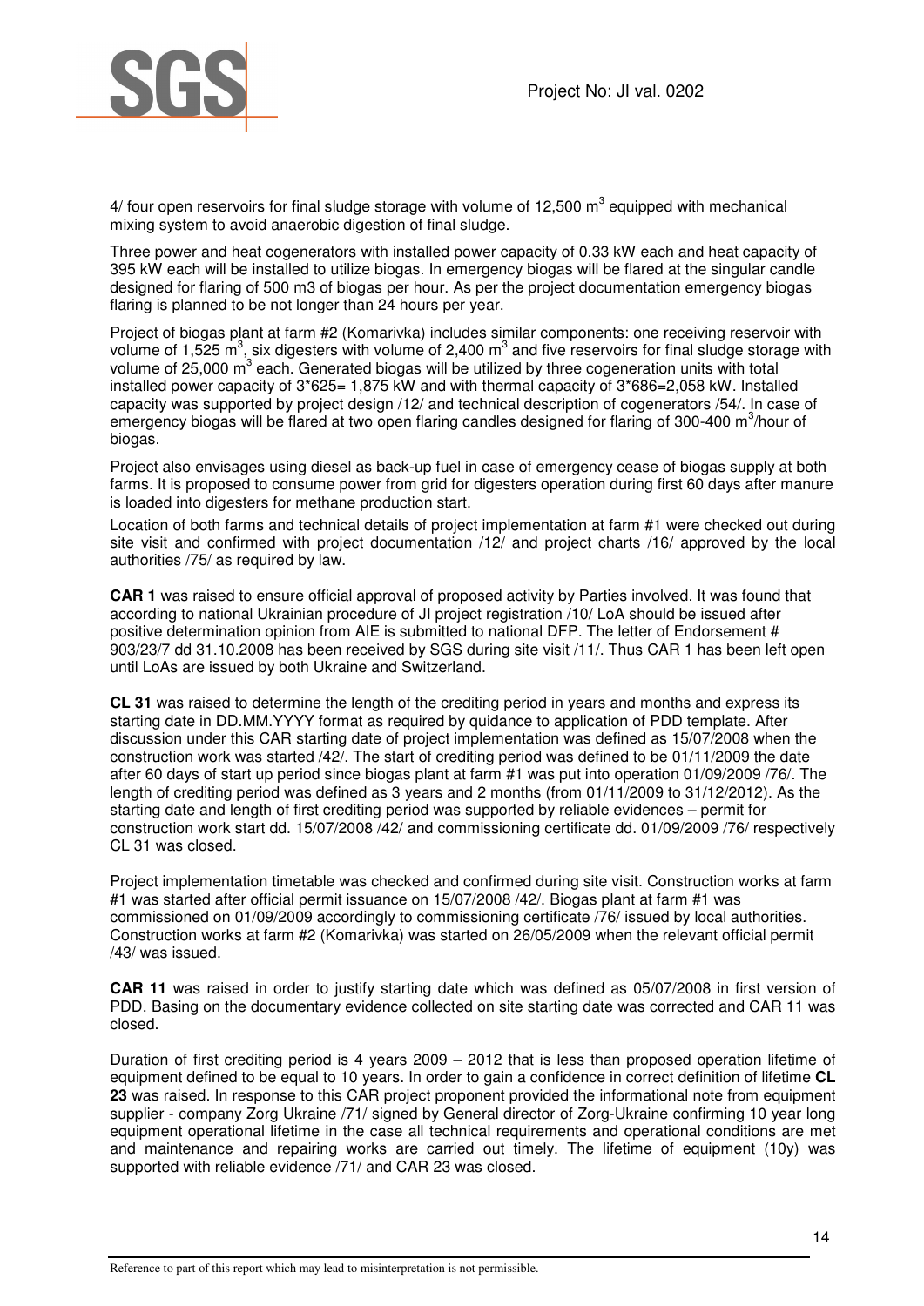4/ four open reservoirs for final sludge storage with volume of 12,500 $m^3$ equipped with mechanical mixing system to avoid anaerobic digestion of final sludge.

Three power and heat cogenerators with installed power capacity of 0.33 kW each and heat capacity of 395 kW each will be installed to utilize biogas. In emergency biogas will be flared at the singular candle designed for flaring of 500 m3 of biogas per hour. As per the project documentation emergency biogas flaring is planned to be not longer than 24 hours per year.

Project of biogas plant at farm #2 (Komarivka) includes similar components: one receiving reservoir with volume of 1,525 $m^3$, six digesters with volume of 2,400 $m^3$ and five reservoirs for final sludge storage with volume of 25,000 $m^3$ each. Generated biogas will be utilized by three cogeneration units with total installed power capacity of 3*625= 1,875 kW and with thermal capacity of 3*686=2,058 kW. Installed capacity was supported by project design /12/ and technical description of cogenerators /54/. In case of emergency biogas will be flared at two open flaring candles designed for flaring of 300-400 $m^3$/hour of biogas.

Project also envisages using diesel as back-up fuel in case of emergency cease of biogas supply at both farms. It is proposed to consume power from grid for digesters operation during first 60 days after manure is loaded into digesters for methane production start.

Location of both farms and technical details of project implementation at farm #1 were checked out during site visit and confirmed with project documentation /12/ and project charts /16/ approved by the local authorities /75/ as required by law.

**CAR 1** was raised to ensure official approval of proposed activity by Parties involved. It was found that according to national Ukrainian procedure of JI project registration /10/ LoA should be issued after positive determination opinion from AIE is submitted to national DFP. The letter of Endorsement # 903/23/7 dd 31.10.2008 has been received by SGS during site visit /11/. Thus CAR 1 has been left open until LoAs are issued by both Ukraine and Switzerland.

**CL 31** was raised to determine the length of the crediting period in years and months and express its starting date in DD.MM.YYYY format as required by quidance to application of PDD template. After discussion under this CAR starting date of project implementation was defined as 15/07/2008 when the construction work was started /42/. The start of crediting period was defined to be 01/11/2009 the date after 60 days of start up period since biogas plant at farm #1 was put into operation 01/09/2009 /76/. The length of crediting period was defined as 3 years and 2 months (from 01/11/2009 to 31/12/2012). As the starting date and length of first crediting period was supported by reliable evidences – permit for construction work start dd. 15/07/2008 /42/ and commissioning certificate dd. 01/09/2009 /76/ respectively CL 31 was closed.

Project implementation timetable was checked and confirmed during site visit. Construction works at farm #1 was started after official permit issuance on 15/07/2008 /42/. Biogas plant at farm #1 was commissioned on 01/09/2009 accordingly to commissioning certificate /76/ issued by local authorities. Construction works at farm #2 (Komarivka) was started on 26/05/2009 when the relevant official permit /43/ was issued.

**CAR 11** was raised in order to justify starting date which was defined as 05/07/2008 in first version of PDD. Basing on the documentary evidence collected on site starting date was corrected and CAR 11 was closed.

Duration of first crediting period is 4 years 2009 – 2012 that is less than proposed operation lifetime of equipment defined to be equal to 10 years. In order to gain a confidence in correct definition of lifetime **CL 23** was raised. In response to this CAR project proponent provided the informational note from equipment supplier - company Zorg Ukraine /71/ signed by General director of Zorg-Ukraine confirming 10 year long equipment operational lifetime in the case all technical requirements and operational conditions are met and maintenance and repairing works are carried out timely. The lifetime of equipment (10y) was supported with reliable evidence /71/ and CAR 23 was closed.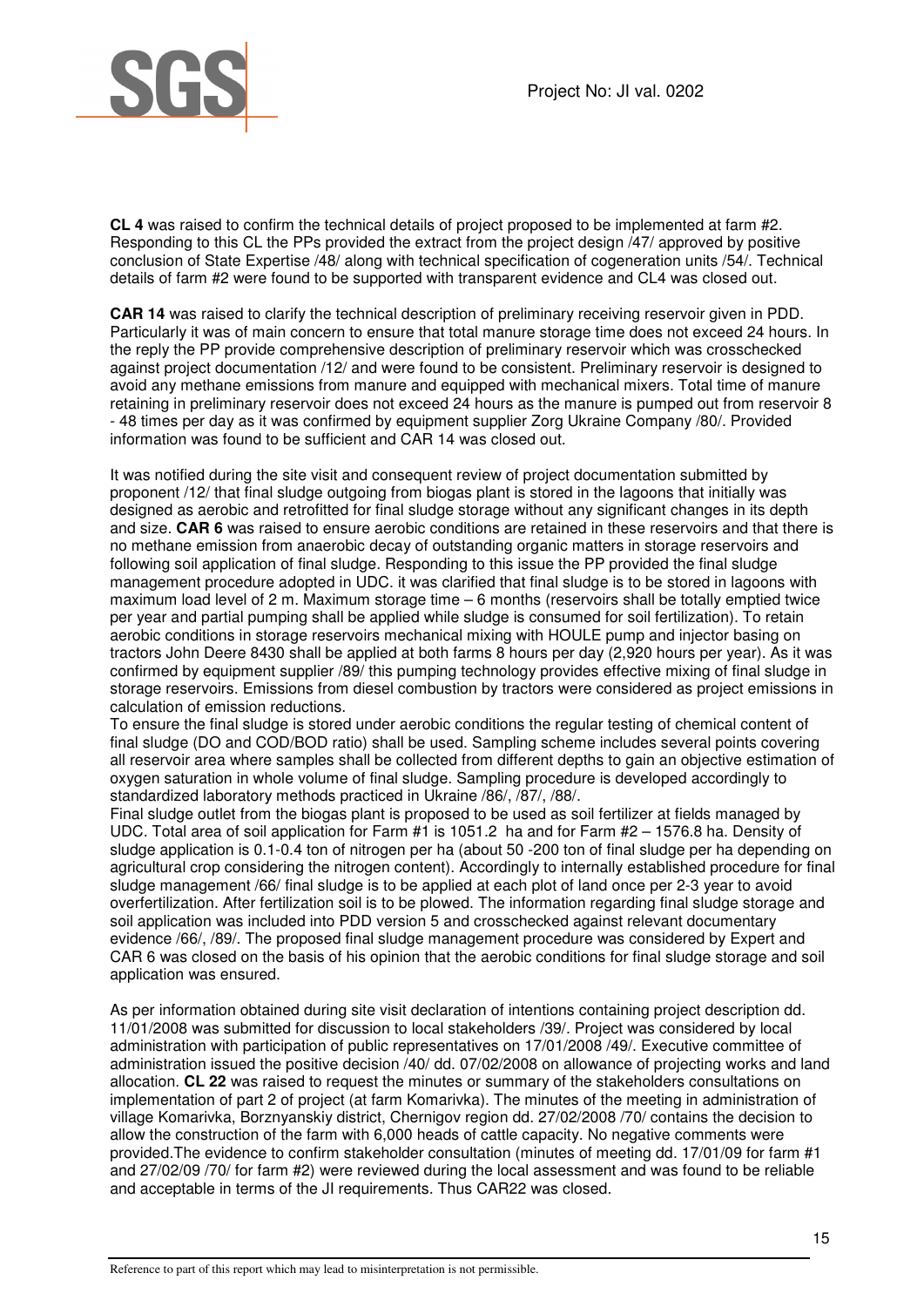**CL 4** was raised to confirm the technical details of project proposed to be implemented at farm #2. Responding to this CL the PPs provided the extract from the project design /47/ approved by positive conclusion of State Expertise /48/ along with technical specification of cogeneration units /54/. Technical details of farm #2 were found to be supported with transparent evidence and CL4 was closed out.

**CAR 14** was raised to clarify the technical description of preliminary receiving reservoir given in PDD. Particularly it was of main concern to ensure that total manure storage time does not exceed 24 hours. In the reply the PP provide comprehensive description of preliminary reservoir which was crosschecked against project documentation /12/ and were found to be consistent. Preliminary reservoir is designed to avoid any methane emissions from manure and equipped with mechanical mixers. Total time of manure retaining in preliminary reservoir does not exceed 24 hours as the manure is pumped out from reservoir 8 - 48 times per day as it was confirmed by equipment supplier Zorg Ukraine Company /80/. Provided information was found to be sufficient and CAR 14 was closed out.

It was notified during the site visit and consequent review of project documentation submitted by proponent /12/ that final sludge outgoing from biogas plant is stored in the lagoons that initially was designed as aerobic and retrofitted for final sludge storage without any significant changes in its depth and size. **CAR 6** was raised to ensure aerobic conditions are retained in these reservoirs and that there is no methane emission from anaerobic decay of outstanding organic matters in storage reservoirs and following soil application of final sludge. Responding to this issue the PP provided the final sludge management procedure adopted in UDC. it was clarified that final sludge is to be stored in lagoons with maximum load level of 2 m. Maximum storage time – 6 months (reservoirs shall be totally emptied twice per year and partial pumping shall be applied while sludge is consumed for soil fertilization). To retain aerobic conditions in storage reservoirs mechanical mixing with HOULE pump and injector basing on tractors John Deere 8430 shall be applied at both farms 8 hours per day (2,920 hours per year). As it was confirmed by equipment supplier /89/ this pumping technology provides effective mixing of final sludge in storage reservoirs. Emissions from diesel combustion by tractors were considered as project emissions in calculation of emission reductions.

To ensure the final sludge is stored under aerobic conditions the regular testing of chemical content of final sludge (DO and COD/BOD ratio) shall be used. Sampling scheme includes several points covering all reservoir area where samples shall be collected from different depths to gain an objective estimation of oxygen saturation in whole volume of final sludge. Sampling procedure is developed accordingly to standardized laboratory methods practiced in Ukraine /86/, /87/, /88/.

Final sludge outlet from the biogas plant is proposed to be used as soil fertilizer at fields managed by UDC. Total area of soil application for Farm #1 is 1051.2 ha and for Farm #2 – 1576.8 ha. Density of sludge application is 0.1-0.4 ton of nitrogen per ha (about 50 -200 ton of final sludge per ha depending on agricultural crop considering the nitrogen content). Accordingly to internally established procedure for final sludge management /66/ final sludge is to be applied at each plot of land once per 2-3 year to avoid overfertilization. After fertilization soil is to be plowed. The information regarding final sludge storage and soil application was included into PDD version 5 and crosschecked against relevant documentary evidence /66/, /89/. The proposed final sludge management procedure was considered by Expert and CAR 6 was closed on the basis of his opinion that the aerobic conditions for final sludge storage and soil application was ensured.

As per information obtained during site visit declaration of intentions containing project description dd. 11/01/2008 was submitted for discussion to local stakeholders /39/. Project was considered by local administration with participation of public representatives on 17/01/2008 /49/. Executive committee of administration issued the positive decision /40/ dd. 07/02/2008 on allowance of projecting works and land allocation. **CL 22** was raised to request the minutes or summary of the stakeholders consultations on implementation of part 2 of project (at farm Komarivka). The minutes of the meeting in administration of village Komarivka, Borznyanskiy district, Chernigov region dd. 27/02/2008 /70/ contains the decision to allow the construction of the farm with 6,000 heads of cattle capacity. No negative comments were provided.The evidence to confirm stakeholder consultation (minutes of meeting dd. 17/01/09 for farm #1 and 27/02/09 /70/ for farm #2) were reviewed during the local assessment and was found to be reliable and acceptable in terms of the JI requirements. Thus CAR22 was closed.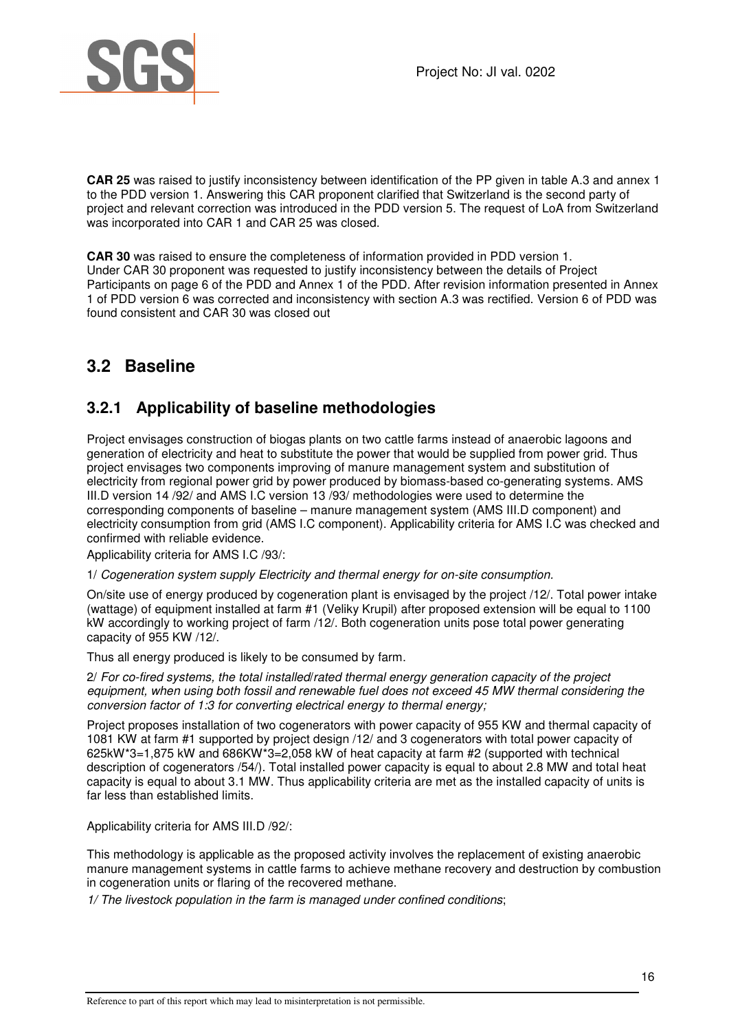**CAR 25** was raised to justify inconsistency between identification of the PP given in table A.3 and annex 1 to the PDD version 1. Answering this CAR proponent clarified that Switzerland is the second party of project and relevant correction was introduced in the PDD version 5. The request of LoA from Switzerland was incorporated into CAR 1 and CAR 25 was closed.

**CAR 30** was raised to ensure the completeness of information provided in PDD version 1.
Under CAR 30 proponent was requested to justify inconsistency between the details of Project Participants on page 6 of the PDD and Annex 1 of the PDD. After revision information presented in Annex 1 of PDD version 6 was corrected and inconsistency with section A.3 was rectified. Version 6 of PDD was found consistent and CAR 30 was closed out

## 3.2 Baseline

### 3.2.1 Applicability of baseline methodologies

Project envisages construction of biogas plants on two cattle farms instead of anaerobic lagoons and generation of electricity and heat to substitute the power that would be supplied from power grid. Thus project envisages two components improving of manure management system and substitution of electricity from regional power grid by power produced by biomass-based co-generating systems. AMS III.D version 14 /92/ and AMS I.C version 13 /93/ methodologies were used to determine the corresponding components of baseline – manure management system (AMS III.D component) and electricity consumption from grid (AMS I.C component). Applicability criteria for AMS I.C was checked and confirmed with reliable evidence.

Applicability criteria for AMS I.C /93/:

1/ *Cogeneration system supply Electricity and thermal energy for on-site consumption.*

On/site use of energy produced by cogeneration plant is envisaged by the project /12/. Total power intake (wattage) of equipment installed at farm #1 (Veliky Krupil) after proposed extension will be equal to 1100 kW accordingly to working project of farm /12/. Both cogeneration units pose total power generating capacity of 955 KW /12/.

Thus all energy produced is likely to be consumed by farm.

2/ *For co-fired systems, the total installed/rated thermal energy generation capacity of the project equipment, when using both fossil and renewable fuel does not exceed 45 MW thermal considering the conversion factor of 1:3 for converting electrical energy to thermal energy;*

Project proposes installation of two cogenerators with power capacity of 955 KW and thermal capacity of 1081 KW at farm #1 supported by project design /12/ and 3 cogenerators with total power capacity of 625kW*3=1,875 kW and 686KW*3=2,058 kW of heat capacity at farm #2 (supported with technical description of cogenerators /54/). Total installed power capacity is equal to about 2.8 MW and total heat capacity is equal to about 3.1 MW. Thus applicability criteria are met as the installed capacity of units is far less than established limits.

Applicability criteria for AMS III.D /92/:

This methodology is applicable as the proposed activity involves the replacement of existing anaerobic manure management systems in cattle farms to achieve methane recovery and destruction by combustion in cogeneration units or flaring of the recovered methane.

*1/ The livestock population in the farm is managed under confined conditions*;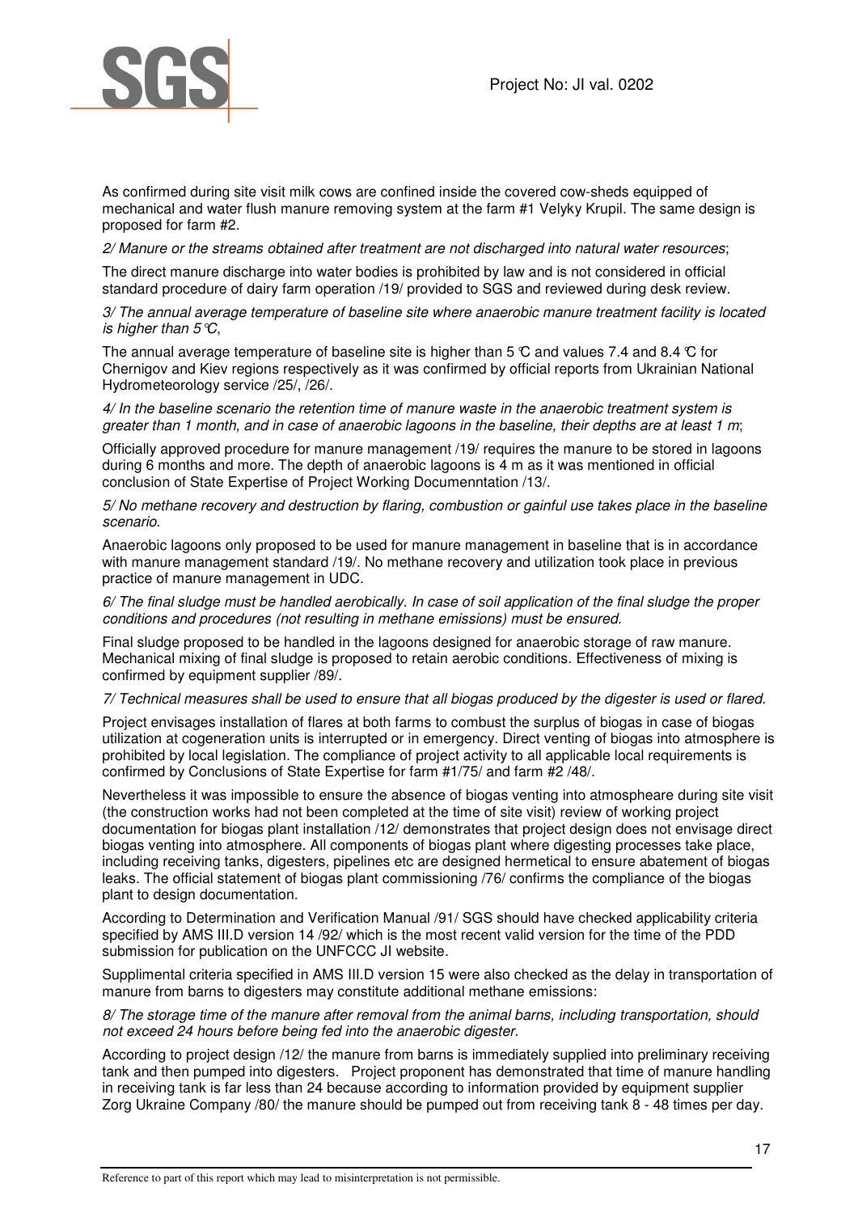As confirmed during site visit milk cows are confined inside the covered cow-sheds equipped of mechanical and water flush manure removing system at the farm #1 Velyky Krupil. The same design is proposed for farm #2.

*2/ Manure or the streams obtained after treatment are not discharged into natural water resources*;

The direct manure discharge into water bodies is prohibited by law and is not considered in official standard procedure of dairy farm operation /19/ provided to SGS and reviewed during desk review.

*3/ The annual average temperature of baseline site where anaerobic manure treatment facility is located is higher than 5°C*,

The annual average temperature of baseline site is higher than 5 °C and values 7.4 and 8.4 °C for Chernigov and Kiev regions respectively as it was confirmed by official reports from Ukrainian National Hydrometeorology service /25/, /26/.

*4/ In the baseline scenario the retention time of manure waste in the anaerobic treatment system is greater than 1 month, and in case of anaerobic lagoons in the baseline, their depths are at least 1 m*;

Officially approved procedure for manure management /19/ requires the manure to be stored in lagoons during 6 months and more. The depth of anaerobic lagoons is 4 m as it was mentioned in official conclusion of State Expertise of Project Working Documenntation /13/.

*5/ No methane recovery and destruction by flaring, combustion or gainful use takes place in the baseline scenario*.

Anaerobic lagoons only proposed to be used for manure management in baseline that is in accordance with manure management standard /19/. No methane recovery and utilization took place in previous practice of manure management in UDC.

*6/ The final sludge must be handled aerobically. In case of soil application of the final sludge the proper conditions and procedures (not resulting in methane emissions) must be ensured*.

Final sludge proposed to be handled in the lagoons designed for anaerobic storage of raw manure. Mechanical mixing of final sludge is proposed to retain aerobic conditions. Effectiveness of mixing is confirmed by equipment supplier /89/.

*7/ Technical measures shall be used to ensure that all biogas produced by the digester is used or flared*.

Project envisages installation of flares at both farms to combust the surplus of biogas in case of biogas utilization at cogeneration units is interrupted or in emergency. Direct venting of biogas into atmosphere is prohibited by local legislation. The compliance of project activity to all applicable local requirements is confirmed by Conclusions of State Expertise for farm #1/75/ and farm #2 /48/.

Nevertheless it was impossible to ensure the absence of biogas venting into atmospheare during site visit (the construction works had not been completed at the time of site visit) review of working project documentation for biogas plant installation /12/ demonstrates that project design does not envisage direct biogas venting into atmosphere. All components of biogas plant where digesting processes take place, including receiving tanks, digesters, pipelines etc are designed hermetical to ensure abatement of biogas leaks. The official statement of biogas plant commissioning /76/ confirms the compliance of the biogas plant to design documentation.

According to Determination and Verification Manual /91/ SGS should have checked applicability criteria specified by AMS III.D version 14 /92/ which is the most recent valid version for the time of the PDD submission for publication on the UNFCCC JI website.

Supplimental criteria specified in AMS III.D version 15 were also checked as the delay in transportation of manure from barns to digesters may constitute additional methane emissions:

*8/ The storage time of the manure after removal from the animal barns, including transportation, should not exceed 24 hours before being fed into the anaerobic digester*.

According to project design /12/ the manure from barns is immediately supplied into preliminary receiving tank and then pumped into digesters. Project proponent has demonstrated that time of manure handling in receiving tank is far less than 24 because according to information provided by equipment supplier Zorg Ukraine Company /80/ the manure should be pumped out from receiving tank 8 - 48 times per day.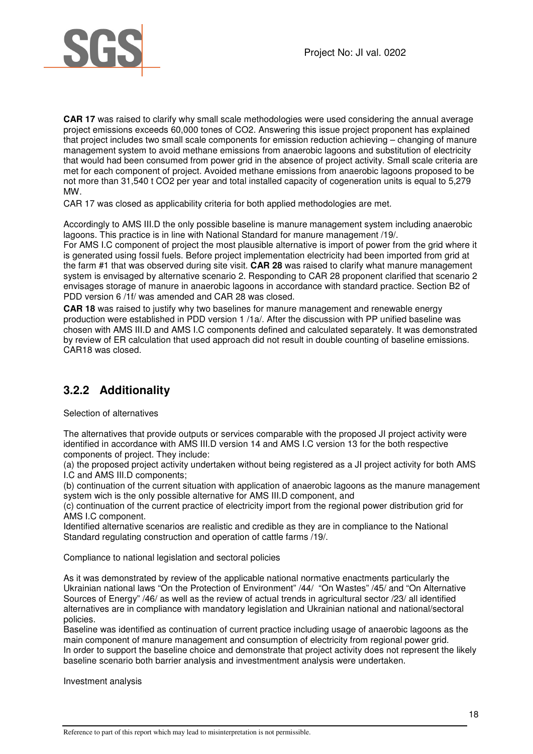**CAR 17** was raised to clarify why small scale methodologies were used considering the annual average project emissions exceeds 60,000 tones of $CO_2$. Answering this issue project proponent has explained that project includes two small scale components for emission reduction achieving – changing of manure management system to avoid methane emissions from anaerobic lagoons and substitution of electricity that would had been consumed from power grid in the absence of project activity. Small scale criteria are met for each component of project. Avoided methane emissions from anaerobic lagoons proposed to be not more than 31,540 t $CO_2$ per year and total installed capacity of cogeneration units is equal to 5,279 MW.

CAR 17 was closed as applicability criteria for both applied methodologies are met.

Accordingly to AMS III.D the only possible baseline is manure management system including anaerobic lagoons. This practice is in line with National Standard for manure management /19/.

For AMS I.C component of project the most plausible alternative is import of power from the grid where it is generated using fossil fuels. Before project implementation electricity had been imported from grid at the farm #1 that was observed during site visit. **CAR 28** was raised to clarify what manure management system is envisaged by alternative scenario 2. Responding to CAR 28 proponent clarified that scenario 2 envisages storage of manure in anaerobic lagoons in accordance with standard practice. Section B2 of PDD version 6 /1f/ was amended and CAR 28 was closed.

**CAR 18** was raised to justify why two baselines for manure management and renewable energy production were established in PDD version 1 /1a/. After the discussion with PP unified baseline was chosen with AMS III.D and AMS I.C components defined and calculated separately. It was demonstrated by review of ER calculation that used approach did not result in double counting of baseline emissions. CAR18 was closed.

### 3.2.2 Additionality

Selection of alternatives

The alternatives that provide outputs or services comparable with the proposed JI project activity were identified in accordance with AMS III.D version 14 and AMS I.C version 13 for the both respective components of project. They include:

(a) the proposed project activity undertaken without being registered as a JI project activity for both AMS I.C and AMS III.D components;

(b) continuation of the current situation with application of anaerobic lagoons as the manure management system wich is the only possible alternative for AMS III.D component, and

(c) continuation of the current practice of electricity import from the regional power distribution grid for AMS I.C component.

Identified alternative scenarios are realistic and credible as they are in compliance to the National Standard regulating construction and operation of cattle farms /19/.

Compliance to national legislation and sectoral policies

As it was demonstrated by review of the applicable national normative enactments particularly the Ukrainian national laws "On the Protection of Environment" /44/ "On Wastes" /45/ and "On Alternative Sources of Energy" /46/ as well as the review of actual trends in agricultural sector /23/ all identified alternatives are in compliance with mandatory legislation and Ukrainian national and national/sectoral policies.

Baseline was identified as continuation of current practice including usage of anaerobic lagoons as the main component of manure management and consumption of electricity from regional power grid.

In order to support the baseline choice and demonstrate that project activity does not represent the likely baseline scenario both barrier analysis and investmentment analysis were undertaken.

Investment analysis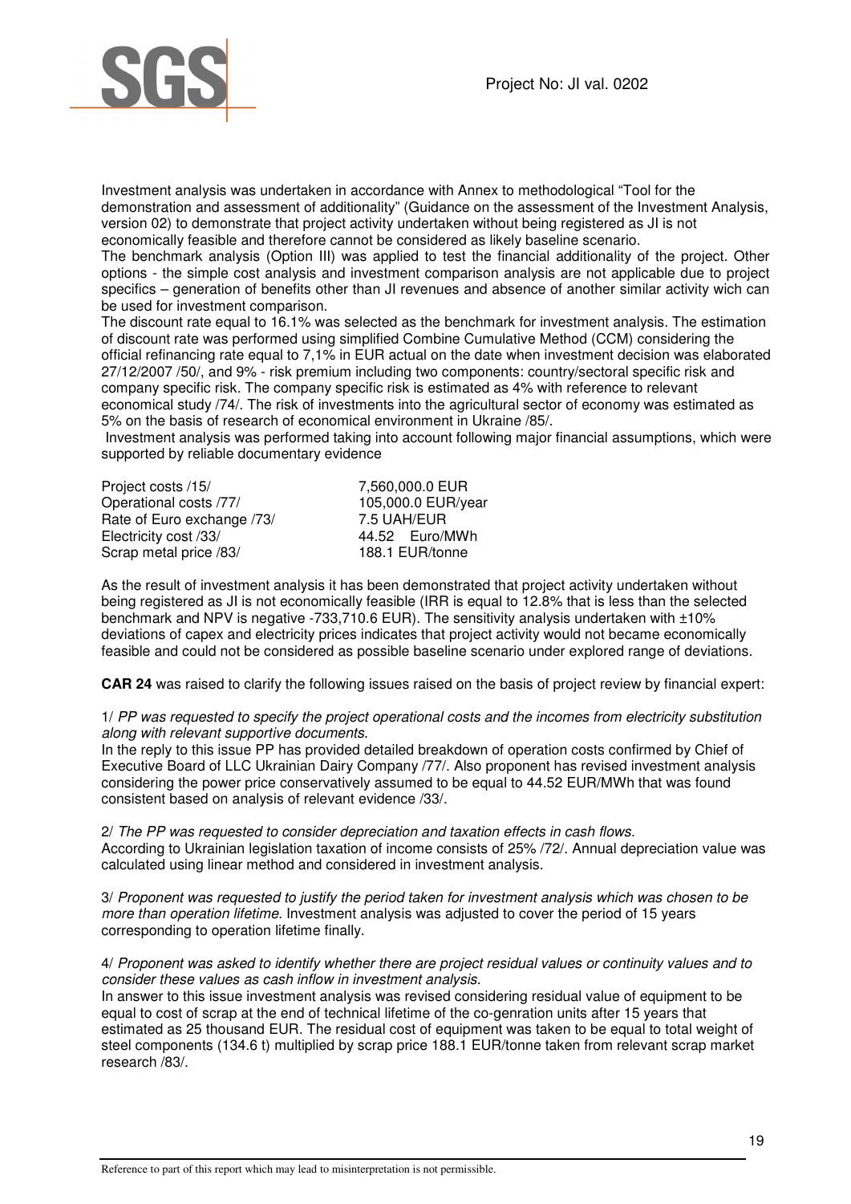Investment analysis was undertaken in accordance with Annex to methodological "Tool for the demonstration and assessment of additionality" (Guidance on the assessment of the Investment Analysis, version 02) to demonstrate that project activity undertaken without being registered as JI is not economically feasible and therefore cannot be considered as likely baseline scenario.

The benchmark analysis (Option III) was applied to test the financial additionality of the project. Other options - the simple cost analysis and investment comparison analysis are not applicable due to project specifics – generation of benefits other than JI revenues and absence of another similar activity wich can be used for investment comparison.

The discount rate equal to 16.1% was selected as the benchmark for investment analysis. The estimation of discount rate was performed using simplified Combine Cumulative Method (CCM) considering the official refinancing rate equal to 7,1% in EUR actual on the date when investment decision was elaborated 27/12/2007 /50/, and 9% - risk premium including two components: country/sectoral specific risk and company specific risk. The company specific risk is estimated as 4% with reference to relevant economical study /74/. The risk of investments into the agricultural sector of economy was estimated as 5% on the basis of research of economical environment in Ukraine /85/.

Investment analysis was performed taking into account following major financial assumptions, which were supported by reliable documentary evidence

| | |
|---|---|
| Project costs /15/ | 7,560,000.0 EUR |
| Operational costs /77/ | 105,000.0 EUR/year |
| Rate of Euro exchange /73/ | 7.5 UAH/EUR |
| Electricity cost /33/ | 44.52 Euro/MWh |
| Scrap metal price /83/ | 188.1 EUR/tonne |

As the result of investment analysis it has been demonstrated that project activity undertaken without being registered as JI is not economically feasible (IRR is equal to 12.8% that is less than the selected benchmark and NPV is negative -733,710.6 EUR). The sensitivity analysis undertaken with ±10% deviations of capex and electricity prices indicates that project activity would not became economically feasible and could not be considered as possible baseline scenario under explored range of deviations.

**CAR 24** was raised to clarify the following issues raised on the basis of project review by financial expert:

1/ *PP was requested to specify the project operational costs and the incomes from electricity substitution along with relevant supportive documents.*

In the reply to this issue PP has provided detailed breakdown of operation costs confirmed by Chief of Executive Board of LLC Ukrainian Dairy Company /77/. Also proponent has revised investment analysis considering the power price conservatively assumed to be equal to 44.52 EUR/MWh that was found consistent based on analysis of relevant evidence /33/.

2/ *The PP was requested to consider depreciation and taxation effects in cash flows.*

According to Ukrainian legislation taxation of income consists of 25% /72/. Annual depreciation value was calculated using linear method and considered in investment analysis.

3/ *Proponent was requested to justify the period taken for investment analysis which was chosen to be more than operation lifetime.* Investment analysis was adjusted to cover the period of 15 years corresponding to operation lifetime finally.

4/ *Proponent was asked to identify whether there are project residual values or continuity values and to consider these values as cash inflow in investment analysis.*

In answer to this issue investment analysis was revised considering residual value of equipment to be equal to cost of scrap at the end of technical lifetime of the co-genration units after 15 years that estimated as 25 thousand EUR. The residual cost of equipment was taken to be equal to total weight of steel components (134.6 t) multiplied by scrap price 188.1 EUR/tonne taken from relevant scrap market research /83/.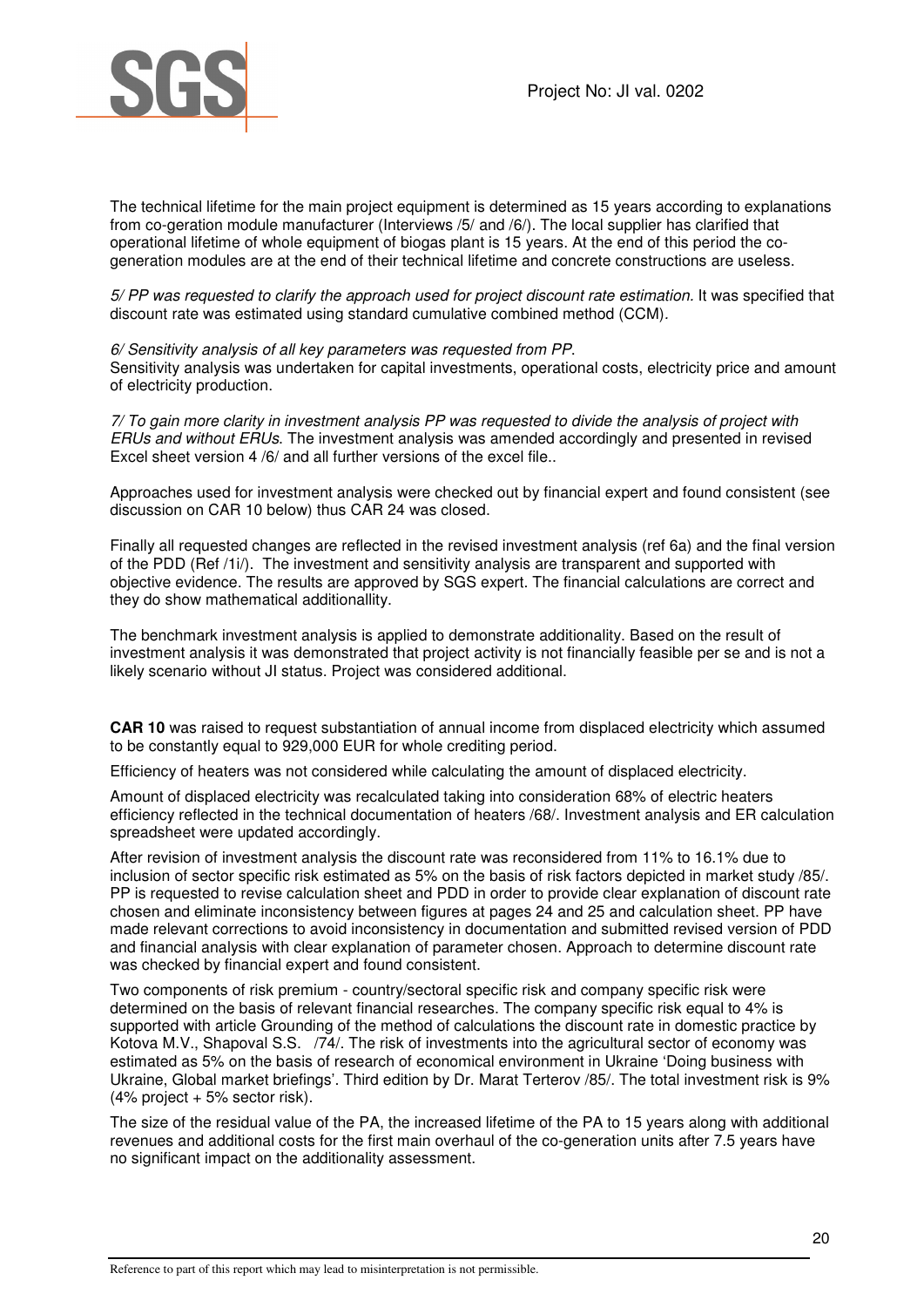The technical lifetime for the main project equipment is determined as 15 years according to explanations from co-geration module manufacturer (Interviews /5/ and /6/). The local supplier has clarified that operational lifetime of whole equipment of biogas plant is 15 years. At the end of this period the co-generation modules are at the end of their technical lifetime and concrete constructions are useless.

*5/ PP was requested to clarify the approach used for project discount rate estimation.* It was specified that discount rate was estimated using standard cumulative combined method (CCM).

*6/ Sensitivity analysis of all key parameters was requested from PP.*
Sensitivity analysis was undertaken for capital investments, operational costs, electricity price and amount of electricity production.

*7/ To gain more clarity in investment analysis PP was requested to divide the analysis of project with ERUs and without ERUs.* The investment analysis was amended accordingly and presented in revised Excel sheet version 4 /6/ and all further versions of the excel file..

Approaches used for investment analysis were checked out by financial expert and found consistent (see discussion on CAR 10 below) thus CAR 24 was closed.

Finally all requested changes are reflected in the revised investment analysis (ref 6a) and the final version of the PDD (Ref /1i/). The investment and sensitivity analysis are transparent and supported with objective evidence. The results are approved by SGS expert. The financial calculations are correct and they do show mathematical additionallity.

The benchmark investment analysis is applied to demonstrate additionality. Based on the result of investment analysis it was demonstrated that project activity is not financially feasible per se and is not a likely scenario without JI status. Project was considered additional.

**CAR 10** was raised to request substantiation of annual income from displaced electricity which assumed to be constantly equal to 929,000 EUR for whole crediting period.

Efficiency of heaters was not considered while calculating the amount of displaced electricity.

Amount of displaced electricity was recalculated taking into consideration 68% of electric heaters efficiency reflected in the technical documentation of heaters /68/. Investment analysis and ER calculation spreadsheet were updated accordingly.

After revision of investment analysis the discount rate was reconsidered from 11% to 16.1% due to inclusion of sector specific risk estimated as 5% on the basis of risk factors depicted in market study /85/. PP is requested to revise calculation sheet and PDD in order to provide clear explanation of discount rate chosen and eliminate inconsistency between figures at pages 24 and 25 and calculation sheet. PP have made relevant corrections to avoid inconsistency in documentation and submitted revised version of PDD and financial analysis with clear explanation of parameter chosen. Approach to determine discount rate was checked by financial expert and found consistent.

Two components of risk premium - country/sectoral specific risk and company specific risk were determined on the basis of relevant financial researches. The company specific risk equal to 4% is supported with article Grounding of the method of calculations the discount rate in domestic practice by Kotova M.V., Shapoval S.S. /74/. The risk of investments into the agricultural sector of economy was estimated as 5% on the basis of research of economical environment in Ukraine 'Doing business with Ukraine, Global market briefings'. Third edition by Dr. Marat Terterov /85/. The total investment risk is 9% (4% project + 5% sector risk).

The size of the residual value of the PA, the increased lifetime of the PA to 15 years along with additional revenues and additional costs for the first main overhaul of the co-generation units after 7.5 years have no significant impact on the additionality assessment.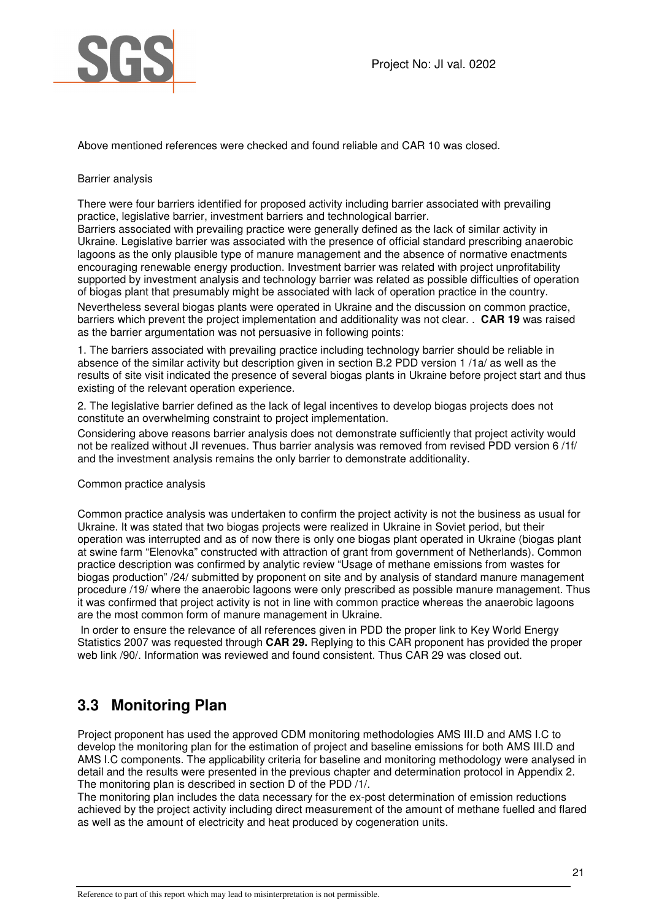Above mentioned references were checked and found reliable and CAR 10 was closed.

Barrier analysis

There were four barriers identified for proposed activity including barrier associated with prevailing practice, legislative barrier, investment barriers and technological barrier.

Barriers associated with prevailing practice were generally defined as the lack of similar activity in Ukraine. Legislative barrier was associated with the presence of official standard prescribing anaerobic lagoons as the only plausible type of manure management and the absence of normative enactments encouraging renewable energy production. Investment barrier was related with project unprofitability supported by investment analysis and technology barrier was related as possible difficulties of operation of biogas plant that presumably might be associated with lack of operation practice in the country.

Nevertheless several biogas plants were operated in Ukraine and the discussion on common practice, barriers which prevent the project implementation and additionality was not clear. . **CAR 19** was raised as the barrier argumentation was not persuasive in following points:

1. The barriers associated with prevailing practice including technology barrier should be reliable in absence of the similar activity but description given in section B.2 PDD version 1 /1a/ as well as the results of site visit indicated the presence of several biogas plants in Ukraine before project start and thus existing of the relevant operation experience.

2. The legislative barrier defined as the lack of legal incentives to develop biogas projects does not constitute an overwhelming constraint to project implementation.

Considering above reasons barrier analysis does not demonstrate sufficiently that project activity would not be realized without JI revenues. Thus barrier analysis was removed from revised PDD version 6 /1f/ and the investment analysis remains the only barrier to demonstrate additionality.

Common practice analysis

Common practice analysis was undertaken to confirm the project activity is not the business as usual for Ukraine. It was stated that two biogas projects were realized in Ukraine in Soviet period, but their operation was interrupted and as of now there is only one biogas plant operated in Ukraine (biogas plant at swine farm "Elenovka" constructed with attraction of grant from government of Netherlands). Common practice description was confirmed by analytic review "Usage of methane emissions from wastes for biogas production" /24/ submitted by proponent on site and by analysis of standard manure management procedure /19/ where the anaerobic lagoons were only prescribed as possible manure management. Thus it was confirmed that project activity is not in line with common practice whereas the anaerobic lagoons are the most common form of manure management in Ukraine.

In order to ensure the relevance of all references given in PDD the proper link to Key World Energy Statistics 2007 was requested through **CAR 29.** Replying to this CAR proponent has provided the proper web link /90/. Information was reviewed and found consistent. Thus CAR 29 was closed out.

## 3.3 Monitoring Plan

Project proponent has used the approved CDM monitoring methodologies AMS III.D and AMS I.C to develop the monitoring plan for the estimation of project and baseline emissions for both AMS III.D and AMS I.C components. The applicability criteria for baseline and monitoring methodology were analysed in detail and the results were presented in the previous chapter and determination protocol in Appendix 2. The monitoring plan is described in section D of the PDD /1/.

The monitoring plan includes the data necessary for the ex-post determination of emission reductions achieved by the project activity including direct measurement of the amount of methane fuelled and flared as well as the amount of electricity and heat produced by cogeneration units.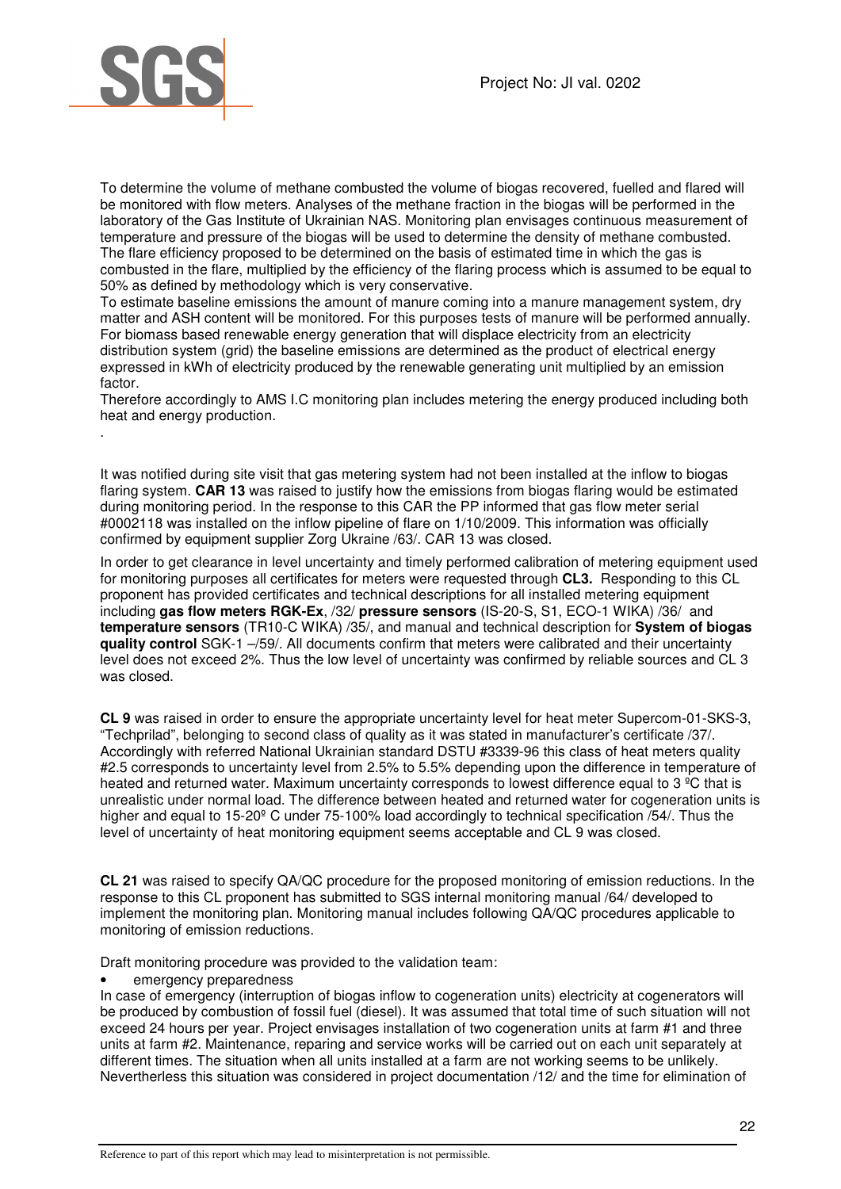To determine the volume of methane combusted the volume of biogas recovered, fuelled and flared will be monitored with flow meters. Analyses of the methane fraction in the biogas will be performed in the laboratory of the Gas Institute of Ukrainian NAS. Monitoring plan envisages continuous measurement of temperature and pressure of the biogas will be used to determine the density of methane combusted. The flare efficiency proposed to be determined on the basis of estimated time in which the gas is combusted in the flare, multiplied by the efficiency of the flaring process which is assumed to be equal to 50% as defined by methodology which is very conservative.

To estimate baseline emissions the amount of manure coming into a manure management system, dry matter and ASH content will be monitored. For this purposes tests of manure will be performed annually. For biomass based renewable energy generation that will displace electricity from an electricity distribution system (grid) the baseline emissions are determined as the product of electrical energy expressed in kWh of electricity produced by the renewable generating unit multiplied by an emission factor.

Therefore accordingly to AMS I.C monitoring plan includes metering the energy produced including both heat and energy production.

.

It was notified during site visit that gas metering system had not been installed at the inflow to biogas flaring system. **CAR 13** was raised to justify how the emissions from biogas flaring would be estimated during monitoring period. In the response to this CAR the PP informed that gas flow meter serial #0002118 was installed on the inflow pipeline of flare on 1/10/2009. This information was officially confirmed by equipment supplier Zorg Ukraine /63/. CAR 13 was closed.

In order to get clearance in level uncertainty and timely performed calibration of metering equipment used for monitoring purposes all certificates for meters were requested through **CL3.** Responding to this CL proponent has provided certificates and technical descriptions for all installed metering equipment including **gas flow meters RGK-Ex**, /32/ **pressure sensors** (IS-20-S, S1, ECO-1 WIKA) /36/ and **temperature sensors** (TR10-C WIKA) /35/, and manual and technical description for **System of biogas quality control** SGK-1 –/59/. All documents confirm that meters were calibrated and their uncertainty level does not exceed 2%. Thus the low level of uncertainty was confirmed by reliable sources and CL 3 was closed.

**CL 9** was raised in order to ensure the appropriate uncertainty level for heat meter Supercom-01-SKS-3, "Techprilad", belonging to second class of quality as it was stated in manufacturer's certificate /37/. Accordingly with referred National Ukrainian standard DSTU #3339-96 this class of heat meters quality #2.5 corresponds to uncertainty level from 2.5% to 5.5% depending upon the difference in temperature of heated and returned water. Maximum uncertainty corresponds to lowest difference equal to 3 ºC that is unrealistic under normal load. The difference between heated and returned water for cogeneration units is higher and equal to 15-20º C under 75-100% load accordingly to technical specification /54/. Thus the level of uncertainty of heat monitoring equipment seems acceptable and CL 9 was closed.

**CL 21** was raised to specify QA/QC procedure for the proposed monitoring of emission reductions. In the response to this CL proponent has submitted to SGS internal monitoring manual /64/ developed to implement the monitoring plan. Monitoring manual includes following QA/QC procedures applicable to monitoring of emission reductions.

Draft monitoring procedure was provided to the validation team:

- emergency preparedness

In case of emergency (interruption of biogas inflow to cogeneration units) electricity at cogenerators will be produced by combustion of fossil fuel (diesel). It was assumed that total time of such situation will not exceed 24 hours per year. Project envisages installation of two cogeneration units at farm #1 and three units at farm #2. Maintenance, reparing and service works will be carried out on each unit separately at different times. The situation when all units installed at a farm are not working seems to be unlikely. Nevertherless this situation was considered in project documentation /12/ and the time for elimination of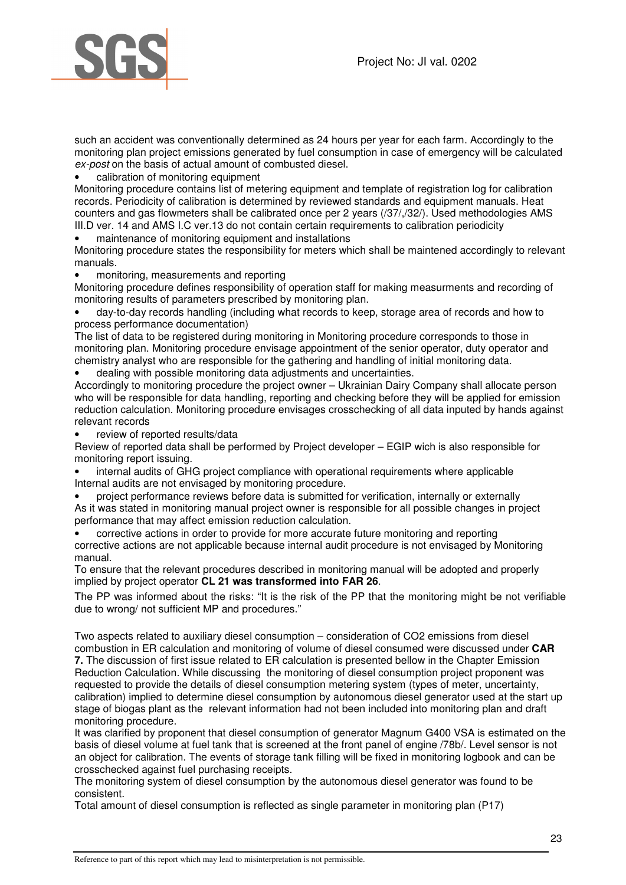such an accident was conventionally determined as 24 hours per year for each farm. Accordingly to the monitoring plan project emissions generated by fuel consumption in case of emergency will be calculated *ex-post* on the basis of actual amount of combusted diesel.

- calibration of monitoring equipment

Monitoring procedure contains list of metering equipment and template of registration log for calibration records. Periodicity of calibration is determined by reviewed standards and equipment manuals. Heat counters and gas flowmeters shall be calibrated once per 2 years (/37/,/32/). Used methodologies AMS III.D ver. 14 and AMS I.C ver.13 do not contain certain requirements to calibration periodicity

- maintenance of monitoring equipment and installations

Monitoring procedure states the responsibility for meters which shall be maintened accordingly to relevant manuals.

- monitoring, measurements and reporting

Monitoring procedure defines responsibility of operation staff for making measurments and recording of monitoring results of parameters prescribed by monitoring plan.

- day-to-day records handling (including what records to keep, storage area of records and how to process performance documentation)

The list of data to be registered during monitoring in Monitoring procedure corresponds to those in monitoring plan. Monitoring procedure envisage appointment of the senior operator, duty operator and chemistry analyst who are responsible for the gathering and handling of initial monitoring data.

- dealing with possible monitoring data adjustments and uncertainties.

Accordingly to monitoring procedure the project owner – Ukrainian Dairy Company shall allocate person who will be responsible for data handling, reporting and checking before they will be applied for emission reduction calculation. Monitoring procedure envisages crosschecking of all data inputed by hands against relevant records

- review of reported results/data

Review of reported data shall be performed by Project developer – EGIP wich is also responsible for monitoring report issuing.

- internal audits of GHG project compliance with operational requirements where applicable

Internal audits are not envisaged by monitoring procedure.

- project performance reviews before data is submitted for verification, internally or externally

As it was stated in monitoring manual project owner is responsible for all possible changes in project performance that may affect emission reduction calculation.

- corrective actions in order to provide for more accurate future monitoring and reporting

corrective actions are not applicable because internal audit procedure is not envisaged by Monitoring manual.

To ensure that the relevant procedures described in monitoring manual will be adopted and properly implied by project operator **CL 21 was transformed into FAR 26**.

The PP was informed about the risks: "It is the risk of the PP that the monitoring might be not verifiable due to wrong/ not sufficient MP and procedures."

Two aspects related to auxiliary diesel consumption – consideration of $CO_2$ emissions from diesel combustion in ER calculation and monitoring of volume of diesel consumed were discussed under **CAR 7.** The discussion of first issue related to ER calculation is presented bellow in the Chapter Emission Reduction Calculation. While discussing the monitoring of diesel consumption project proponent was requested to provide the details of diesel consumption metering system (types of meter, uncertainty, calibration) implied to determine diesel consumption by autonomous diesel generator used at the start up stage of biogas plant as the relevant information had not been included into monitoring plan and draft monitoring procedure.

It was clarified by proponent that diesel consumption of generator Magnum G400 VSA is estimated on the basis of diesel volume at fuel tank that is screened at the front panel of engine /78b/. Level sensor is not an object for calibration. The events of storage tank filling will be fixed in monitoring logbook and can be crosschecked against fuel purchasing receipts.

The monitoring system of diesel consumption by the autonomous diesel generator was found to be consistent.

Total amount of diesel consumption is reflected as single parameter in monitoring plan (P17)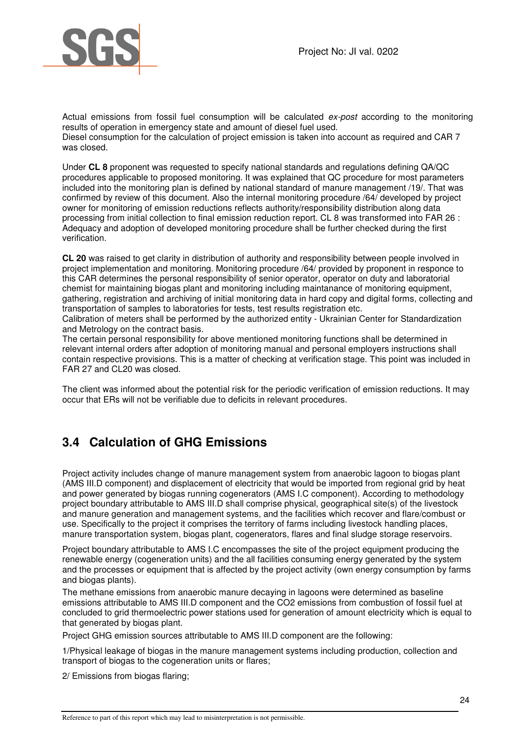Actual emissions from fossil fuel consumption will be calculated *ex-post* according to the monitoring results of operation in emergency state and amount of diesel fuel used.
Diesel consumption for the calculation of project emission is taken into account as required and CAR 7 was closed.

Under **CL 8** proponent was requested to specify national standards and regulations defining QA/QC procedures applicable to proposed monitoring. It was explained that QC procedure for most parameters included into the monitoring plan is defined by national standard of manure management /19/. That was confirmed by review of this document. Also the internal monitoring procedure /64/ developed by project owner for monitoring of emission reductions reflects authority/responsibility distribution along data processing from initial collection to final emission reduction report. CL 8 was transformed into FAR 26 : Adequacy and adoption of developed monitoring procedure shall be further checked during the first verification.

**CL 20** was raised to get clarity in distribution of authority and responsibility between people involved in project implementation and monitoring. Monitoring procedure /64/ provided by proponent in responce to this CAR determines the personal responsibility of senior operator, operator on duty and laboratorial chemist for maintaining biogas plant and monitoring including maintanance of monitoring equipment, gathering, registration and archiving of initial monitoring data in hard copy and digital forms, collecting and transportation of samples to laboratories for tests, test results registration etc.
Calibration of meters shall be performed by the authorized entity - Ukrainian Center for Standardization and Metrology on the contract basis.
The certain personal responsibility for above mentioned monitoring functions shall be determined in relevant internal orders after adoption of monitoring manual and personal employers instructions shall contain respective provisions. This is a matter of checking at verification stage. This point was included in FAR 27 and CL20 was closed.

The client was informed about the potential risk for the periodic verification of emission reductions. It may occur that ERs will not be verifiable due to deficits in relevant procedures.

## 3.4 Calculation of GHG Emissions

Project activity includes change of manure management system from anaerobic lagoon to biogas plant (AMS III.D component) and displacement of electricity that would be imported from regional grid by heat and power generated by biogas running cogenerators (AMS I.C component). According to methodology project boundary attributable to AMS III.D shall comprise physical, geographical site(s) of the livestock and manure generation and management systems, and the facilities which recover and flare/combust or use. Specifically to the project it comprises the territory of farms including livestock handling places, manure transportation system, biogas plant, cogenerators, flares and final sludge storage reservoirs.

Project boundary attributable to AMS I.C encompasses the site of the project equipment producing the renewable energy (cogeneration units) and the all facilities consuming energy generated by the system and the processes or equipment that is affected by the project activity (own energy consumption by farms and biogas plants).

The methane emissions from anaerobic manure decaying in lagoons were determined as baseline emissions attributable to AMS III.D component and the $CO_2$ emissions from combustion of fossil fuel at concluded to grid thermoelectric power stations used for generation of amount electricity which is equal to that generated by biogas plant.

Project GHG emission sources attributable to AMS III.D component are the following:

1/Physical leakage of biogas in the manure management systems including production, collection and transport of biogas to the cogeneration units or flares;

2/ Emissions from biogas flaring;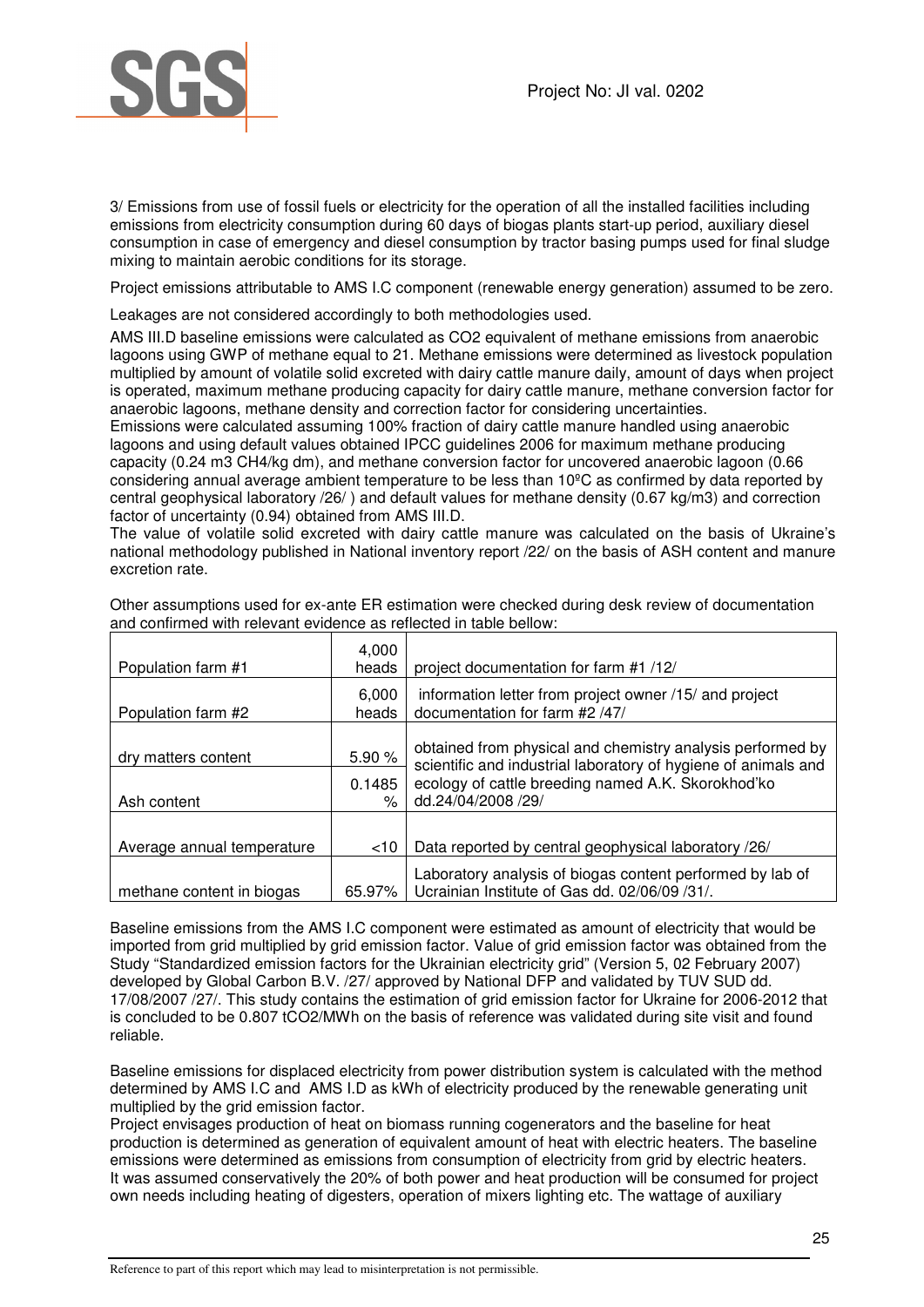3/ Emissions from use of fossil fuels or electricity for the operation of all the installed facilities including emissions from electricity consumption during 60 days of biogas plants start-up period, auxiliary diesel consumption in case of emergency and diesel consumption by tractor basing pumps used for final sludge mixing to maintain aerobic conditions for its storage.

Project emissions attributable to AMS I.C component (renewable energy generation) assumed to be zero.

Leakages are not considered accordingly to both methodologies used.

AMS III.D baseline emissions were calculated as CO2 equivalent of methane emissions from anaerobic lagoons using GWP of methane equal to 21. Methane emissions were determined as livestock population multiplied by amount of volatile solid excreted with dairy cattle manure daily, amount of days when project is operated, maximum methane producing capacity for dairy cattle manure, methane conversion factor for anaerobic lagoons, methane density and correction factor for considering uncertainties.
Emissions were calculated assuming 100% fraction of dairy cattle manure handled using anaerobic lagoons and using default values obtained IPCC guidelines 2006 for maximum methane producing capacity (0.24 m3 CH4/kg dm), and methane conversion factor for uncovered anaerobic lagoon (0.66 considering annual average ambient temperature to be less than 10ºC as confirmed by data reported by central geophysical laboratory /26/ ) and default values for methane density (0.67 kg/m3) and correction factor of uncertainty (0.94) obtained from AMS III.D.
The value of volatile solid excreted with dairy cattle manure was calculated on the basis of Ukraine's national methodology published in National inventory report /22/ on the basis of ASH content and manure excretion rate.

Other assumptions used for ex-ante ER estimation were checked during desk review of documentation and confirmed with relevant evidence as reflected in table bellow:

| | | |
|---|---|---|
| Population farm #1 | 4,000 heads | project documentation for farm #1 /12/ |
| Population farm #2 | 6,000 heads | information letter from project owner /15/ and project documentation for farm #2 /47/ |
| dry matters content | 5.90 % | obtained from physical and chemistry analysis performed by scientific and industrial laboratory of hygiene of animals and ecology of cattle breeding named A.K. Skorokhod'ko dd.24/04/2008 /29/ |
| Ash content | 0.1485 % | |
| Average annual temperature | <10 | Data reported by central geophysical laboratory /26/ |
| methane content in biogas | 65.97% | Laboratory analysis of biogas content performed by lab of Ucrainian Institute of Gas dd. 02/06/09 /31/. |

Baseline emissions from the AMS I.C component were estimated as amount of electricity that would be imported from grid multiplied by grid emission factor. Value of grid emission factor was obtained from the Study "Standardized emission factors for the Ukrainian electricity grid" (Version 5, 02 February 2007) developed by Global Carbon B.V. /27/ approved by National DFP and validated by TUV SUD dd. 17/08/2007 /27/. This study contains the estimation of grid emission factor for Ukraine for 2006-2012 that is concluded to be 0.807 tCO2/MWh on the basis of reference was validated during site visit and found reliable.

Baseline emissions for displaced electricity from power distribution system is calculated with the method determined by AMS I.C and AMS I.D as kWh of electricity produced by the renewable generating unit multiplied by the grid emission factor.
Project envisages production of heat on biomass running cogenerators and the baseline for heat production is determined as generation of equivalent amount of heat with electric heaters. The baseline emissions were determined as emissions from consumption of electricity from grid by electric heaters. It was assumed conservatively the 20% of both power and heat production will be consumed for project own needs including heating of digesters, operation of mixers lighting etc. The wattage of auxiliary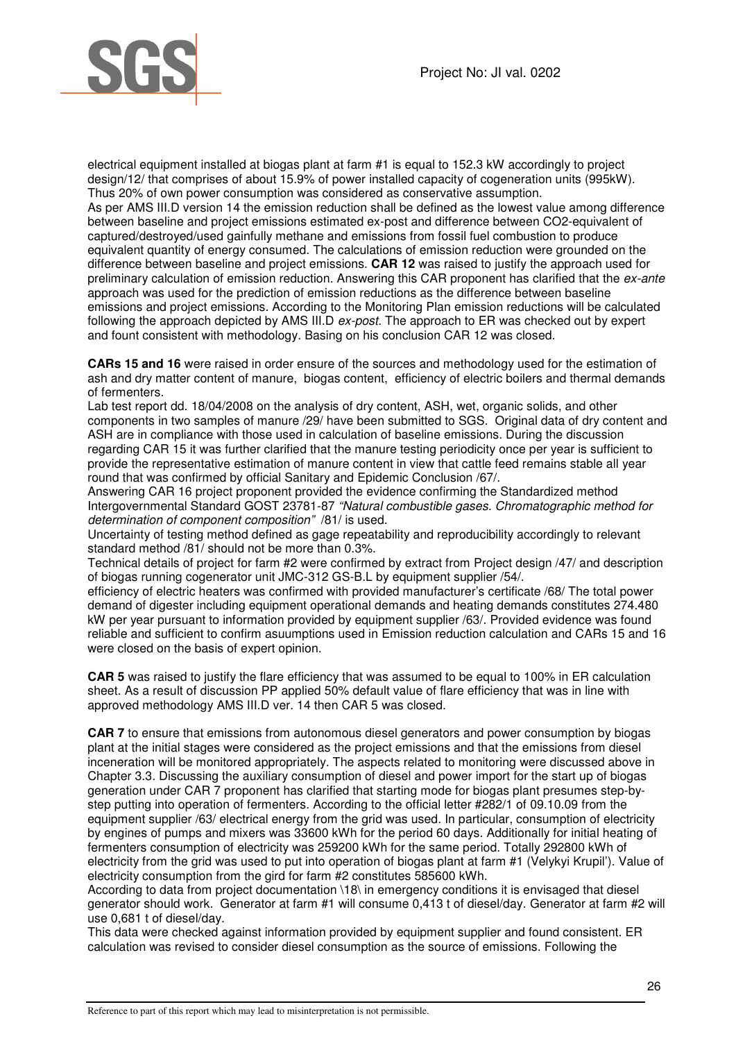electrical equipment installed at biogas plant at farm #1 is equal to 152.3 kW accordingly to project design/12/ that comprises of about 15.9% of power installed capacity of cogeneration units (995kW). Thus 20% of own power consumption was considered as conservative assumption.
As per AMS III.D version 14 the emission reduction shall be defined as the lowest value among difference between baseline and project emissions estimated ex-post and difference between CO2-equivalent of captured/destroyed/used gainfully methane and emissions from fossil fuel combustion to produce equivalent quantity of energy consumed. The calculations of emission reduction were grounded on the difference between baseline and project emissions. **CAR 12** was raised to justify the approach used for preliminary calculation of emission reduction. Answering this CAR proponent has clarified that the *ex-ante* approach was used for the prediction of emission reductions as the difference between baseline emissions and project emissions. According to the Monitoring Plan emission reductions will be calculated following the approach depicted by AMS III.D *ex-post.* The approach to ER was checked out by expert and fount consistent with methodology. Basing on his conclusion CAR 12 was closed.

**CARs 15 and 16** were raised in order ensure of the sources and methodology used for the estimation of ash and dry matter content of manure, biogas content, efficiency of electric boilers and thermal demands of fermenters.
Lab test report dd. 18/04/2008 on the analysis of dry content, ASH, wet, organic solids, and other components in two samples of manure /29/ have been submitted to SGS. Original data of dry content and ASH are in compliance with those used in calculation of baseline emissions. During the discussion regarding CAR 15 it was further clarified that the manure testing periodicity once per year is sufficient to provide the representative estimation of manure content in view that cattle feed remains stable all year round that was confirmed by official Sanitary and Epidemic Conclusion /67/.
Answering CAR 16 project proponent provided the evidence confirming the Standardized method Intergovernmental Standard GOST 23781-87 *"Natural combustible gases. Chromatographic method for determination of component composition"* /81/ is used.
Uncertainty of testing method defined as gage repeatability and reproducibility accordingly to relevant standard method /81/ should not be more than 0.3%.
Technical details of project for farm #2 were confirmed by extract from Project design /47/ and description of biogas running cogenerator unit JMC-312 GS-B.L by equipment supplier /54/.
efficiency of electric heaters was confirmed with provided manufacturer's certificate /68/ The total power demand of digester including equipment operational demands and heating demands constitutes 274.480 kW per year pursuant to information provided by equipment supplier /63/. Provided evidence was found reliable and sufficient to confirm asuumptions used in Emission reduction calculation and CARs 15 and 16 were closed on the basis of expert opinion.

**CAR 5** was raised to justify the flare efficiency that was assumed to be equal to 100% in ER calculation sheet. As a result of discussion PP applied 50% default value of flare efficiency that was in line with approved methodology AMS III.D ver. 14 then CAR 5 was closed.

**CAR 7** to ensure that emissions from autonomous diesel generators and power consumption by biogas plant at the initial stages were considered as the project emissions and that the emissions from diesel inceneration will be monitored appropriately. The aspects related to monitoring were discussed above in Chapter 3.3. Discussing the auxiliary consumption of diesel and power import for the start up of biogas generation under CAR 7 proponent has clarified that starting mode for biogas plant presumes step-by-step putting into operation of fermenters. According to the official letter #282/1 of 09.10.09 from the equipment supplier /63/ electrical energy from the grid was used. In particular, consumption of electricity by engines of pumps and mixers was 33600 kWh for the period 60 days. Additionally for initial heating of fermenters consumption of electricity was 259200 kWh for the same period. Totally 292800 kWh of electricity from the grid was used to put into operation of biogas plant at farm #1 (Velykyi Krupil'). Value of electricity consumption from the gird for farm #2 constitutes 585600 kWh.
According to data from project documentation \18\ in emergency conditions it is envisaged that diesel generator should work. Generator at farm #1 will consume 0,413 t of diesel/day. Generator at farm #2 will use 0,681 t of diesel/day.
This data were checked against information provided by equipment supplier and found consistent. ER calculation was revised to consider diesel consumption as the source of emissions. Following the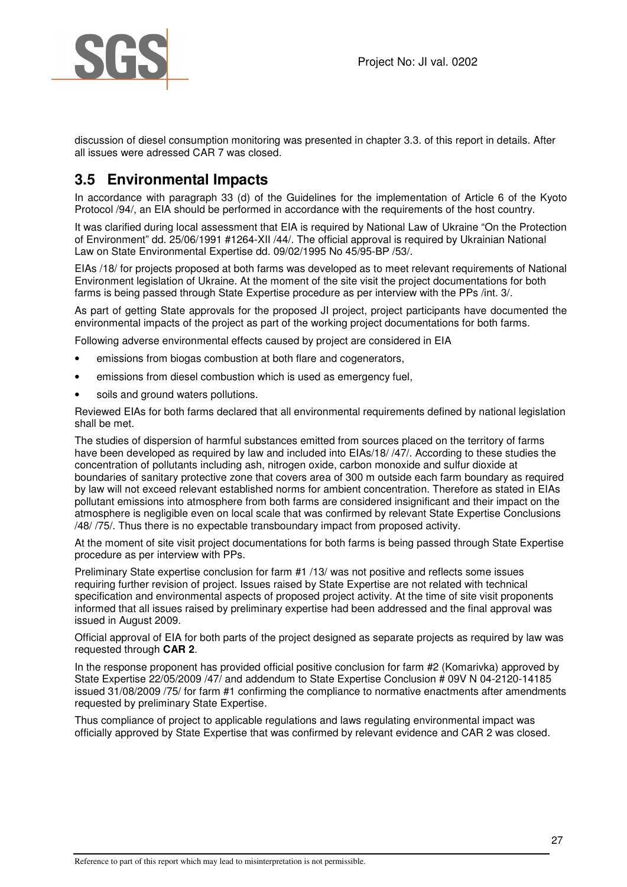discussion of diesel consumption monitoring was presented in chapter 3.3. of this report in details. After all issues were adressed CAR 7 was closed.

## 3.5 Environmental Impacts

In accordance with paragraph 33 (d) of the Guidelines for the implementation of Article 6 of the Kyoto Protocol /94/, an EIA should be performed in accordance with the requirements of the host country.

It was clarified during local assessment that EIA is required by National Law of Ukraine "On the Protection of Environment" dd. 25/06/1991 #1264-XII /44/. The official approval is required by Ukrainian National Law on State Environmental Expertise dd. 09/02/1995 No 45/95-BP /53/.

EIAs /18/ for projects proposed at both farms was developed as to meet relevant requirements of National Environment legislation of Ukraine. At the moment of the site visit the project documentations for both farms is being passed through State Expertise procedure as per interview with the PPs /int. 3/.

As part of getting State approvals for the proposed JI project, project participants have documented the environmental impacts of the project as part of the working project documentations for both farms.

Following adverse environmental effects caused by project are considered in EIA

- emissions from biogas combustion at both flare and cogenerators,
- emissions from diesel combustion which is used as emergency fuel,
- soils and ground waters pollutions.

Reviewed EIAs for both farms declared that all environmental requirements defined by national legislation shall be met.

The studies of dispersion of harmful substances emitted from sources placed on the territory of farms have been developed as required by law and included into EIAs/18/ /47/. According to these studies the concentration of pollutants including ash, nitrogen oxide, carbon monoxide and sulfur dioxide at boundaries of sanitary protective zone that covers area of 300 m outside each farm boundary as required by law will not exceed relevant established norms for ambient concentration. Therefore as stated in EIAs pollutant emissions into atmosphere from both farms are considered insignificant and their impact on the atmosphere is negligible even on local scale that was confirmed by relevant State Expertise Conclusions /48/ /75/. Thus there is no expectable transboundary impact from proposed activity.

At the moment of site visit project documentations for both farms is being passed through State Expertise procedure as per interview with PPs.

Preliminary State expertise conclusion for farm #1 /13/ was not positive and reflects some issues requiring further revision of project. Issues raised by State Expertise are not related with technical specification and environmental aspects of proposed project activity. At the time of site visit proponents informed that all issues raised by preliminary expertise had been addressed and the final approval was issued in August 2009.

Official approval of EIA for both parts of the project designed as separate projects as required by law was requested through **CAR 2**.

In the response proponent has provided official positive conclusion for farm #2 (Komarivka) approved by State Expertise 22/05/2009 /47/ and addendum to State Expertise Conclusion # 09V N 04-2120-14185 issued 31/08/2009 /75/ for farm #1 confirming the compliance to normative enactments after amendments requested by preliminary State Expertise.

Thus compliance of project to applicable regulations and laws regulating environmental impact was officially approved by State Expertise that was confirmed by relevant evidence and CAR 2 was closed.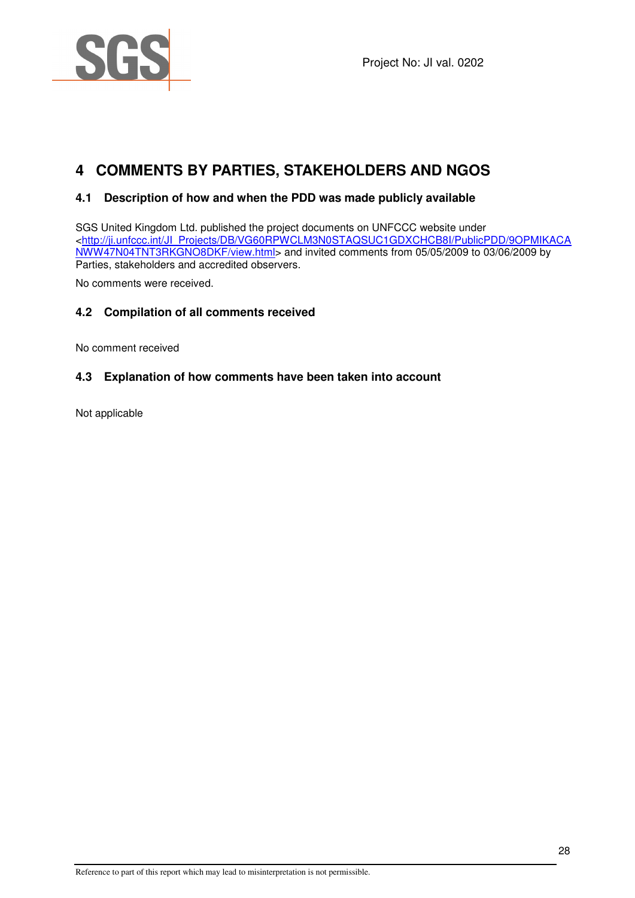# 4 COMMENTS BY PARTIES, STAKEHOLDERS AND NGOS

## 4.1 Description of how and when the PDD was made publicly available

SGS United Kingdom Ltd. published the project documents on UNFCCC website under <http://ji.unfccc.int/JI_Projects/DB/VG60RPWCLM3N0STAQSUC1GDXCHCB8I/PublicPDD/9OPMIKACANWW47N04TNT3RKGNO8DKF/view.html> and invited comments from 05/05/2009 to 03/06/2009 by Parties, stakeholders and accredited observers.

No comments were received.

## 4.2 Compilation of all comments received

No comment received

## 4.3 Explanation of how comments have been taken into account

Not applicable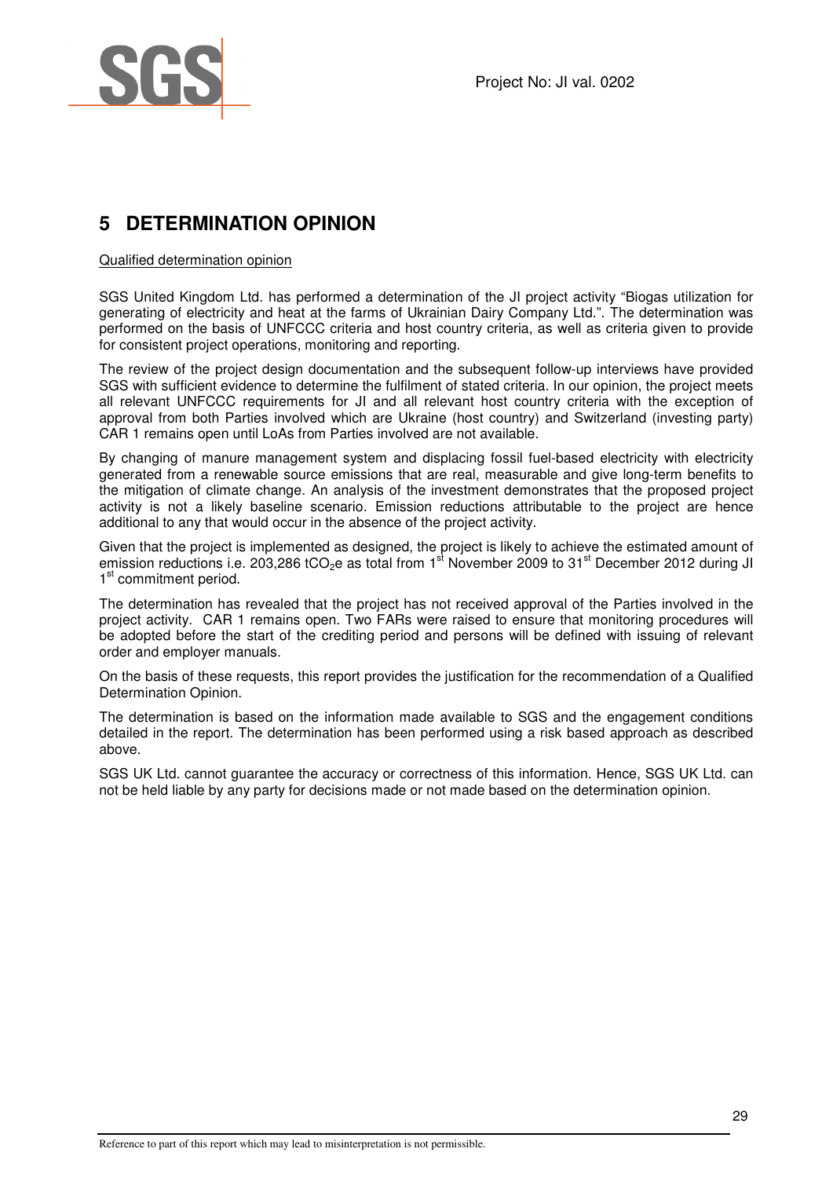# 5 DETERMINATION OPINION

Qualified determination opinion

SGS United Kingdom Ltd. has performed a determination of the JI project activity "Biogas utilization for generating of electricity and heat at the farms of Ukrainian Dairy Company Ltd.". The determination was performed on the basis of UNFCCC criteria and host country criteria, as well as criteria given to provide for consistent project operations, monitoring and reporting.

The review of the project design documentation and the subsequent follow-up interviews have provided SGS with sufficient evidence to determine the fulfilment of stated criteria. In our opinion, the project meets all relevant UNFCCC requirements for JI and all relevant host country criteria with the exception of approval from both Parties involved which are Ukraine (host country) and Switzerland (investing party) CAR 1 remains open until LoAs from Parties involved are not available.

By changing of manure management system and displacing fossil fuel-based electricity with electricity generated from a renewable source emissions that are real, measurable and give long-term benefits to the mitigation of climate change. An analysis of the investment demonstrates that the proposed project activity is not a likely baseline scenario. Emission reductions attributable to the project are hence additional to any that would occur in the absence of the project activity.

Given that the project is implemented as designed, the project is likely to achieve the estimated amount of emission reductions i.e. 203,286 $tCO_2e$ as total from 1st November 2009 to 31st December 2012 during JI 1st commitment period.

The determination has revealed that the project has not received approval of the Parties involved in the project activity. CAR 1 remains open. Two FARs were raised to ensure that monitoring procedures will be adopted before the start of the crediting period and persons will be defined with issuing of relevant order and employer manuals.

On the basis of these requests, this report provides the justification for the recommendation of a Qualified Determination Opinion.

The determination is based on the information made available to SGS and the engagement conditions detailed in the report. The determination has been performed using a risk based approach as described above.

SGS UK Ltd. cannot guarantee the accuracy or correctness of this information. Hence, SGS UK Ltd. can not be held liable by any party for decisions made or not made based on the determination opinion.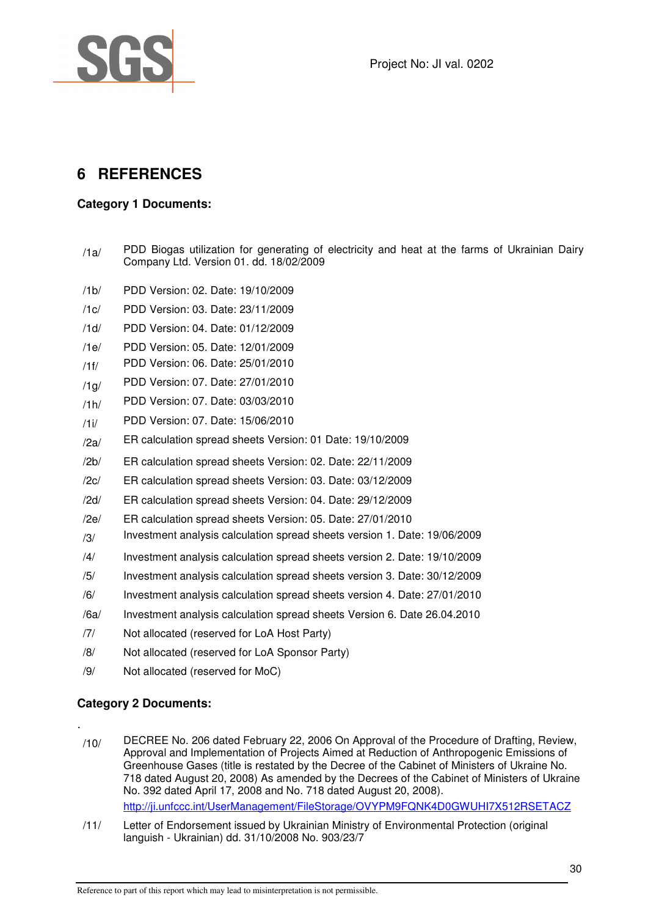# 6 REFERENCES

**Category 1 Documents:**

| | |
|---|---|
| /1a/ | PDD Biogas utilization for generating of electricity and heat at the farms of Ukrainian Dairy Company Ltd. Version 01. dd. 18/02/2009 |
| /1b/ | PDD Version: 02. Date: 19/10/2009 |
| /1c/ | PDD Version: 03. Date: 23/11/2009 |
| /1d/ | PDD Version: 04. Date: 01/12/2009 |
| /1e/ | PDD Version: 05. Date: 12/01/2009 |
| /1f/ | PDD Version: 06. Date: 25/01/2010 |
| /1g/ | PDD Version: 07. Date: 27/01/2010 |
| /1h/ | PDD Version: 07. Date: 03/03/2010 |
| /1i/ | PDD Version: 07. Date: 15/06/2010 |
| /2a/ | ER calculation spread sheets Version: 01 Date: 19/10/2009 |
| /2b/ | ER calculation spread sheets Version: 02. Date: 22/11/2009 |
| /2c/ | ER calculation spread sheets Version: 03. Date: 03/12/2009 |
| /2d/ | ER calculation spread sheets Version: 04. Date: 29/12/2009 |
| /2e/ | ER calculation spread sheets Version: 05. Date: 27/01/2010 |
| /3/ | Investment analysis calculation spread sheets version 1. Date: 19/06/2009 |
| /4/ | Investment analysis calculation spread sheets version 2. Date: 19/10/2009 |
| /5/ | Investment analysis calculation spread sheets version 3. Date: 30/12/2009 |
| /6/ | Investment analysis calculation spread sheets version 4. Date: 27/01/2010 |
| /6a/ | Investment analysis calculation spread sheets Version 6. Date 26.04.2010 |
| /7/ | Not allocated (reserved for LoA Host Party) |
| /8/ | Not allocated (reserved for LoA Sponsor Party) |
| /9/ | Not allocated (reserved for MoC) |

**Category 2 Documents:**

.

| | |
|---|---|
| /10/ | DECREE No. 206 dated February 22, 2006 On Approval of the Procedure of Drafting, Review, Approval and Implementation of Projects Aimed at Reduction of Anthropogenic Emissions of Greenhouse Gases (title is restated by the Decree of the Cabinet of Ministers of Ukraine No. 718 dated August 20, 2008) As amended by the Decrees of the Cabinet of Ministers of Ukraine No. 392 dated April 17, 2008 and No. 718 dated August 20, 2008). http://ji.unfccc.int/UserManagement/FileStorage/OVYPM9FQNK4D0GWUHI7X512RSETACZ |
| /11/ | Letter of Endorsement issued by Ukrainian Ministry of Environmental Protection (original languish - Ukrainian) dd. 31/10/2008 No. 903/23/7 |

Reference to part of this report which may lead to misinterpretation is not permissible.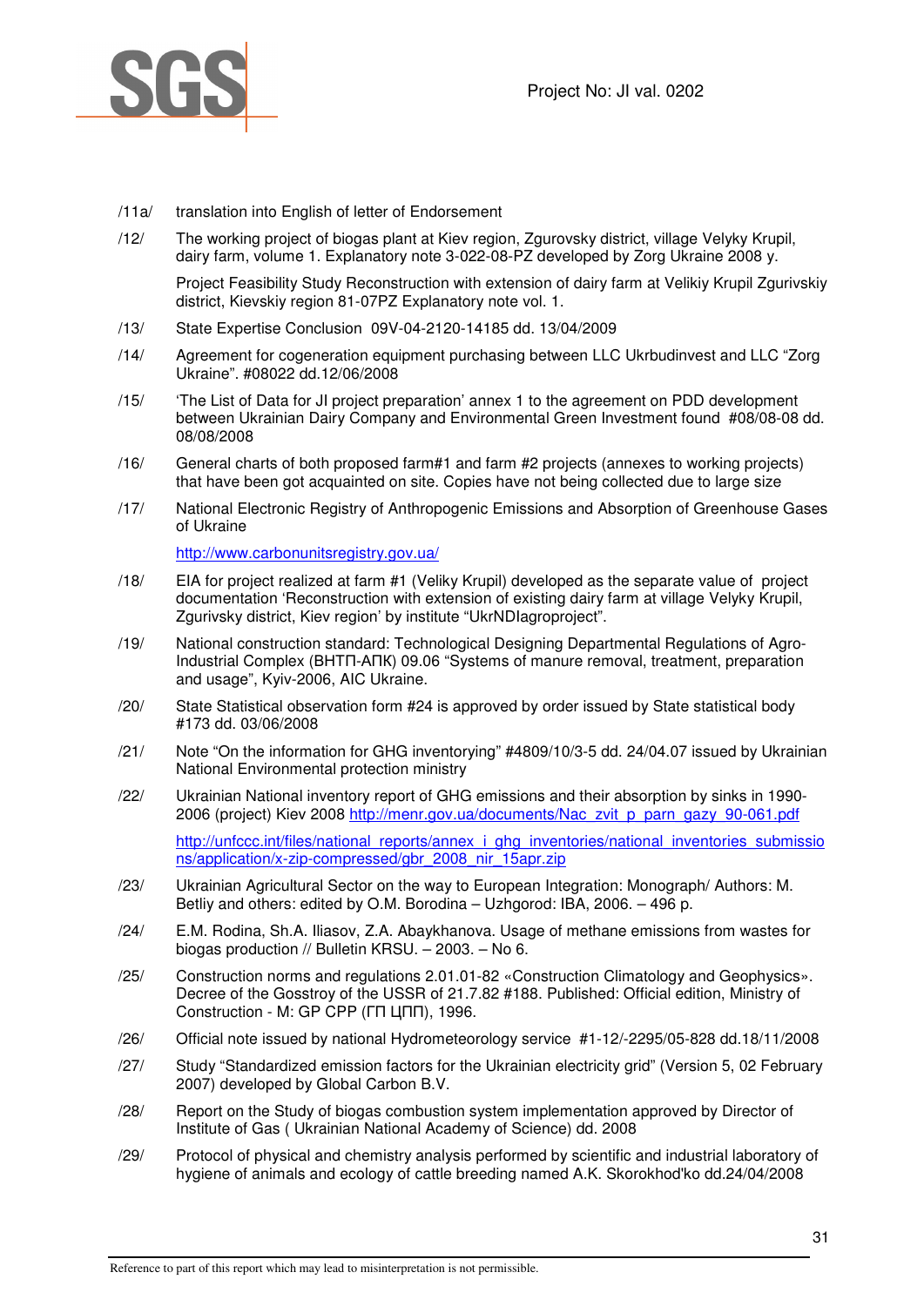/11a/ translation into English of letter of Endorsement

/12/ The working project of biogas plant at Kiev region, Zgurovsky district, village Velyky Krupil, dairy farm, volume 1. Explanatory note 3-022-08-PZ developed by Zorg Ukraine 2008 y.

Project Feasibility Study Reconstruction with extension of dairy farm at Velikiy Krupil Zgurivskiy district, Kievskiy region 81-07PZ Explanatory note vol. 1.

/13/ State Expertise Conclusion 09V-04-2120-14185 dd. 13/04/2009

/14/ Agreement for cogeneration equipment purchasing between LLC Ukrbudinvest and LLC “Zorg Ukraine”. #08022 dd.12/06/2008

/15/ ‘The List of Data for JI project preparation’ annex 1 to the agreement on PDD development between Ukrainian Dairy Company and Environmental Green Investment found #08/08-08 dd. 08/08/2008

/16/ General charts of both proposed farm#1 and farm #2 projects (annexes to working projects) that have been got acquainted on site. Copies have not being collected due to large size

/17/ National Electronic Registry of Anthropogenic Emissions and Absorption of Greenhouse Gases of Ukraine

http://www.carbonunitsregistry.gov.ua/

/18/ EIA for project realized at farm #1 (Veliky Krupil) developed as the separate value of project documentation ‘Reconstruction with extension of existing dairy farm at village Velyky Krupil, Zgurivsky district, Kiev region’ by institute “UkrNDIagroproject”.

/19/ National construction standard: Technological Designing Departmental Regulations of Agro-Industrial Complex (ВНТП-АПК) 09.06 “Systems of manure removal, treatment, preparation and usage”, Kyiv-2006, AIC Ukraine.

/20/ State Statistical observation form #24 is approved by order issued by State statistical body #173 dd. 03/06/2008

/21/ Note “On the information for GHG inventorying” #4809/10/3-5 dd. 24/04.07 issued by Ukrainian National Environmental protection ministry

/22/ Ukrainian National inventory report of GHG emissions and their absorption by sinks in 1990-2006 (project) Kiev 2008 http://menr.gov.ua/documents/Nac_zvit_p_parn_gazy_90-061.pdf

http://unfccc.int/files/national_reports/annex_i_ghg_inventories/national_inventories_submissions/application/x-zip-compressed/gbr_2008_nir_15apr.zip

/23/ Ukrainian Agricultural Sector on the way to European Integration: Monograph/ Authors: M. Betliy and others: edited by O.M. Borodina – Uzhgorod: IBA, 2006. – 496 p.

/24/ E.M. Rodina, Sh.A. Iliasov, Z.A. Abaykhanova. Usage of methane emissions from wastes for biogas production // Bulletin KRSU. – 2003. – No 6.

/25/ Construction norms and regulations 2.01.01-82 «Construction Climatology and Geophysics». Decree of the Gosstroy of the USSR of 21.7.82 #188. Published: Official edition, Ministry of Construction - M: GP CPP (ГП ЦПП), 1996.

/26/ Official note issued by national Hydrometeorology service #1-12/-2295/05-828 dd.18/11/2008

/27/ Study “Standardized emission factors for the Ukrainian electricity grid” (Version 5, 02 February 2007) developed by Global Carbon B.V.

/28/ Report on the Study of biogas combustion system implementation approved by Director of Institute of Gas ( Ukrainian National Academy of Science) dd. 2008

/29/ Protocol of physical and chemistry analysis performed by scientific and industrial laboratory of hygiene of animals and ecology of cattle breeding named A.K. Skorokhod'ko dd.24/04/2008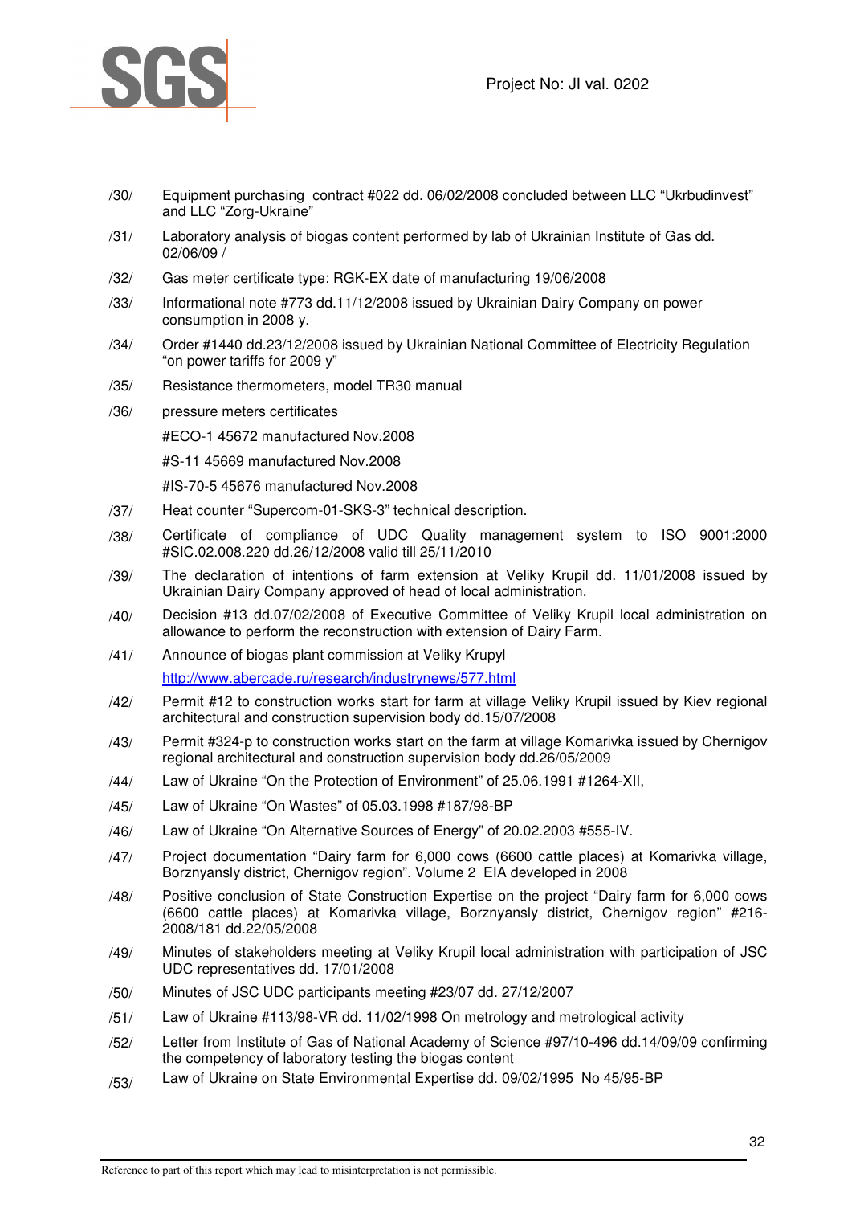/30/ Equipment purchasing contract #022 dd. 06/02/2008 concluded between LLC “Ukrbudinvest” and LLC “Zorg-Ukraine”

/31/ Laboratory analysis of biogas content performed by lab of Ukrainian Institute of Gas dd. 02/06/09 /

/32/ Gas meter certificate type: RGK-EX date of manufacturing 19/06/2008

/33/ Informational note #773 dd.11/12/2008 issued by Ukrainian Dairy Company on power consumption in 2008 y.

/34/ Order #1440 dd.23/12/2008 issued by Ukrainian National Committee of Electricity Regulation “on power tariffs for 2009 y”

/35/ Resistance thermometers, model TR30 manual

/36/ pressure meters certificates

#ECO-1 45672 manufactured Nov.2008

#S-11 45669 manufactured Nov.2008

#IS-70-5 45676 manufactured Nov.2008

/37/ Heat counter “Supercom-01-SKS-3” technical description.

/38/ Certificate of compliance of UDC Quality management system to ISO 9001:2000 #SIC.02.008.220 dd.26/12/2008 valid till 25/11/2010

/39/ The declaration of intentions of farm extension at Veliky Krupil dd. 11/01/2008 issued by Ukrainian Dairy Company approved of head of local administration.

/40/ Decision #13 dd.07/02/2008 of Executive Committee of Veliky Krupil local administration on allowance to perform the reconstruction with extension of Dairy Farm.

/41/ Announce of biogas plant commission at Veliky Krupyl

http://www.abercade.ru/research/industrynews/577.html

/42/ Permit #12 to construction works start for farm at village Veliky Krupil issued by Kiev regional architectural and construction supervision body dd.15/07/2008

/43/ Permit #324-p to construction works start on the farm at village Komarivka issued by Chernigov regional architectural and construction supervision body dd.26/05/2009

/44/ Law of Ukraine “On the Protection of Environment” of 25.06.1991 #1264-XII,

/45/ Law of Ukraine “On Wastes” of 05.03.1998 #187/98-BP

/46/ Law of Ukraine “On Alternative Sources of Energy” of 20.02.2003 #555-IV.

/47/ Project documentation “Dairy farm for 6,000 cows (6600 cattle places) at Komarivka village, Borznyansly district, Chernigov region”. Volume 2 EIA developed in 2008

/48/ Positive conclusion of State Construction Expertise on the project “Dairy farm for 6,000 cows (6600 cattle places) at Komarivka village, Borznyansly district, Chernigov region” #216-2008/181 dd.22/05/2008

/49/ Minutes of stakeholders meeting at Veliky Krupil local administration with participation of JSC UDC representatives dd. 17/01/2008

/50/ Minutes of JSC UDC participants meeting #23/07 dd. 27/12/2007

/51/ Law of Ukraine #113/98-VR dd. 11/02/1998 On metrology and metrological activity

/52/ Letter from Institute of Gas of National Academy of Science #97/10-496 dd.14/09/09 confirming the competency of laboratory testing the biogas content

/53/ Law of Ukraine on State Environmental Expertise dd. 09/02/1995 No 45/95-BP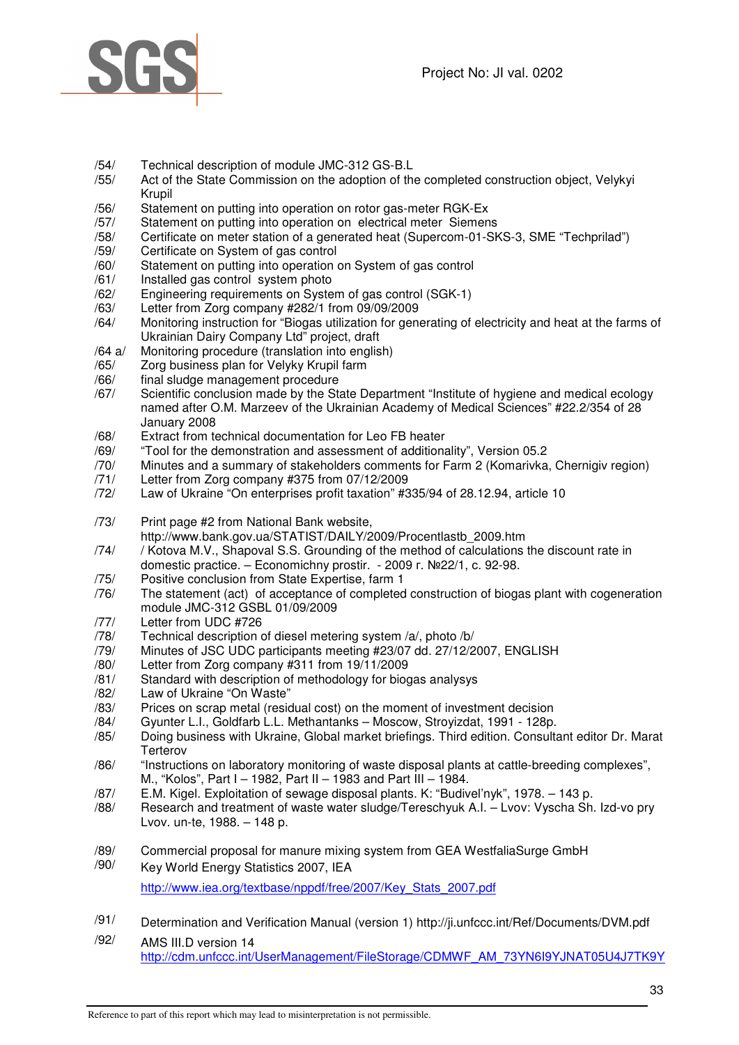/54/ Technical description of module JMC-312 GS-B.L

/55/ Act of the State Commission on the adoption of the completed construction object, Velykyi Krupil

/56/ Statement on putting into operation on rotor gas-meter RGK-Ex

/57/ Statement on putting into operation on electrical meter Siemens

/58/ Certificate on meter station of a generated heat (Supercom-01-SKS-3, SME "Techprilad")

/59/ Certificate on System of gas control

/60/ Statement on putting into operation on System of gas control

/61/ Installed gas control system photo

/62/ Engineering requirements on System of gas control (SGK-1)

/63/ Letter from Zorg company #282/1 from 09/09/2009

/64/ Monitoring instruction for "Biogas utilization for generating of electricity and heat at the farms of Ukrainian Dairy Company Ltd" project, draft

/64 a/ Monitoring procedure (translation into english)

/65/ Zorg business plan for Velyky Krupil farm

/66/ final sludge management procedure

/67/ Scientific conclusion made by the State Department "Institute of hygiene and medical ecology named after O.M. Marzeev of the Ukrainian Academy of Medical Sciences" #22.2/354 of 28 January 2008

/68/ Extract from technical documentation for Leo FB heater

/69/ "Tool for the demonstration and assessment of additionality", Version 05.2

/70/ Minutes and a summary of stakeholders comments for Farm 2 (Komarivka, Chernigiv region)

/71/ Letter from Zorg company #375 from 07/12/2009

/72/ Law of Ukraine "On enterprises profit taxation" #335/94 of 28.12.94, article 10

/73/ Print page #2 from National Bank website, http://www.bank.gov.ua/STATIST/DAILY/2009/Procentlastb_2009.htm

/74/ / Kotova M.V., Shapoval S.S. Grounding of the method of calculations the discount rate in domestic practice. – Economichny prostir. - 2009 r. №22/1, c. 92-98.

/75/ Positive conclusion from State Expertise, farm 1

/76/ The statement (act) of acceptance of completed construction of biogas plant with cogeneration module JMC-312 GSBL 01/09/2009

/77/ Letter from UDC #726

/78/ Technical description of diesel metering system /a/, photo /b/

/79/ Minutes of JSC UDC participants meeting #23/07 dd. 27/12/2007, ENGLISH

/80/ Letter from Zorg company #311 from 19/11/2009

/81/ Standard with description of methodology for biogas analysys

/82/ Law of Ukraine "On Waste"

/83/ Prices on scrap metal (residual cost) on the moment of investment decision

/84/ Gyunter L.I., Goldfarb L.L. Methantanks – Moscow, Stroyizdat, 1991 - 128p.

/85/ Doing business with Ukraine, Global market briefings. Third edition. Consultant editor Dr. Marat Terterov

/86/ "Instructions on laboratory monitoring of waste disposal plants at cattle-breeding complexes", M., "Kolos", Part I – 1982, Part II – 1983 and Part III – 1984.

/87/ E.M. Kigel. Exploitation of sewage disposal plants. K: "Budivel'nyk", 1978. – 143 p.

/88/ Research and treatment of waste water sludge/Tereschyuk A.I. – Lvov: Vyscha Sh. Izd-vo pry Lvov. un-te, 1988. – 148 p.

/89/ Commercial proposal for manure mixing system from GEA WestfaliaSurge GmbH

/90/ Key World Energy Statistics 2007, IEA http://www.iea.org/textbase/nppdf/free/2007/Key_Stats_2007.pdf

/91/ Determination and Verification Manual (version 1) http://ji.unfccc.int/Ref/Documents/DVM.pdf

/92/ AMS III.D version 14 http://cdm.unfccc.int/UserManagement/FileStorage/CDMWF_AM_73YN6I9YJNAT05U4J7TK9Y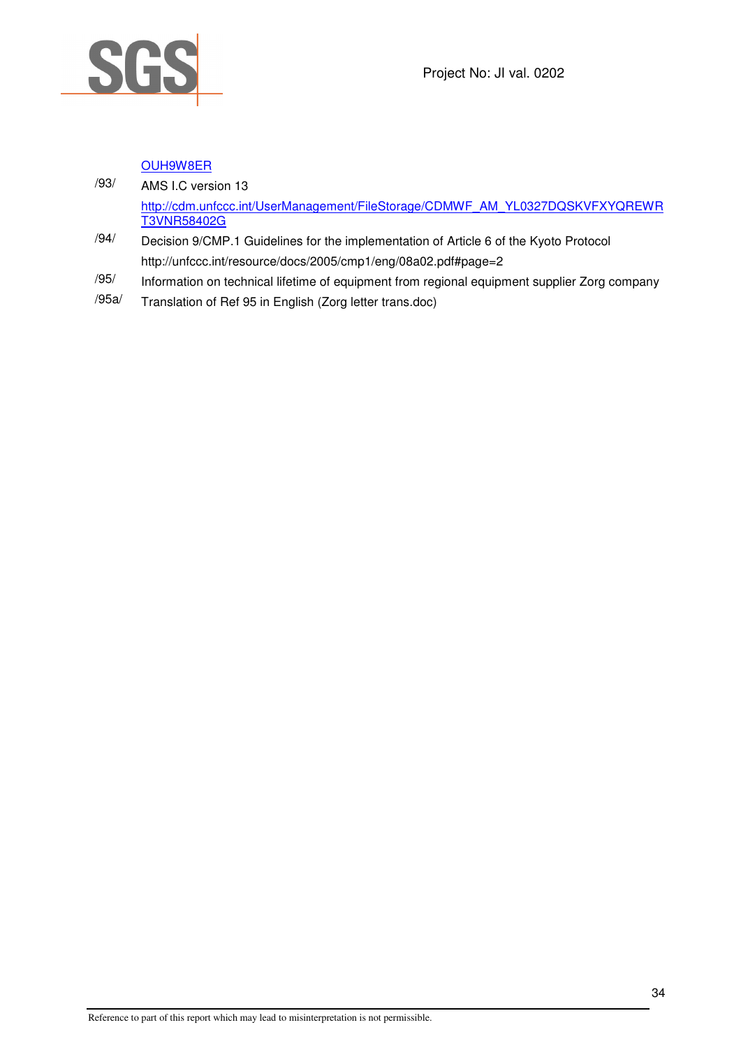OUH9W8ER

/93/ AMS I.C version 13

http://cdm.unfccc.int/UserManagement/FileStorage/CDMWF_AM_YL0327DQSKVFXYQREWRT3VNR58402G

/94/ Decision 9/CMP.1 Guidelines for the implementation of Article 6 of the Kyoto Protocol

http://unfccc.int/resource/docs/2005/cmp1/eng/08a02.pdf#page=2

/95/ Information on technical lifetime of equipment from regional equipment supplier Zorg company

/95a/ Translation of Ref 95 in English (Zorg letter trans.doc)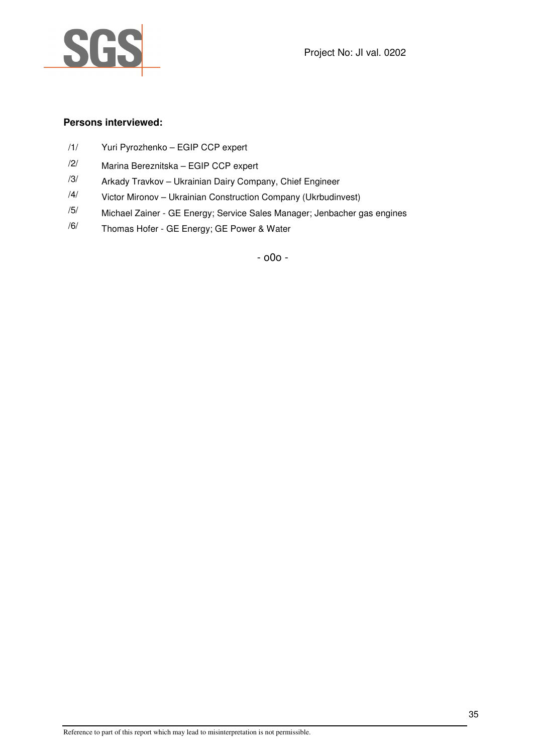**Persons interviewed:**

/1/ Yuri Pyrozhenko – EGIP CCP expert

/2/ Marina Bereznitska – EGIP CCP expert

/3/ Arkady Travkov – Ukrainian Dairy Company, Chief Engineer

/4/ Victor Mironov – Ukrainian Construction Company (Ukrbudinvest)

/5/ Michael Zainer - GE Energy; Service Sales Manager; Jenbacher gas engines

/6/ Thomas Hofer - GE Energy; GE Power & Water

- o0o -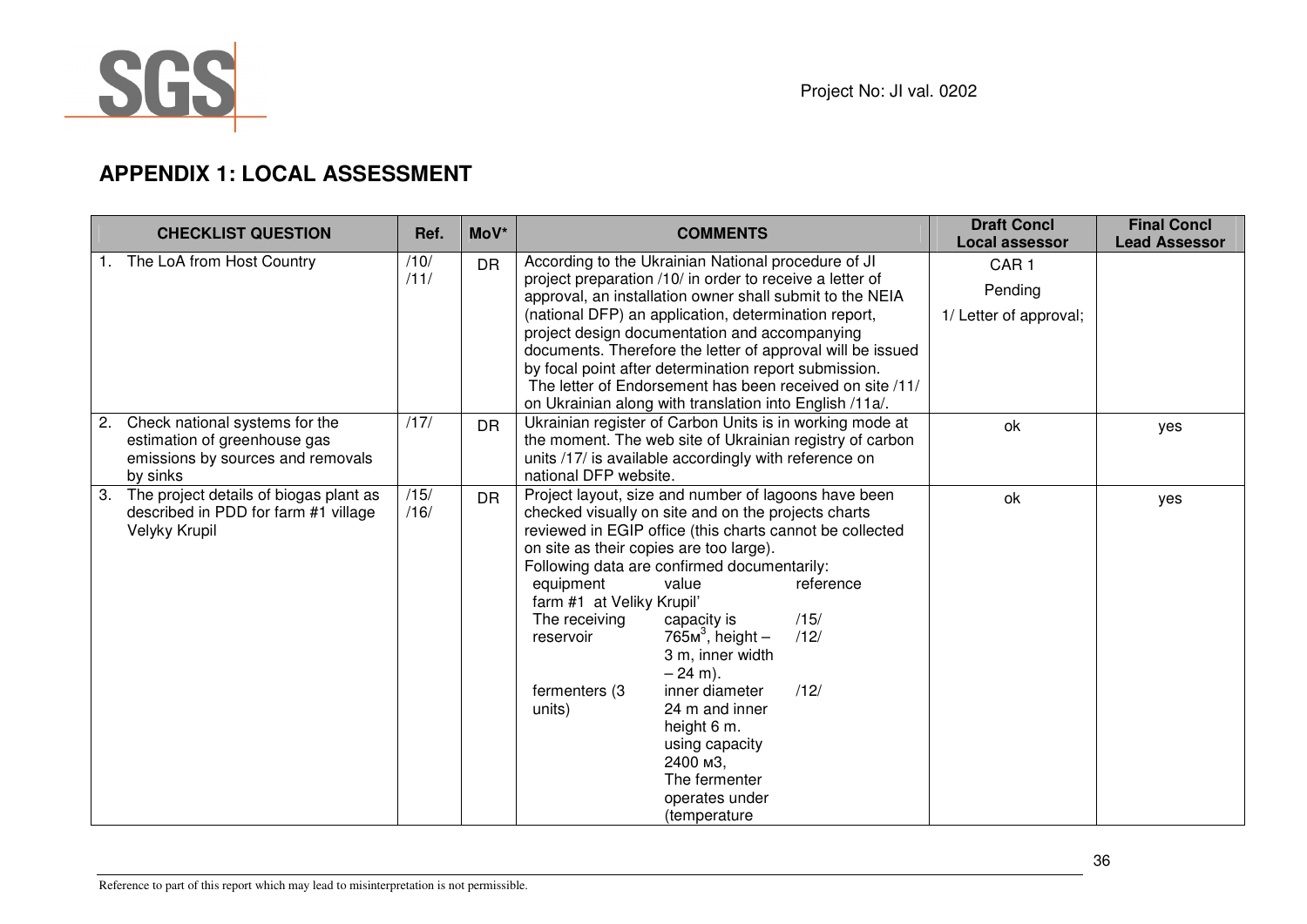## APPENDIX 1: LOCAL ASSESSMENT

| CHECKLIST QUESTION | Ref. | MoV* | COMMENTS | Draft Concl Local assessor | Final Concl Lead Assessor |
|---|---|---|---|---|---|
| 1. The LoA from Host Country | /10/ /11/ | DR | According to the Ukrainian National procedure of JI project preparation /10/ in order to receive a letter of approval, an installation owner shall submit to the NEIA (national DFP) an application, determination report, project design documentation and accompanying documents. Therefore the letter of approval will be issued by focal point after determination report submission. The letter of Endorsement has been received on site /11/ on Ukrainian along with translation into English /11a/. | CAR 1 Pending 1/ Letter of approval; | |
| 2. Check national systems for the estimation of greenhouse gas emissions by sources and removals by sinks | /17/ | DR | Ukrainian register of Carbon Units is in working mode at the moment. The web site of Ukrainian registry of carbon units /17/ is available accordingly with reference on national DFP website. | ok | yes |
| 3. The project details of biogas plant as described in PDD for farm #1 village Velyky Krupil | /15/ /16/ | DR | Project layout, size and number of lagoons have been checked visually on site and on the projects charts reviewed in EGIP office (this charts cannot be collected on site as their copies are too large).<br>Following data are confirmed documentarily:<br>equipment — value — reference<br>farm #1 at Veliky Krupil'<br>The receiving reservoir — capacity is 765м$^3$, height – 3 m, inner width – 24 m). — /15/ /12/<br>fermenters (3 units) — inner diameter 24 m and inner height 6 m. using capacity 2400 м3, The fermenter operates under (temperature — /12/ | ok | yes |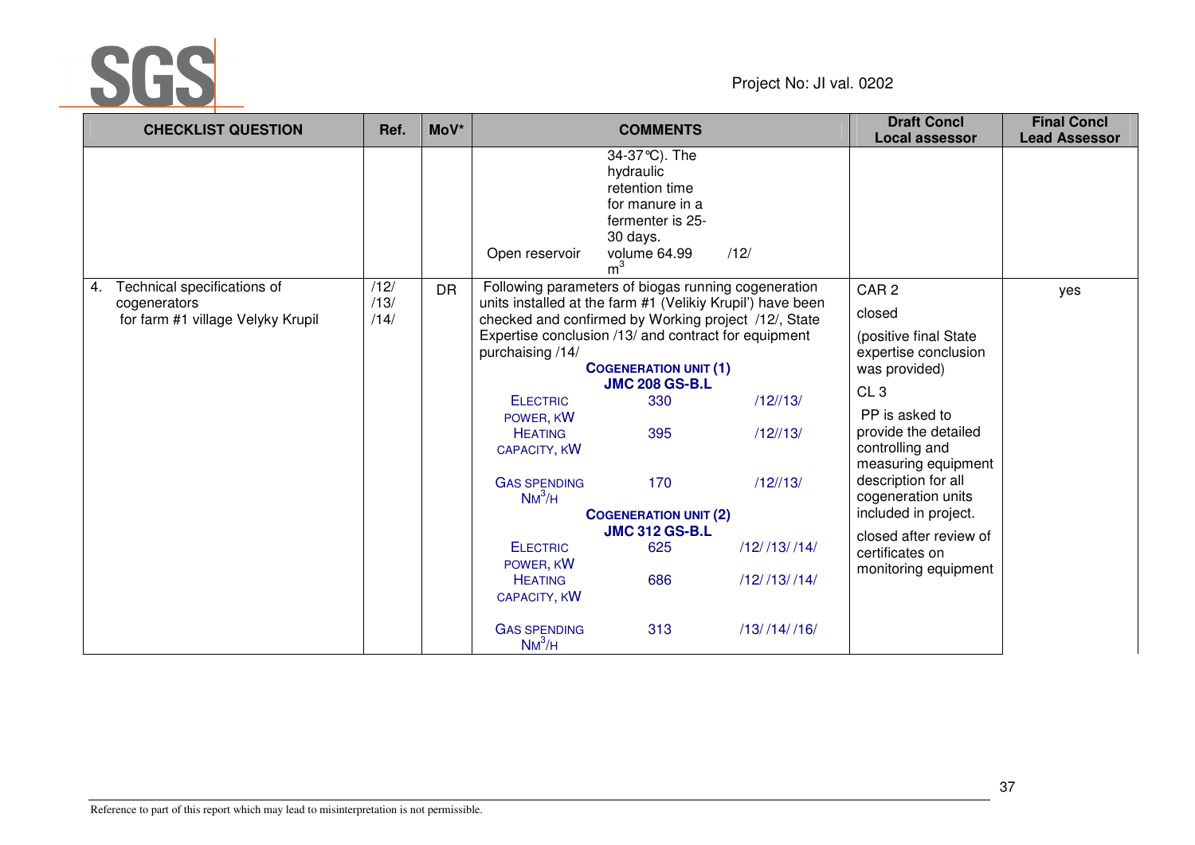Project No: JI val. 0202

| CHECKLIST QUESTION | Ref. | MoV* | COMMENTS | Draft Concl Local assessor | Final Concl Lead Assessor |
|---|---|---|---|---|---|
| | | | 34-37°C). The hydraulic retention time for manure in a fermenter is 25-30 days.<br>Open reservoir — volume 64.99 $m^3$ — /12/ | | |
| 4. Technical specifications of cogenerators for farm #1 village Velyky Krupil | /12/ /13/ /14/ | DR | Following parameters of biogas running cogeneration units installed at the farm #1 (Velikiy Krupil') have been checked and confirmed by Working project /12/, State Expertise conclusion /13/ and contract for equipment purchaising /14/<br>**COGENERATION UNIT (1) JMC 208 GS-B.L**<br>ELECTRIC POWER, KW — 330 — /12//13/<br>HEATING CAPACITY, KW — 395 — /12//13/<br>GAS SPENDING $NM^3/H$ — 170 — /12//13/<br>**COGENERATION UNIT (2) JMC 312 GS-B.L**<br>ELECTRIC POWER, KW — 625 — /12/ /13/ /14/<br>HEATING CAPACITY, KW — 686 — /12/ /13/ /14/<br>GAS SPENDING $NM^3/H$ — 313 — /13/ /14/ /16/ | CAR 2<br>closed<br>(positive final State expertise conclusion was provided)<br>CL 3<br>PP is asked to provide the detailed controlling and measuring equipment description for all cogeneration units included in project.<br>closed after review of certificates on monitoring equipment | yes |

Reference to part of this report which may lead to misinterpretation is not permissible.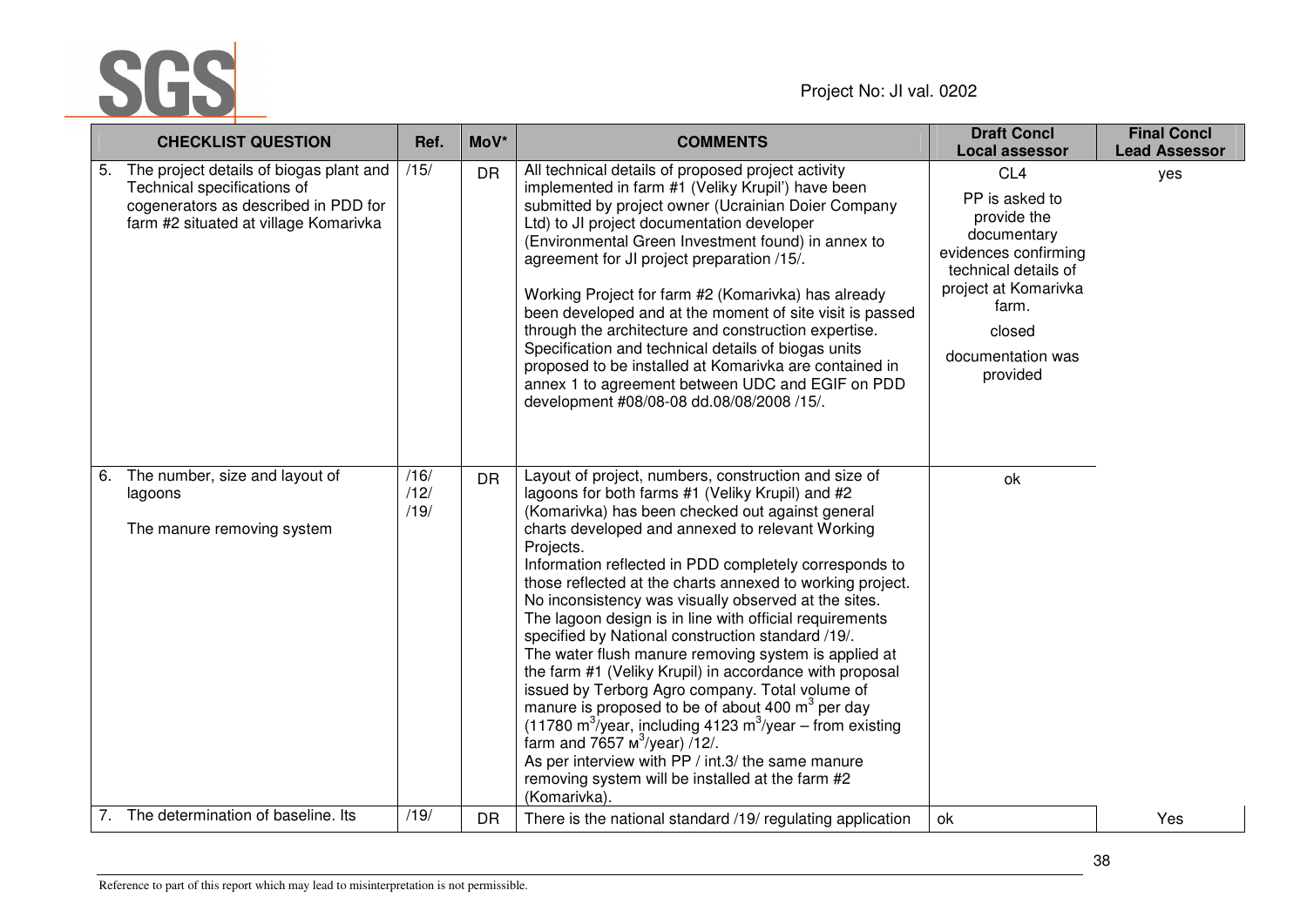| CHECKLIST QUESTION | Ref. | MoV* | COMMENTS | Draft Concl Local assessor | Final Concl Lead Assessor |
|---|---|---|---|---|---|
| 5. The project details of biogas plant and Technical specifications of cogenerators as described in PDD for farm #2 situated at village Komarivka | /15/ | DR | All technical details of proposed project activity implemented in farm #1 (Veliky Krupil') have been submitted by project owner (Ucrainian Doier Company Ltd) to JI project documentation developer (Environmental Green Investment found) in annex to agreement for JI project preparation /15/.<br><br>Working Project for farm #2 (Komarivka) has already been developed and at the moment of site visit is passed through the architecture and construction expertise. Specification and technical details of biogas units proposed to be installed at Komarivka are contained in annex 1 to agreement between UDC and EGIF on PDD development #08/08-08 dd.08/08/2008 /15/. | CL4<br><br>PP is asked to provide the documentary evidences confirming technical details of project at Komarivka farm.<br><br>closed<br><br>documentation was provided | yes |
| 6. The number, size and layout of lagoons<br><br>The manure removing system | /16/<br>/12/<br>/19/ | DR | Layout of project, numbers, construction and size of lagoons for both farms #1 (Veliky Krupil) and #2 (Komarivka) has been checked out against general charts developed and annexed to relevant Working Projects.<br>Information reflected in PDD completely corresponds to those reflected at the charts annexed to working project. No inconsistency was visually observed at the sites.<br>The lagoon design is in line with official requirements specified by National construction standard /19/.<br>The water flush manure removing system is applied at the farm #1 (Veliky Krupil) in accordance with proposal issued by Terborg Agro company. Total volume of manure is proposed to be of about 400 $m^3$ per day (11780 $m^3$/year, including 4123 $m^3$/year – from existing farm and 7657 $м^3$/year) /12/.<br>As per interview with PP / int.3/ the same manure removing system will be installed at the farm #2 (Komarivka). | ok | |
| 7. The determination of baseline. Its | /19/ | DR | There is the national standard /19/ regulating application | ok | Yes |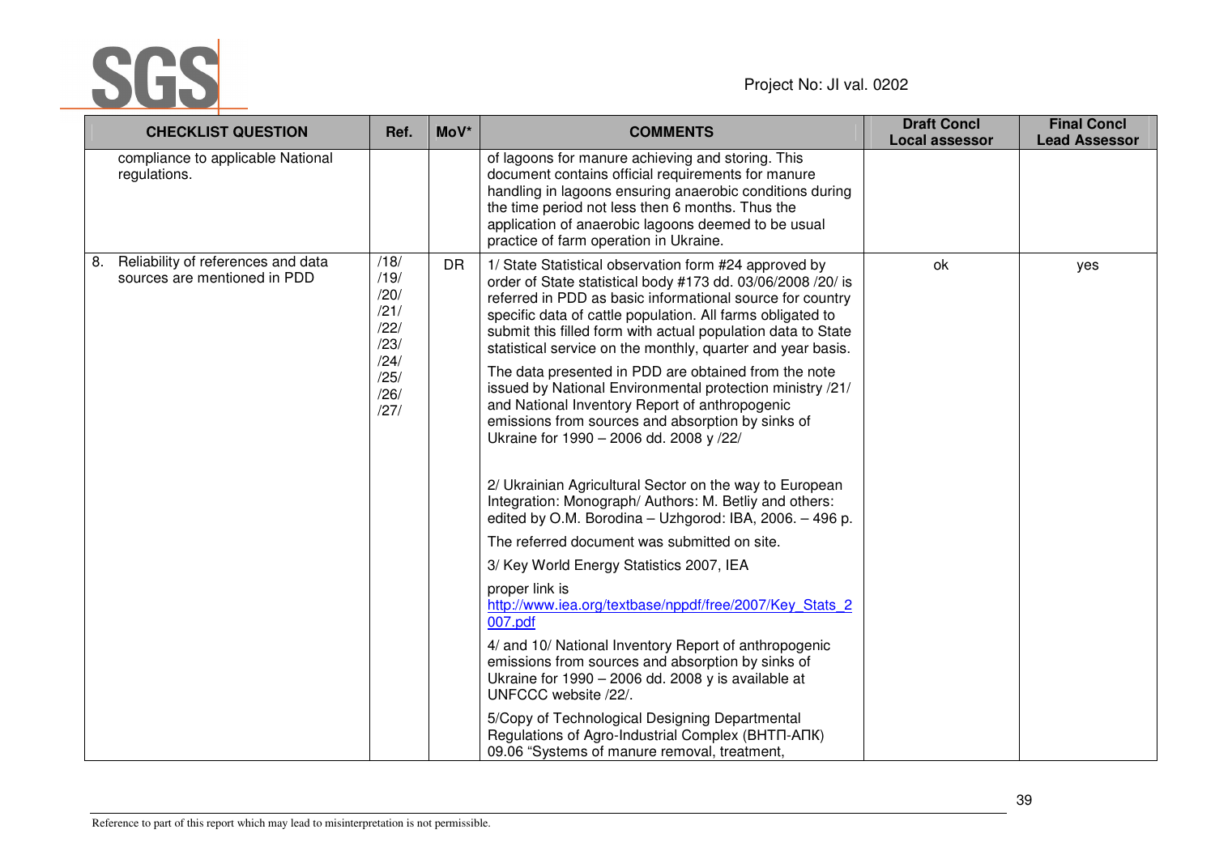| CHECKLIST QUESTION | Ref. | MoV* | COMMENTS | Draft Concl Local assessor | Final Concl Lead Assessor |
|---|---|---|---|---|---|
| compliance to applicable National regulations. | | | of lagoons for manure achieving and storing. This document contains official requirements for manure handling in lagoons ensuring anaerobic conditions during the time period not less then 6 months. Thus the application of anaerobic lagoons deemed to be usual practice of farm operation in Ukraine. | | |
| 8. Reliability of references and data sources are mentioned in PDD | /18/ /19/ /20/ /21/ /22/ /23/ /24/ /25/ /26/ /27/ | DR | 1/ State Statistical observation form #24 approved by order of State statistical body #173 dd. 03/06/2008 /20/ is referred in PDD as basic informational source for country specific data of cattle population. All farms obligated to submit this filled form with actual population data to State statistical service on the monthly, quarter and year basis.<br><br>The data presented in PDD are obtained from the note issued by National Environmental protection ministry /21/ and National Inventory Report of anthropogenic emissions from sources and absorption by sinks of Ukraine for 1990 – 2006 dd. 2008 y /22/<br><br>2/ Ukrainian Agricultural Sector on the way to European Integration: Monograph/ Authors: M. Betliy and others: edited by O.M. Borodina – Uzhgorod: IBA, 2006. – 496 p.<br><br>The referred document was submitted on site.<br><br>3/ Key World Energy Statistics 2007, IEA<br><br>proper link is http://www.iea.org/textbase/nppdf/free/2007/Key_Stats_2007.pdf<br><br>4/ and 10/ National Inventory Report of anthropogenic emissions from sources and absorption by sinks of Ukraine for 1990 – 2006 dd. 2008 y is available at UNFCCC website /22/.<br><br>5/Copy of Technological Designing Departmental Regulations of Agro-Industrial Complex (ВНТП-АПК) 09.06 "Systems of manure removal, treatment, | ok | yes |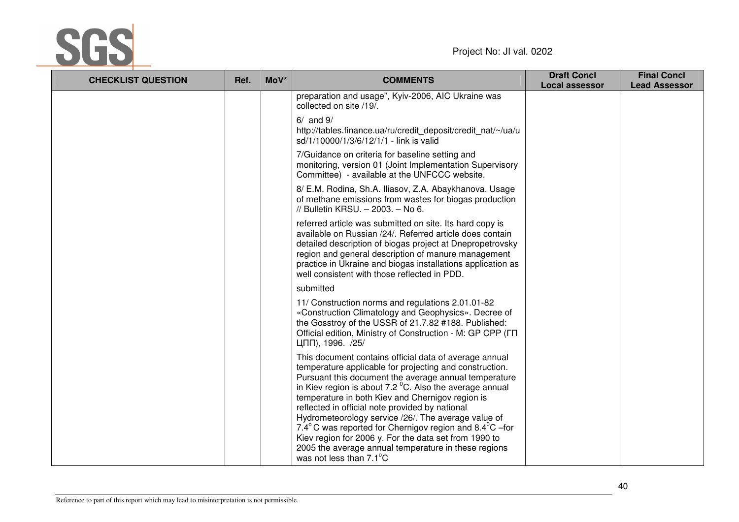| CHECKLIST QUESTION | Ref. | MoV* | COMMENTS | Draft Concl Local assessor | Final Concl Lead Assessor |
|---|---|---|---|---|---|
| | | | preparation and usage", Kyiv-2006, AIC Ukraine was collected on site /19/.<br><br>6/ and 9/<br>http://tables.finance.ua/ru/credit_deposit/credit_nat/~/ua/usd/1/10000/1/3/6/12/1/1 - link is valid<br><br>7/Guidance on criteria for baseline setting and monitoring, version 01 (Joint Implementation Supervisory Committee) - available at the UNFCCC website.<br><br>8/ E.M. Rodina, Sh.A. Iliasov, Z.A. Abaykhanova. Usage of methane emissions from wastes for biogas production // Bulletin KRSU. – 2003. – No 6.<br><br>referred article was submitted on site. Its hard copy is available on Russian /24/. Referred article does contain detailed description of biogas project at Dnepropetrovsky region and general description of manure management practice in Ukraine and biogas installations application as well consistent with those reflected in PDD.<br><br>submitted<br><br>11/ Construction norms and regulations 2.01.01-82 «Construction Climatology and Geophysics». Decree of the Gosstroy of the USSR of 21.7.82 #188. Published: Official edition, Ministry of Construction - M: GP CPP (ГП ЦПП), 1996. /25/<br><br>This document contains official data of average annual temperature applicable for projecting and construction. Pursuant this document the average annual temperature in Kiev region is about 7.2 $^{0}$C. Also the average annual temperature in both Kiev and Chernigov region is reflected in official note provided by national Hydrometeorology service /26/. The average value of 7.4$^{o}$ C was reported for Chernigov region and 8.4$^{0}$C –for Kiev region for 2006 y. For the data set from 1990 to 2005 the average annual temperature in these regions was not less than 7.1$^{o}$C | | |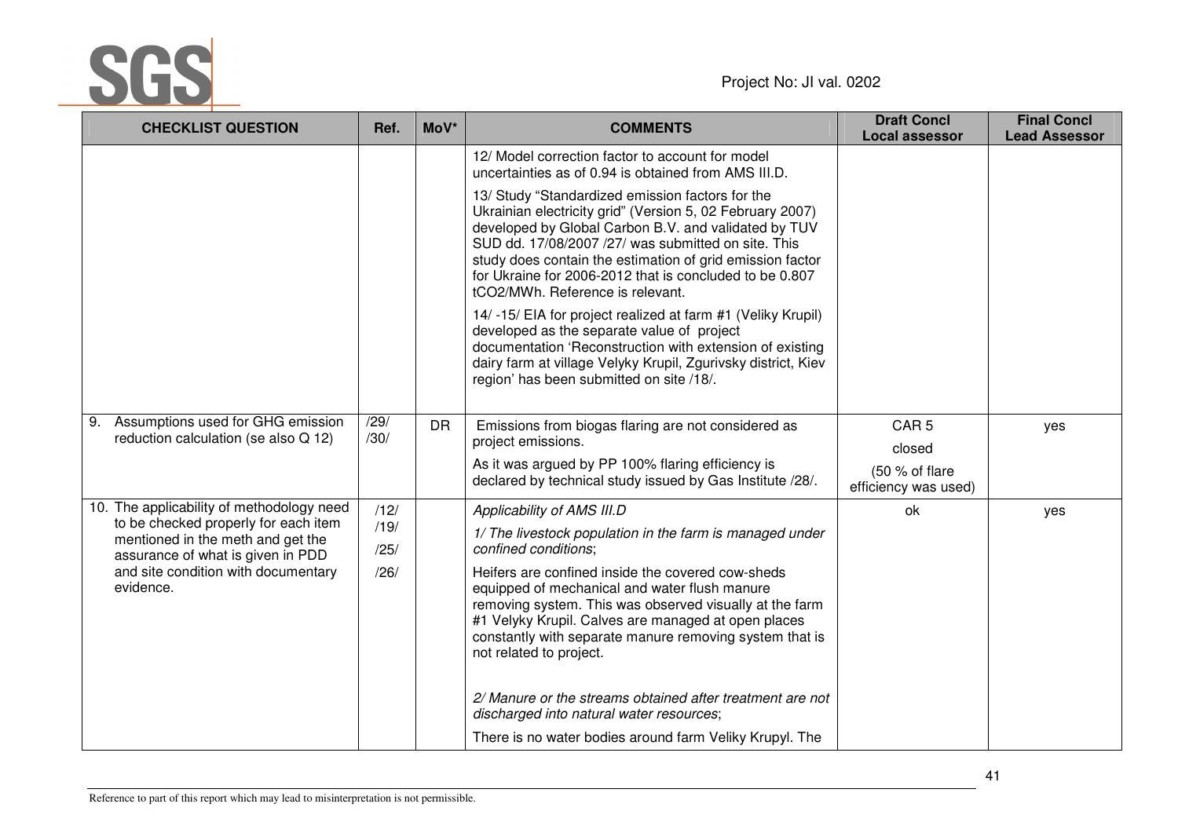| CHECKLIST QUESTION | Ref. | MoV* | COMMENTS | Draft Concl Local assessor | Final Concl Lead Assessor |
|---|---|---|---|---|---|
| | | | 12/ Model correction factor to account for model uncertainties as of 0.94 is obtained from AMS III.D.<br><br>13/ Study "Standardized emission factors for the Ukrainian electricity grid" (Version 5, 02 February 2007) developed by Global Carbon B.V. and validated by TUV SUD dd. 17/08/2007 /27/ was submitted on site. This study does contain the estimation of grid emission factor for Ukraine for 2006-2012 that is concluded to be 0.807 $tCO_2/MWh$. Reference is relevant.<br><br>14/ -15/ EIA for project realized at farm #1 (Veliky Krupil) developed as the separate value of project documentation 'Reconstruction with extension of existing dairy farm at village Velyky Krupil, Zgurivsky district, Kiev region' has been submitted on site /18/. | | |
| 9. Assumptions used for GHG emission reduction calculation (se also Q 12) | /29/<br>/30/ | DR | Emissions from biogas flaring are not considered as project emissions.<br><br>As it was argued by PP 100% flaring efficiency is declared by technical study issued by Gas Institute /28/. | CAR 5<br><br>closed<br><br>(50 % of flare efficiency was used) | yes |
| 10. The applicability of methodology need to be checked properly for each item mentioned in the meth and get the assurance of what is given in PDD and site condition with documentary evidence. | /12/<br>/19/<br>/25/<br>/26/ | | *Applicability of AMS III.D*<br><br>*1/ The livestock population in the farm is managed under confined conditions*;<br><br>Heifers are confined inside the covered cow-sheds equipped of mechanical and water flush manure removing system. This was observed visually at the farm #1 Velyky Krupil. Calves are managed at open places constantly with separate manure removing system that is not related to project.<br><br>*2/ Manure or the streams obtained after treatment are not discharged into natural water resources*;<br><br>There is no water bodies around farm Veliky Krupyl. The | ok | yes |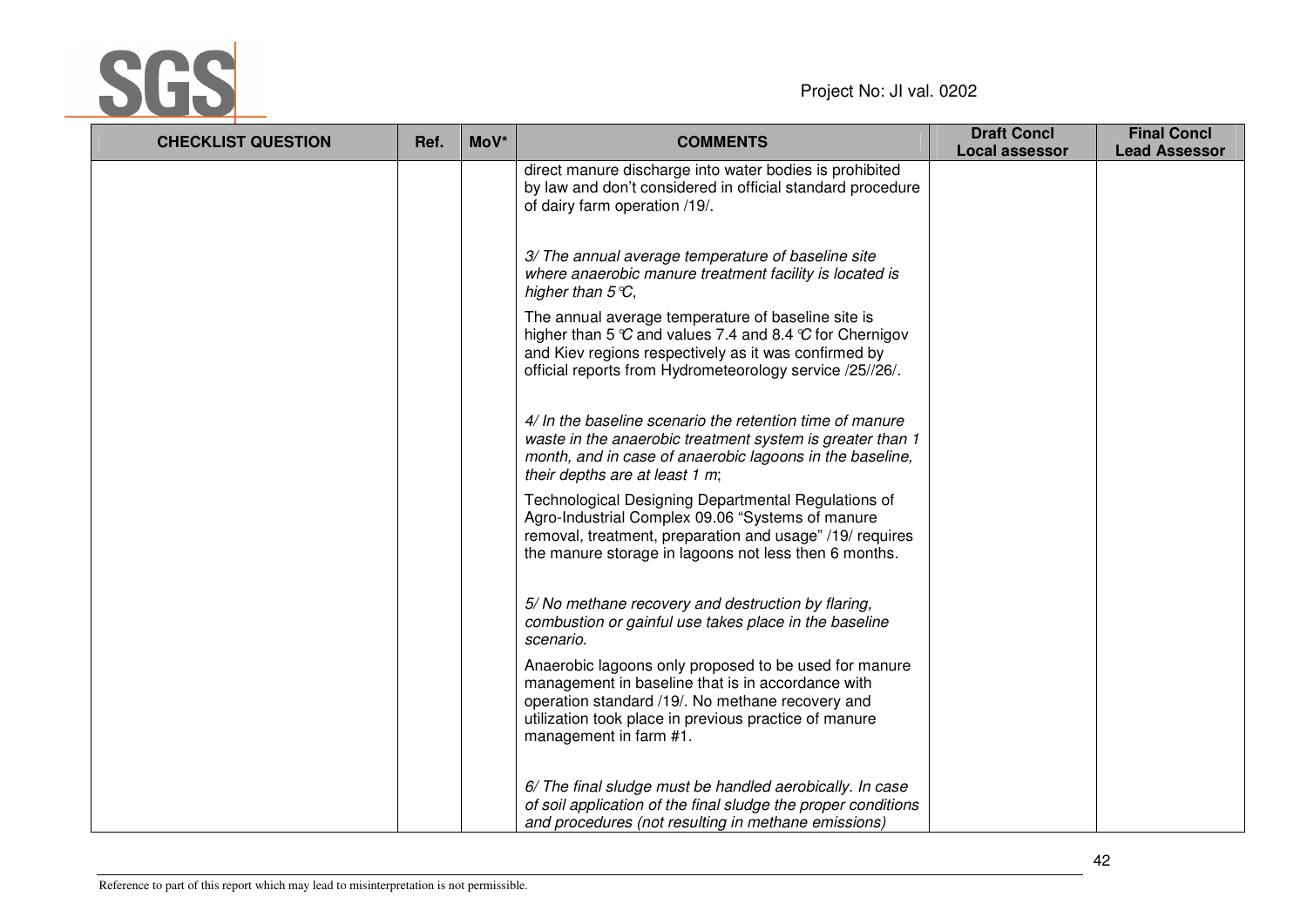| CHECKLIST QUESTION | Ref. | MoV* | COMMENTS | Draft Concl Local assessor | Final Concl Lead Assessor |
|---|---|---|---|---|---|
| | | | direct manure discharge into water bodies is prohibited by law and don't considered in official standard procedure of dairy farm operation /19/.<br><br>*3/ The annual average temperature of baseline site where anaerobic manure treatment facility is located is higher than 5°C,*<br><br>The annual average temperature of baseline site is higher than 5 °C and values 7.4 and 8.4 °C for Chernigov and Kiev regions respectively as it was confirmed by official reports from Hydrometeorology service /25//26/.<br><br>*4/ In the baseline scenario the retention time of manure waste in the anaerobic treatment system is greater than 1 month, and in case of anaerobic lagoons in the baseline, their depths are at least 1 m;*<br><br>Technological Designing Departmental Regulations of Agro-Industrial Complex 09.06 "Systems of manure removal, treatment, preparation and usage" /19/ requires the manure storage in lagoons not less then 6 months.<br><br>*5/ No methane recovery and destruction by flaring, combustion or gainful use takes place in the baseline scenario.*<br><br>Anaerobic lagoons only proposed to be used for manure management in baseline that is in accordance with operation standard /19/. No methane recovery and utilization took place in previous practice of manure management in farm #1.<br><br>*6/ The final sludge must be handled aerobically. In case of soil application of the final sludge the proper conditions and procedures (not resulting in methane emissions)* | | |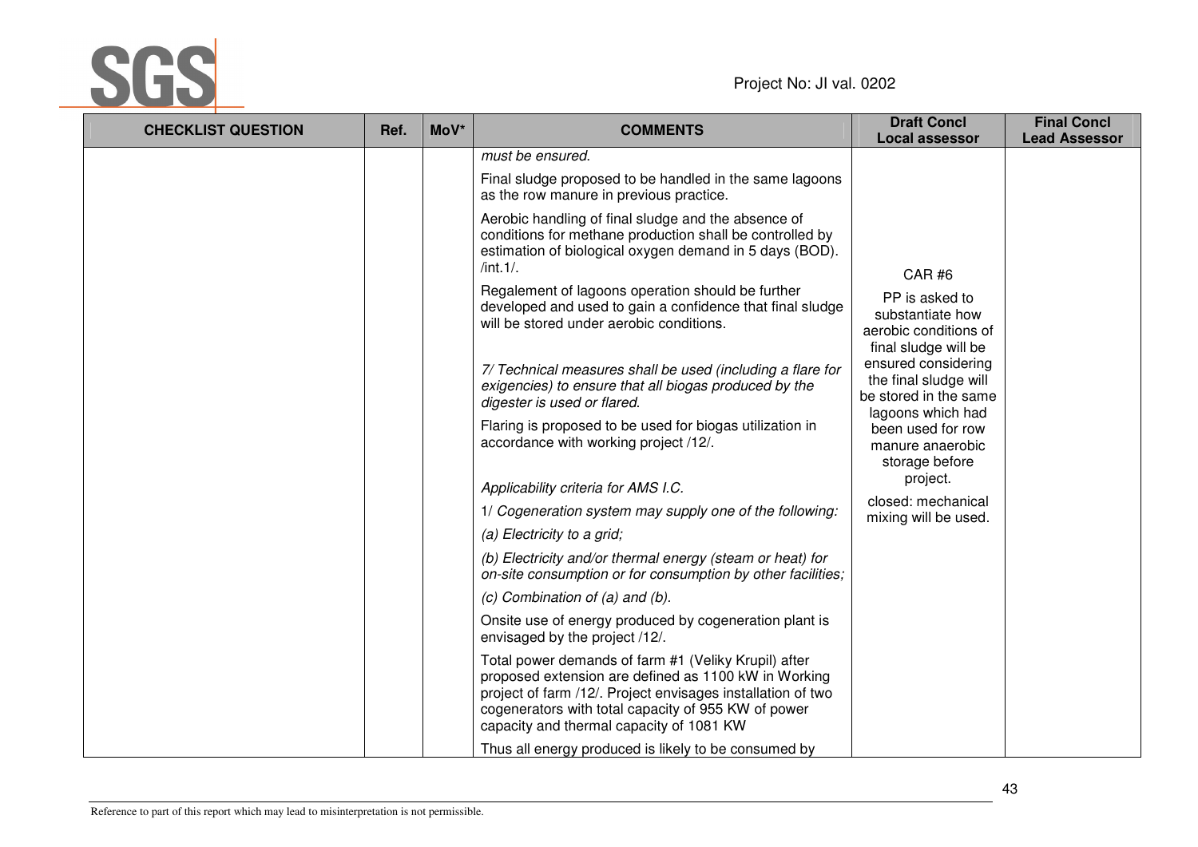| CHECKLIST QUESTION | Ref. | MoV* | COMMENTS | Draft Concl Local assessor | Final Concl Lead Assessor |
|---|---|---|---|---|---|
| | | | *must be ensured.*<br><br>Final sludge proposed to be handled in the same lagoons as the row manure in previous practice.<br><br>Aerobic handling of final sludge and the absence of conditions for methane production shall be controlled by estimation of biological oxygen demand in 5 days (BOD). /int.1/.<br><br>Regalement of lagoons operation should be further developed and used to gain a confidence that final sludge will be stored under aerobic conditions.<br><br>*7/ Technical measures shall be used (including a flare for exigencies) to ensure that all biogas produced by the digester is used or flared.*<br><br>Flaring is proposed to be used for biogas utilization in accordance with working project /12/.<br><br>*Applicability criteria for AMS I.C.*<br><br>1/ *Cogeneration system may supply one of the following:*<br><br>*(a) Electricity to a grid;*<br><br>*(b) Electricity and/or thermal energy (steam or heat) for on-site consumption or for consumption by other facilities;*<br><br>*(c) Combination of (a) and (b).*<br><br>Onsite use of energy produced by cogeneration plant is envisaged by the project /12/.<br><br>Total power demands of farm #1 (Veliky Krupil) after proposed extension are defined as 1100 kW in Working project of farm /12/. Project envisages installation of two cogenerators with total capacity of 955 KW of power capacity and thermal capacity of 1081 KW<br><br>Thus all energy produced is likely to be consumed by | CAR #6<br><br>PP is asked to substantiate how aerobic conditions of final sludge will be ensured considering the final sludge will be stored in the same lagoons which had been used for row manure anaerobic storage before project.<br><br>closed: mechanical mixing will be used. | |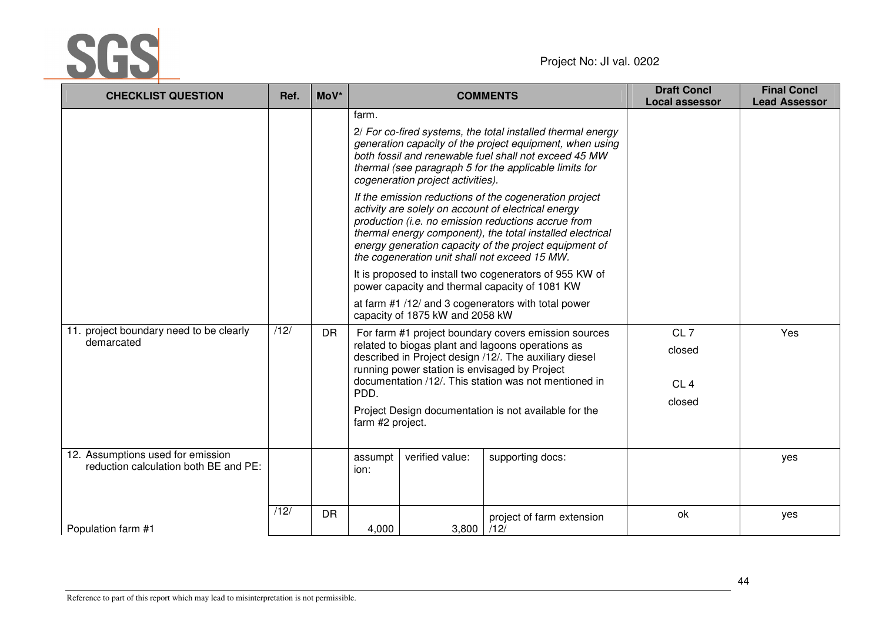| CHECKLIST QUESTION | Ref. | MoV* | COMMENTS | | | Draft Concl Local assessor | Final Concl Lead Assessor |
|---|---|---|---|---|---|---|---|
| | | | farm.<br>*2/ For co-fired systems, the total installed thermal energy generation capacity of the project equipment, when using both fossil and renewable fuel shall not exceed 45 MW thermal (see paragraph 5 for the applicable limits for cogeneration project activities).*<br>*If the emission reductions of the cogeneration project activity are solely on account of electrical energy production (i.e. no emission reductions accrue from thermal energy component), the total installed electrical energy generation capacity of the project equipment of the cogeneration unit shall not exceed 15 MW.*<br>It is proposed to install two cogenerators of 955 KW of power capacity and thermal capacity of 1081 KW<br>at farm #1 /12/ and 3 cogenerators with total power capacity of 1875 kW and 2058 kW | | | | |
| 11. project boundary need to be clearly demarcated | /12/ | DR | For farm #1 project boundary covers emission sources related to biogas plant and lagoons operations as described in Project design /12/. The auxiliary diesel running power station is envisaged by Project documentation /12/. This station was not mentioned in PDD.<br>Project Design documentation is not available for the farm #2 project. | | | CL 7<br>closed<br><br>CL 4<br>closed | Yes |
| 12. Assumptions used for emission reduction calculation both BE and PE: | | | assumption: | verified value: | supporting docs: | | yes |
| Population farm #1 | /12/ | DR | 4,000 | 3,800 | project of farm extension /12/ | ok | yes |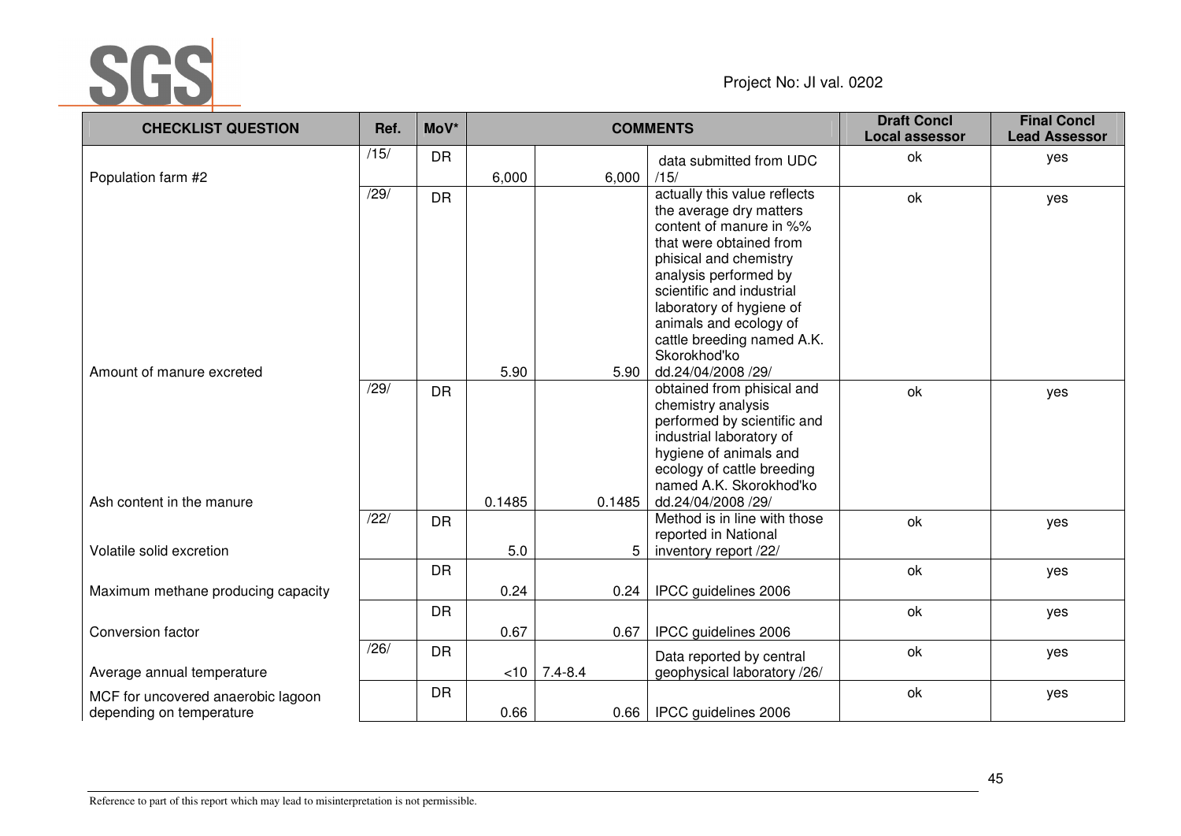Project No: JI val. 0202

| CHECKLIST QUESTION | Ref. | MoV* | COMMENTS | | | Draft Concl Local assessor | Final Concl Lead Assessor |
|---|---|---|---|---|---|---|---|
| Population farm #2 | /15/ | DR | 6,000 | 6,000 | data submitted from UDC /15/ | ok | yes |
| Amount of manure excreted | /29/ | DR | 5.90 | 5.90 | actually this value reflects the average dry matters content of manure in %% that were obtained from phisical and chemistry analysis performed by scientific and industrial laboratory of hygiene of animals and ecology of cattle breeding named A.K. Skorokhod'ko dd.24/04/2008 /29/ | ok | yes |
| Ash content in the manure | /29/ | DR | 0.1485 | 0.1485 | obtained from phisical and chemistry analysis performed by scientific and industrial laboratory of hygiene of animals and ecology of cattle breeding named A.K. Skorokhod'ko dd.24/04/2008 /29/ | ok | yes |
| Volatile solid excretion | /22/ | DR | 5.0 | 5 | Method is in line with those reported in National inventory report /22/ | ok | yes |
| Maximum methane producing capacity | | DR | 0.24 | 0.24 | IPCC guidelines 2006 | ok | yes |
| Conversion factor | | DR | 0.67 | 0.67 | IPCC guidelines 2006 | ok | yes |
| Average annual temperature | /26/ | DR | <10 | 7.4-8.4 | Data reported by central geophysical laboratory /26/ | ok | yes |
| MCF for uncovered anaerobic lagoon depending on temperature | | DR | 0.66 | 0.66 | IPCC guidelines 2006 | ok | yes |

Reference to part of this report which may lead to misinterpretation is not permissible.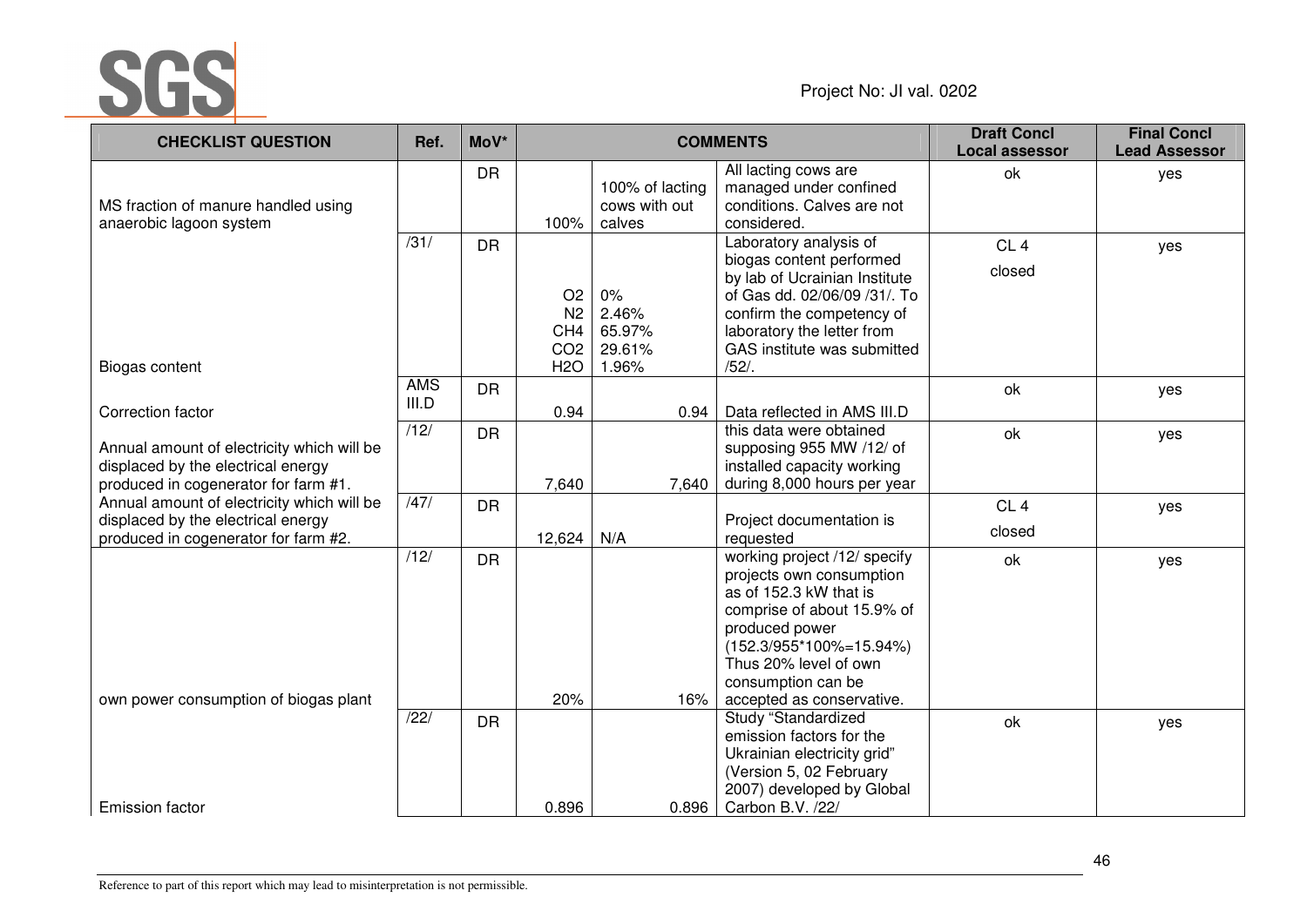Project No: JI val. 0202

| CHECKLIST QUESTION | Ref. | MoV* | COMMENTS | | | Draft Concl Local assessor | Final Concl Lead Assessor |
|---|---|---|---|---|---|---|---|
| MS fraction of manure handled using anaerobic lagoon system | | DR | 100% | 100% of lacting cows with out calves | All lacting cows are managed under confined conditions. Calves are not considered. | ok | yes |
| Biogas content | /31/ | DR | $O_2$<br>$N_2$<br>$CH_4$<br>$CO_2$<br>$H_2O$ | 0%<br>2.46%<br>65.97%<br>29.61%<br>1.96% | Laboratory analysis of biogas content performed by lab of Ucrainian Institute of Gas dd. 02/06/09 /31/. To confirm the competency of laboratory the letter from GAS institute was submitted /52/. | CL 4<br>closed | yes |
| Correction factor | AMS III.D | DR | 0.94 | 0.94 | Data reflected in AMS III.D | ok | yes |
| Annual amount of electricity which will be displaced by the electrical energy produced in cogenerator for farm #1. | /12/ | DR | 7,640 | 7,640 | this data were obtained supposing 955 MW /12/ of installed capacity working during 8,000 hours per year | ok | yes |
| Annual amount of electricity which will be displaced by the electrical energy produced in cogenerator for farm #2. | /47/ | DR | 12,624 | N/A | Project documentation is requested | CL 4<br>closed | yes |
| own power consumption of biogas plant | /12/ | DR | 20% | 16% | working project /12/ specify projects own consumption as of 152.3 kW that is comprise of about 15.9% of produced power (152.3/955*100%=15.94%) Thus 20% level of own consumption can be accepted as conservative. | ok | yes |
| Emission factor | /22/ | DR | 0.896 | 0.896 | Study "Standardized emission factors for the Ukrainian electricity grid" (Version 5, 02 February 2007) developed by Global Carbon B.V. /22/ | ok | yes |

Reference to part of this report which may lead to misinterpretation is not permissible.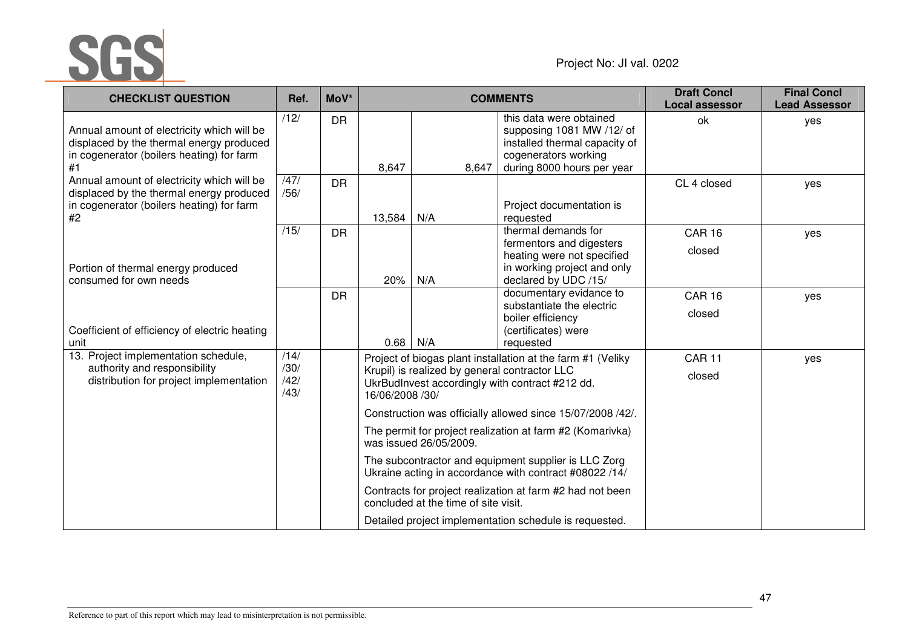Project No: JI val. 0202

| CHECKLIST QUESTION | Ref. | MoV* | COMMENTS | | | Draft Concl Local assessor | Final Concl Lead Assessor |
|---|---|---|---|---|---|---|---|
| Annual amount of electricity which will be displaced by the thermal energy produced in cogenerator (boilers heating) for farm #1 | /12/ | DR | 8,647 | 8,647 | this data were obtained supposing 1081 MW /12/ of installed thermal capacity of cogenerators working during 8000 hours per year | ok | yes |
| Annual amount of electricity which will be displaced by the thermal energy produced in cogenerator (boilers heating) for farm #2 | /47/ /56/ | DR | 13,584 | N/A | Project documentation is requested | CL 4 closed | yes |
| Portion of thermal energy produced consumed for own needs | /15/ | DR | 20% | N/A | thermal demands for fermentors and digesters heating were not specified in working project and only declared by UDC /15/ | CAR 16 closed | yes |
| Coefficient of efficiency of electric heating unit | | DR | 0.68 | N/A | documentary evidance to substantiate the electric boiler efficiency (certificates) were requested | CAR 16 closed | yes |
| 13. Project implementation schedule, authority and responsibility distribution for project implementation | /14/ /30/ /42/ /43/ | | Project of biogas plant installation at the farm #1 (Veliky Krupil) is realized by general contractor LLC UkrBudInvest accordingly with contract #212 dd. 16/06/2008 /30/<br><br>Construction was officially allowed since 15/07/2008 /42/.<br><br>The permit for project realization at farm #2 (Komarivka) was issued 26/05/2009.<br><br>The subcontractor and equipment supplier is LLC Zorg Ukraine acting in accordance with contract #08022 /14/<br><br>Contracts for project realization at farm #2 had not been concluded at the time of site visit.<br><br>Detailed project implementation schedule is requested. | | | CAR 11 closed | yes |

Reference to part of this report which may lead to misinterpretation is not permissible.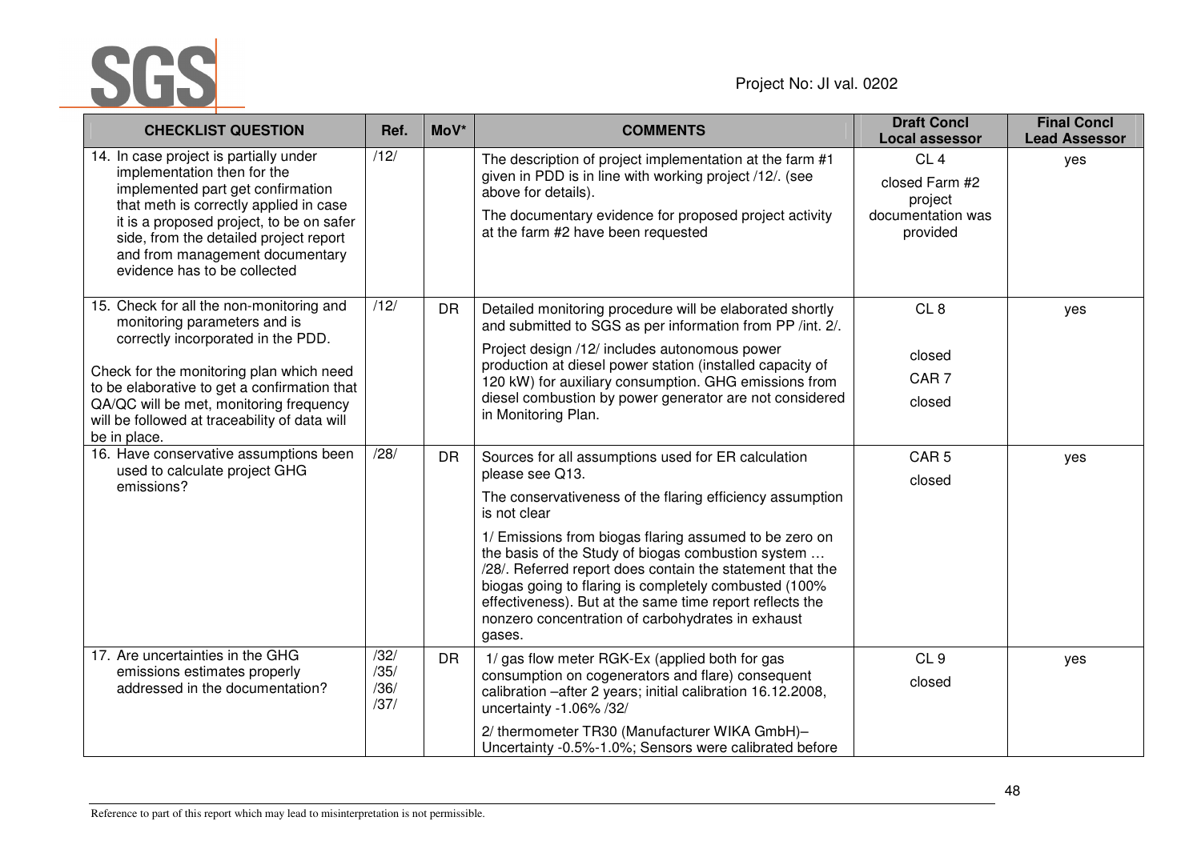Project No: JI val. 0202

| CHECKLIST QUESTION | Ref. | MoV* | COMMENTS | Draft Concl Local assessor | Final Concl Lead Assessor |
|---|---|---|---|---|---|
| 14. In case project is partially under implementation then for the implemented part get confirmation that meth is correctly applied in case it is a proposed project, to be on safer side, from the detailed project report and from management documentary evidence has to be collected | /12/ | | The description of project implementation at the farm #1 given in PDD is in line with working project /12/. (see above for details).<br>The documentary evidence for proposed project activity at the farm #2 have been requested | CL 4<br>closed Farm #2 project documentation was provided | yes |
| 15. Check for all the non-monitoring and monitoring parameters and is correctly incorporated in the PDD.<br>Check for the monitoring plan which need to be elaborative to get a confirmation that QA/QC will be met, monitoring frequency will be followed at traceability of data will be in place. | /12/ | DR | Detailed monitoring procedure will be elaborated shortly and submitted to SGS as per information from PP /int. 2/.<br>Project design /12/ includes autonomous power production at diesel power station (installed capacity of 120 kW) for auxiliary consumption. GHG emissions from diesel combustion by power generator are not considered in Monitoring Plan. | CL 8<br>closed<br>CAR 7<br>closed | yes |
| 16. Have conservative assumptions been used to calculate project GHG emissions? | /28/ | DR | Sources for all assumptions used for ER calculation please see Q13.<br>The conservativeness of the flaring efficiency assumption is not clear<br>1/ Emissions from biogas flaring assumed to be zero on the basis of the Study of biogas combustion system … /28/. Referred report does contain the statement that the biogas going to flaring is completely combusted (100% effectiveness). But at the same time report reflects the nonzero concentration of carbohydrates in exhaust gases. | CAR 5<br>closed | yes |
| 17. Are uncertainties in the GHG emissions estimates properly addressed in the documentation? | /32/<br>/35/<br>/36/<br>/37/ | DR | 1/ gas flow meter RGK-Ex (applied both for gas consumption on cogenerators and flare) consequent calibration –after 2 years; initial calibration 16.12.2008, uncertainty -1.06% /32/<br>2/ thermometer TR30 (Manufacturer WIKA GmbH)– Uncertainty -0.5%-1.0%; Sensors were calibrated before | CL 9<br>closed | yes |

Reference to part of this report which may lead to misinterpretation is not permissible.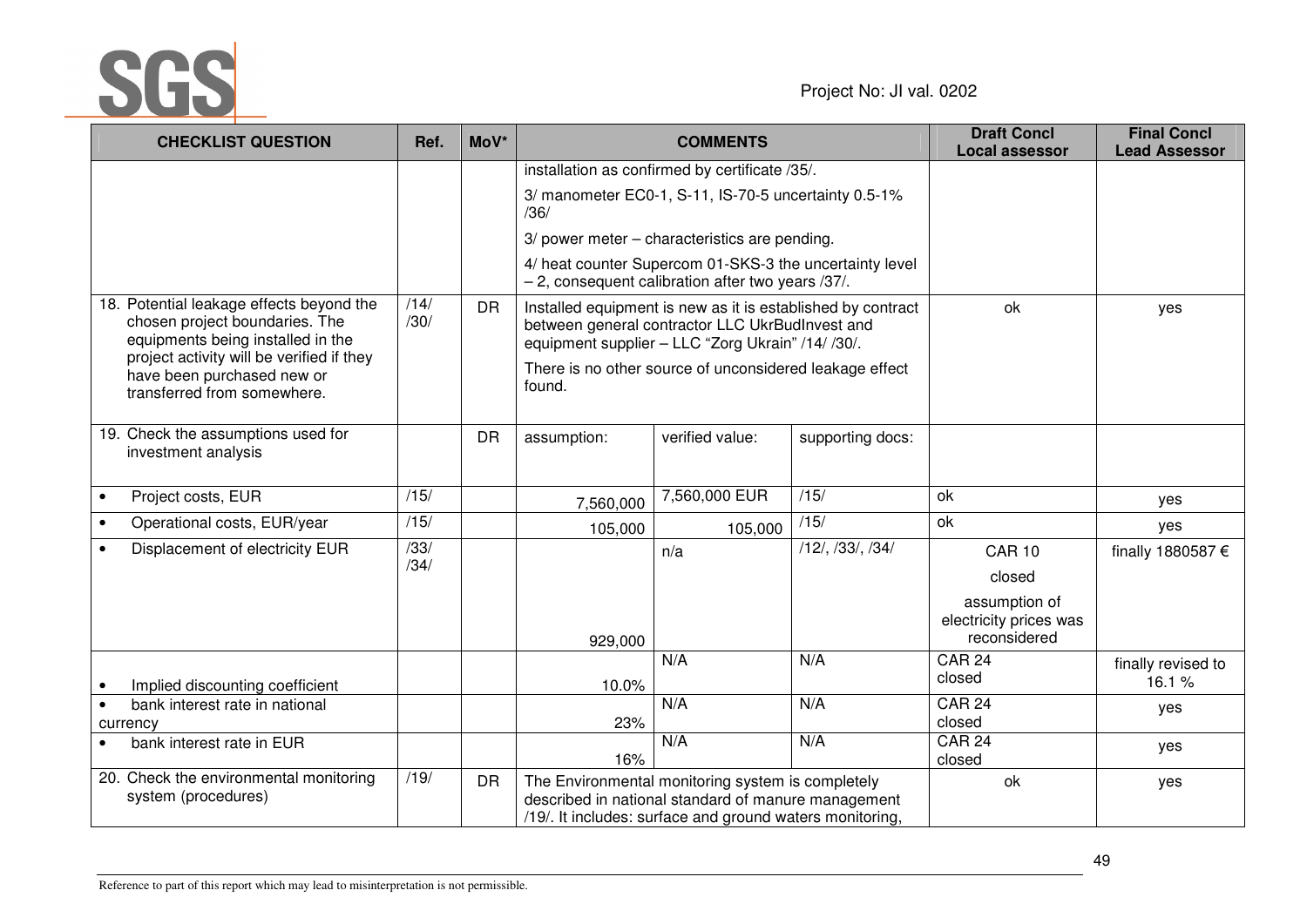| CHECKLIST QUESTION | Ref. | MoV* | COMMENTS | | | Draft Concl Local assessor | Final Concl Lead Assessor |
|---|---|---|---|---|---|---|---|
| | | | installation as confirmed by certificate /35/.<br>3/ manometer EC0-1, S-11, IS-70-5 uncertainty 0.5-1% /36/<br>3/ power meter – characteristics are pending.<br>4/ heat counter Supercom 01-SKS-3 the uncertainty level – 2, consequent calibration after two years /37/. | | | | |
| 18. Potential leakage effects beyond the chosen project boundaries. The equipments being installed in the project activity will be verified if they have been purchased new or transferred from somewhere. | /14/ /30/ | DR | Installed equipment is new as it is established by contract between general contractor LLC UkrBudInvest and equipment supplier – LLC "Zorg Ukrain" /14/ /30/.<br>There is no other source of unconsidered leakage effect found. | | | ok | yes |
| 19. Check the assumptions used for investment analysis | | DR | assumption: | verified value: | supporting docs: | | |
| • Project costs, EUR | /15/ | | 7,560,000 | 7,560,000 EUR | /15/ | ok | yes |
| • Operational costs, EUR/year | /15/ | | 105,000 | 105,000 | /15/ | ok | yes |
| • Displacement of electricity EUR | /33/ /34/ | | 929,000 | n/a | /12/, /33/, /34/ | CAR 10<br>closed<br>assumption of electricity prices was reconsidered | finally 1880587 € |
| • Implied discounting coefficient | | | 10.0% | N/A | N/A | CAR 24 closed | finally revised to 16.1 % |
| • bank interest rate in national currency | | | 23% | N/A | N/A | CAR 24 closed | yes |
| • bank interest rate in EUR | | | 16% | N/A | N/A | CAR 24 closed | yes |
| 20. Check the environmental monitoring system (procedures) | /19/ | DR | The Environmental monitoring system is completely described in national standard of manure management /19/. It includes: surface and ground waters monitoring, | | | ok | yes |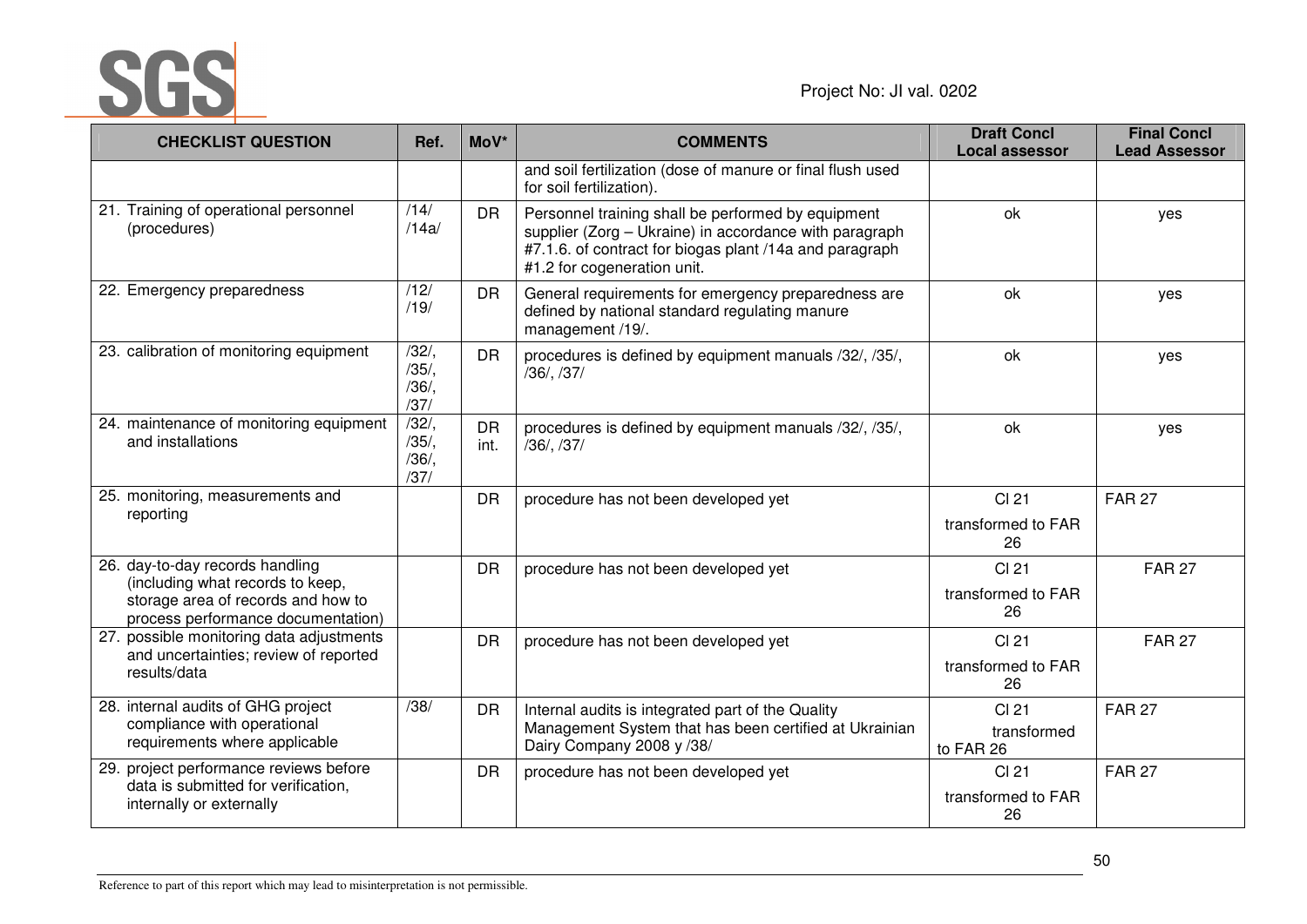| CHECKLIST QUESTION | Ref. | MoV* | COMMENTS | Draft Concl Local assessor | Final Concl Lead Assessor |
|---|---|---|---|---|---|
| | | | and soil fertilization (dose of manure or final flush used for soil fertilization). | | |
| 21. Training of operational personnel (procedures) | /14/ /14a/ | DR | Personnel training shall be performed by equipment supplier (Zorg – Ukraine) in accordance with paragraph #7.1.6. of contract for biogas plant /14a and paragraph #1.2 for cogeneration unit. | ok | yes |
| 22. Emergency preparedness | /12/ /19/ | DR | General requirements for emergency preparedness are defined by national standard regulating manure management /19/. | ok | yes |
| 23. calibration of monitoring equipment | /32/, /35/, /36/, /37/ | DR | procedures is defined by equipment manuals /32/, /35/, /36/, /37/ | ok | yes |
| 24. maintenance of monitoring equipment and installations | /32/, /35/, /36/, /37/ | DR int. | procedures is defined by equipment manuals /32/, /35/, /36/, /37/ | ok | yes |
| 25. monitoring, measurements and reporting | | DR | procedure has not been developed yet | CI 21 transformed to FAR 26 | FAR 27 |
| 26. day-to-day records handling (including what records to keep, storage area of records and how to process performance documentation) | | DR | procedure has not been developed yet | CI 21 transformed to FAR 26 | FAR 27 |
| 27. possible monitoring data adjustments and uncertainties; review of reported results/data | | DR | procedure has not been developed yet | CI 21 transformed to FAR 26 | FAR 27 |
| 28. internal audits of GHG project compliance with operational requirements where applicable | /38/ | DR | Internal audits is integrated part of the Quality Management System that has been certified at Ukrainian Dairy Company 2008 y /38/ | CI 21 transformed to FAR 26 | FAR 27 |
| 29. project performance reviews before data is submitted for verification, internally or externally | | DR | procedure has not been developed yet | CI 21 transformed to FAR 26 | FAR 27 |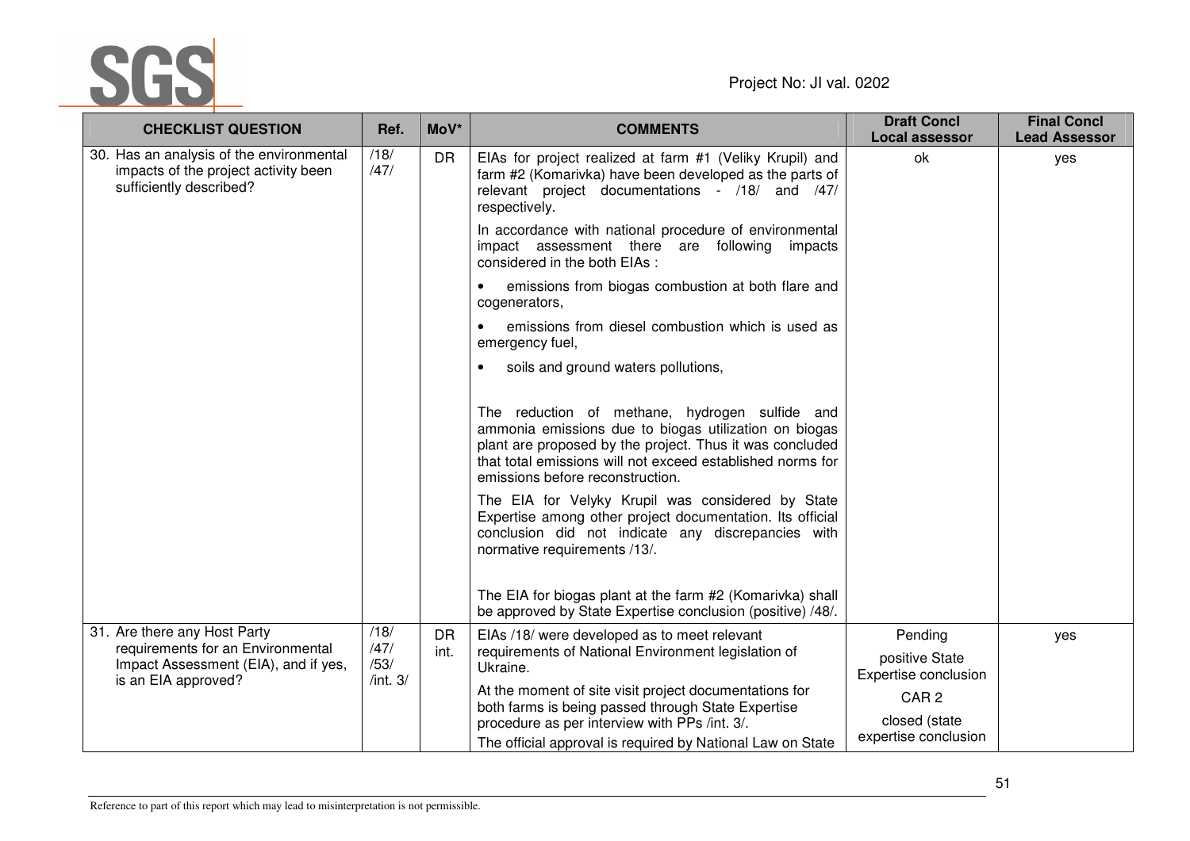| CHECKLIST QUESTION | Ref. | MoV* | COMMENTS | Draft Concl Local assessor | Final Concl Lead Assessor |
|---|---|---|---|---|---|
| 30. Has an analysis of the environmental impacts of the project activity been sufficiently described? | /18/ /47/ | DR | EIAs for project realized at farm #1 (Veliky Krupil) and farm #2 (Komarivka) have been developed as the parts of relevant project documentations - /18/ and /47/ respectively.<br><br>In accordance with national procedure of environmental impact assessment there are following impacts considered in the both EIAs :<br><br>• emissions from biogas combustion at both flare and cogenerators,<br>• emissions from diesel combustion which is used as emergency fuel,<br>• soils and ground waters pollutions,<br><br>The reduction of methane, hydrogen sulfide and ammonia emissions due to biogas utilization on biogas plant are proposed by the project. Thus it was concluded that total emissions will not exceed established norms for emissions before reconstruction.<br><br>The EIA for Velyky Krupil was considered by State Expertise among other project documentation. Its official conclusion did not indicate any discrepancies with normative requirements /13/.<br><br>The EIA for biogas plant at the farm #2 (Komarivka) shall be approved by State Expertise conclusion (positive) /48/. | ok | yes |
| 31. Are there any Host Party requirements for an Environmental Impact Assessment (EIA), and if yes, is an EIA approved? | /18/ /47/ /53/ /int. 3/ | DR int. | EIAs /18/ were developed as to meet relevant requirements of National Environment legislation of Ukraine.<br><br>At the moment of site visit project documentations for both farms is being passed through State Expertise procedure as per interview with PPs /int. 3/.<br><br>The official approval is required by National Law on State | Pending<br><br>positive State Expertise conclusion<br><br>CAR 2<br><br>closed (state expertise conclusion | yes |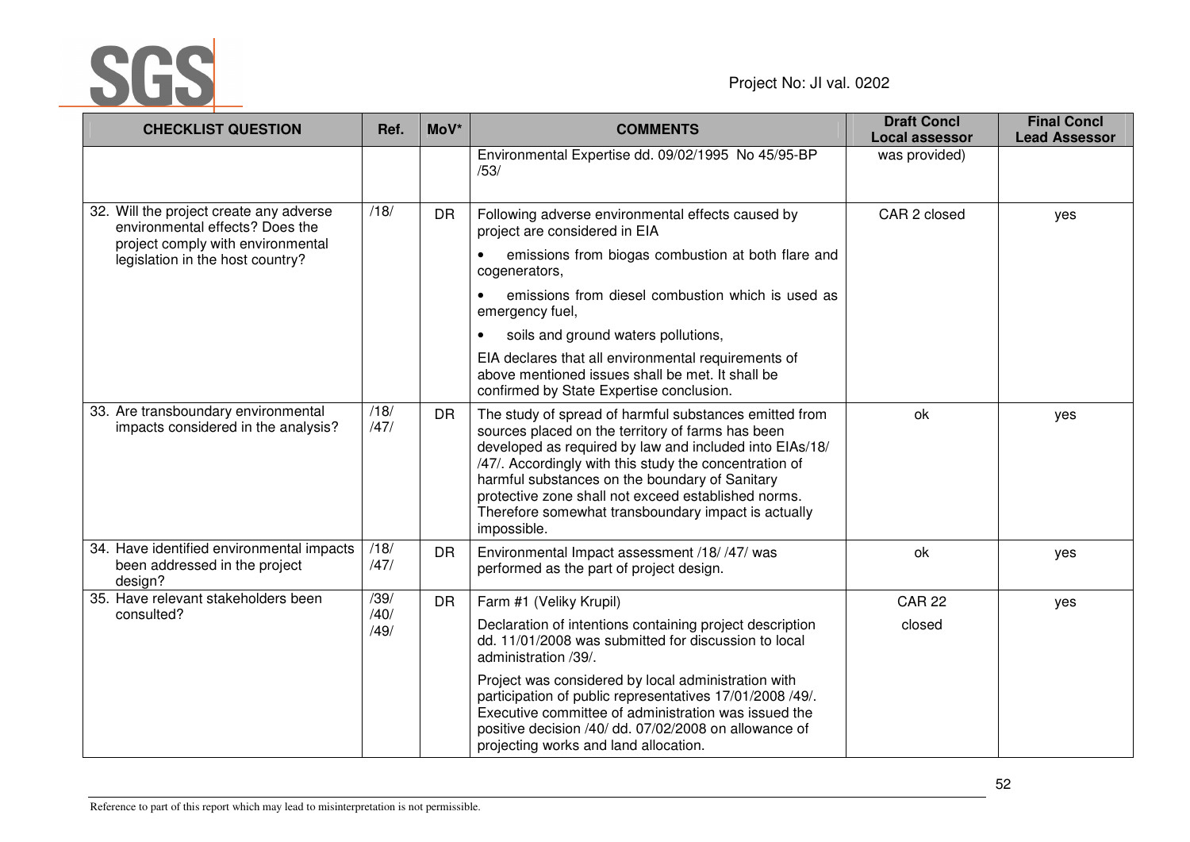| CHECKLIST QUESTION | Ref. | MoV* | COMMENTS | Draft Concl Local assessor | Final Concl Lead Assessor |
|---|---|---|---|---|---|
| | | | Environmental Expertise dd. 09/02/1995 No 45/95-BP /53/ | was provided) | |
| 32. Will the project create any adverse environmental effects? Does the project comply with environmental legislation in the host country? | /18/ | DR | Following adverse environmental effects caused by project are considered in EIA<br>• emissions from biogas combustion at both flare and cogenerators,<br>• emissions from diesel combustion which is used as emergency fuel,<br>• soils and ground waters pollutions,<br>EIA declares that all environmental requirements of above mentioned issues shall be met. It shall be confirmed by State Expertise conclusion. | CAR 2 closed | yes |
| 33. Are transboundary environmental impacts considered in the analysis? | /18/ /47/ | DR | The study of spread of harmful substances emitted from sources placed on the territory of farms has been developed as required by law and included into EIAs/18/ /47/. Accordingly with this study the concentration of harmful substances on the boundary of Sanitary protective zone shall not exceed established norms. Therefore somewhat transboundary impact is actually impossible. | ok | yes |
| 34. Have identified environmental impacts been addressed in the project design? | /18/ /47/ | DR | Environmental Impact assessment /18/ /47/ was performed as the part of project design. | ok | yes |
| 35. Have relevant stakeholders been consulted? | /39/ /40/ /49/ | DR | Farm #1 (Veliky Krupil)<br>Declaration of intentions containing project description dd. 11/01/2008 was submitted for discussion to local administration /39/.<br>Project was considered by local administration with participation of public representatives 17/01/2008 /49/. Executive committee of administration was issued the positive decision /40/ dd. 07/02/2008 on allowance of projecting works and land allocation. | CAR 22<br>closed | yes |

Reference to part of this report which may lead to misinterpretation is not permissible.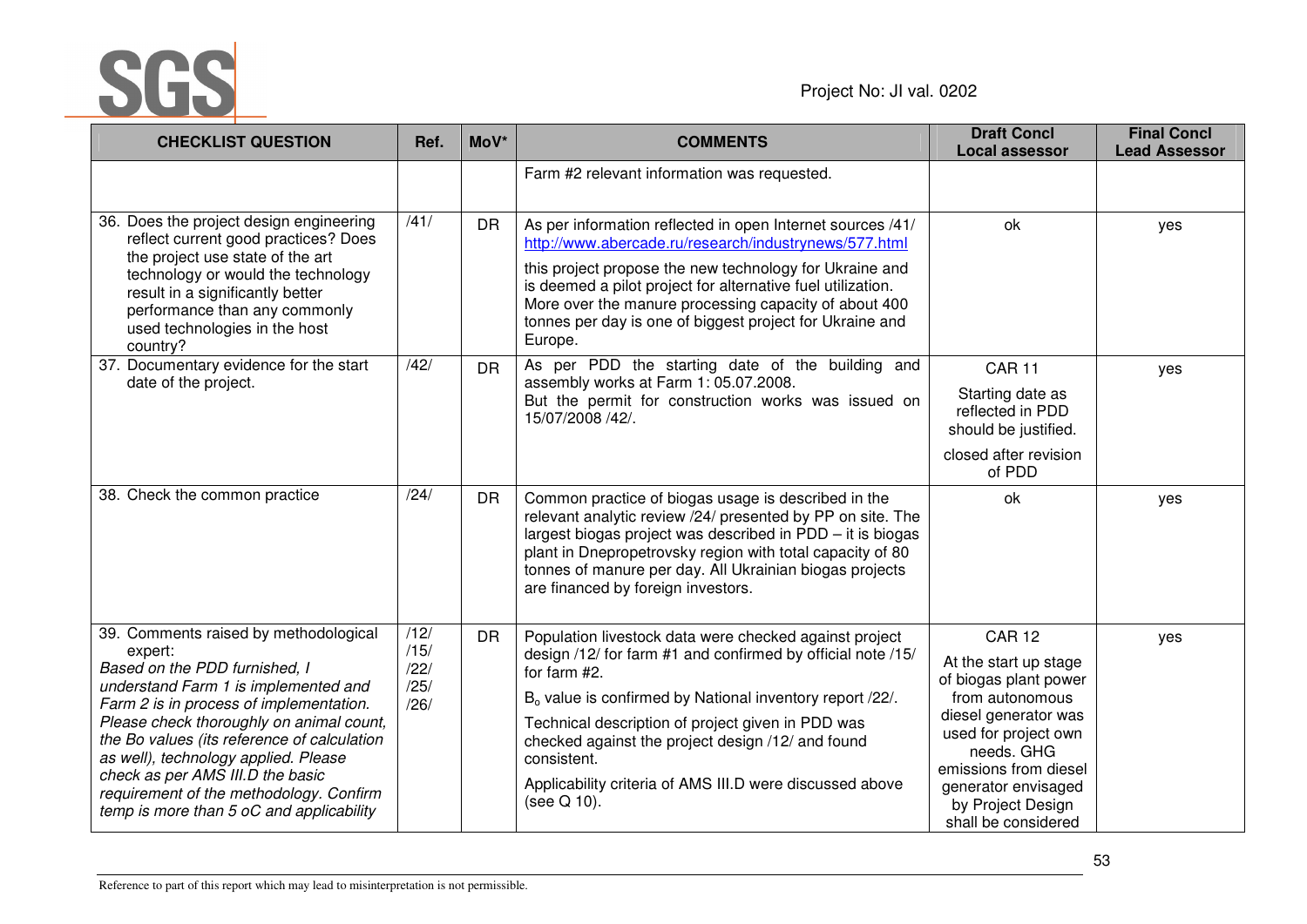| CHECKLIST QUESTION | Ref. | MoV* | COMMENTS | Draft Concl Local assessor | Final Concl Lead Assessor |
|---|---|---|---|---|---|
| | | | Farm #2 relevant information was requested. | | |
| 36. Does the project design engineering reflect current good practices? Does the project use state of the art technology or would the technology result in a significantly better performance than any commonly used technologies in the host country? | /41/ | DR | As per information reflected in open Internet sources /41/ http://www.abercade.ru/research/industrynews/577.html<br><br>this project propose the new technology for Ukraine and is deemed a pilot project for alternative fuel utilization. More over the manure processing capacity of about 400 tonnes per day is one of biggest project for Ukraine and Europe. | ok | yes |
| 37. Documentary evidence for the start date of the project. | /42/ | DR | As per PDD the starting date of the building and assembly works at Farm 1: 05.07.2008.<br>But the permit for construction works was issued on 15/07/2008 /42/. | CAR 11<br><br>Starting date as reflected in PDD should be justified.<br><br>closed after revision of PDD | yes |
| 38. Check the common practice | /24/ | DR | Common practice of biogas usage is described in the relevant analytic review /24/ presented by PP on site. The largest biogas project was described in PDD – it is biogas plant in Dnepropetrovsky region with total capacity of 80 tonnes of manure per day. All Ukrainian biogas projects are financed by foreign investors. | ok | yes |
| 39. Comments raised by methodological expert:<br>*Based on the PDD furnished, I understand Farm 1 is implemented and Farm 2 is in process of implementation. Please check thoroughly on animal count, the Bo values (its reference of calculation as well), technology applied. Please check as per AMS III.D the basic requirement of the methodology. Confirm temp is more than 5 oC and applicability* | /12/<br>/15/<br>/22/<br>/25/<br>/26/ | DR | Population livestock data were checked against project design /12/ for farm #1 and confirmed by official note /15/ for farm #2.<br><br>$B_o$ value is confirmed by National inventory report /22/.<br><br>Technical description of project given in PDD was checked against the project design /12/ and found consistent.<br><br>Applicability criteria of AMS III.D were discussed above (see Q 10). | CAR 12<br><br>At the start up stage of biogas plant power from autonomous diesel generator was used for project own needs. GHG emissions from diesel generator envisaged by Project Design shall be considered | yes |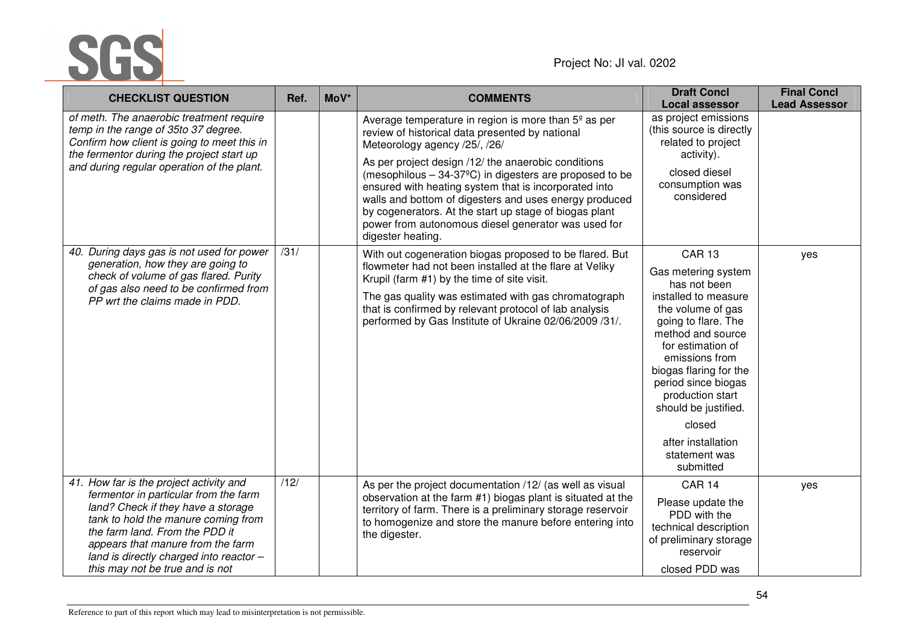| CHECKLIST QUESTION | Ref. | MoV* | COMMENTS | Draft Concl Local assessor | Final Concl Lead Assessor |
|---|---|---|---|---|---|
| *of meth. The anaerobic treatment require temp in the range of 35to 37 degree. Confirm how client is going to meet this in the fermentor during the project start up and during regular operation of the plant.* | | | Average temperature in region is more than 5º as per review of historical data presented by national Meteorology agency /25/, /26/<br><br>As per project design /12/ the anaerobic conditions (mesophilous – 34-37ºC) in digesters are proposed to be ensured with heating system that is incorporated into walls and bottom of digesters and uses energy produced by cogenerators. At the start up stage of biogas plant power from autonomous diesel generator was used for digester heating. | as project emissions (this source is directly related to project activity).<br><br>closed diesel consumption was considered | |
| *40. During days gas is not used for power generation, how they are going to check of volume of gas flared. Purity of gas also need to be confirmed from PP wrt the claims made in PDD.* | /31/ | | With out cogeneration biogas proposed to be flared. But flowmeter had not been installed at the flare at Veliky Krupil (farm #1) by the time of site visit.<br><br>The gas quality was estimated with gas chromatograph that is confirmed by relevant protocol of lab analysis performed by Gas Institute of Ukraine 02/06/2009 /31/. | CAR 13<br><br>Gas metering system has not been installed to measure the volume of gas going to flare. The method and source for estimation of emissions from biogas flaring for the period since biogas production start should be justified.<br><br>closed<br><br>after installation statement was submitted | yes |
| *41. How far is the project activity and fermentor in particular from the farm land? Check if they have a storage tank to hold the manure coming from the farm land. From the PDD it appears that manure from the farm land is directly charged into reactor – this may not be true and is not* | /12/ | | As per the project documentation /12/ (as well as visual observation at the farm #1) biogas plant is situated at the territory of farm. There is a preliminary storage reservoir to homogenize and store the manure before entering into the digester. | CAR 14<br><br>Please update the PDD with the technical description of preliminary storage reservoir<br><br>closed PDD was | yes |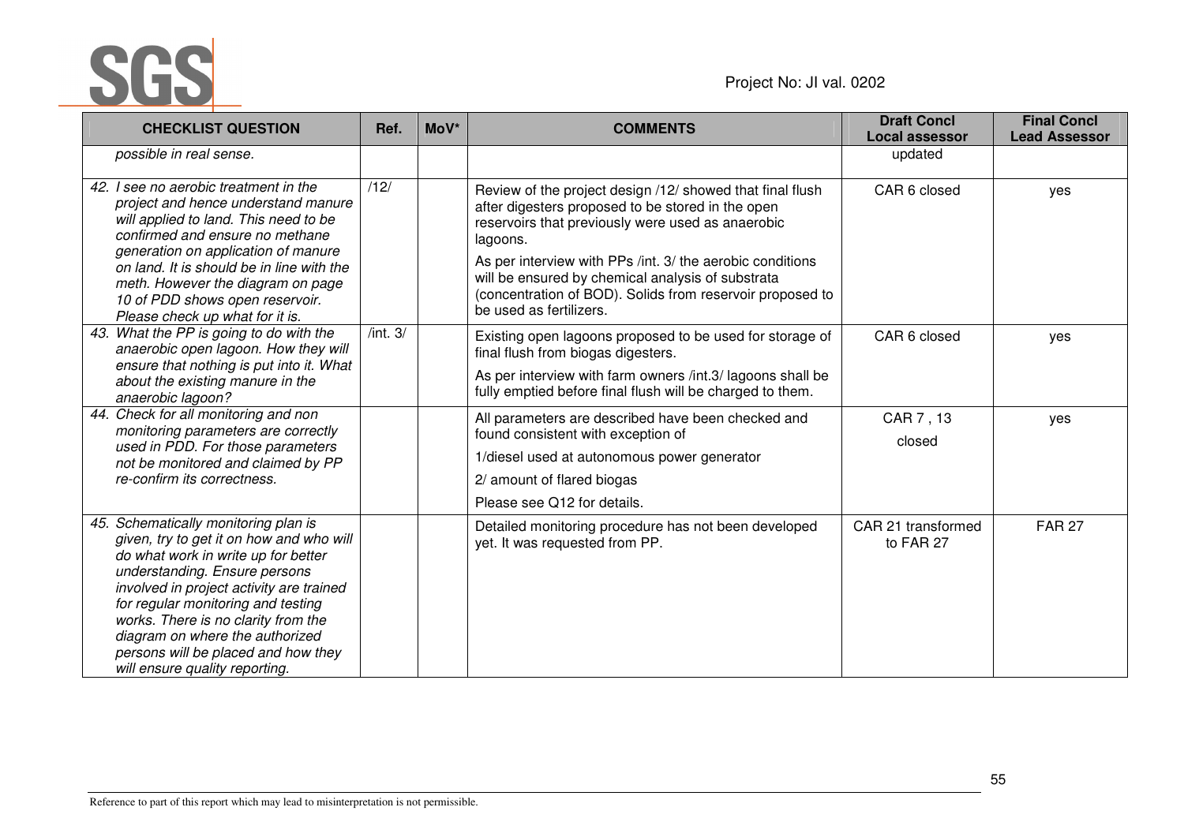| CHECKLIST QUESTION | Ref. | MoV* | COMMENTS | Draft Concl Local assessor | Final Concl Lead Assessor |
|---|---|---|---|---|---|
| *possible in real sense.* | | | | updated | |
| *42. I see no aerobic treatment in the project and hence understand manure will applied to land. This need to be confirmed and ensure no methane generation on application of manure on land. It is should be in line with the meth. However the diagram on page 10 of PDD shows open reservoir. Please check up what for it is.* | /12/ | | Review of the project design /12/ showed that final flush after digesters proposed to be stored in the open reservoirs that previously were used as anaerobic lagoons.<br>As per interview with PPs /int. 3/ the aerobic conditions will be ensured by chemical analysis of substrata (concentration of BOD). Solids from reservoir proposed to be used as fertilizers. | CAR 6 closed | yes |
| *43. What the PP is going to do with the anaerobic open lagoon. How they will ensure that nothing is put into it. What about the existing manure in the anaerobic lagoon?* | /int. 3/ | | Existing open lagoons proposed to be used for storage of final flush from biogas digesters.<br>As per interview with farm owners /int.3/ lagoons shall be fully emptied before final flush will be charged to them. | CAR 6 closed | yes |
| *44. Check for all monitoring and non monitoring parameters are correctly used in PDD. For those parameters not be monitored and claimed by PP re-confirm its correctness.* | | | All parameters are described have been checked and found consistent with exception of<br>1/diesel used at autonomous power generator<br>2/ amount of flared biogas<br>Please see Q12 for details. | CAR 7 , 13<br>closed | yes |
| *45. Schematically monitoring plan is given, try to get it on how and who will do what work in write up for better understanding. Ensure persons involved in project activity are trained for regular monitoring and testing works. There is no clarity from the diagram on where the authorized persons will be placed and how they will ensure quality reporting.* | | | Detailed monitoring procedure has not been developed yet. It was requested from PP. | CAR 21 transformed to FAR 27 | FAR 27 |

Reference to part of this report which may lead to misinterpretation is not permissible.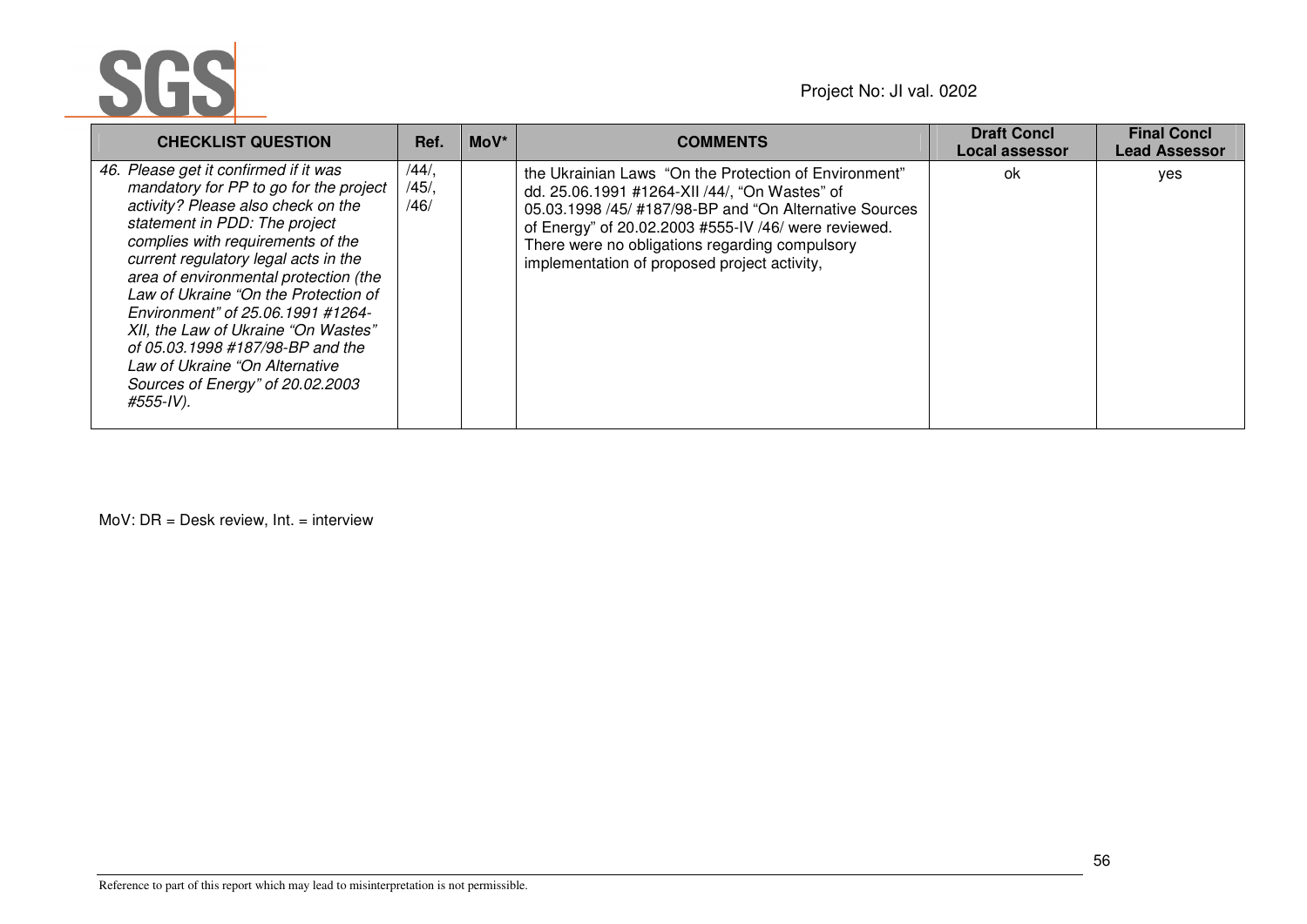| CHECKLIST QUESTION | Ref. | MoV* | COMMENTS | Draft Concl Local assessor | Final Concl Lead Assessor |
|---|---|---|---|---|---|
| *46. Please get it confirmed if it was mandatory for PP to go for the project activity? Please also check on the statement in PDD: The project complies with requirements of the current regulatory legal acts in the area of environmental protection (the Law of Ukraine "On the Protection of Environment" of 25.06.1991 #1264-XII, the Law of Ukraine "On Wastes" of 05.03.1998 #187/98-BP and the Law of Ukraine "On Alternative Sources of Energy" of 20.02.2003 #555-IV).* | /44/, /45/, /46/ | | the Ukrainian Laws "On the Protection of Environment" dd. 25.06.1991 #1264-XII /44/, "On Wastes" of 05.03.1998 /45/ #187/98-BP and "On Alternative Sources of Energy" of 20.02.2003 #555-IV /46/ were reviewed. There were no obligations regarding compulsory implementation of proposed project activity, | ok | yes |

MoV: DR = Desk review, Int. = interview

Reference to part of this report which may lead to misinterpretation is not permissible.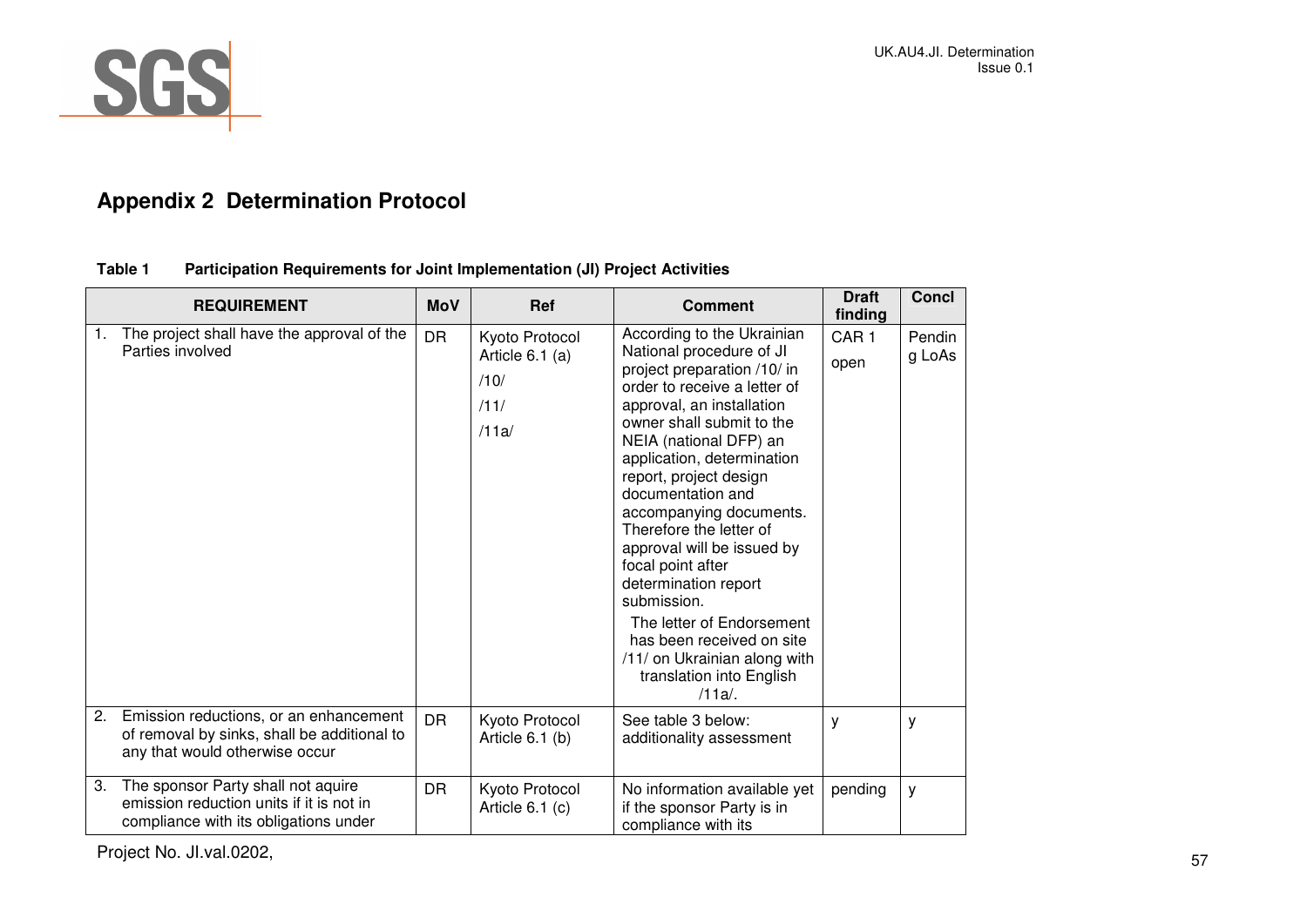## Appendix 2 Determination Protocol

**Table 1 Participation Requirements for Joint Implementation (JI) Project Activities**

| REQUIREMENT | MoV | Ref | Comment | Draft finding | Concl |
|---|---|---|---|---|---|
| 1. The project shall have the approval of the Parties involved | DR | Kyoto Protocol Article 6.1 (a)<br>/10/<br>/11/<br>/11a/ | According to the Ukrainian National procedure of JI project preparation /10/ in order to receive a letter of approval, an installation owner shall submit to the NEIA (national DFP) an application, determination report, project design documentation and accompanying documents. Therefore the letter of approval will be issued by focal point after determination report submission.<br>The letter of Endorsement has been received on site /11/ on Ukrainian along with translation into English /11a/. | CAR 1<br>open | Pending LoAs |
| 2. Emission reductions, or an enhancement of removal by sinks, shall be additional to any that would otherwise occur | DR | Kyoto Protocol Article 6.1 (b) | See table 3 below: additionality assessment | y | y |
| 3. The sponsor Party shall not aquire emission reduction units if it is not in compliance with its obligations under | DR | Kyoto Protocol Article 6.1 (c) | No information available yet if the sponsor Party is in compliance with its | pending | y |

Project No. JI.val.0202,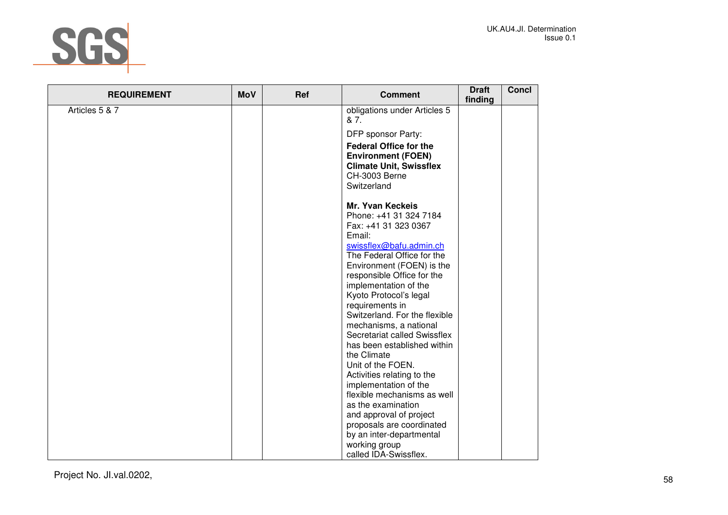| REQUIREMENT | MoV | Ref | Comment | Draft finding | Concl |
|---|---|---|---|---|---|
| Articles 5 & 7 | | | obligations under Articles 5 & 7.<br><br>DFP sponsor Party:<br>**Federal Office for the Environment (FOEN) Climate Unit, Swissflex**<br>CH-3003 Berne<br>Switzerland<br><br>**Mr. Yvan Keckeis**<br>Phone: +41 31 324 7184<br>Fax: +41 31 323 0367<br>Email:<br>swissflex@bafu.admin.ch<br>The Federal Office for the Environment (FOEN) is the responsible Office for the implementation of the Kyoto Protocol's legal requirements in Switzerland. For the flexible mechanisms, a national Secretariat called Swissflex has been established within the Climate Unit of the FOEN.<br>Activities relating to the implementation of the flexible mechanisms as well as the examination and approval of project proposals are coordinated by an inter-departmental working group called IDA-Swissflex. | | |

Project No. JI.val.0202,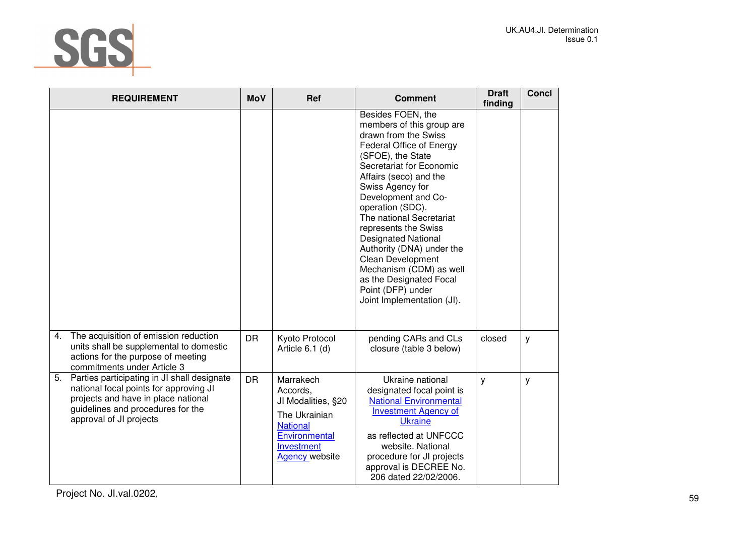| REQUIREMENT | MoV | Ref | Comment | Draft finding | Concl |
|---|---|---|---|---|---|
| | | | Besides FOEN, the members of this group are drawn from the Swiss Federal Office of Energy (SFOE), the State Secretariat for Economic Affairs (seco) and the Swiss Agency for Development and Co-operation (SDC). The national Secretariat represents the Swiss Designated National Authority (DNA) under the Clean Development Mechanism (CDM) as well as the Designated Focal Point (DFP) under Joint Implementation (JI). | | |
| 4. The acquisition of emission reduction units shall be supplemental to domestic actions for the purpose of meeting commitments under Article 3 | DR | Kyoto Protocol Article 6.1 (d) | pending CARs and CLs closure (table 3 below) | closed | y |
| 5. Parties participating in JI shall designate national focal points for approving JI projects and have in place national guidelines and procedures for the approval of JI projects | DR | Marrakech Accords, JI Modalities, §20<br>The Ukrainian National Environmental Investment Agency website | Ukraine national designated focal point is National Environmental Investment Agency of Ukraine<br>as reflected at UNFCCC website. National procedure for JI projects approval is DECREE No. 206 dated 22/02/2006. | y | y |

Project No. JI.val.0202,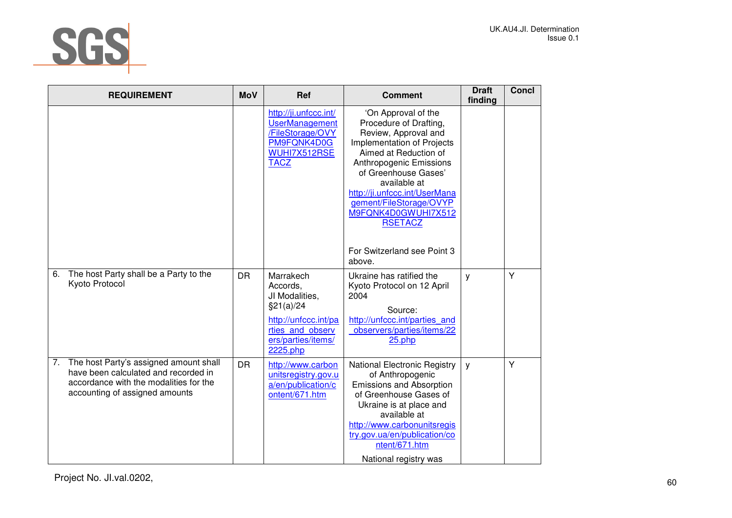| REQUIREMENT | MoV | Ref | Comment | Draft finding | Concl |
|---|---|---|---|---|---|
| | | http://ji.unfccc.int/UserManagement/FileStorage/OVYPM9FQNK4D0GWUHI7X512RSETACZ | 'On Approval of the Procedure of Drafting, Review, Approval and Implementation of Projects Aimed at Reduction of Anthropogenic Emissions of Greenhouse Gases' available at http://ji.unfccc.int/UserManagement/FileStorage/OVYPM9FQNK4D0GWUHI7X512RSETACZ<br><br>For Switzerland see Point 3 above. | | |
| 6. The host Party shall be a Party to the Kyoto Protocol | DR | Marrakech Accords, JI Modalities, §21(a)/24<br>http://unfccc.int/parties_and_observers/parties/items/2225.php | Ukraine has ratified the Kyoto Protocol on 12 April 2004<br>Source: http://unfccc.int/parties_and_observers/parties/items/2225.php | y | Y |
| 7. The host Party's assigned amount shall have been calculated and recorded in accordance with the modalities for the accounting of assigned amounts | DR | http://www.carbonunitsregistry.gov.ua/en/publication/content/671.htm | National Electronic Registry of Anthropogenic Emissions and Absorption of Greenhouse Gases of Ukraine is at place and available at http://www.carbonunitsregistry.gov.ua/en/publication/content/671.htm<br>National registry was | y | Y |

Project No. JI.val.0202,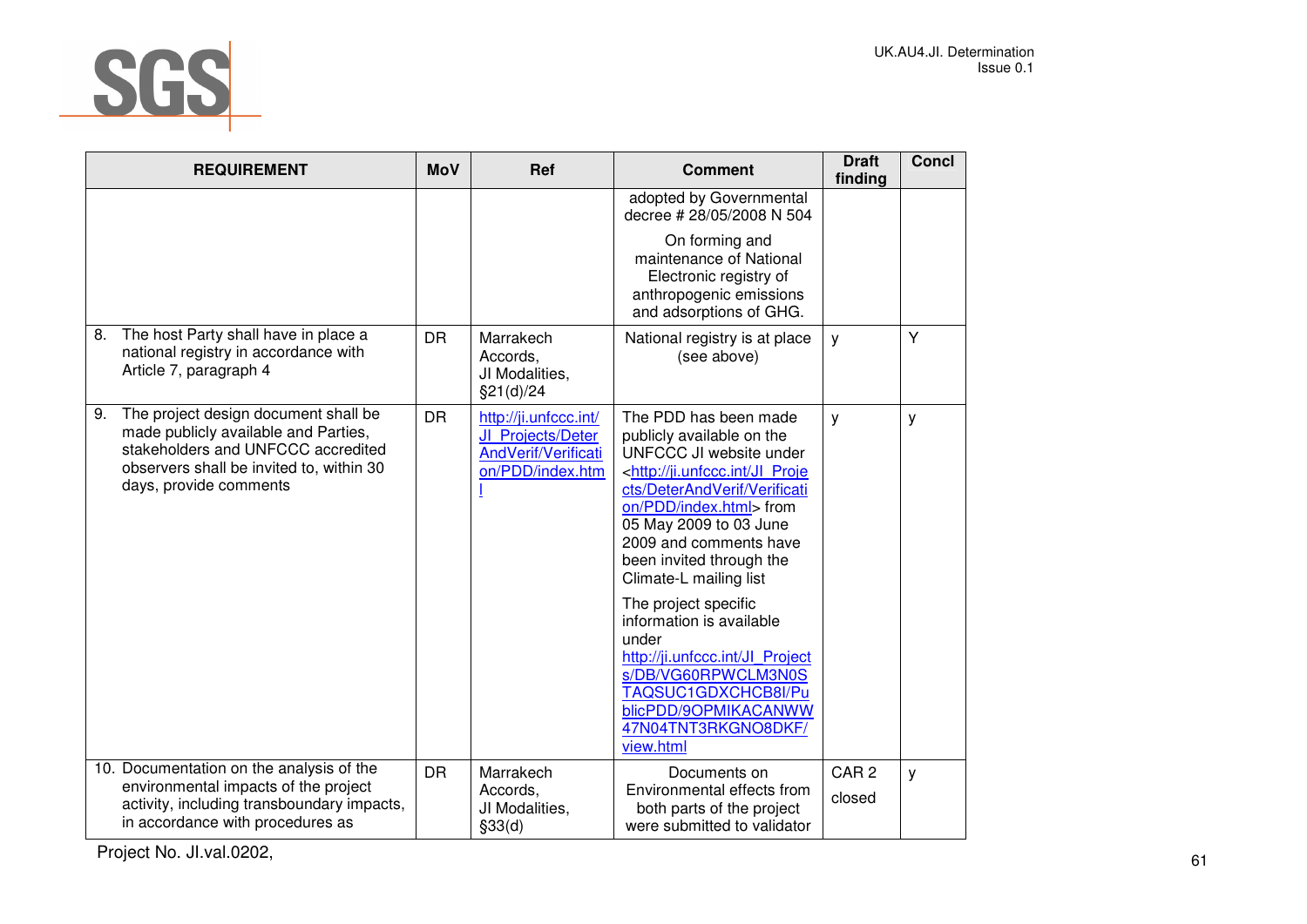| REQUIREMENT | MoV | Ref | Comment | Draft finding | Concl |
|---|---|---|---|---|---|
| | | | adopted by Governmental decree # 28/05/2008 N 504<br><br>On forming and maintenance of National Electronic registry of anthropogenic emissions and adsorptions of GHG. | | |
| 8. The host Party shall have in place a national registry in accordance with Article 7, paragraph 4 | DR | Marrakech Accords, JI Modalities, §21(d)/24 | National registry is at place (see above) | y | Y |
| 9. The project design document shall be made publicly available and Parties, stakeholders and UNFCCC accredited observers shall be invited to, within 30 days, provide comments | DR | http://ji.unfccc.int/JI_Projects/DeterAndVerif/Verification/PDD/index.html | The PDD has been made publicly available on the UNFCCC JI website under <http://ji.unfccc.int/JI_Projects/DeterAndVerif/Verification/PDD/index.html> from 05 May 2009 to 03 June 2009 and comments have been invited through the Climate-L mailing list<br><br>The project specific information is available under http://ji.unfccc.int/JI_Projects/DB/VG60RPWCLM3N0STAQSUC1GDXCHCB8I/PublicPDD/9OPMIKACANWW47N04TNT3RKGNO8DKF/view.html | y | y |
| 10. Documentation on the analysis of the environmental impacts of the project activity, including transboundary impacts, in accordance with procedures as | DR | Marrakech Accords, JI Modalities, §33(d) | Documents on Environmental effects from both parts of the project were submitted to validator | CAR 2<br><br>closed | y |

Project No. JI.val.0202,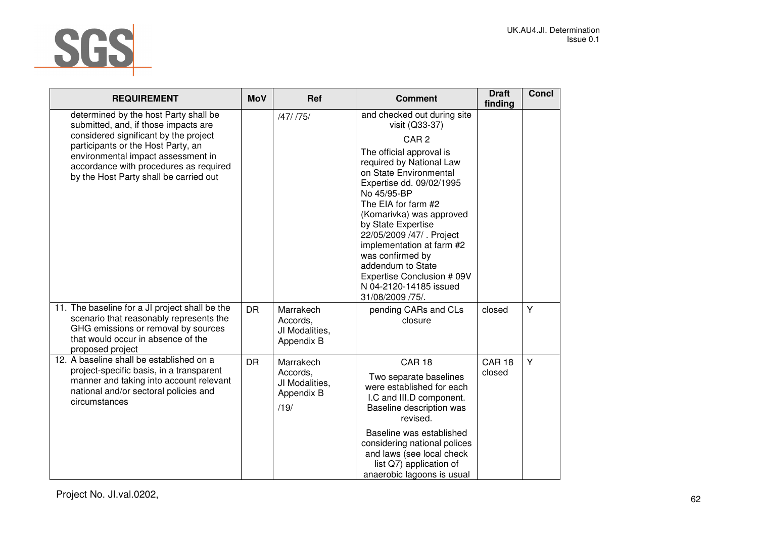| REQUIREMENT | MoV | Ref | Comment | Draft finding | Concl |
|---|---|---|---|---|---|
| determined by the host Party shall be submitted, and, if those impacts are considered significant by the project participants or the Host Party, an environmental impact assessment in accordance with procedures as required by the Host Party shall be carried out | | /47/ /75/ | and checked out during site visit (Q33-37)<br>CAR 2<br>The official approval is required by National Law on State Environmental Expertise dd. 09/02/1995 No 45/95-BP<br>The EIA for farm #2 (Komarivka) was approved by State Expertise 22/05/2009 /47/ . Project implementation at farm #2 was confirmed by addendum to State Expertise Conclusion # 09V N 04-2120-14185 issued 31/08/2009 /75/. | | |
| 11. The baseline for a JI project shall be the scenario that reasonably represents the GHG emissions or removal by sources that would occur in absence of the proposed project | DR | Marrakech Accords, JI Modalities, Appendix B | pending CARs and CLs closure | closed | Y |
| 12. A baseline shall be established on a project-specific basis, in a transparent manner and taking into account relevant national and/or sectoral policies and circumstances | DR | Marrakech Accords, JI Modalities, Appendix B<br>/19/ | CAR 18<br>Two separate baselines were established for each I.C and III.D component. Baseline description was revised.<br>Baseline was established considering national polices and laws (see local check list Q7) application of anaerobic lagoons is usual | CAR 18 closed | Y |

Project No. JI.val.0202,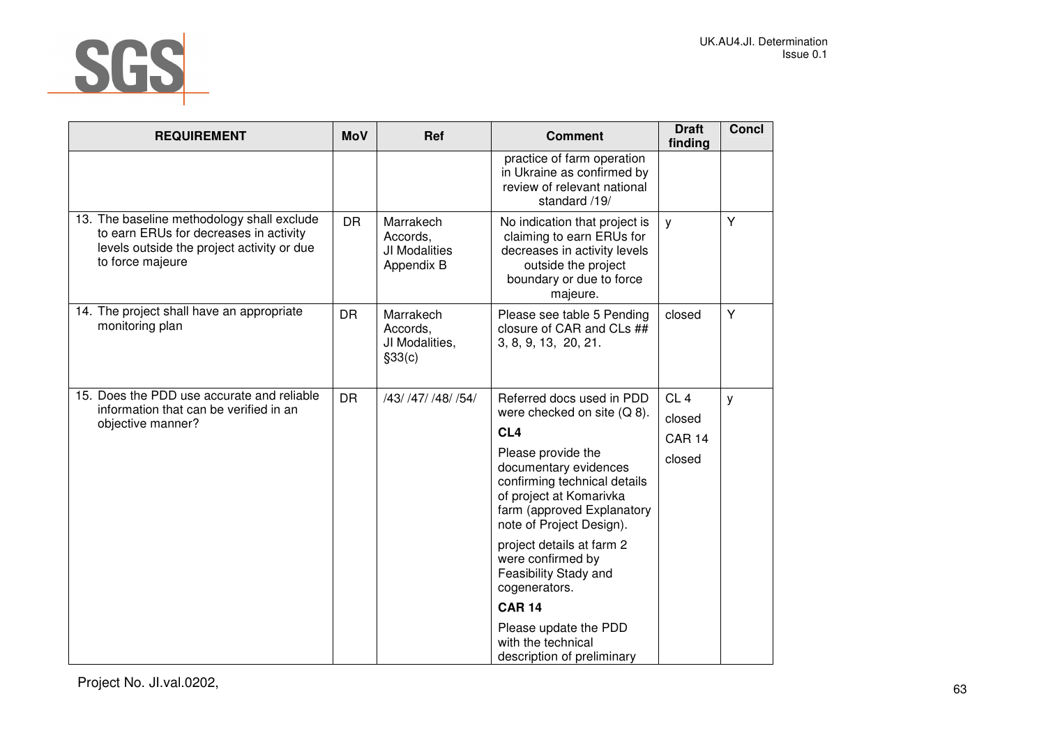| REQUIREMENT | MoV | Ref | Comment | Draft finding | Concl |
|---|---|---|---|---|---|
| | | | practice of farm operation in Ukraine as confirmed by review of relevant national standard /19/ | | |
| 13. The baseline methodology shall exclude to earn ERUs for decreases in activity levels outside the project activity or due to force majeure | DR | Marrakech Accords, JI Modalities Appendix B | No indication that project is claiming to earn ERUs for decreases in activity levels outside the project boundary or due to force majeure. | y | Y |
| 14. The project shall have an appropriate monitoring plan | DR | Marrakech Accords, JI Modalities, §33(c) | Please see table 5 Pending closure of CAR and CLs ## 3, 8, 9, 13, 20, 21. | closed | Y |
| 15. Does the PDD use accurate and reliable information that can be verified in an objective manner? | DR | /43/ /47/ /48/ /54/ | Referred docs used in PDD were checked on site (Q 8).<br>**CL4**<br>Please provide the documentary evidences confirming technical details of project at Komarivka farm (approved Explanatory note of Project Design).<br>project details at farm 2 were confirmed by Feasibility Stady and cogenerators.<br>**CAR 14**<br>Please update the PDD with the technical description of preliminary | CL 4<br>closed<br>CAR 14<br>closed | y |

Project No. JI.val.0202,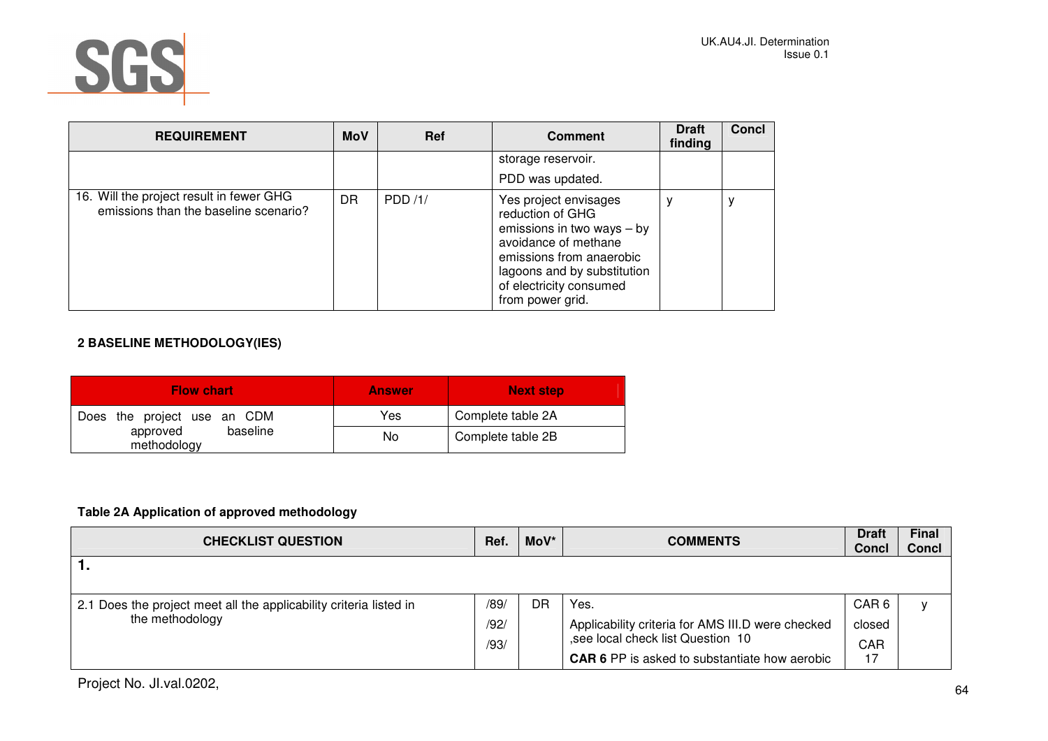| REQUIREMENT | MoV | Ref | Comment | Draft finding | Concl |
|---|---|---|---|---|---|
| | | | storage reservoir. PDD was updated. | | |
| 16. Will the project result in fewer GHG emissions than the baseline scenario? | DR | PDD /1/ | Yes project envisages reduction of GHG emissions in two ways – by avoidance of methane emissions from anaerobic lagoons and by substitution of electricity consumed from power grid. | y | y |

**2 BASELINE METHODOLOGY(IES)**

| Flow chart | Answer | Next step |
|---|---|---|
| Does the project use an CDM approved baseline methodology | Yes | Complete table 2A |
| | No | Complete table 2B |

**Table 2A Application of approved methodology**

| CHECKLIST QUESTION | Ref. | MoV* | COMMENTS | Draft Concl | Final Concl |
|---|---|---|---|---|---|
| **1.** | | | | | |
| 2.1 Does the project meet all the applicability criteria listed in the methodology | /89/ /92/ /93/ | DR | Yes. Applicability criteria for AMS III.D were checked ,see local check list Question 10 **CAR 6** PP is asked to substantiate how aerobic | CAR 6 closed CAR 17 | y |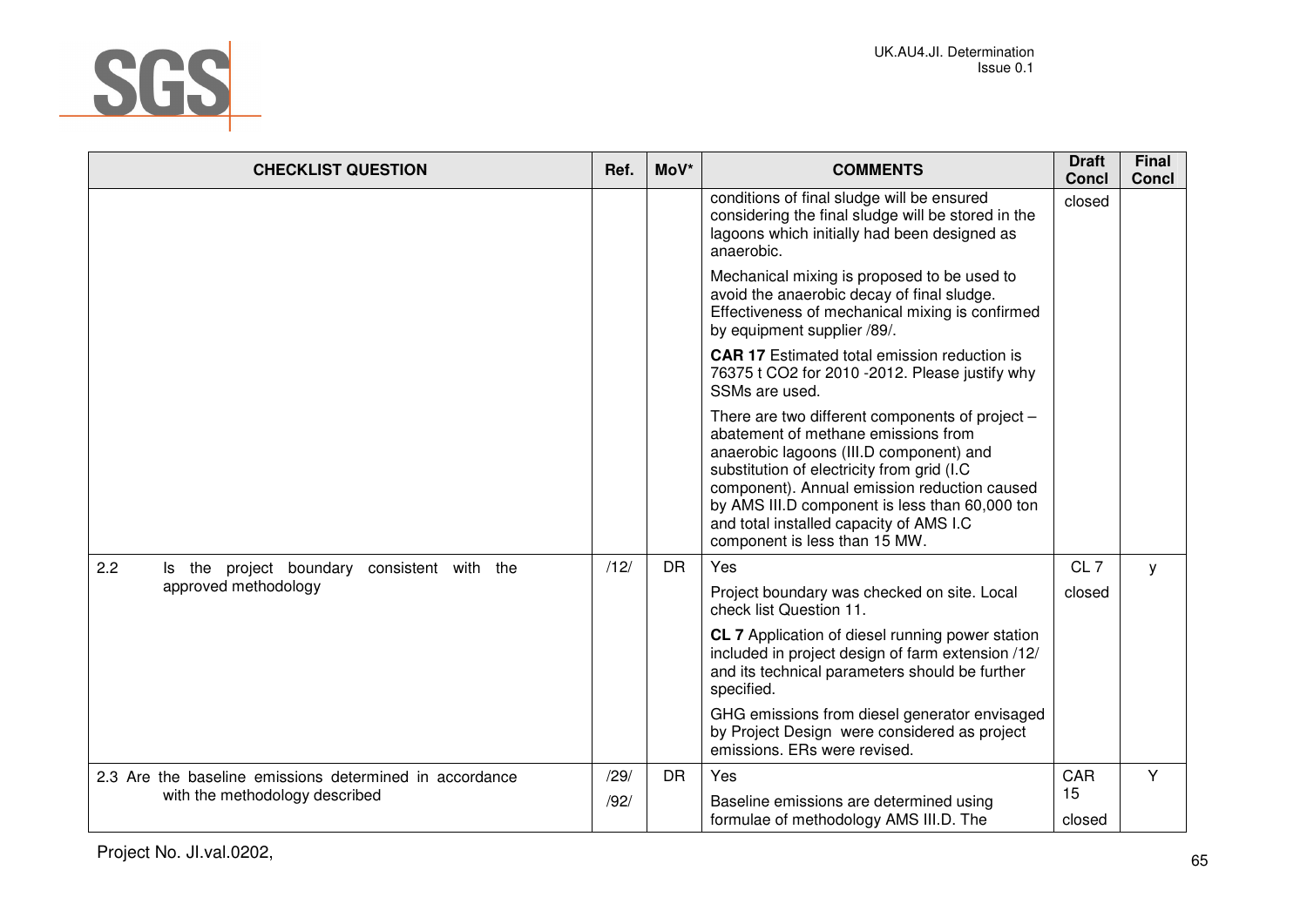| CHECKLIST QUESTION | Ref. | MoV* | COMMENTS | Draft Concl | Final Concl |
|---|---|---|---|---|---|
| | | | conditions of final sludge will be ensured considering the final sludge will be stored in the lagoons which initially had been designed as anaerobic. | closed | |
| | | | Mechanical mixing is proposed to be used to avoid the anaerobic decay of final sludge. Effectiveness of mechanical mixing is confirmed by equipment supplier /89/. | | |
| | | | **CAR 17** Estimated total emission reduction is 76375 t $CO_2$ for 2010 -2012. Please justify why SSMs are used. | | |
| | | | There are two different components of project – abatement of methane emissions from anaerobic lagoons (III.D component) and substitution of electricity from grid (I.C component). Annual emission reduction caused by AMS III.D component is less than 60,000 ton and total installed capacity of AMS I.C component is less than 15 MW. | | |
| 2.2 Is the project boundary consistent with the approved methodology | /12/ | DR | Yes | CL 7 | y |
| | | | Project boundary was checked on site. Local check list Question 11. | closed | |
| | | | **CL 7** Application of diesel running power station included in project design of farm extension /12/ and its technical parameters should be further specified. | | |
| | | | GHG emissions from diesel generator envisaged by Project Design were considered as project emissions. ERs were revised. | | |
| 2.3 Are the baseline emissions determined in accordance with the methodology described | /29/ /92/ | DR | Yes | CAR 15 | Y |
| | | | Baseline emissions are determined using formulae of methodology AMS III.D. The | closed | |

Project No. JI.val.0202,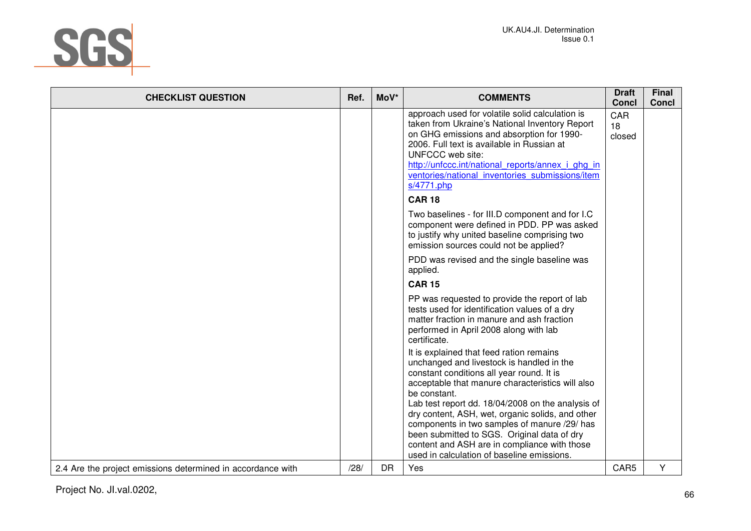| CHECKLIST QUESTION | Ref. | MoV* | COMMENTS | Draft Concl | Final Concl |
|---|---|---|---|---|---|
| | | | approach used for volatile solid calculation is taken from Ukraine's National Inventory Report on GHG emissions and absorption for 1990-2006. Full text is available in Russian at UNFCCC web site: http://unfccc.int/national_reports/annex_i_ghg_inventories/national_inventories_submissions/items/4771.php<br><br>**CAR 18**<br><br>Two baselines - for III.D component and for I.C component were defined in PDD. PP was asked to justify why united baseline comprising two emission sources could not be applied?<br><br>PDD was revised and the single baseline was applied.<br><br>**CAR 15**<br><br>PP was requested to provide the report of lab tests used for identification values of a dry matter fraction in manure and ash fraction performed in April 2008 along with lab certificate.<br><br>It is explained that feed ration remains unchanged and livestock is handled in the constant conditions all year round. It is acceptable that manure characteristics will also be constant.<br>Lab test report dd. 18/04/2008 on the analysis of dry content, ASH, wet, organic solids, and other components in two samples of manure /29/ has been submitted to SGS. Original data of dry content and ASH are in compliance with those used in calculation of baseline emissions. | CAR 18 closed | |
| 2.4 Are the project emissions determined in accordance with | /28/ | DR | Yes | CAR5 | Y |

Project No. JI.val.0202,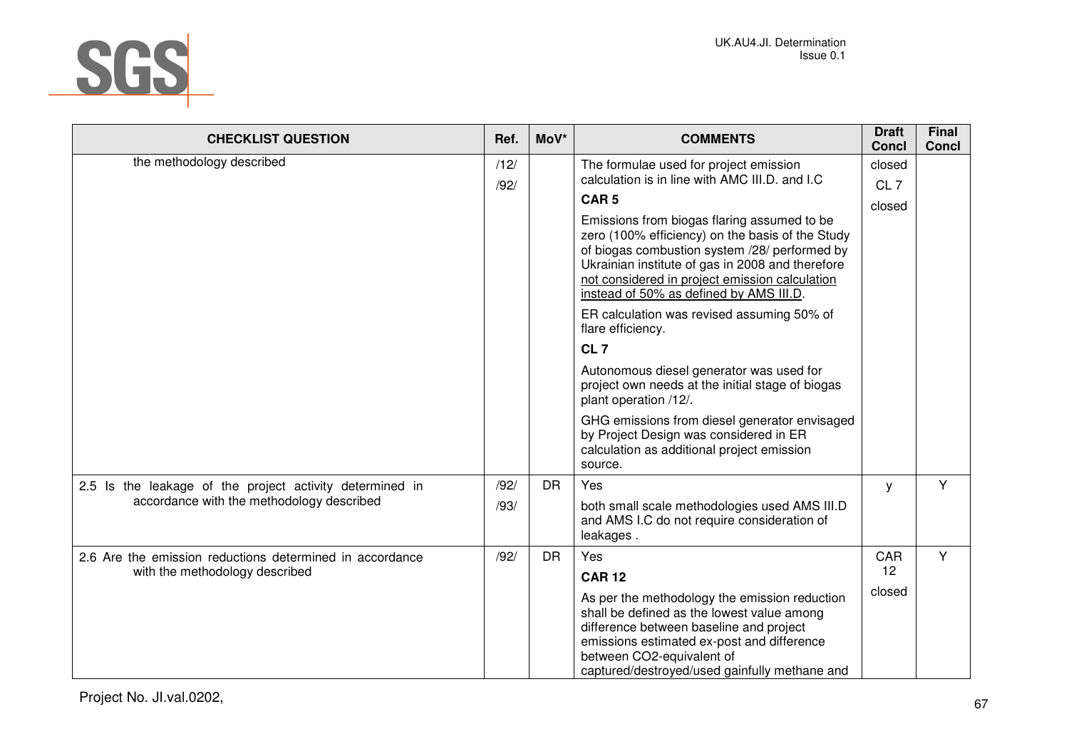| CHECKLIST QUESTION | Ref. | MoV* | COMMENTS | Draft Concl | Final Concl |
|---|---|---|---|---|---|
| the methodology described | /12/<br>/92/ | | The formulae used for project emission calculation is in line with AMC III.D. and I.C<br>**CAR 5**<br>Emissions from biogas flaring assumed to be zero (100% efficiency) on the basis of the Study of biogas combustion system /28/ performed by Ukrainian institute of gas in 2008 and therefore not considered in project emission calculation instead of 50% as defined by AMS III.D.<br>ER calculation was revised assuming 50% of flare efficiency.<br>**CL 7**<br>Autonomous diesel generator was used for project own needs at the initial stage of biogas plant operation /12/.<br>GHG emissions from diesel generator envisaged by Project Design was considered in ER calculation as additional project emission source. | closed<br>CL 7<br>closed | |
| 2.5 Is the leakage of the project activity determined in accordance with the methodology described | /92/<br>/93/ | DR | Yes<br>both small scale methodologies used AMS III.D and AMS I.C do not require consideration of leakages . | y | Y |
| 2.6 Are the emission reductions determined in accordance with the methodology described | /92/ | DR | Yes<br>**CAR 12**<br>As per the methodology the emission reduction shall be defined as the lowest value among difference between baseline and project emissions estimated ex-post and difference between CO2-equivalent of captured/destroyed/used gainfully methane and | CAR 12<br>closed | Y |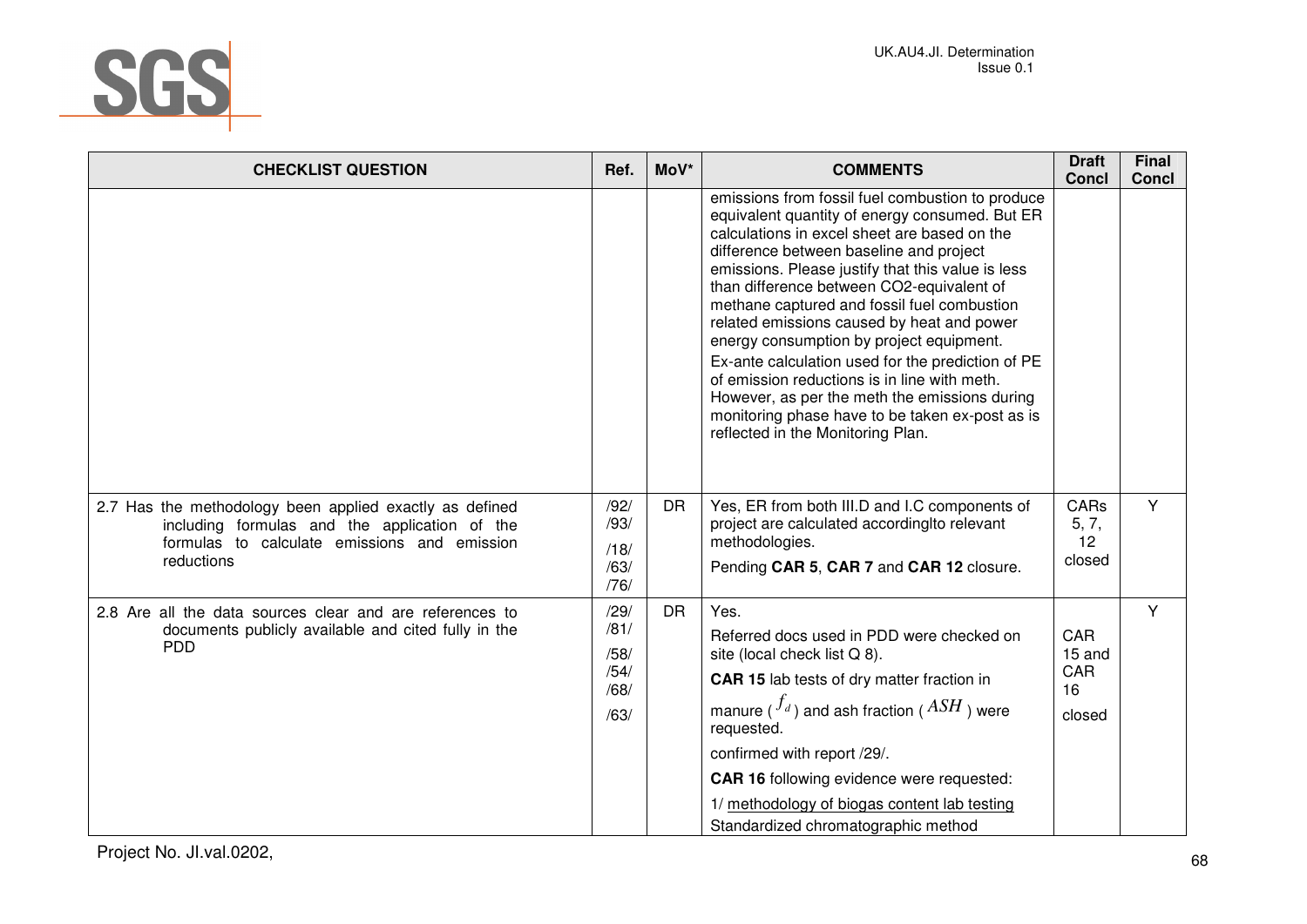| CHECKLIST QUESTION | Ref. | MoV* | COMMENTS | Draft Concl | Final Concl |
|---|---|---|---|---|---|
| | | | emissions from fossil fuel combustion to produce equivalent quantity of energy consumed. But ER calculations in excel sheet are based on the difference between baseline and project emissions. Please justify that this value is less than difference between CO2-equivalent of methane captured and fossil fuel combustion related emissions caused by heat and power energy consumption by project equipment.<br>Ex-ante calculation used for the prediction of PE of emission reductions is in line with meth. However, as per the meth the emissions during monitoring phase have to be taken ex-post as is reflected in the Monitoring Plan. | | |
| 2.7 Has the methodology been applied exactly as defined including formulas and the application of the formulas to calculate emissions and emission reductions | /92/<br>/93/<br>/18/<br>/63/<br>/76/ | DR | Yes, ER from both III.D and I.C components of project are calculated accordinglto relevant methodologies.<br>Pending **CAR 5**, **CAR 7** and **CAR 12** closure. | CARs 5, 7, 12 closed | Y |
| 2.8 Are all the data sources clear and are references to documents publicly available and cited fully in the PDD | /29/<br>/81/<br>/58/<br>/54/<br>/68/<br>/63/ | DR | Yes.<br>Referred docs used in PDD were checked on site (local check list Q 8).<br>**CAR 15** lab tests of dry matter fraction in manure ($f_d$) and ash fraction ($ASH$) were requested.<br>confirmed with report /29/.<br>**CAR 16** following evidence were requested:<br>1/ methodology of biogas content lab testing<br>Standardized chromatographic method | CAR 15 and CAR 16 closed | Y |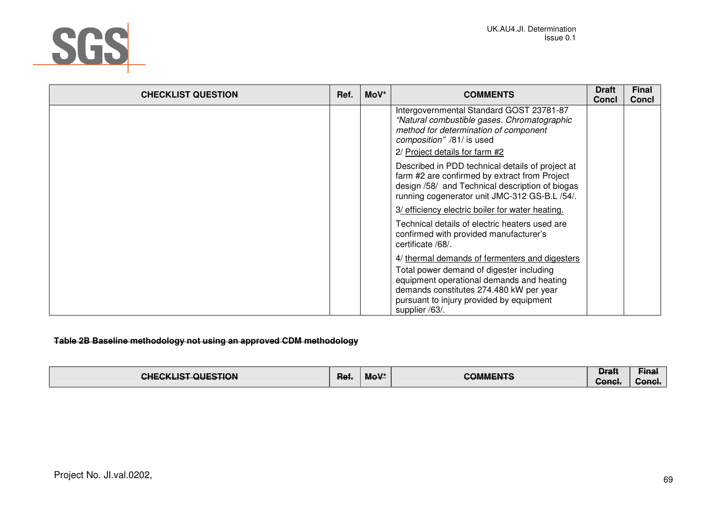| CHECKLIST QUESTION | Ref. | MoV* | COMMENTS | Draft Concl | Final Concl |
|---|---|---|---|---|---|
| | | | Intergovernmental Standard GOST 23781-87 *"Natural combustible gases. Chromatographic method for determination of component composition"* /81/ is used<br>2/ Project details for farm #2<br>Described in PDD technical details of project at farm #2 are confirmed by extract from Project design /58/ and Technical description of biogas running cogenerator unit JMC-312 GS-B.L /54/.<br>3/ efficiency electric boiler for water heating.<br>Technical details of electric heaters used are confirmed with provided manufacturer's certificate /68/.<br>4/ thermal demands of fermenters and digesters<br>Total power demand of digester including equipment operational demands and heating demands constitutes 274.480 kW per year pursuant to injury provided by equipment supplier /63/. | | |

~~**Table 2B Baseline methodology not using an approved CDM methodology**~~

| ~~CHECKLIST QUESTION~~ | ~~Ref.~~ | ~~MoV*~~ | ~~COMMENTS~~ | ~~Draft Concl.~~ | ~~Final Concl.~~ |
|---|---|---|---|---|---|

Project No. JI.val.0202,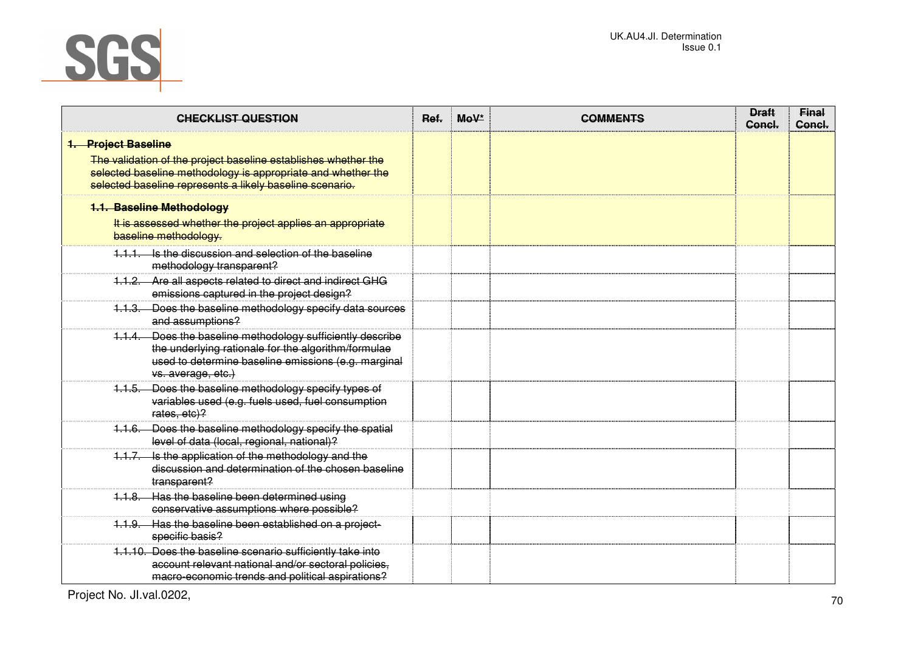| ~~CHECKLIST QUESTION~~ | ~~Ref.~~ | ~~MoV*~~ | ~~COMMENTS~~ | ~~Draft Concl.~~ | ~~Final Concl.~~ |
|---|---|---|---|---|---|
| ~~**1. Project Baseline**~~<br>~~The validation of the project baseline establishes whether the selected baseline methodology is appropriate and whether the selected baseline represents a likely baseline scenario.~~ | | | | | |
| ~~**1.1. Baseline Methodology**~~<br>~~It is assessed whether the project applies an appropriate baseline methodology.~~ | | | | | |
| ~~1.1.1. Is the discussion and selection of the baseline methodology transparent?~~ | | | | | |
| ~~1.1.2. Are all aspects related to direct and indirect GHG emissions captured in the project design?~~ | | | | | |
| ~~1.1.3. Does the baseline methodology specify data sources and assumptions?~~ | | | | | |
| ~~1.1.4. Does the baseline methodology sufficiently describe the underlying rationale for the algorithm/formulae used to determine baseline emissions (e.g. marginal vs. average, etc.)~~ | | | | | |
| ~~1.1.5. Does the baseline methodology specify types of variables used (e.g. fuels used, fuel consumption rates, etc)?~~ | | | | | |
| ~~1.1.6. Does the baseline methodology specify the spatial level of data (local, regional, national)?~~ | | | | | |
| ~~1.1.7. Is the application of the methodology and the discussion and determination of the chosen baseline transparent?~~ | | | | | |
| ~~1.1.8. Has the baseline been determined using conservative assumptions where possible?~~ | | | | | |
| ~~1.1.9. Has the baseline been established on a project-specific basis?~~ | | | | | |
| ~~1.1.10. Does the baseline scenario sufficiently take into account relevant national and/or sectoral policies, macro-economic trends and political aspirations?~~ | | | | | |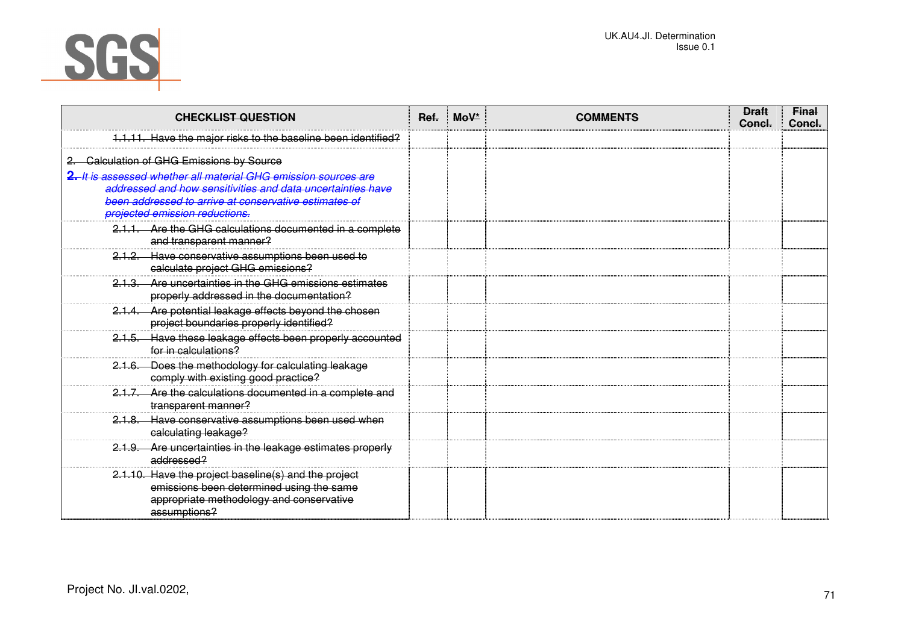| CHECKLIST QUESTION | Ref. | MoV* | COMMENTS | Draft Concl. | Final Concl. |
|---|---|---|---|---|---|
| 1.1.11. Have the major risks to the baseline been identified? | | | | | |
| 2. Calculation of GHG Emissions by Source<br>*2. It is assessed whether all material GHG emission sources are addressed and how sensitivities and data uncertainties have been addressed to arrive at conservative estimates of projected emission reductions.* | | | | | |
| 2.1.1. Are the GHG calculations documented in a complete and transparent manner? | | | | | |
| 2.1.2. Have conservative assumptions been used to calculate project GHG emissions? | | | | | |
| 2.1.3. Are uncertainties in the GHG emissions estimates properly addressed in the documentation? | | | | | |
| 2.1.4. Are potential leakage effects beyond the chosen project boundaries properly identified? | | | | | |
| 2.1.5. Have these leakage effects been properly accounted for in calculations? | | | | | |
| 2.1.6. Does the methodology for calculating leakage comply with existing good practice? | | | | | |
| 2.1.7. Are the calculations documented in a complete and transparent manner? | | | | | |
| 2.1.8. Have conservative assumptions been used when calculating leakage? | | | | | |
| 2.1.9. Are uncertainties in the leakage estimates properly addressed? | | | | | |
| 2.1.10. Have the project baseline(s) and the project emissions been determined using the same appropriate methodology and conservative assumptions? | | | | | |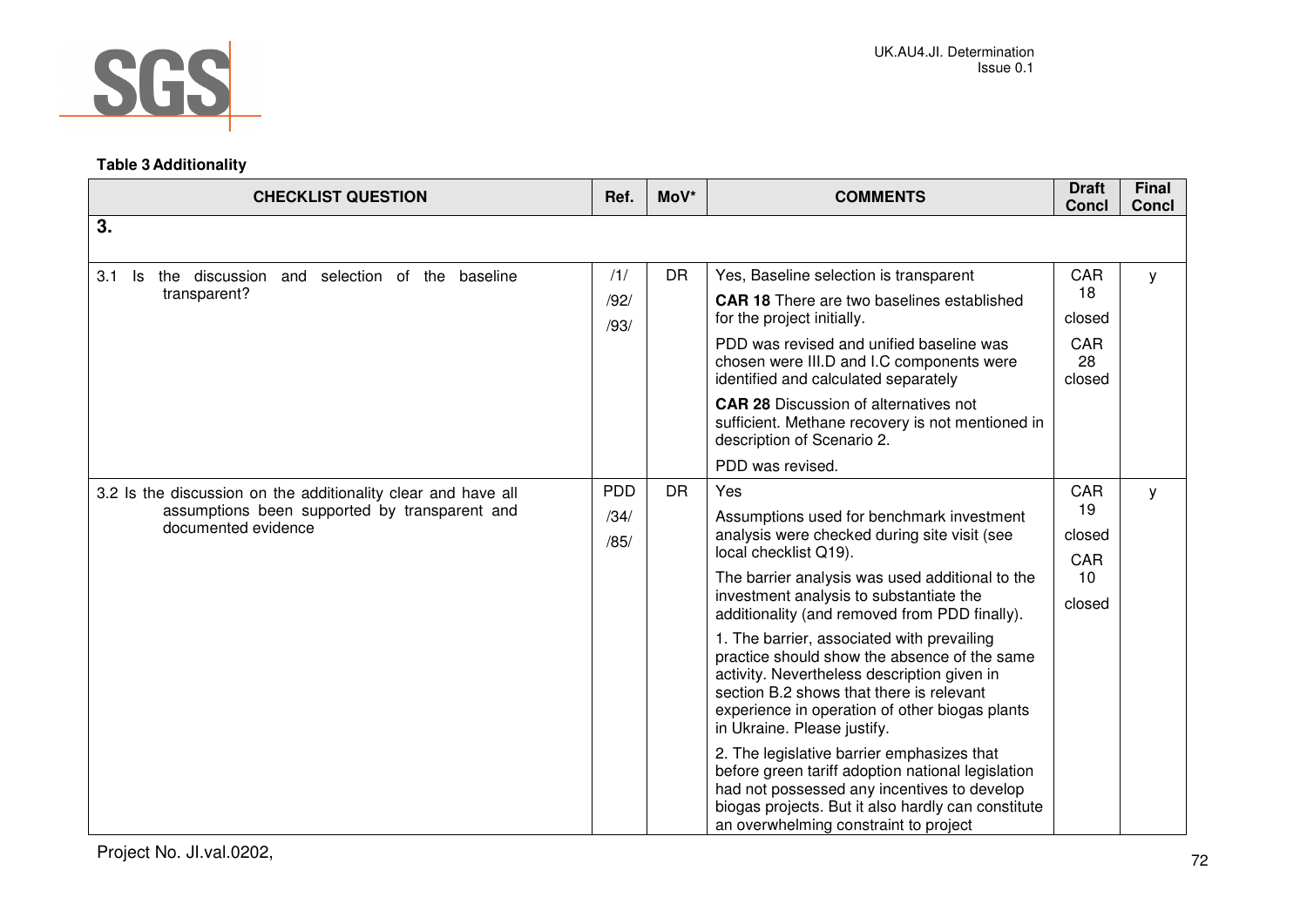**Table 3 Additionality**

| CHECKLIST QUESTION | Ref. | MoV* | COMMENTS | Draft Concl | Final Concl |
|---|---|---|---|---|---|
| **3.** | | | | | |
| 3.1 Is the discussion and selection of the baseline transparent? | /1/ /92/ /93/ | DR | Yes, Baseline selection is transparent<br>**CAR 18** There are two baselines established for the project initially.<br>PDD was revised and unified baseline was chosen were III.D and I.C components were identified and calculated separately<br>**CAR 28** Discussion of alternatives not sufficient. Methane recovery is not mentioned in description of Scenario 2.<br>PDD was revised. | CAR 18 closed<br>CAR 28 closed | y |
| 3.2 Is the discussion on the additionality clear and have all assumptions been supported by transparent and documented evidence | PDD /34/ /85/ | DR | Yes<br>Assumptions used for benchmark investment analysis were checked during site visit (see local checklist Q19).<br>The barrier analysis was used additional to the investment analysis to substantiate the additionality (and removed from PDD finally).<br>1. The barrier, associated with prevailing practice should show the absence of the same activity. Nevertheless description given in section B.2 shows that there is relevant experience in operation of other biogas plants in Ukraine. Please justify.<br>2. The legislative barrier emphasizes that before green tariff adoption national legislation had not possessed any incentives to develop biogas projects. But it also hardly can constitute an overwhelming constraint to project | CAR 19 closed<br>CAR 10 closed | y |

Project No. JI.val.0202,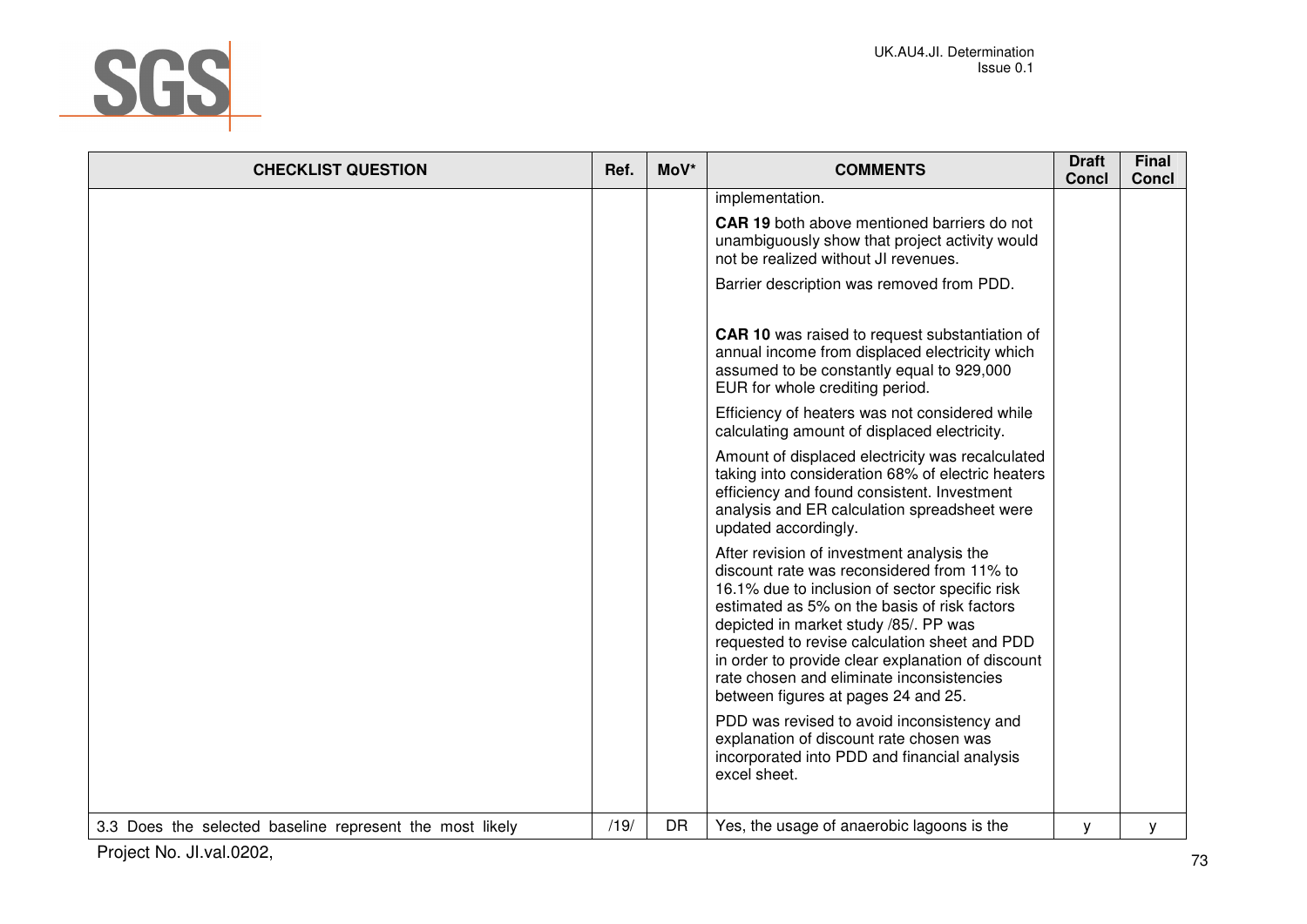| CHECKLIST QUESTION | Ref. | MoV* | COMMENTS | Draft Concl | Final Concl |
|---|---|---|---|---|---|
| | | | implementation.<br><br>**CAR 19** both above mentioned barriers do not unambiguously show that project activity would not be realized without JI revenues.<br><br>Barrier description was removed from PDD.<br><br>**CAR 10** was raised to request substantiation of annual income from displaced electricity which assumed to be constantly equal to 929,000 EUR for whole crediting period.<br><br>Efficiency of heaters was not considered while calculating amount of displaced electricity.<br><br>Amount of displaced electricity was recalculated taking into consideration 68% of electric heaters efficiency and found consistent. Investment analysis and ER calculation spreadsheet were updated accordingly.<br><br>After revision of investment analysis the discount rate was reconsidered from 11% to 16.1% due to inclusion of sector specific risk estimated as 5% on the basis of risk factors depicted in market study /85/. PP was requested to revise calculation sheet and PDD in order to provide clear explanation of discount rate chosen and eliminate inconsistencies between figures at pages 24 and 25.<br><br>PDD was revised to avoid inconsistency and explanation of discount rate chosen was incorporated into PDD and financial analysis excel sheet. | | |
| 3.3 Does the selected baseline represent the most likely | /19/ | DR | Yes, the usage of anaerobic lagoons is the | y | y |

Project No. JI.val.0202,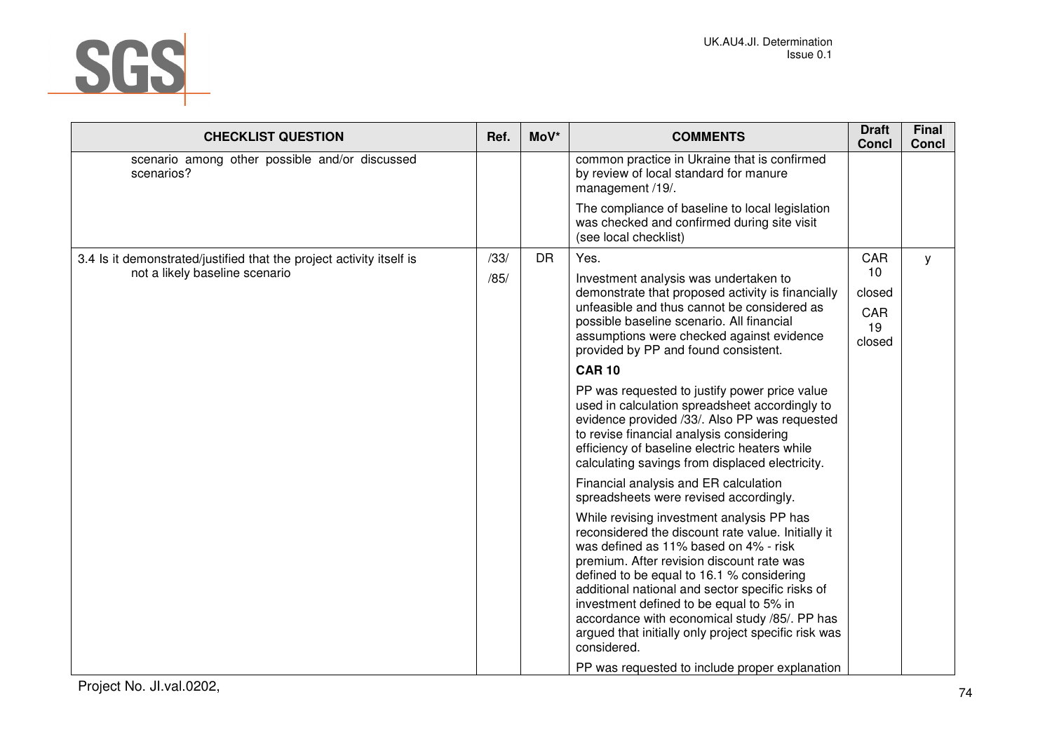| CHECKLIST QUESTION | Ref. | MoV* | COMMENTS | Draft Concl | Final Concl |
|---|---|---|---|---|---|
| scenario among other possible and/or discussed scenarios? | | | common practice in Ukraine that is confirmed by review of local standard for manure management /19/.<br><br>The compliance of baseline to local legislation was checked and confirmed during site visit (see local checklist) | | |
| 3.4 Is it demonstrated/justified that the project activity itself is not a likely baseline scenario | /33/<br>/85/ | DR | Yes.<br><br>Investment analysis was undertaken to demonstrate that proposed activity is financially unfeasible and thus cannot be considered as possible baseline scenario. All financial assumptions were checked against evidence provided by PP and found consistent.<br><br>**CAR 10**<br><br>PP was requested to justify power price value used in calculation spreadsheet accordingly to evidence provided /33/. Also PP was requested to revise financial analysis considering efficiency of baseline electric heaters while calculating savings from displaced electricity.<br><br>Financial analysis and ER calculation spreadsheets were revised accordingly.<br><br>While revising investment analysis PP has reconsidered the discount rate value. Initially it was defined as 11% based on 4% - risk premium. After revision discount rate was defined to be equal to 16.1 % considering additional national and sector specific risks of investment defined to be equal to 5% in accordance with economical study /85/. PP has argued that initially only project specific risk was considered.<br><br>PP was requested to include proper explanation | CAR 10 closed<br><br>CAR 19 closed | y |

Project No. JI.val.0202,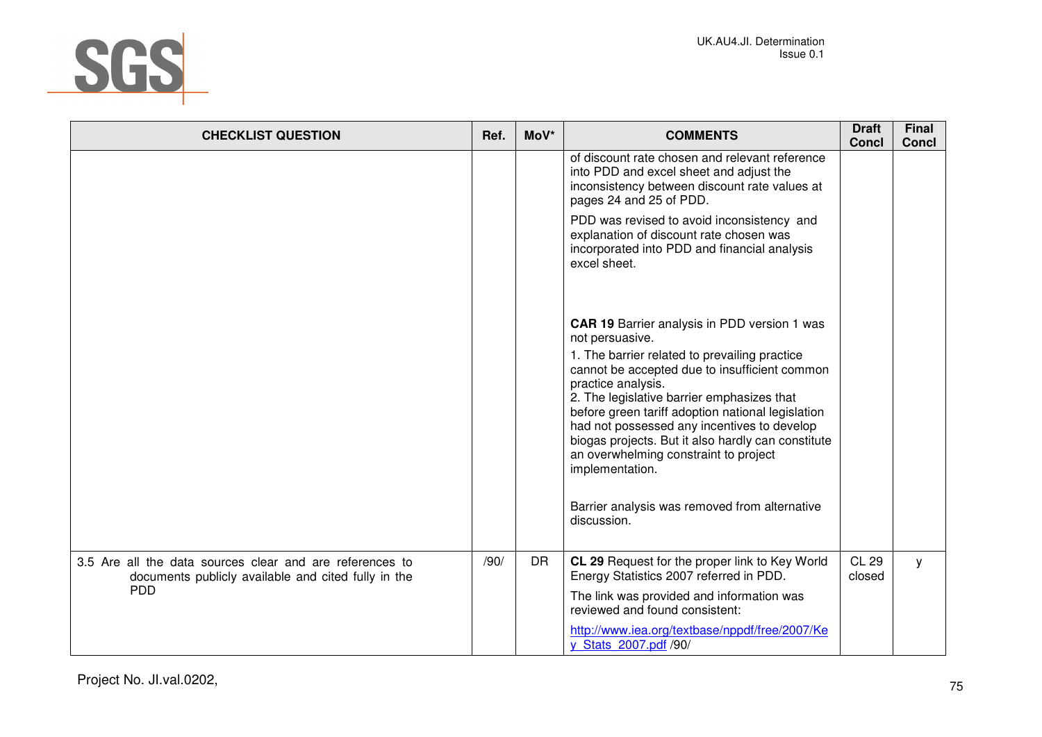| CHECKLIST QUESTION | Ref. | MoV* | COMMENTS | Draft Concl | Final Concl |
|---|---|---|---|---|---|
| | | | of discount rate chosen and relevant reference into PDD and excel sheet and adjust the inconsistency between discount rate values at pages 24 and 25 of PDD.<br><br>PDD was revised to avoid inconsistency and explanation of discount rate chosen was incorporated into PDD and financial analysis excel sheet.<br><br>**CAR 19** Barrier analysis in PDD version 1 was not persuasive.<br><br>1. The barrier related to prevailing practice cannot be accepted due to insufficient common practice analysis.<br>2. The legislative barrier emphasizes that before green tariff adoption national legislation had not possessed any incentives to develop biogas projects. But it also hardly can constitute an overwhelming constraint to project implementation.<br><br>Barrier analysis was removed from alternative discussion. | | |
| 3.5 Are all the data sources clear and are references to documents publicly available and cited fully in the PDD | /90/ | DR | **CL 29** Request for the proper link to Key World Energy Statistics 2007 referred in PDD.<br><br>The link was provided and information was reviewed and found consistent:<br><br>http://www.iea.org/textbase/nppdf/free/2007/Key_Stats_2007.pdf /90/ | CL 29 closed | y |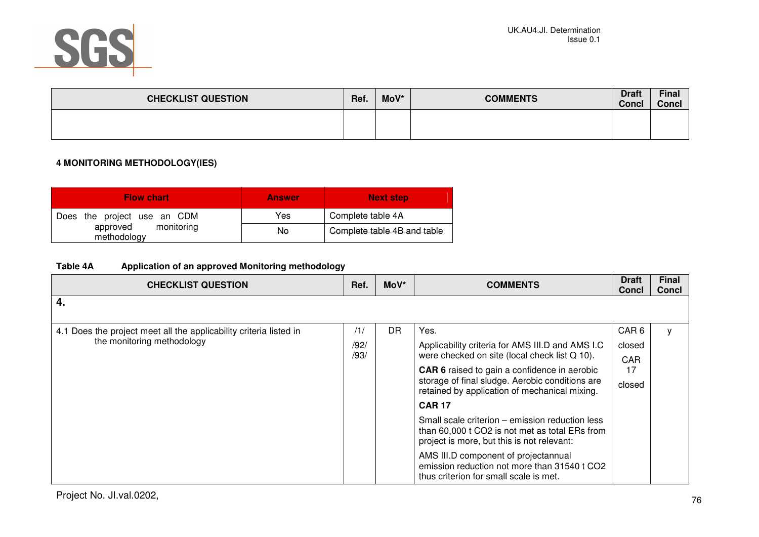| CHECKLIST QUESTION | Ref. | MoV* | COMMENTS | Draft Concl | Final Concl |
|---|---|---|---|---|---|
| | | | | | |

**4 MONITORING METHODOLOGY(IES)**

| Flow chart | Answer | Next step |
|---|---|---|
| Does the project use an CDM approved monitoring methodology | Yes | Complete table 4A |
| | ~~No~~ | ~~Complete table 4B and table~~ |

**Table 4A Application of an approved Monitoring methodology**

| CHECKLIST QUESTION | Ref. | MoV* | COMMENTS | Draft Concl | Final Concl |
|---|---|---|---|---|---|
| **4.** | | | | | |
| 4.1 Does the project meet all the applicability criteria listed in the monitoring methodology | /1/ /92/ /93/ | DR | Yes.<br>Applicability criteria for AMS III.D and AMS I.C were checked on site (local check list Q 10).<br>**CAR 6** raised to gain a confidence in aerobic storage of final sludge. Aerobic conditions are retained by application of mechanical mixing.<br>**CAR 17**<br>Small scale criterion – emission reduction less than 60,000 t CO2 is not met as total ERs from project is more, but this is not relevant:<br>AMS III.D component of projectannual emission reduction not more than 31540 t CO2 thus criterion for small scale is met. | CAR 6 closed<br>CAR 17 closed | y |

Project No. JI.val.0202,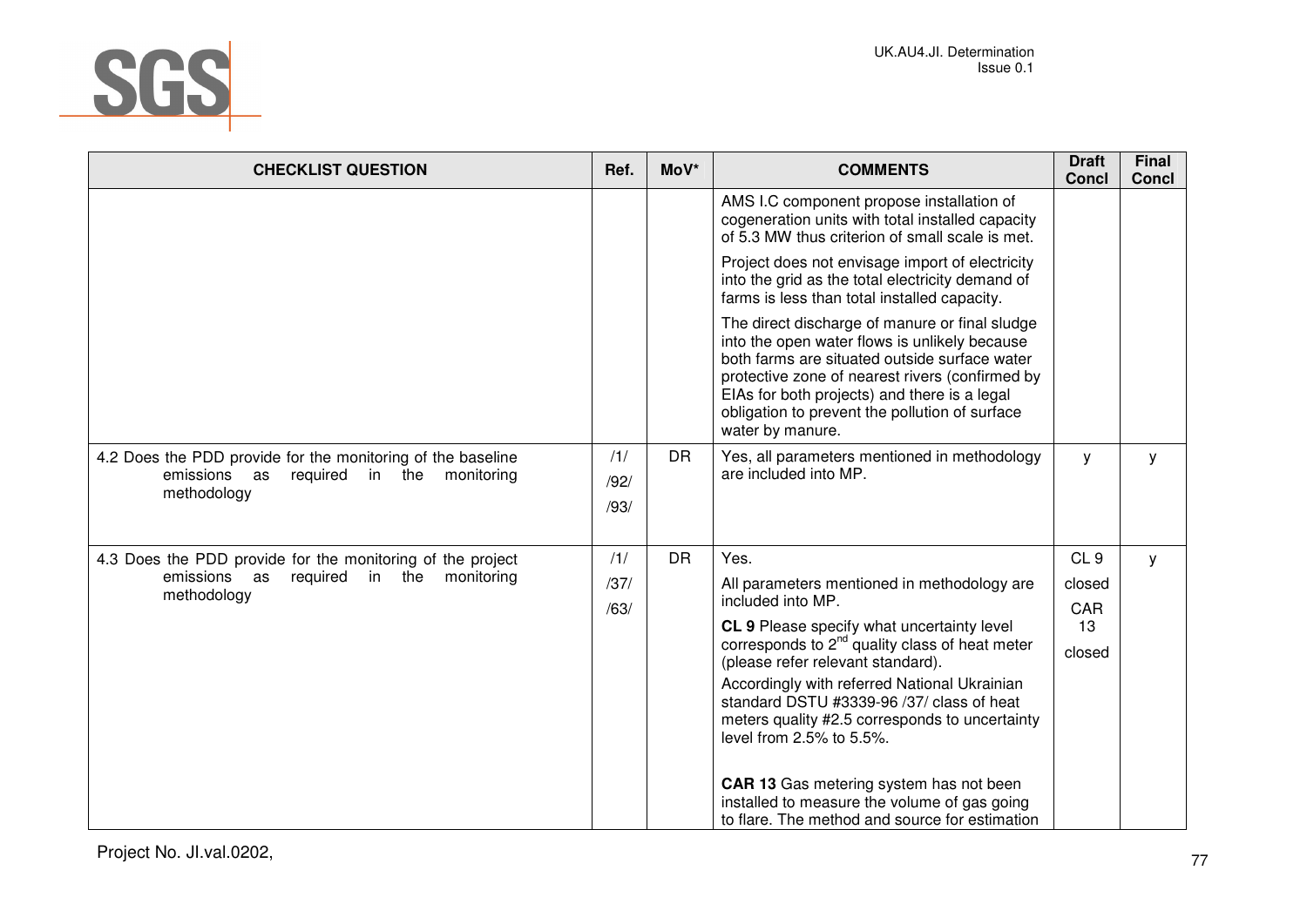| CHECKLIST QUESTION | Ref. | MoV* | COMMENTS | Draft Concl | Final Concl |
|---|---|---|---|---|---|
| | | | AMS I.C component propose installation of cogeneration units with total installed capacity of 5.3 MW thus criterion of small scale is met.<br><br>Project does not envisage import of electricity into the grid as the total electricity demand of farms is less than total installed capacity.<br><br>The direct discharge of manure or final sludge into the open water flows is unlikely because both farms are situated outside surface water protective zone of nearest rivers (confirmed by EIAs for both projects) and there is a legal obligation to prevent the pollution of surface water by manure. | | |
| 4.2 Does the PDD provide for the monitoring of the baseline emissions as required in the monitoring methodology | /1/<br>/92/<br>/93/ | DR | Yes, all parameters mentioned in methodology are included into MP. | y | y |
| 4.3 Does the PDD provide for the monitoring of the project emissions as required in the monitoring methodology | /1/<br>/37/<br>/63/ | DR | Yes.<br><br>All parameters mentioned in methodology are included into MP.<br><br>**CL 9** Please specify what uncertainty level corresponds to 2nd quality class of heat meter (please refer relevant standard).<br>Accordingly with referred National Ukrainian standard DSTU #3339-96 /37/ class of heat meters quality #2.5 corresponds to uncertainty level from 2.5% to 5.5%.<br><br>**CAR 13** Gas metering system has not been installed to measure the volume of gas going to flare. The method and source for estimation | CL 9 closed<br>CAR 13 closed | y |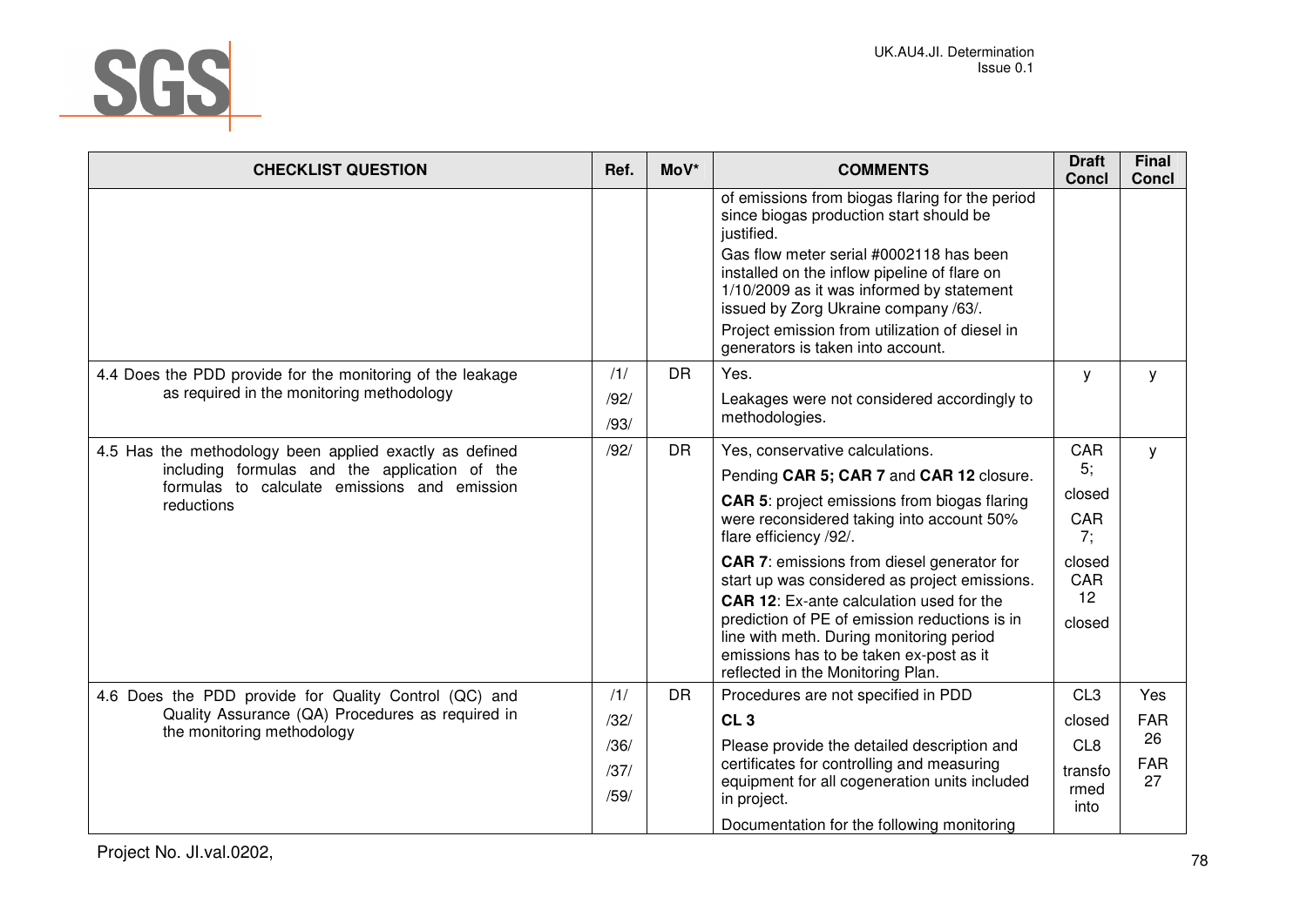| CHECKLIST QUESTION | Ref. | MoV* | COMMENTS | Draft Concl | Final Concl |
|---|---|---|---|---|---|
| | | | of emissions from biogas flaring for the period since biogas production start should be justified.<br>Gas flow meter serial #0002118 has been installed on the inflow pipeline of flare on 1/10/2009 as it was informed by statement issued by Zorg Ukraine company /63/.<br>Project emission from utilization of diesel in generators is taken into account. | | |
| 4.4 Does the PDD provide for the monitoring of the leakage as required in the monitoring methodology | /1/<br>/92/<br>/93/ | DR | Yes.<br>Leakages were not considered accordingly to methodologies. | y | y |
| 4.5 Has the methodology been applied exactly as defined including formulas and the application of the formulas to calculate emissions and emission reductions | /92/ | DR | Yes, conservative calculations.<br>Pending **CAR 5; CAR 7** and **CAR 12** closure.<br>**CAR 5**: project emissions from biogas flaring were reconsidered taking into account 50% flare efficiency /92/.<br>**CAR 7**: emissions from diesel generator for start up was considered as project emissions.<br>**CAR 12**: Ex-ante calculation used for the prediction of PE of emission reductions is in line with meth. During monitoring period emissions has to be taken ex-post as it reflected in the Monitoring Plan. | CAR 5;<br>closed<br>CAR 7;<br>closed<br>CAR 12<br>closed | y |
| 4.6 Does the PDD provide for Quality Control (QC) and Quality Assurance (QA) Procedures as required in the monitoring methodology | /1/<br>/32/<br>/36/<br>/37/<br>/59/ | DR | Procedures are not specified in PDD<br>**CL 3**<br>Please provide the detailed description and certificates for controlling and measuring equipment for all cogeneration units included in project.<br>Documentation for the following monitoring | CL3<br>closed<br>CL8<br>transformed into | Yes<br>FAR 26<br>FAR 27 |

Project No. JI.val.0202,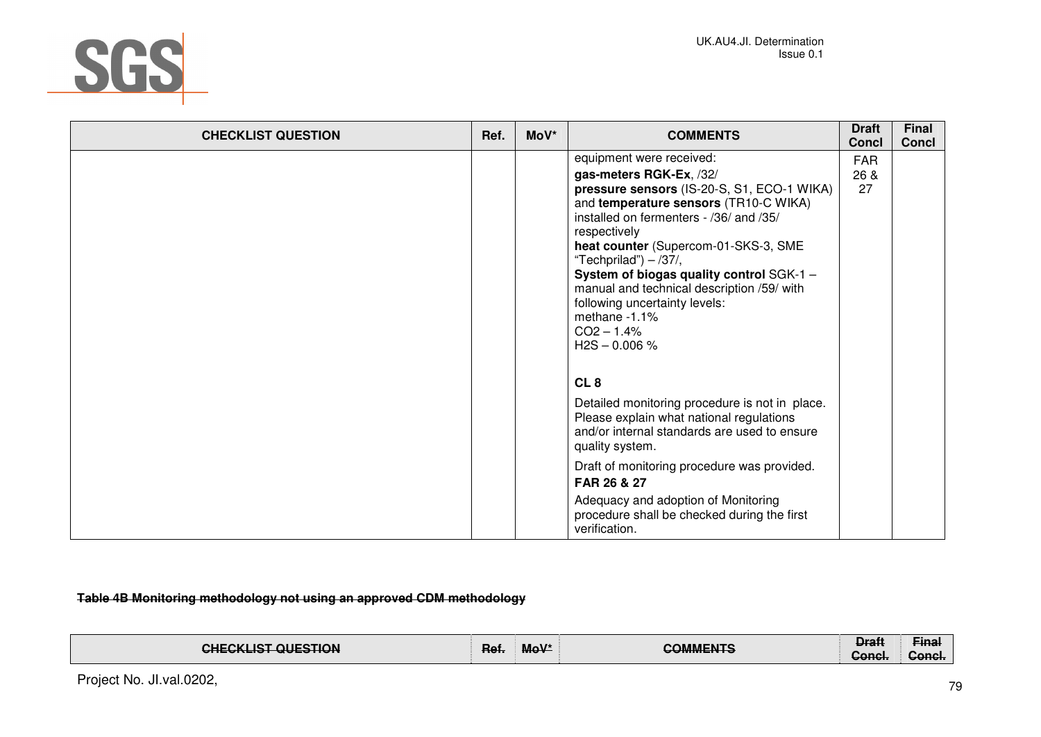| CHECKLIST QUESTION | Ref. | MoV* | COMMENTS | Draft Concl | Final Concl |
|---|---|---|---|---|---|
| | | | equipment were received:<br>**gas-meters RGK-Ex**, /32/<br>**pressure sensors** (IS-20-S, S1, ECO-1 WIKA) and **temperature sensors** (TR10-C WIKA) installed on fermenters - /36/ and /35/ respectively<br>**heat counter** (Supercom-01-SKS-3, SME "Techprilad") – /37/,<br>**System of biogas quality control** SGK-1 – manual and technical description /59/ with following uncertainty levels:<br>methane -1.1%<br>$CO_2$ – 1.4%<br>$H_2S$ – 0.006 %<br><br>**CL 8**<br>Detailed monitoring procedure is not in place. Please explain what national regulations and/or internal standards are used to ensure quality system.<br>Draft of monitoring procedure was provided.<br>**FAR 26 & 27**<br>Adequacy and adoption of Monitoring procedure shall be checked during the first verification. | FAR 26 & 27 | |

~~**Table 4B Monitoring methodology not using an approved CDM methodology**~~

| ~~CHECKLIST QUESTION~~ | ~~Ref.~~ | ~~MoV*~~ | ~~COMMENTS~~ | ~~Draft Concl.~~ | ~~Final Concl.~~ |
|---|---|---|---|---|---|

Project No. JI.val.0202,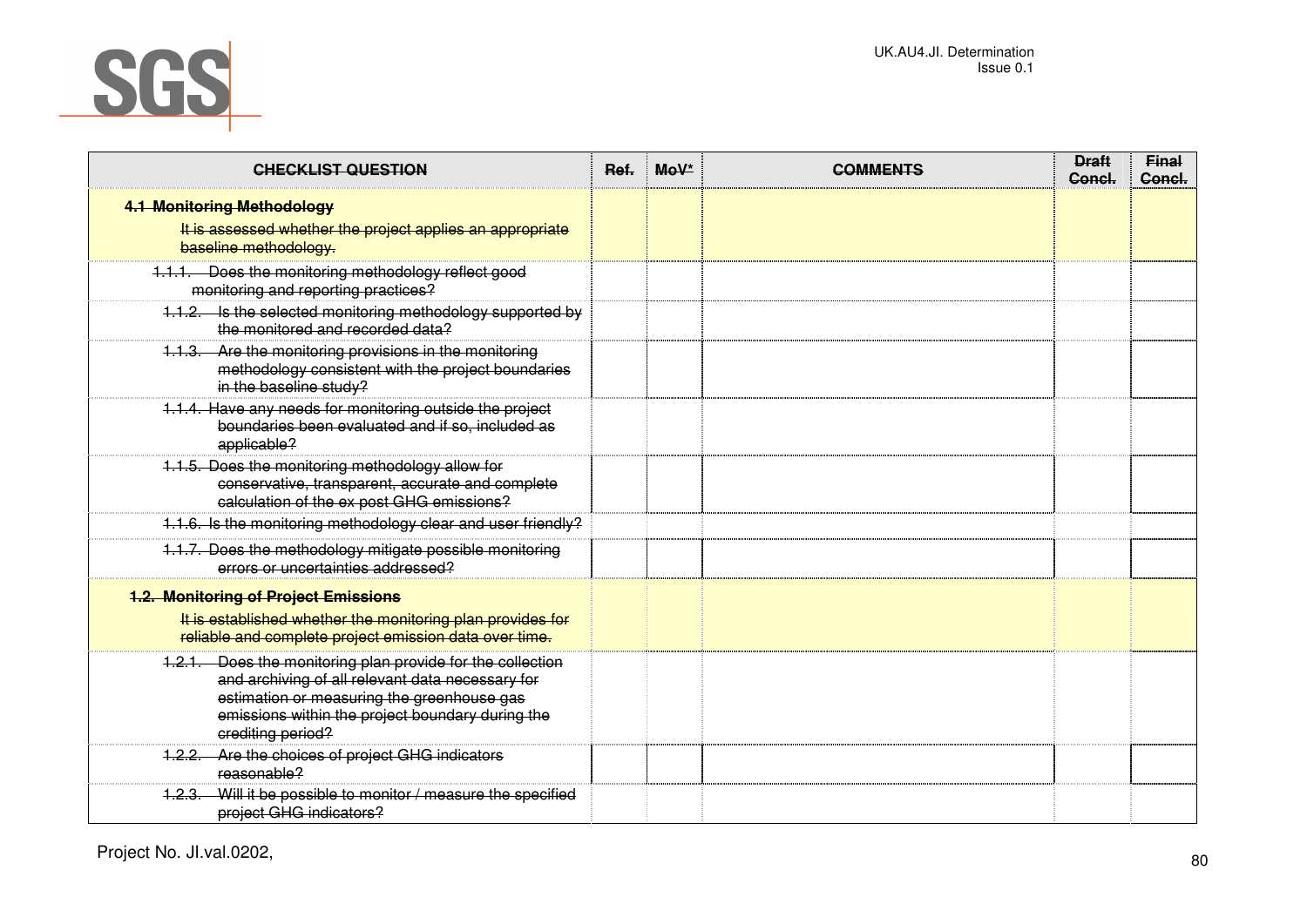| ~~CHECKLIST QUESTION~~ | ~~Ref.~~ | ~~MoV*~~ | ~~COMMENTS~~ | ~~Draft Concl.~~ | ~~Final Concl.~~ |
|---|---|---|---|---|---|
| **~~4.1 Monitoring Methodology~~**<br>~~It is assessed whether the project applies an appropriate baseline methodology.~~ | | | | | |
| ~~1.1.1. Does the monitoring methodology reflect good monitoring and reporting practices?~~ | | | | | |
| ~~1.1.2. Is the selected monitoring methodology supported by the monitored and recorded data?~~ | | | | | |
| ~~1.1.3. Are the monitoring provisions in the monitoring methodology consistent with the project boundaries in the baseline study?~~ | | | | | |
| ~~1.1.4. Have any needs for monitoring outside the project boundaries been evaluated and if so, included as applicable?~~ | | | | | |
| ~~1.1.5. Does the monitoring methodology allow for conservative, transparent, accurate and complete calculation of the ex post GHG emissions?~~ | | | | | |
| ~~1.1.6. Is the monitoring methodology clear and user friendly?~~ | | | | | |
| ~~1.1.7. Does the methodology mitigate possible monitoring errors or uncertainties addressed?~~ | | | | | |
| **~~1.2. Monitoring of Project Emissions~~**<br>~~It is established whether the monitoring plan provides for reliable and complete project emission data over time.~~ | | | | | |
| ~~1.2.1. Does the monitoring plan provide for the collection and archiving of all relevant data necessary for estimation or measuring the greenhouse gas emissions within the project boundary during the crediting period?~~ | | | | | |
| ~~1.2.2. Are the choices of project GHG indicators reasonable?~~ | | | | | |
| ~~1.2.3. Will it be possible to monitor / measure the specified project GHG indicators?~~ | | | | | |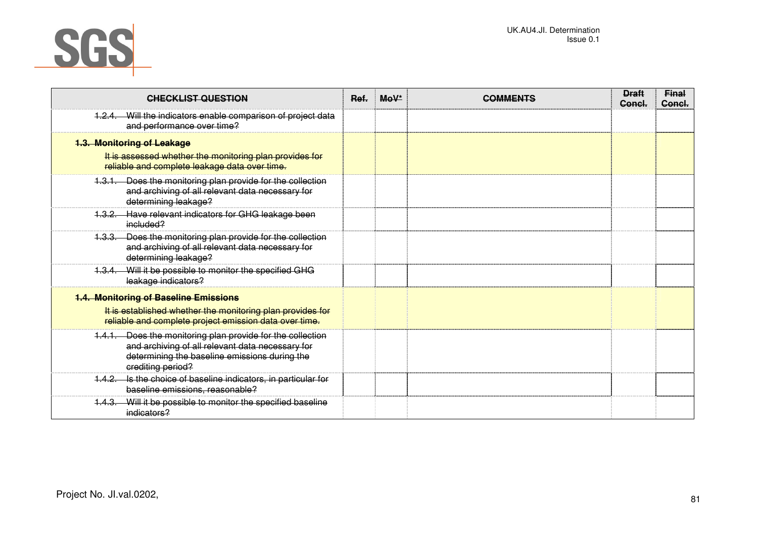| CHECKLIST QUESTION | Ref. | MoV* | COMMENTS | Draft Concl. | Final Concl. |
|---|---|---|---|---|---|
| 1.2.4. Will the indicators enable comparison of project data and performance over time? | | | | | |
| **1.3. Monitoring of Leakage** It is assessed whether the monitoring plan provides for reliable and complete leakage data over time. | | | | | |
| 1.3.1. Does the monitoring plan provide for the collection and archiving of all relevant data necessary for determining leakage? | | | | | |
| 1.3.2. Have relevant indicators for GHG leakage been included? | | | | | |
| 1.3.3. Does the monitoring plan provide for the collection and archiving of all relevant data necessary for determining leakage? | | | | | |
| 1.3.4. Will it be possible to monitor the specified GHG leakage indicators? | | | | | |
| **1.4. Monitoring of Baseline Emissions** It is established whether the monitoring plan provides for reliable and complete project emission data over time. | | | | | |
| 1.4.1. Does the monitoring plan provide for the collection and archiving of all relevant data necessary for determining the baseline emissions during the crediting period? | | | | | |
| 1.4.2. Is the choice of baseline indicators, in particular for baseline emissions, reasonable? | | | | | |
| 1.4.3. Will it be possible to monitor the specified baseline indicators? | | | | | |

Project No. JI.val.0202,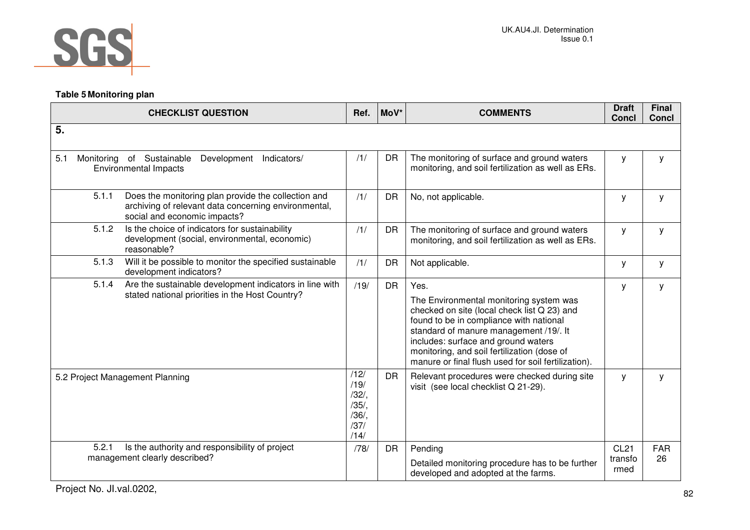**Table 5 Monitoring plan**

| CHECKLIST QUESTION | Ref. | MoV* | COMMENTS | Draft Concl | Final Concl |
|---|---|---|---|---|---|
| **5.** | | | | | |
| 5.1 Monitoring of Sustainable Development Indicators/ Environmental Impacts | /1/ | DR | The monitoring of surface and ground waters monitoring, and soil fertilization as well as ERs. | y | y |
| 5.1.1 Does the monitoring plan provide the collection and archiving of relevant data concerning environmental, social and economic impacts? | /1/ | DR | No, not applicable. | y | y |
| 5.1.2 Is the choice of indicators for sustainability development (social, environmental, economic) reasonable? | /1/ | DR | The monitoring of surface and ground waters monitoring, and soil fertilization as well as ERs. | y | y |
| 5.1.3 Will it be possible to monitor the specified sustainable development indicators? | /1/ | DR | Not applicable. | y | y |
| 5.1.4 Are the sustainable development indicators in line with stated national priorities in the Host Country? | /19/ | DR | Yes.<br><br>The Environmental monitoring system was checked on site (local check list Q 23) and found to be in compliance with national standard of manure management /19/. It includes: surface and ground waters monitoring, and soil fertilization (dose of manure or final flush used for soil fertilization). | y | y |
| 5.2 Project Management Planning | /12/ /19/ /32/, /35/, /36/, /37/ /14/ | DR | Relevant procedures were checked during site visit (see local checklist Q 21-29). | y | y |
| 5.2.1 Is the authority and responsibility of project management clearly described? | /78/ | DR | Pending<br><br>Detailed monitoring procedure has to be further developed and adopted at the farms. | CL21 transformed | FAR 26 |

Project No. JI.val.0202,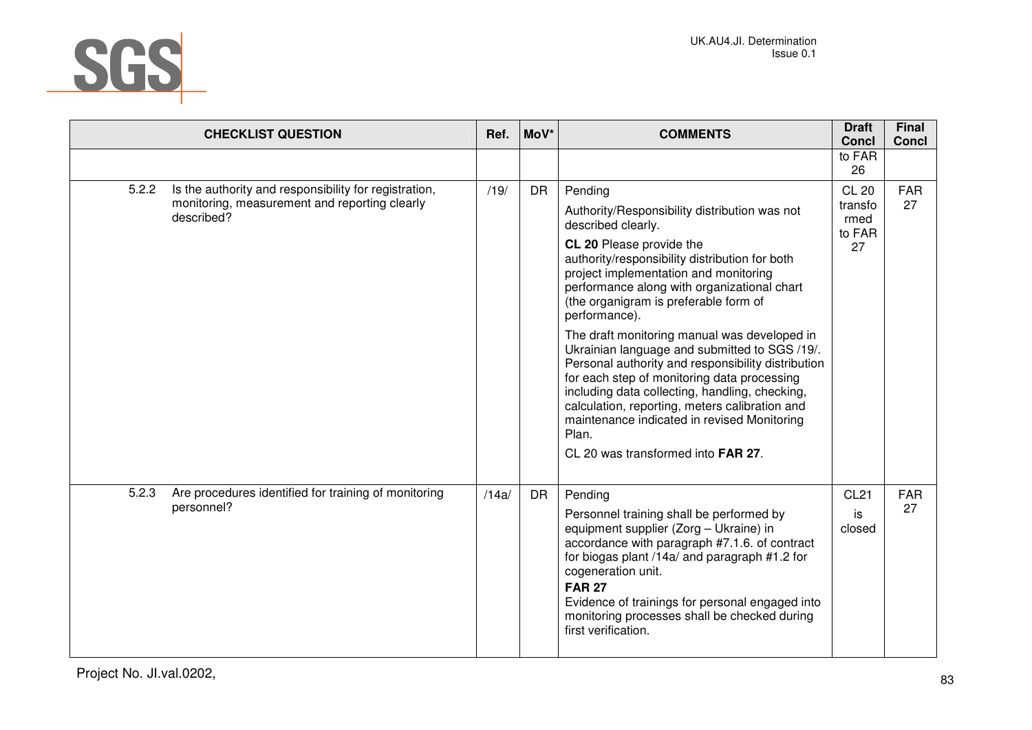| CHECKLIST QUESTION | Ref. | MoV* | COMMENTS | Draft Concl | Final Concl |
|---|---|---|---|---|---|
| | | | | to FAR 26 | |
| 5.2.2 Is the authority and responsibility for registration, monitoring, measurement and reporting clearly described? | /19/ | DR | Pending<br><br>Authority/Responsibility distribution was not described clearly.<br><br>**CL 20** Please provide the authority/responsibility distribution for both project implementation and monitoring performance along with organizational chart (the organigram is preferable form of performance).<br><br>The draft monitoring manual was developed in Ukrainian language and submitted to SGS /19/. Personal authority and responsibility distribution for each step of monitoring data processing including data collecting, handling, checking, calculation, reporting, meters calibration and maintenance indicated in revised Monitoring Plan.<br><br>CL 20 was transformed into **FAR 27**. | CL 20 transformed to FAR 27 | FAR 27 |
| 5.2.3 Are procedures identified for training of monitoring personnel? | /14a/ | DR | Pending<br><br>Personnel training shall be performed by equipment supplier (Zorg – Ukraine) in accordance with paragraph #7.1.6. of contract for biogas plant /14a/ and paragraph #1.2 for cogeneration unit.<br><br>**FAR 27**<br>Evidence of trainings for personal engaged into monitoring processes shall be checked during first verification. | CL21 is closed | FAR 27 |

Project No. JI.val.0202,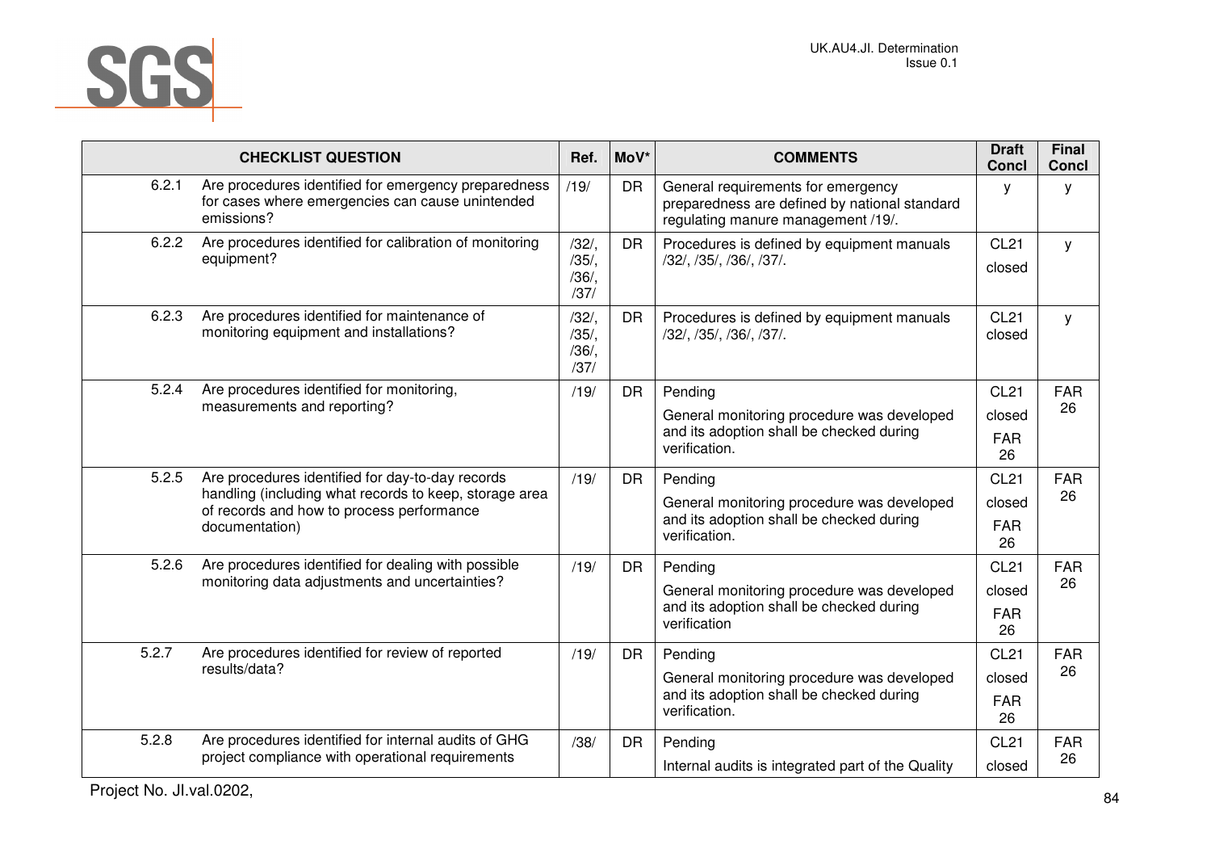| | CHECKLIST QUESTION | Ref. | MoV* | COMMENTS | Draft Concl | Final Concl |
|---|---|---|---|---|---|---|
| 6.2.1 | Are procedures identified for emergency preparedness for cases where emergencies can cause unintended emissions? | /19/ | DR | General requirements for emergency preparedness are defined by national standard regulating manure management /19/. | y | y |
| 6.2.2 | Are procedures identified for calibration of monitoring equipment? | /32/, /35/, /36/, /37/ | DR | Procedures is defined by equipment manuals /32/, /35/, /36/, /37/. | CL21 closed | y |
| 6.2.3 | Are procedures identified for maintenance of monitoring equipment and installations? | /32/, /35/, /36/, /37/ | DR | Procedures is defined by equipment manuals /32/, /35/, /36/, /37/. | CL21 closed | y |
| 5.2.4 | Are procedures identified for monitoring, measurements and reporting? | /19/ | DR | Pending<br>General monitoring procedure was developed and its adoption shall be checked during verification. | CL21 closed<br>FAR 26 | FAR 26 |
| 5.2.5 | Are procedures identified for day-to-day records handling (including what records to keep, storage area of records and how to process performance documentation) | /19/ | DR | Pending<br>General monitoring procedure was developed and its adoption shall be checked during verification. | CL21 closed<br>FAR 26 | FAR 26 |
| 5.2.6 | Are procedures identified for dealing with possible monitoring data adjustments and uncertainties? | /19/ | DR | Pending<br>General monitoring procedure was developed and its adoption shall be checked during verification | CL21 closed<br>FAR 26 | FAR 26 |
| 5.2.7 | Are procedures identified for review of reported results/data? | /19/ | DR | Pending<br>General monitoring procedure was developed and its adoption shall be checked during verification. | CL21 closed<br>FAR 26 | FAR 26 |
| 5.2.8 | Are procedures identified for internal audits of GHG project compliance with operational requirements | /38/ | DR | Pending<br>Internal audits is integrated part of the Quality | CL21 closed | FAR 26 |

Project No. JI.val.0202,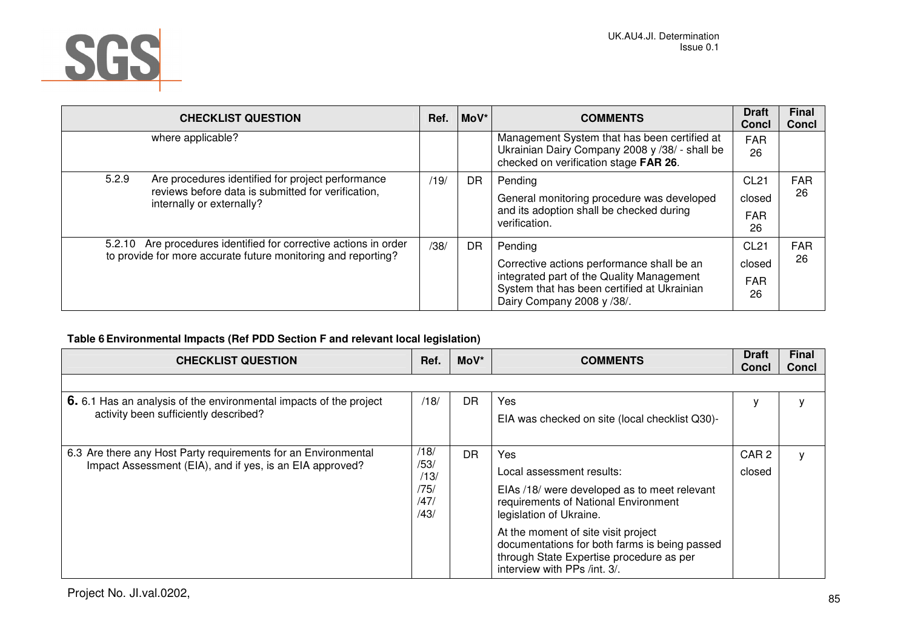| CHECKLIST QUESTION | Ref. | MoV* | COMMENTS | Draft Concl | Final Concl |
|---|---|---|---|---|---|
| where applicable? | | | Management System that has been certified at Ukrainian Dairy Company 2008 y /38/ - shall be checked on verification stage **FAR 26**. | FAR 26 | |
| 5.2.9 Are procedures identified for project performance reviews before data is submitted for verification, internally or externally? | /19/ | DR | Pending<br>General monitoring procedure was developed and its adoption shall be checked during verification. | CL21 closed<br>FAR 26 | FAR 26 |
| 5.2.10 Are procedures identified for corrective actions in order to provide for more accurate future monitoring and reporting? | /38/ | DR | Pending<br>Corrective actions performance shall be an integrated part of the Quality Management System that has been certified at Ukrainian Dairy Company 2008 y /38/. | CL21 closed<br>FAR 26 | FAR 26 |

**Table 6 Environmental Impacts (Ref PDD Section F and relevant local legislation)**

| CHECKLIST QUESTION | Ref. | MoV* | COMMENTS | Draft Concl | Final Concl |
|---|---|---|---|---|---|
| | | | | | |
| **6.** 6.1 Has an analysis of the environmental impacts of the project activity been sufficiently described? | /18/ | DR | Yes<br>EIA was checked on site (local checklist Q30)- | y | y |
| 6.3 Are there any Host Party requirements for an Environmental Impact Assessment (EIA), and if yes, is an EIA approved? | /18/<br>/53/<br>/13/<br>/75/<br>/47/<br>/43/ | DR | Yes<br>Local assessment results:<br>EIAs /18/ were developed as to meet relevant requirements of National Environment legislation of Ukraine.<br>At the moment of site visit project documentations for both farms is being passed through State Expertise procedure as per interview with PPs /int. 3/. | CAR 2 closed | y |

Project No. JI.val.0202,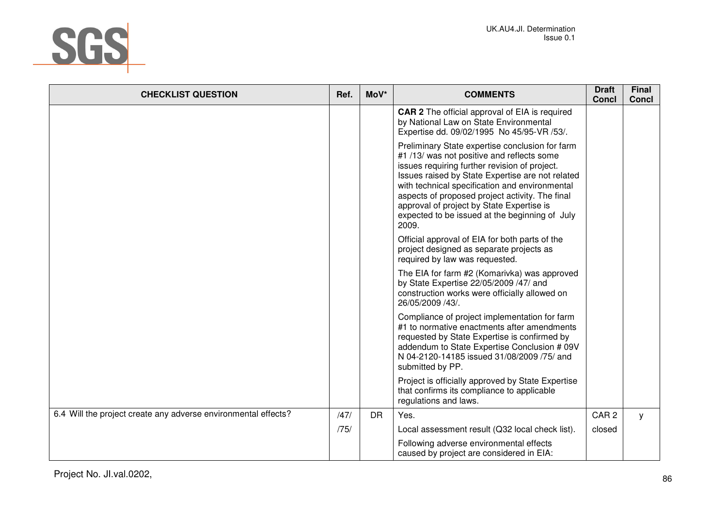| CHECKLIST QUESTION | Ref. | MoV* | COMMENTS | Draft Concl | Final Concl |
|---|---|---|---|---|---|
| | | | **CAR 2** The official approval of EIA is required by National Law on State Environmental Expertise dd. 09/02/1995 No 45/95-VR /53/.<br><br>Preliminary State expertise conclusion for farm #1 /13/ was not positive and reflects some issues requiring further revision of project. Issues raised by State Expertise are not related with technical specification and environmental aspects of proposed project activity. The final approval of project by State Expertise is expected to be issued at the beginning of July 2009.<br><br>Official approval of EIA for both parts of the project designed as separate projects as required by law was requested.<br><br>The EIA for farm #2 (Komarivka) was approved by State Expertise 22/05/2009 /47/ and construction works were officially allowed on 26/05/2009 /43/.<br><br>Compliance of project implementation for farm #1 to normative enactments after amendments requested by State Expertise is confirmed by addendum to State Expertise Conclusion # 09V N 04-2120-14185 issued 31/08/2009 /75/ and submitted by PP.<br><br>Project is officially approved by State Expertise that confirms its compliance to applicable regulations and laws. | | |
| 6.4 Will the project create any adverse environmental effects? | /47/<br>/75/ | DR | Yes.<br><br>Local assessment result (Q32 local check list).<br><br>Following adverse environmental effects caused by project are considered in EIA: | CAR 2 closed | y |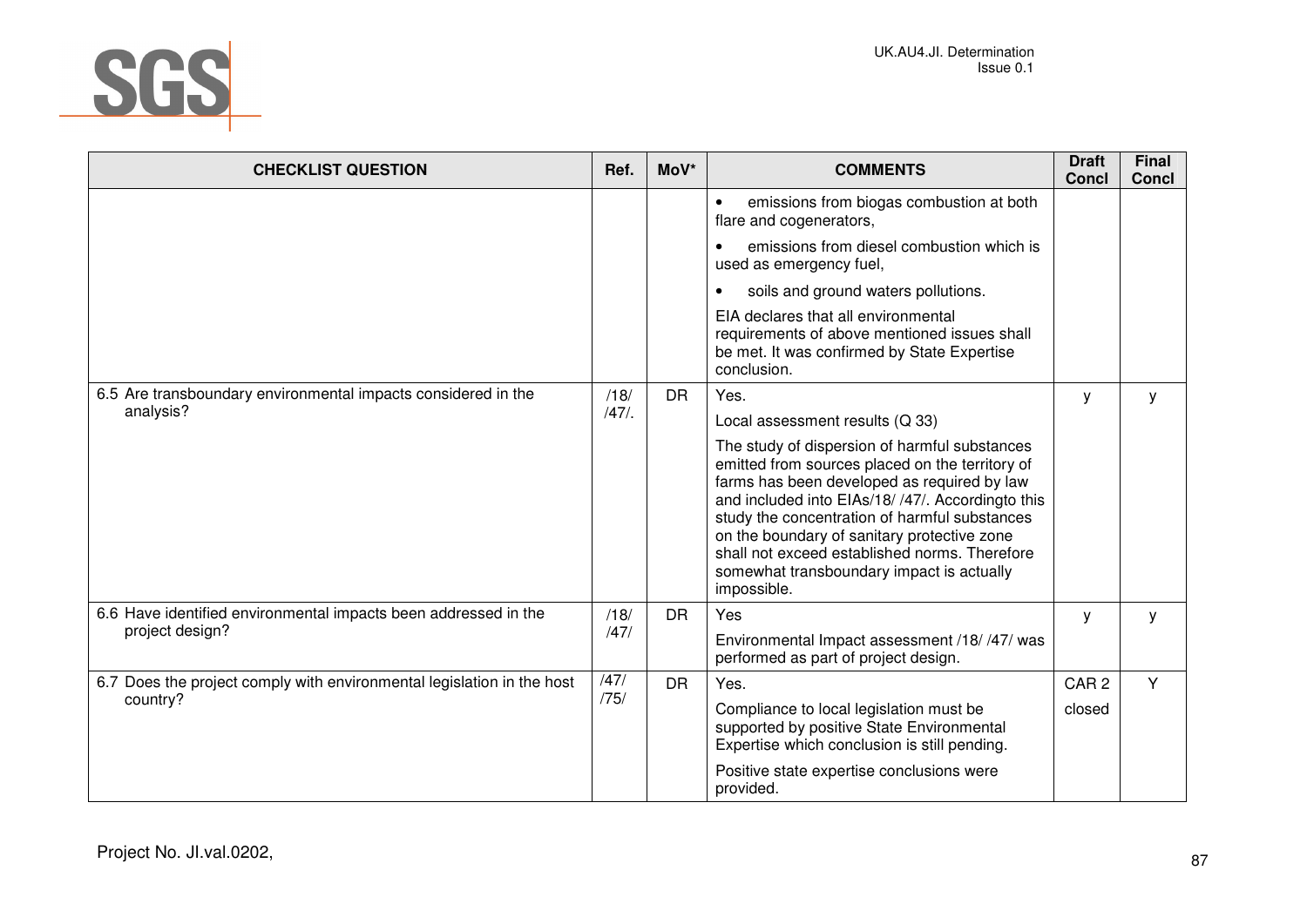| CHECKLIST QUESTION | Ref. | MoV* | COMMENTS | Draft Concl | Final Concl |
|---|---|---|---|---|---|
| | | | • emissions from biogas combustion at both flare and cogenerators,<br>• emissions from diesel combustion which is used as emergency fuel,<br>• soils and ground waters pollutions.<br>EIA declares that all environmental requirements of above mentioned issues shall be met. It was confirmed by State Expertise conclusion. | | |
| 6.5 Are transboundary environmental impacts considered in the analysis? | /18/ /47/. | DR | Yes.<br>Local assessment results (Q 33)<br>The study of dispersion of harmful substances emitted from sources placed on the territory of farms has been developed as required by law and included into EIAs/18/ /47/. Accordingto this study the concentration of harmful substances on the boundary of sanitary protective zone shall not exceed established norms. Therefore somewhat transboundary impact is actually impossible. | y | y |
| 6.6 Have identified environmental impacts been addressed in the project design? | /18/ /47/ | DR | Yes<br>Environmental Impact assessment /18/ /47/ was performed as part of project design. | y | y |
| 6.7 Does the project comply with environmental legislation in the host country? | /47/ /75/ | DR | Yes.<br>Compliance to local legislation must be supported by positive State Environmental Expertise which conclusion is still pending.<br>Positive state expertise conclusions were provided. | CAR 2<br>closed | Y |

Project No. JI.val.0202,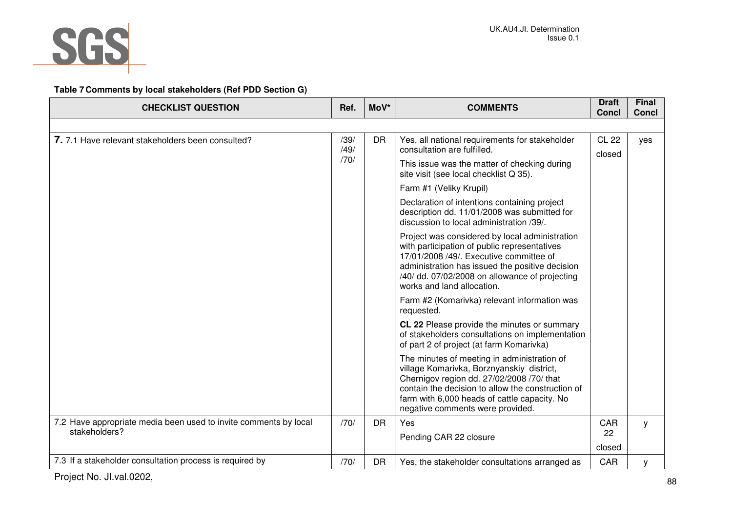**Table 7 Comments by local stakeholders (Ref PDD Section G)**

| CHECKLIST QUESTION | Ref. | MoV* | COMMENTS | Draft Concl | Final Concl |
|---|---|---|---|---|---|
| | | | | | |
| **7.** 7.1 Have relevant stakeholders been consulted? | /39/ /49/ /70/ | DR | Yes, all national requirements for stakeholder consultation are fulfilled.<br><br>This issue was the matter of checking during site visit (see local checklist Q 35).<br><br>Farm #1 (Veliky Krupil)<br><br>Declaration of intentions containing project description dd. 11/01/2008 was submitted for discussion to local administration /39/.<br><br>Project was considered by local administration with participation of public representatives 17/01/2008 /49/. Executive committee of administration has issued the positive decision /40/ dd. 07/02/2008 on allowance of projecting works and land allocation.<br><br>Farm #2 (Komarivka) relevant information was requested.<br><br>**CL 22** Please provide the minutes or summary of stakeholders consultations on implementation of part 2 of project (at farm Komarivka)<br><br>The minutes of meeting in administration of village Komarivka, Borznyanskiy district, Chernigov region dd. 27/02/2008 /70/ that contain the decision to allow the construction of farm with 6,000 heads of cattle capacity. No negative comments were provided. | CL 22 closed | yes |
| 7.2 Have appropriate media been used to invite comments by local stakeholders? | /70/ | DR | Yes<br><br>Pending CAR 22 closure | CAR 22 closed | y |
| 7.3 If a stakeholder consultation process is required by | /70/ | DR | Yes, the stakeholder consultations arranged as | CAR | y |

Project No. JI.val.0202,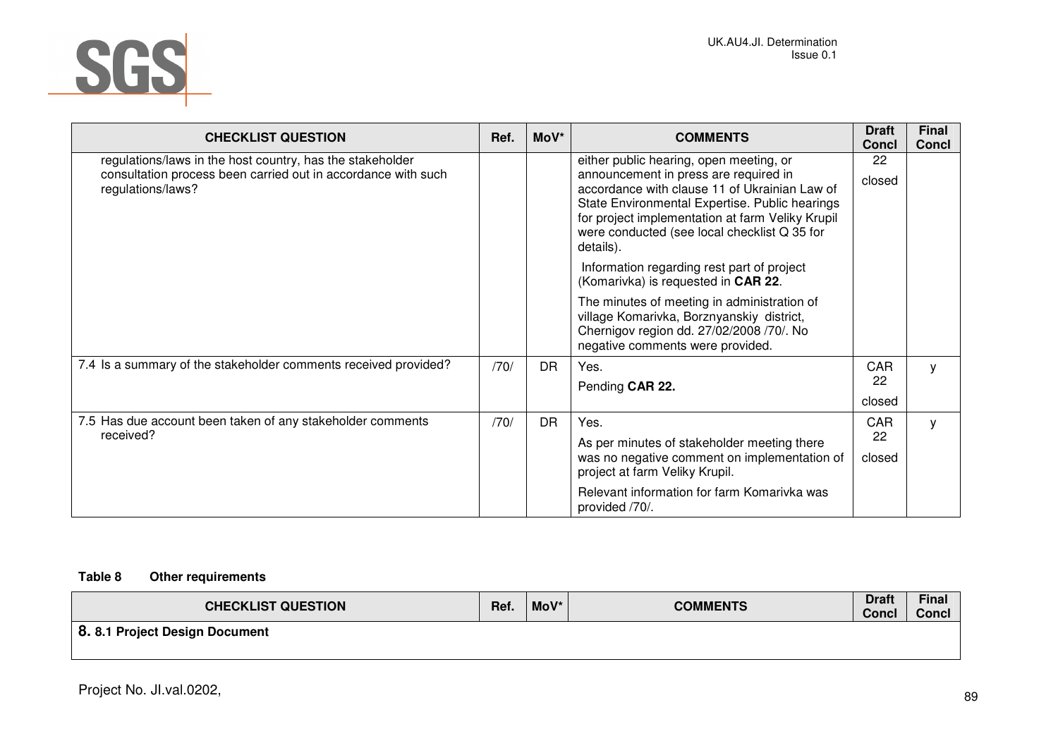| CHECKLIST QUESTION | Ref. | MoV* | COMMENTS | Draft Concl | Final Concl |
|---|---|---|---|---|---|
| regulations/laws in the host country, has the stakeholder consultation process been carried out in accordance with such regulations/laws? | | | either public hearing, open meeting, or announcement in press are required in accordance with clause 11 of Ukrainian Law of State Environmental Expertise. Public hearings for project implementation at farm Veliky Krupil were conducted (see local checklist Q 35 for details). Information regarding rest part of project (Komarivka) is requested in **CAR 22**. The minutes of meeting in administration of village Komarivka, Borznyanskiy district, Chernigov region dd. 27/02/2008 /70/. No negative comments were provided. | 22 closed | |
| 7.4 Is a summary of the stakeholder comments received provided? | /70/ | DR | Yes. Pending **CAR 22.** | CAR 22 closed | y |
| 7.5 Has due account been taken of any stakeholder comments received? | /70/ | DR | Yes. As per minutes of stakeholder meeting there was no negative comment on implementation of project at farm Veliky Krupil. Relevant information for farm Komarivka was provided /70/. | CAR 22 closed | y |

**Table 8 Other requirements**

| CHECKLIST QUESTION | Ref. | MoV* | COMMENTS | Draft Concl | Final Concl |
|---|---|---|---|---|---|
| **8. 8.1 Project Design Document** | | | | | |

Project No. JI.val.0202,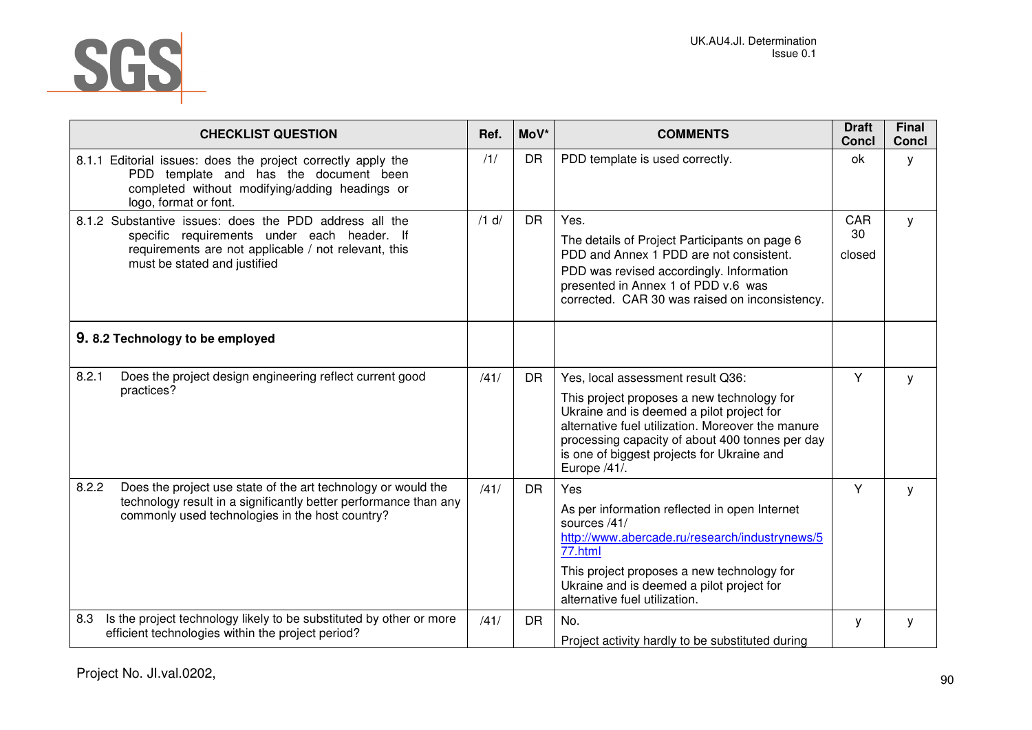| CHECKLIST QUESTION | Ref. | MoV* | COMMENTS | Draft Concl | Final Concl |
|---|---|---|---|---|---|
| 8.1.1 Editorial issues: does the project correctly apply the PDD template and has the document been completed without modifying/adding headings or logo, format or font. | /1/ | DR | PDD template is used correctly. | ok | y |
| 8.1.2 Substantive issues: does the PDD address all the specific requirements under each header. If requirements are not applicable / not relevant, this must be stated and justified | /1 d/ | DR | Yes.<br>The details of Project Participants on page 6 PDD and Annex 1 PDD are not consistent.<br>PDD was revised accordingly. Information presented in Annex 1 of PDD v.6 was corrected. CAR 30 was raised on inconsistency. | CAR 30<br>closed | y |
| **9. 8.2 Technology to be employed** | | | | | |
| 8.2.1 Does the project design engineering reflect current good practices? | /41/ | DR | Yes, local assessment result Q36:<br>This project proposes a new technology for Ukraine and is deemed a pilot project for alternative fuel utilization. Moreover the manure processing capacity of about 400 tonnes per day is one of biggest projects for Ukraine and Europe /41/. | Y | y |
| 8.2.2 Does the project use state of the art technology or would the technology result in a significantly better performance than any commonly used technologies in the host country? | /41/ | DR | Yes<br>As per information reflected in open Internet sources /41/ http://www.abercade.ru/research/industrynews/577.html<br>This project proposes a new technology for Ukraine and is deemed a pilot project for alternative fuel utilization. | Y | y |
| 8.3 Is the project technology likely to be substituted by other or more efficient technologies within the project period? | /41/ | DR | No.<br>Project activity hardly to be substituted during | y | y |

Project No. JI.val.0202,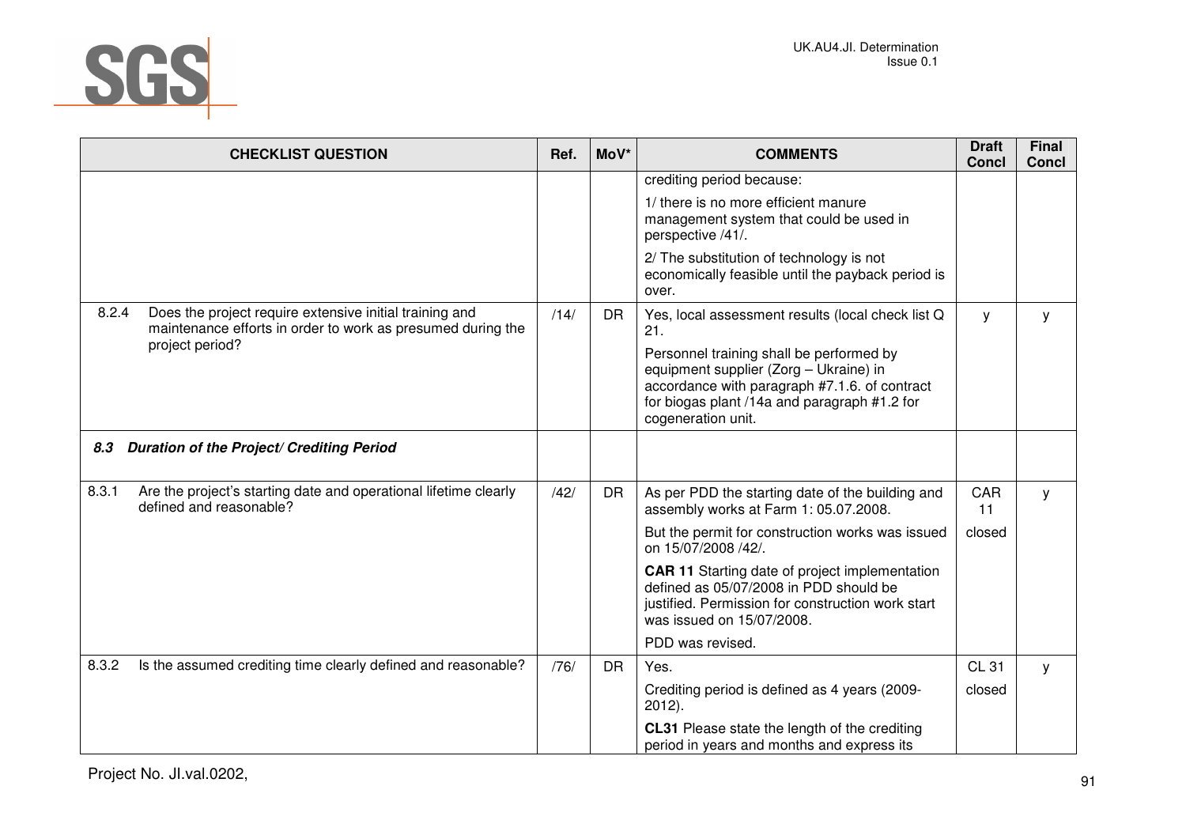| CHECKLIST QUESTION | Ref. | MoV* | COMMENTS | Draft Concl | Final Concl |
|---|---|---|---|---|---|
| | | | crediting period because:<br><br>1/ there is no more efficient manure management system that could be used in perspective /41/.<br><br>2/ The substitution of technology is not economically feasible until the payback period is over. | | |
| 8.2.4 Does the project require extensive initial training and maintenance efforts in order to work as presumed during the project period? | /14/ | DR | Yes, local assessment results (local check list Q 21.<br><br>Personnel training shall be performed by equipment supplier (Zorg – Ukraine) in accordance with paragraph #7.1.6. of contract for biogas plant /14a and paragraph #1.2 for cogeneration unit. | y | y |
| ***8.3 Duration of the Project/ Crediting Period*** | | | | | |
| 8.3.1 Are the project's starting date and operational lifetime clearly defined and reasonable? | /42/ | DR | As per PDD the starting date of the building and assembly works at Farm 1: 05.07.2008.<br><br>But the permit for construction works was issued on 15/07/2008 /42/.<br><br>**CAR 11** Starting date of project implementation defined as 05/07/2008 in PDD should be justified. Permission for construction work start was issued on 15/07/2008.<br><br>PDD was revised. | CAR 11<br><br>closed | y |
| 8.3.2 Is the assumed crediting time clearly defined and reasonable? | /76/ | DR | Yes.<br><br>Crediting period is defined as 4 years (2009-2012).<br><br>**CL31** Please state the length of the crediting period in years and months and express its | CL 31<br><br>closed | y |

Project No. JI.val.0202,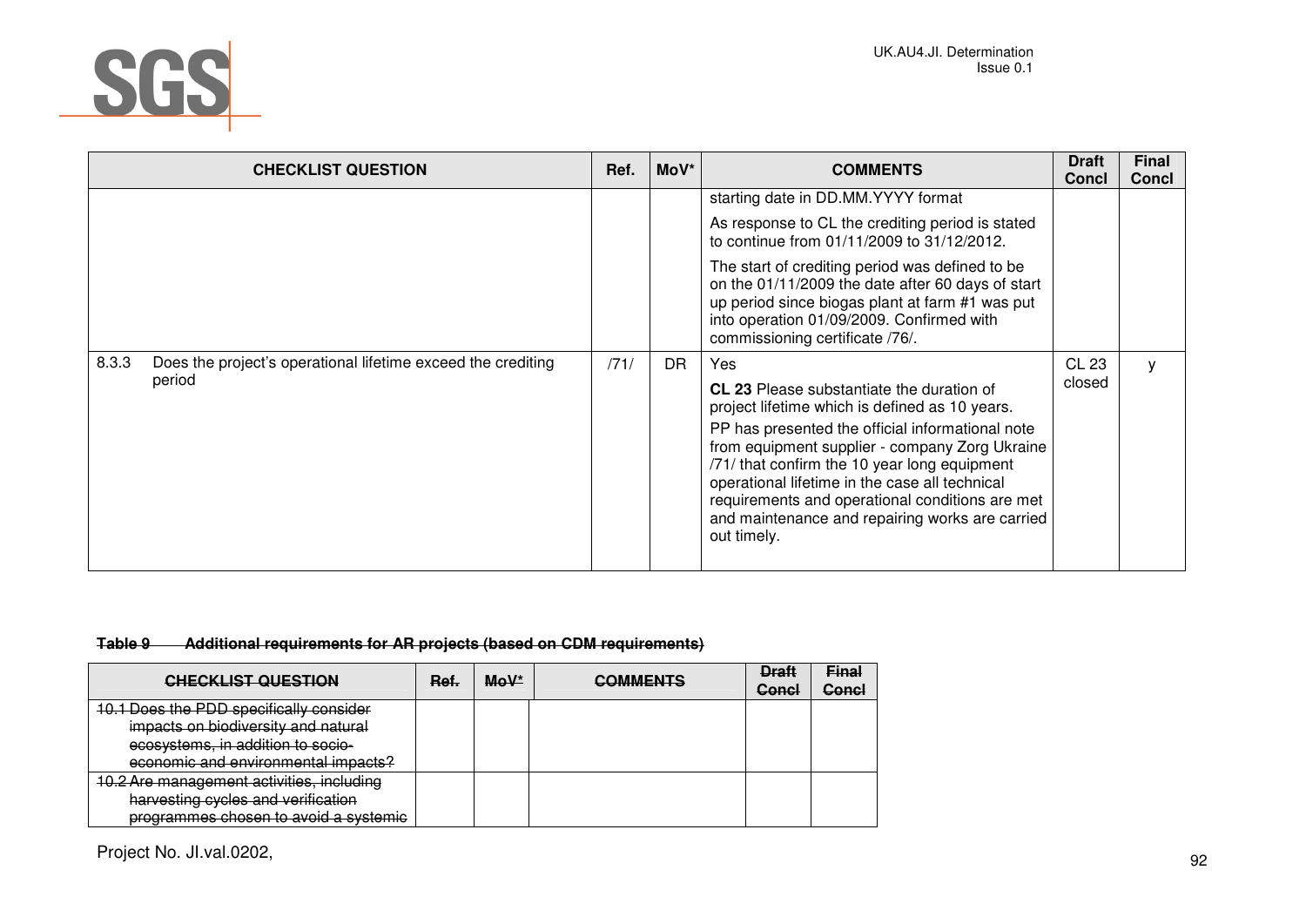| CHECKLIST QUESTION | Ref. | MoV* | COMMENTS | Draft Concl | Final Concl |
|---|---|---|---|---|---|
| | | | starting date in DD.MM.YYYY format<br><br>As response to CL the crediting period is stated to continue from 01/11/2009 to 31/12/2012.<br><br>The start of crediting period was defined to be on the 01/11/2009 the date after 60 days of start up period since biogas plant at farm #1 was put into operation 01/09/2009. Confirmed with commissioning certificate /76/. | | |
| 8.3.3 Does the project's operational lifetime exceed the crediting period | /71/ | DR | Yes<br><br>**CL 23** Please substantiate the duration of project lifetime which is defined as 10 years.<br><br>PP has presented the official informational note from equipment supplier - company Zorg Ukraine /71/ that confirm the 10 year long equipment operational lifetime in the case all technical requirements and operational conditions are met and maintenance and repairing works are carried out timely. | CL 23 closed | y |

~~**Table 9 Additional requirements for AR projects (based on CDM requirements)**~~

| ~~CHECKLIST QUESTION~~ | ~~Ref.~~ | ~~MoV*~~ | ~~COMMENTS~~ | ~~Draft Concl~~ | ~~Final Concl~~ |
|---|---|---|---|---|---|
| ~~10.1 Does the PDD specifically consider impacts on biodiversity and natural ecosystems, in addition to socio-economic and environmental impacts?~~ | | | | | |
| ~~10.2 Are management activities, including harvesting cycles and verification programmes chosen to avoid a systemic~~ | | | | | |

Project No. JI.val.0202,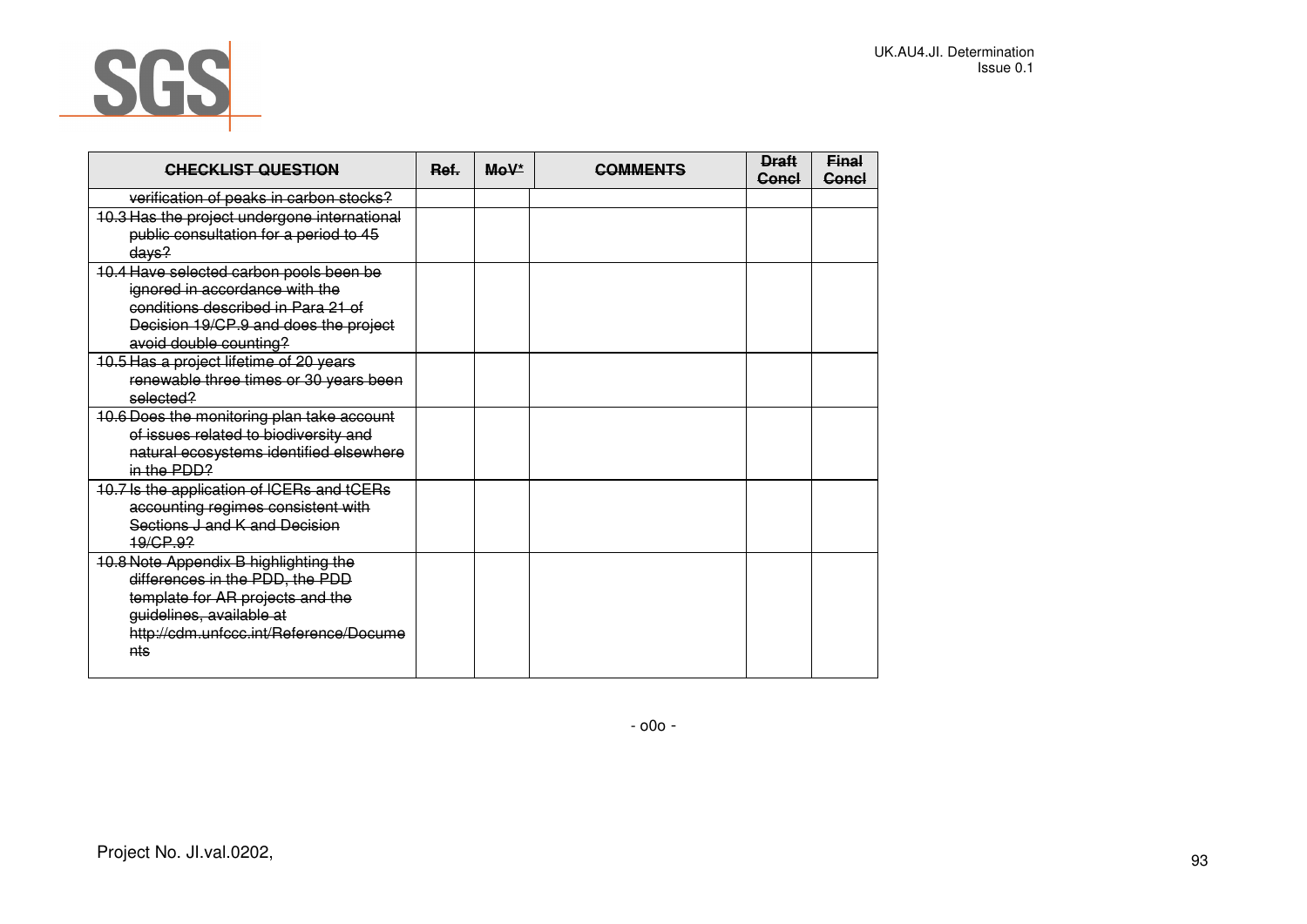| ~~CHECKLIST QUESTION~~ | ~~Ref.~~ | ~~MoV*~~ | ~~COMMENTS~~ | ~~Draft Concl~~ | ~~Final Concl~~ |
|---|---|---|---|---|---|
| ~~verification of peaks in carbon stocks?~~ | | | | | |
| ~~10.3 Has the project undergone international public consultation for a period to 45 days?~~ | | | | | |
| ~~10.4 Have selected carbon pools been be ignored in accordance with the conditions described in Para 21 of Decision 19/CP.9 and does the project avoid double counting?~~ | | | | | |
| ~~10.5 Has a project lifetime of 20 years renewable three times or 30 years been selected?~~ | | | | | |
| ~~10.6 Does the monitoring plan take account of issues related to biodiversity and natural ecosystems identified elsewhere in the PDD?~~ | | | | | |
| ~~10.7 Is the application of lCERs and tCERs accounting regimes consistent with Sections J and K and Decision 19/CP.9?~~ | | | | | |
| ~~10.8 Note Appendix B highlighting the differences in the PDD, the PDD template for AR projects and the guidelines, available at http://cdm.unfccc.int/Reference/Documents~~ | | | | | |

- o0o -

Project No. JI.val.0202,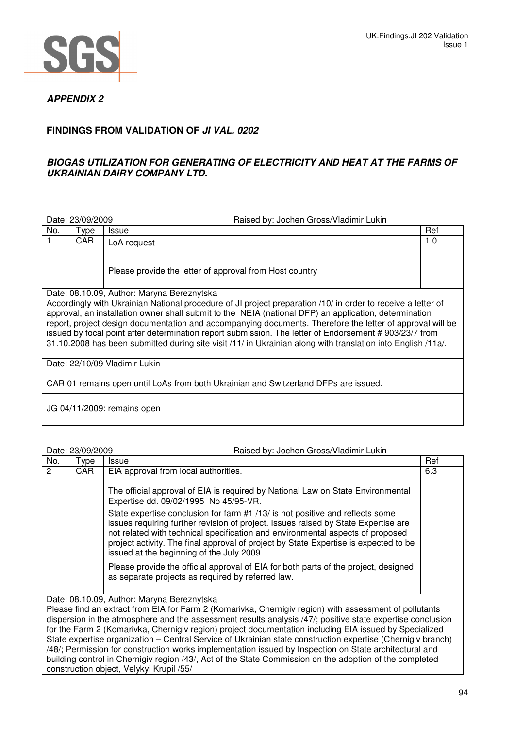## APPENDIX 2

### FINDINGS FROM VALIDATION OF *JI VAL. 0202*

### *BIOGAS UTILIZATION FOR GENERATING OF ELECTRICITY AND HEAT AT THE FARMS OF UKRAINIAN DAIRY COMPANY LTD.*

Date: 23/09/2009 Raised by: Jochen Gross/Vladimir Lukin

| No. | Type | Issue | Ref |
|---|---|---|---|
| 1 | CAR | LoA request<br><br>Please provide the letter of approval from Host country | 1.0 |
| Date: 08.10.09, Author: Maryna Bereznytska<br>Accordingly with Ukrainian National procedure of JI project preparation /10/ in order to receive a letter of approval, an installation owner shall submit to the NEIA (national DFP) an application, determination report, project design documentation and accompanying documents. Therefore the letter of approval will be issued by focal point after determination report submission. The letter of Endorsement # 903/23/7 from 31.10.2008 has been submitted during site visit /11/ in Ukrainian along with translation into English /11a/. | | | |
| Date: 22/10/09 Vladimir Lukin<br><br>CAR 01 remains open until LoAs from both Ukrainian and Switzerland DFPs are issued. | | | |
| JG 04/11/2009: remains open | | | |

Date: 23/09/2009 Raised by: Jochen Gross/Vladimir Lukin

| No. | Type | Issue | Ref |
|---|---|---|---|
| 2 | CAR | EIA approval from local authorities.<br><br>The official approval of EIA is required by National Law on State Environmental Expertise dd. 09/02/1995 No 45/95-VR.<br><br>State expertise conclusion for farm #1 /13/ is not positive and reflects some issues requiring further revision of project. Issues raised by State Expertise are not related with technical specification and environmental aspects of proposed project activity. The final approval of project by State Expertise is expected to be issued at the beginning of the July 2009.<br><br>Please provide the official approval of EIA for both parts of the project, designed as separate projects as required by referred law. | 6.3 |
| Date: 08.10.09, Author: Maryna Bereznytska<br>Please find an extract from EIA for Farm 2 (Komarivka, Chernigiv region) with assessment of pollutants dispersion in the atmosphere and the assessment results analysis /47/; positive state expertise conclusion for the Farm 2 (Komarivka, Chernigiv region) project documentation including EIA issued by Specialized State expertise organization – Central Service of Ukrainian state construction expertise (Chernigiv branch) /48/; Permission for construction works implementation issued by Inspection on State architectural and building control in Chernigiv region /43/, Act of the State Commission on the adoption of the completed construction object, Velykyi Krupil /55/ | | | |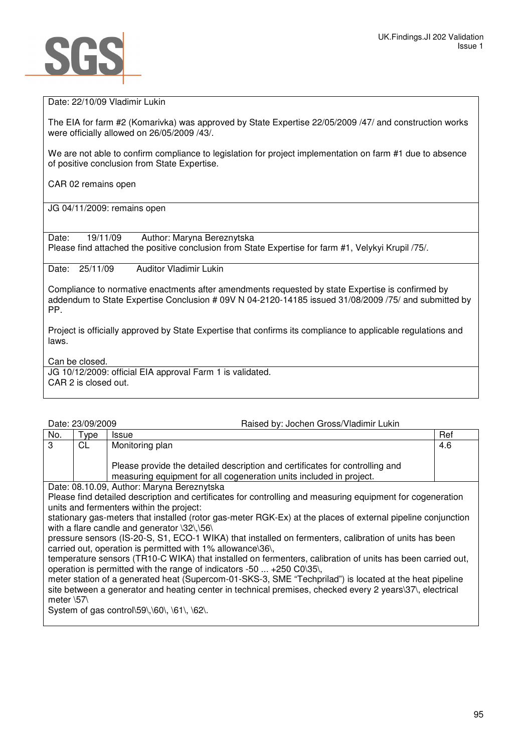Date: 22/10/09 Vladimir Lukin

The EIA for farm #2 (Komarivka) was approved by State Expertise 22/05/2009 /47/ and construction works were officially allowed on 26/05/2009 /43/.

We are not able to confirm compliance to legislation for project implementation on farm #1 due to absence of positive conclusion from State Expertise.

CAR 02 remains open

JG 04/11/2009: remains open

Date: 19/11/09 Author: Maryna Bereznytska
Please find attached the positive conclusion from State Expertise for farm #1, Velykyi Krupil /75/.

Date: 25/11/09 Auditor Vladimir Lukin

Compliance to normative enactments after amendments requested by state Expertise is confirmed by addendum to State Expertise Conclusion # 09V N 04-2120-14185 issued 31/08/2009 /75/ and submitted by PP.

Project is officially approved by State Expertise that confirms its compliance to applicable regulations and laws.

Can be closed.

JG 10/12/2009: official EIA approval Farm 1 is validated.
CAR 2 is closed out.

Date: 23/09/2009 Raised by: Jochen Gross/Vladimir Lukin

| No. | Type | Issue | Ref |
|---|---|---|---|
| 3 | CL | Monitoring plan<br><br>Please provide the detailed description and certificates for controlling and measuring equipment for all cogeneration units included in project. | 4.6 |

Date: 08.10.09, Author: Maryna Bereznytska
Please find detailed description and certificates for controlling and measuring equipment for cogeneration units and fermenters within the project:
stationary gas-meters that installed (rotor gas-meter RGK-Ex) at the places of external pipeline conjunction with a flare candle and generator \32\,\56\
pressure sensors (IS-20-S, S1, ECO-1 WIKA) that installed on fermenters, calibration of units has been carried out, operation is permitted with 1% allowance\36\,
temperature sensors (TR10-C WIKA) that installed on fermenters, calibration of units has been carried out, operation is permitted with the range of indicators -50 ... +250 C0\35\,
meter station of a generated heat (Supercom-01-SKS-3, SME "Techprilad") is located at the heat pipeline site between a generator and heating center in technical premises, checked every 2 years\37\, electrical meter \57\
System of gas control\59\,\60\, \61\, \62\.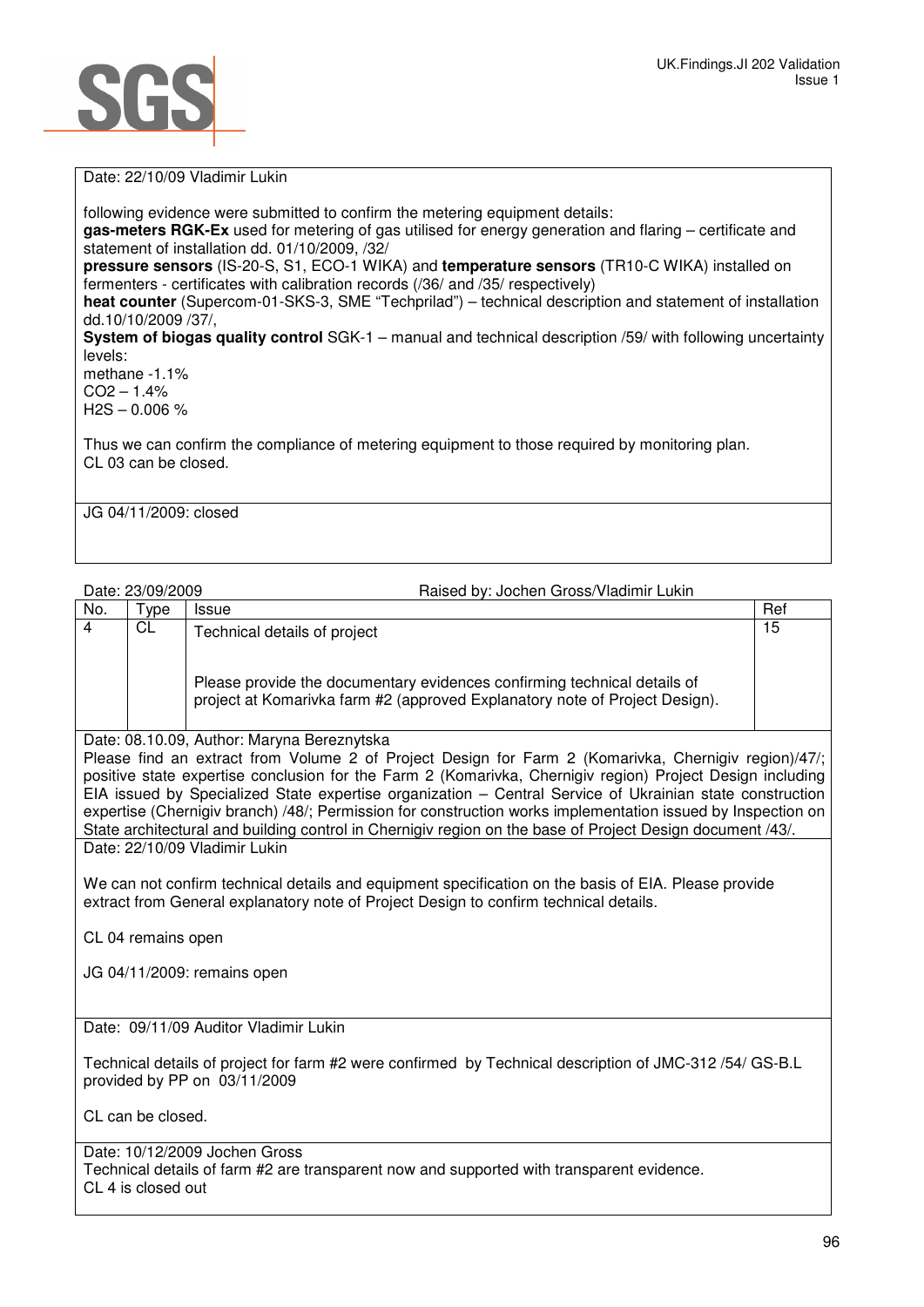Date: 22/10/09 Vladimir Lukin

following evidence were submitted to confirm the metering equipment details:
**gas-meters RGK-Ex** used for metering of gas utilised for energy generation and flaring – certificate and statement of installation dd. 01/10/2009, /32/
**pressure sensors** (IS-20-S, S1, ECO-1 WIKA) and **temperature sensors** (TR10-C WIKA) installed on fermenters - certificates with calibration records (/36/ and /35/ respectively)
**heat counter** (Supercom-01-SKS-3, SME "Techprilad") – technical description and statement of installation dd.10/10/2009 /37/,
**System of biogas quality control** SGK-1 – manual and technical description /59/ with following uncertainty levels:
methane -1.1%
$CO_2$ – 1.4%
$H_2S$ – 0.006 %

Thus we can confirm the compliance of metering equipment to those required by monitoring plan.
CL 03 can be closed.

JG 04/11/2009: closed

Date: 23/09/2009 Raised by: Jochen Gross/Vladimir Lukin

| No. | Type | Issue | Ref |
|---|---|---|---|
| 4 | CL | Technical details of project<br><br>Please provide the documentary evidences confirming technical details of project at Komarivka farm #2 (approved Explanatory note of Project Design). | 15 |

Date: 08.10.09, Author: Maryna Bereznytska
Please find an extract from Volume 2 of Project Design for Farm 2 (Komarivka, Chernigiv region)/47/; positive state expertise conclusion for the Farm 2 (Komarivka, Chernigiv region) Project Design including EIA issued by Specialized State expertise organization – Central Service of Ukrainian state construction expertise (Chernigiv branch) /48/; Permission for construction works implementation issued by Inspection on State architectural and building control in Chernigiv region on the base of Project Design document /43/.

Date: 22/10/09 Vladimir Lukin

We can not confirm technical details and equipment specification on the basis of EIA. Please provide extract from General explanatory note of Project Design to confirm technical details.

CL 04 remains open

JG 04/11/2009: remains open

Date: 09/11/09 Auditor Vladimir Lukin

Technical details of project for farm #2 were confirmed by Technical description of JMC-312 /54/ GS-B.L provided by PP on 03/11/2009

CL can be closed.

Date: 10/12/2009 Jochen Gross
Technical details of farm #2 are transparent now and supported with transparent evidence.
CL 4 is closed out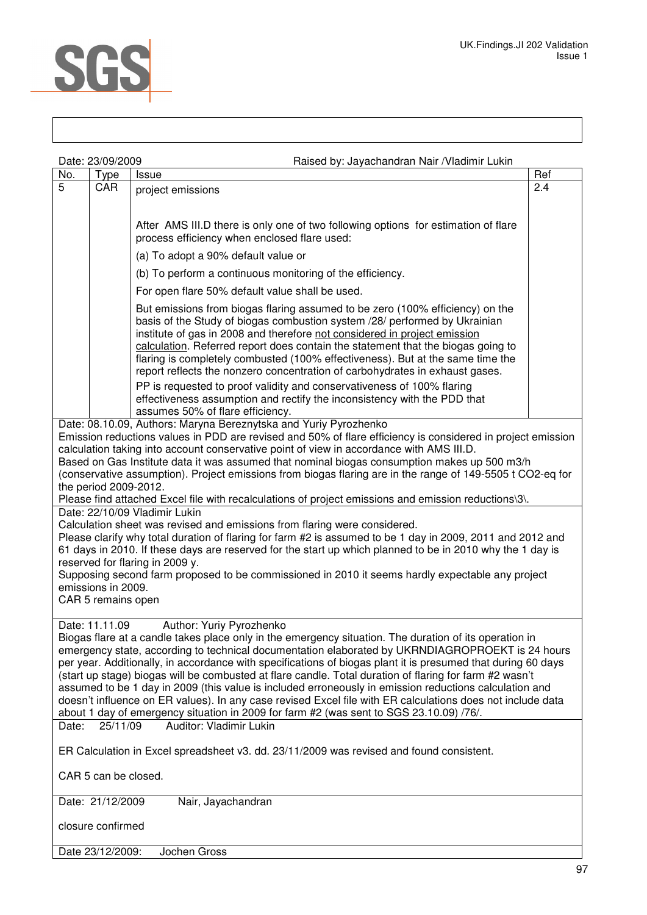Date: 23/09/2009 Raised by: Jayachandran Nair /Vladimir Lukin

| No. | Type | Issue | Ref |
|---|---|---|---|
| 5 | CAR | project emissions<br><br>After AMS III.D there is only one of two following options for estimation of flare process efficiency when enclosed flare used:<br>(a) To adopt a 90% default value or<br>(b) To perform a continuous monitoring of the efficiency.<br>For open flare 50% default value shall be used.<br>But emissions from biogas flaring assumed to be zero (100% efficiency) on the basis of the Study of biogas combustion system /28/ performed by Ukrainian institute of gas in 2008 and therefore not considered in project emission calculation. Referred report does contain the statement that the biogas going to flaring is completely combusted (100% effectiveness). But at the same time the report reflects the nonzero concentration of carbohydrates in exhaust gases.<br>PP is requested to proof validity and conservativeness of 100% flaring effectiveness assumption and rectify the inconsistency with the PDD that assumes 50% of flare efficiency. | 2.4 |

Date: 08.10.09, Authors: Maryna Bereznytska and Yuriy Pyrozhenko

Emission reductions values in PDD are revised and 50% of flare efficiency is considered in project emission calculation taking into account conservative point of view in accordance with AMS III.D.

Based on Gas Institute data it was assumed that nominal biogas consumption makes up 500 m3/h (conservative assumption). Project emissions from biogas flaring are in the range of 149-5505 t CO2-eq for the period 2009-2012.

Please find attached Excel file with recalculations of project emissions and emission reductions\3\.

Date: 22/10/09 Vladimir Lukin

Calculation sheet was revised and emissions from flaring were considered.

Please clarify why total duration of flaring for farm #2 is assumed to be 1 day in 2009, 2011 and 2012 and 61 days in 2010. If these days are reserved for the start up which planned to be in 2010 why the 1 day is reserved for flaring in 2009 y.

Supposing second farm proposed to be commissioned in 2010 it seems hardly expectable any project emissions in 2009.

CAR 5 remains open

Date: 11.11.09 Author: Yuriy Pyrozhenko

Biogas flare at a candle takes place only in the emergency situation. The duration of its operation in emergency state, according to technical documentation elaborated by UKRNDIAGROPROEKT is 24 hours per year. Additionally, in accordance with specifications of biogas plant it is presumed that during 60 days (start up stage) biogas will be combusted at flare candle. Total duration of flaring for farm #2 wasn't assumed to be 1 day in 2009 (this value is included erroneously in emission reductions calculation and doesn't influence on ER values). In any case revised Excel file with ER calculations does not include data about 1 day of emergency situation in 2009 for farm #2 (was sent to SGS 23.10.09) /76/.

Date: 25/11/09 Auditor: Vladimir Lukin

ER Calculation in Excel spreadsheet v3. dd. 23/11/2009 was revised and found consistent.

CAR 5 can be closed.

Date: 21/12/2009 Nair, Jayachandran

closure confirmed

Date 23/12/2009: Jochen Gross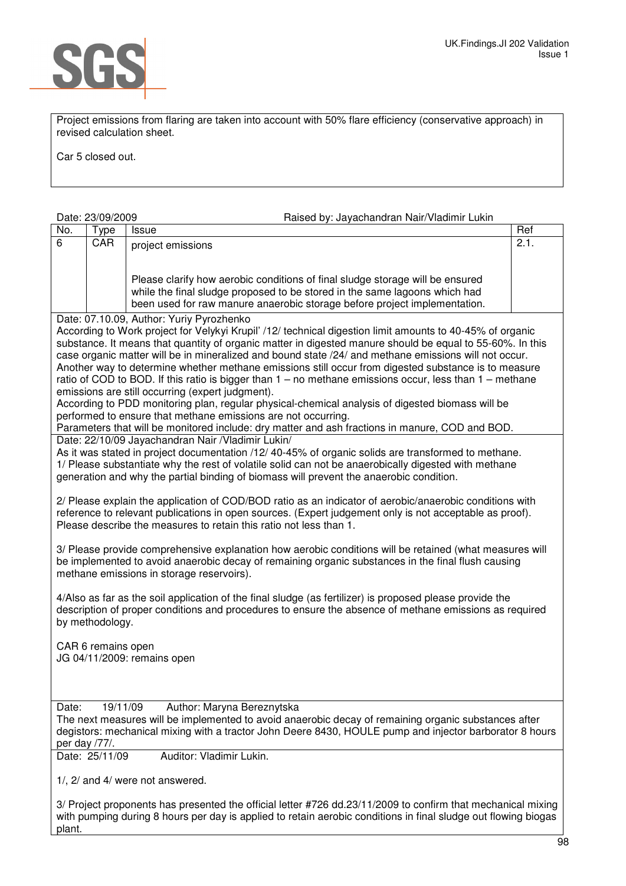Project emissions from flaring are taken into account with 50% flare efficiency (conservative approach) in revised calculation sheet.

Car 5 closed out.

Date: 23/09/2009 Raised by: Jayachandran Nair/Vladimir Lukin

| No. | Type | Issue | Ref |
|---|---|---|---|
| 6 | CAR | project emissions<br><br>Please clarify how aerobic conditions of final sludge storage will be ensured while the final sludge proposed to be stored in the same lagoons which had been used for raw manure anaerobic storage before project implementation. | 2.1. |

Date: 07.10.09, Author: Yuriy Pyrozhenko

According to Work project for Velykyi Krupil' /12/ technical digestion limit amounts to 40-45% of organic substance. It means that quantity of organic matter in digested manure should be equal to 55-60%. In this case organic matter will be in mineralized and bound state /24/ and methane emissions will not occur. Another way to determine whether methane emissions still occur from digested substance is to measure ratio of COD to BOD. If this ratio is bigger than 1 – no methane emissions occur, less than 1 – methane emissions are still occurring (expert judgment).

According to PDD monitoring plan, regular physical-chemical analysis of digested biomass will be performed to ensure that methane emissions are not occurring.

Parameters that will be monitored include: dry matter and ash fractions in manure, COD and BOD.

Date: 22/10/09 Jayachandran Nair /Vladimir Lukin/

As it was stated in project documentation /12/ 40-45% of organic solids are transformed to methane.

1/ Please substantiate why the rest of volatile solid can not be anaerobically digested with methane generation and why the partial binding of biomass will prevent the anaerobic condition.

2/ Please explain the application of COD/BOD ratio as an indicator of aerobic/anaerobic conditions with reference to relevant publications in open sources. (Expert judgement only is not acceptable as proof). Please describe the measures to retain this ratio not less than 1.

3/ Please provide comprehensive explanation how aerobic conditions will be retained (what measures will be implemented to avoid anaerobic decay of remaining organic substances in the final flush causing methane emissions in storage reservoirs).

4/Also as far as the soil application of the final sludge (as fertilizer) is proposed please provide the description of proper conditions and procedures to ensure the absence of methane emissions as required by methodology.

CAR 6 remains open

JG 04/11/2009: remains open

Date: 19/11/09 Author: Maryna Bereznytska

The next measures will be implemented to avoid anaerobic decay of remaining organic substances after degistors: mechanical mixing with a tractor John Deere 8430, HOULE pump and injector barborator 8 hours per day /77/.

Date: 25/11/09 Auditor: Vladimir Lukin.

1/, 2/ and 4/ were not answered.

3/ Project proponents has presented the official letter #726 dd.23/11/2009 to confirm that mechanical mixing with pumping during 8 hours per day is applied to retain aerobic conditions in final sludge out flowing biogas plant.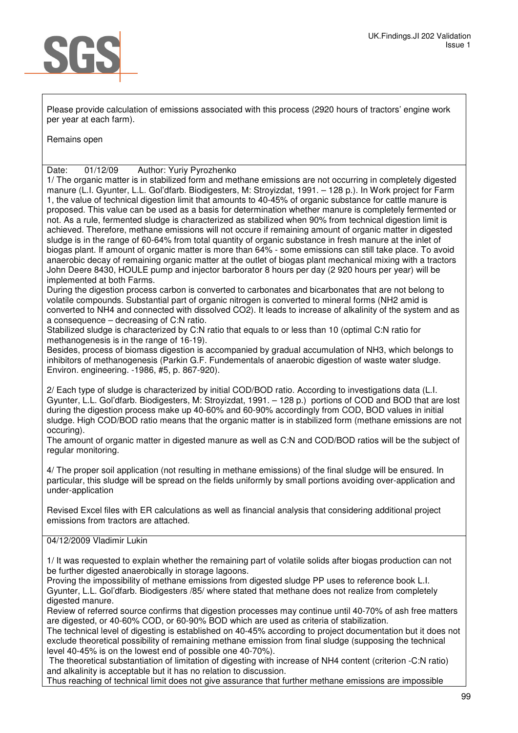Please provide calculation of emissions associated with this process (2920 hours of tractors' engine work per year at each farm).

Remains open

Date: 01/12/09 Author: Yuriy Pyrozhenko

1/ The organic matter is in stabilized form and methane emissions are not occurring in completely digested manure (L.I. Gyunter, L.L. Gol'dfarb. Biodigesters, M: Stroyizdat, 1991. – 128 p.). In Work project for Farm 1, the value of technical digestion limit that amounts to 40-45% of organic substance for cattle manure is proposed. This value can be used as a basis for determination whether manure is completely fermented or not. As a rule, fermented sludge is characterized as stabilized when 90% from technical digestion limit is achieved. Therefore, methane emissions will not occure if remaining amount of organic matter in digested sludge is in the range of 60-64% from total quantity of organic substance in fresh manure at the inlet of biogas plant. If amount of organic matter is more than 64% - some emissions can still take place. To avoid anaerobic decay of remaining organic matter at the outlet of biogas plant mechanical mixing with a tractors John Deere 8430, HOULE pump and injector barborator 8 hours per day (2 920 hours per year) will be implemented at both Farms.

During the digestion process carbon is converted to carbonates and bicarbonates that are not belong to volatile compounds. Substantial part of organic nitrogen is converted to mineral forms ($NH_2$ amid is converted to $NH_4$ and connected with dissolved $CO_2$). It leads to increase of alkalinity of the system and as a consequence – decreasing of C:N ratio.

Stabilized sludge is characterized by C:N ratio that equals to or less than 10 (optimal C:N ratio for methanogenesis is in the range of 16-19).

Besides, process of biomass digestion is accompanied by gradual accumulation of $NH_3$, which belongs to inhibitors of methanogenesis (Parkin G.F. Fundementals of anaerobic digestion of waste water sludge. Environ. engineering. -1986, #5, p. 867-920).

2/ Each type of sludge is characterized by initial COD/BOD ratio. According to investigations data (L.I. Gyunter, L.L. Gol'dfarb. Biodigesters, M: Stroyizdat, 1991. – 128 p.) portions of COD and BOD that are lost during the digestion process make up 40-60% and 60-90% accordingly from COD, BOD values in initial sludge. High COD/BOD ratio means that the organic matter is in stabilized form (methane emissions are not occuring).

The amount of organic matter in digested manure as well as C:N and COD/BOD ratios will be the subject of regular monitoring.

4/ The proper soil application (not resulting in methane emissions) of the final sludge will be ensured. In particular, this sludge will be spread on the fields uniformly by small portions avoiding over-application and under-application

Revised Excel files with ER calculations as well as financial analysis that considering additional project emissions from tractors are attached.

04/12/2009 Vladimir Lukin

1/ It was requested to explain whether the remaining part of volatile solids after biogas production can not be further digested anaerobically in storage lagoons.

Proving the impossibility of methane emissions from digested sludge PP uses to reference book L.I. Gyunter, L.L. Gol'dfarb. Biodigesters /85/ where stated that methane does not realize from completely digested manure.

Review of referred source confirms that digestion processes may continue until 40-70% of ash free matters are digested, or 40-60% COD, or 60-90% BOD which are used as criteria of stabilization.

The technical level of digesting is established on 40-45% according to project documentation but it does not exclude theoretical possibility of remaining methane emission from final sludge (supposing the technical level 40-45% is on the lowest end of possible one 40-70%).

The theoretical substantiation of limitation of digesting with increase of $NH_4$ content (criterion -C:N ratio) and alkalinity is acceptable but it has no relation to discussion.

Thus reaching of technical limit does not give assurance that further methane emissions are impossible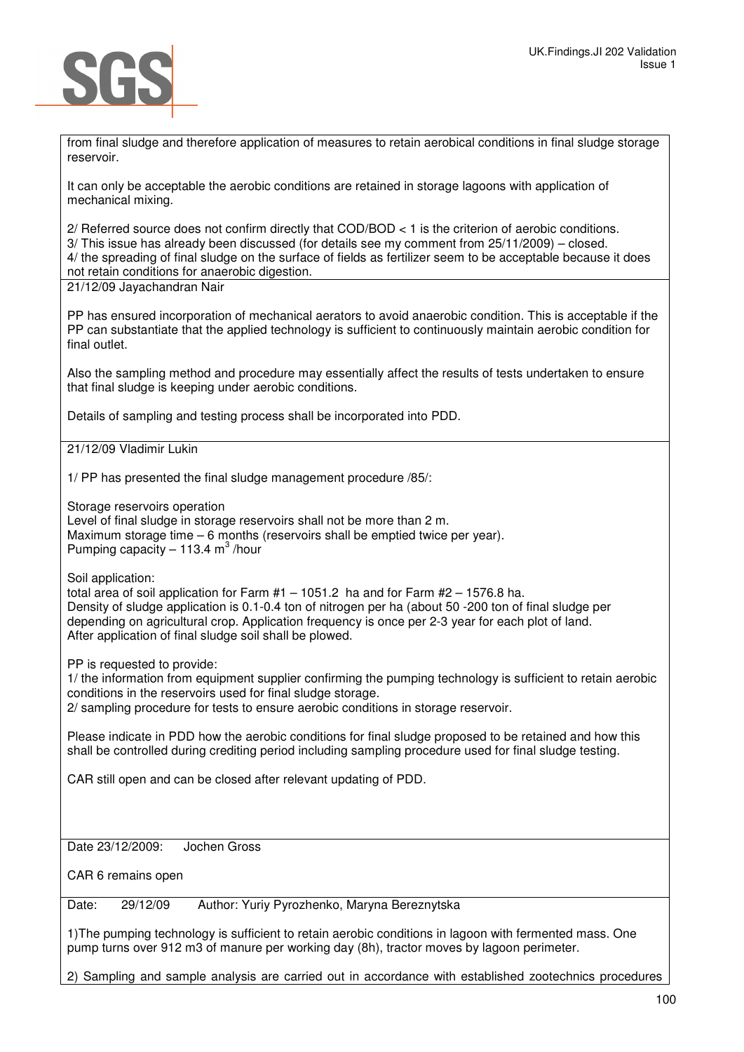from final sludge and therefore application of measures to retain aerobical conditions in final sludge storage reservoir.

It can only be acceptable the aerobic conditions are retained in storage lagoons with application of mechanical mixing.

2/ Referred source does not confirm directly that COD/BOD < 1 is the criterion of aerobic conditions.
3/ This issue has already been discussed (for details see my comment from 25/11/2009) – closed.
4/ the spreading of final sludge on the surface of fields as fertilizer seem to be acceptable because it does not retain conditions for anaerobic digestion.

21/12/09 Jayachandran Nair

PP has ensured incorporation of mechanical aerators to avoid anaerobic condition. This is acceptable if the PP can substantiate that the applied technology is sufficient to continuously maintain aerobic condition for final outlet.

Also the sampling method and procedure may essentially affect the results of tests undertaken to ensure that final sludge is keeping under aerobic conditions.

Details of sampling and testing process shall be incorporated into PDD.

21/12/09 Vladimir Lukin

1/ PP has presented the final sludge management procedure /85/:

Storage reservoirs operation
Level of final sludge in storage reservoirs shall not be more than 2 m.
Maximum storage time – 6 months (reservoirs shall be emptied twice per year).
Pumping capacity – 113.4 $m^3$ /hour

Soil application:
total area of soil application for Farm #1 – 1051.2 ha and for Farm #2 – 1576.8 ha.
Density of sludge application is 0.1-0.4 ton of nitrogen per ha (about 50 -200 ton of final sludge per depending on agricultural crop. Application frequency is once per 2-3 year for each plot of land.
After application of final sludge soil shall be plowed.

PP is requested to provide:
1/ the information from equipment supplier confirming the pumping technology is sufficient to retain aerobic conditions in the reservoirs used for final sludge storage.
2/ sampling procedure for tests to ensure aerobic conditions in storage reservoir.

Please indicate in PDD how the aerobic conditions for final sludge proposed to be retained and how this shall be controlled during crediting period including sampling procedure used for final sludge testing.

CAR still open and can be closed after relevant updating of PDD.

Date 23/12/2009: Jochen Gross

CAR 6 remains open

Date: 29/12/09 Author: Yuriy Pyrozhenko, Maryna Bereznytska

1)The pumping technology is sufficient to retain aerobic conditions in lagoon with fermented mass. One pump turns over 912 m3 of manure per working day (8h), tractor moves by lagoon perimeter.

2) Sampling and sample analysis are carried out in accordance with established zootechnics procedures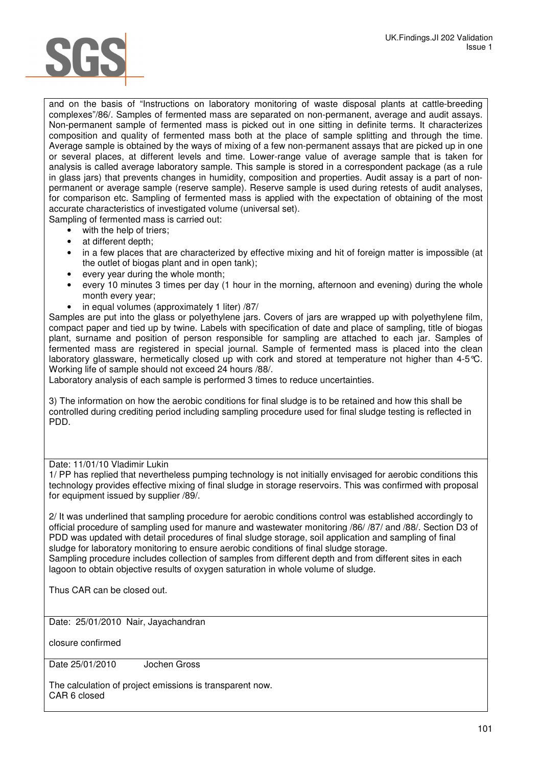and on the basis of "Instructions on laboratory monitoring of waste disposal plants at cattle-breeding complexes"/86/. Samples of fermented mass are separated on non-permanent, average and audit assays. Non-permanent sample of fermented mass is picked out in one sitting in definite terms. It characterizes composition and quality of fermented mass both at the place of sample splitting and through the time. Average sample is obtained by the ways of mixing of a few non-permanent assays that are picked up in one or several places, at different levels and time. Lower-range value of average sample that is taken for analysis is called average laboratory sample. This sample is stored in a correspondent package (as a rule in glass jars) that prevents changes in humidity, composition and properties. Audit assay is a part of non-permanent or average sample (reserve sample). Reserve sample is used during retests of audit analyses, for comparison etc. Sampling of fermented mass is applied with the expectation of obtaining of the most accurate characteristics of investigated volume (universal set).

Sampling of fermented mass is carried out:

- with the help of triers;
- at different depth;
- in a few places that are characterized by effective mixing and hit of foreign matter is impossible (at the outlet of biogas plant and in open tank);
- every year during the whole month;
- every 10 minutes 3 times per day (1 hour in the morning, afternoon and evening) during the whole month every year;
- in equal volumes (approximately 1 liter) /87/

Samples are put into the glass or polyethylene jars. Covers of jars are wrapped up with polyethylene film, compact paper and tied up by twine. Labels with specification of date and place of sampling, title of biogas plant, surname and position of person responsible for sampling are attached to each jar. Samples of fermented mass are registered in special journal. Sample of fermented mass is placed into the clean laboratory glassware, hermetically closed up with cork and stored at temperature not higher than 4-5°C. Working life of sample should not exceed 24 hours /88/.

Laboratory analysis of each sample is performed 3 times to reduce uncertainties.

3) The information on how the aerobic conditions for final sludge is to be retained and how this shall be controlled during crediting period including sampling procedure used for final sludge testing is reflected in PDD.

---

Date: 11/01/10 Vladimir Lukin

1/ PP has replied that nevertheless pumping technology is not initially envisaged for aerobic conditions this technology provides effective mixing of final sludge in storage reservoirs. This was confirmed with proposal for equipment issued by supplier /89/.

2/ It was underlined that sampling procedure for aerobic conditions control was established accordingly to official procedure of sampling used for manure and wastewater monitoring /86/ /87/ and /88/. Section D3 of PDD was updated with detail procedures of final sludge storage, soil application and sampling of final sludge for laboratory monitoring to ensure aerobic conditions of final sludge storage.

Sampling procedure includes collection of samples from different depth and from different sites in each lagoon to obtain objective results of oxygen saturation in whole volume of sludge.

Thus CAR can be closed out.

---

Date: 25/01/2010 Nair, Jayachandran

closure confirmed

---

Date 25/01/2010 Jochen Gross

The calculation of project emissions is transparent now.
CAR 6 closed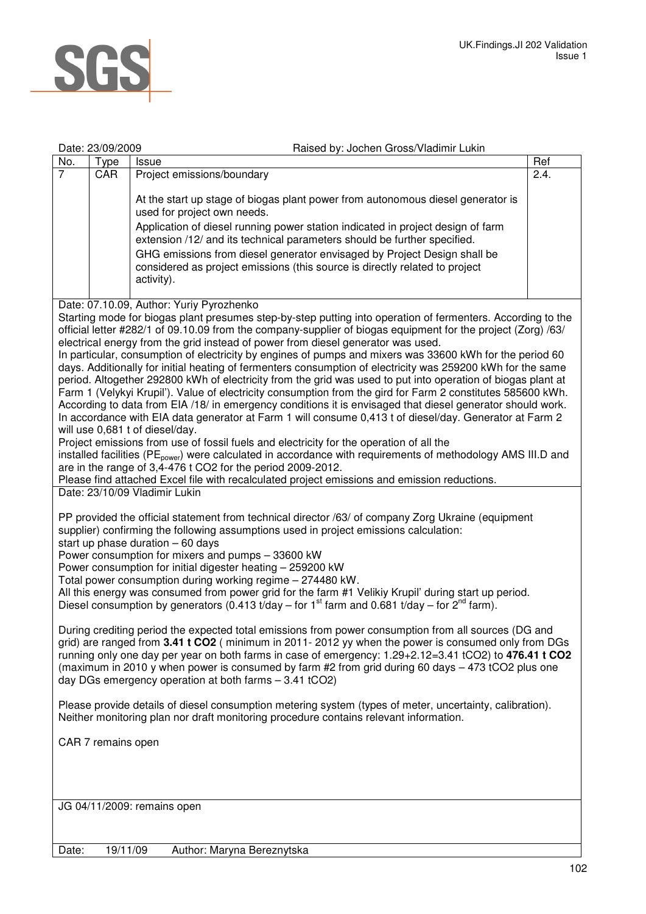Date: 23/09/2009 Raised by: Jochen Gross/Vladimir Lukin

| No. | Type | Issue | Ref |
|---|---|---|---|
| 7 | CAR | Project emissions/boundary<br><br>At the start up stage of biogas plant power from autonomous diesel generator is used for project own needs.<br>Application of diesel running power station indicated in project design of farm extension /12/ and its technical parameters should be further specified.<br>GHG emissions from diesel generator envisaged by Project Design shall be considered as project emissions (this source is directly related to project activity). | 2.4. |

Date: 07.10.09, Author: Yuriy Pyrozhenko

Starting mode for biogas plant presumes step-by-step putting into operation of fermenters. According to the official letter #282/1 of 09.10.09 from the company-supplier of biogas equipment for the project (Zorg) /63/ electrical energy from the grid instead of power from diesel generator was used.
In particular, consumption of electricity by engines of pumps and mixers was 33600 kWh for the period 60 days. Additionally for initial heating of fermenters consumption of electricity was 259200 kWh for the same period. Altogether 292800 kWh of electricity from the grid was used to put into operation of biogas plant at Farm 1 (Velykyi Krupil'). Value of electricity consumption from the gird for Farm 2 constitutes 585600 kWh. According to data from EIA /18/ in emergency conditions it is envisaged that diesel generator should work. In accordance with EIA data generator at Farm 1 will consume 0,413 t of diesel/day. Generator at Farm 2 will use 0,681 t of diesel/day.
Project emissions from use of fossil fuels and electricity for the operation of all the installed facilities ($PE_{power}$) were calculated in accordance with requirements of methodology AMS III.D and are in the range of 3,4-476 t CO2 for the period 2009-2012.
Please find attached Excel file with recalculated project emissions and emission reductions.

Date: 23/10/09 Vladimir Lukin

PP provided the official statement from technical director /63/ of company Zorg Ukraine (equipment supplier) confirming the following assumptions used in project emissions calculation:
start up phase duration – 60 days
Power consumption for mixers and pumps – 33600 kW
Power consumption for initial digester heating – 259200 kW
Total power consumption during working regime – 274480 kW.
All this energy was consumed from power grid for the farm #1 Velikiy Krupil' during start up period.
Diesel consumption by generators (0.413 t/day – for 1st farm and 0.681 t/day – for 2nd farm).

During crediting period the expected total emissions from power consumption from all sources (DG and grid) are ranged from **3.41 t CO2** ( minimum in 2011- 2012 yy when the power is consumed only from DGs running only one day per year on both farms in case of emergency: 1.29+2.12=3.41 tCO2) to **476.41 t CO2** (maximum in 2010 y when power is consumed by farm #2 from grid during 60 days – 473 tCO2 plus one day DGs emergency operation at both farms – 3.41 tCO2)

Please provide details of diesel consumption metering system (types of meter, uncertainty, calibration). Neither monitoring plan nor draft monitoring procedure contains relevant information.

CAR 7 remains open

JG 04/11/2009: remains open

Date: 19/11/09 Author: Maryna Bereznytska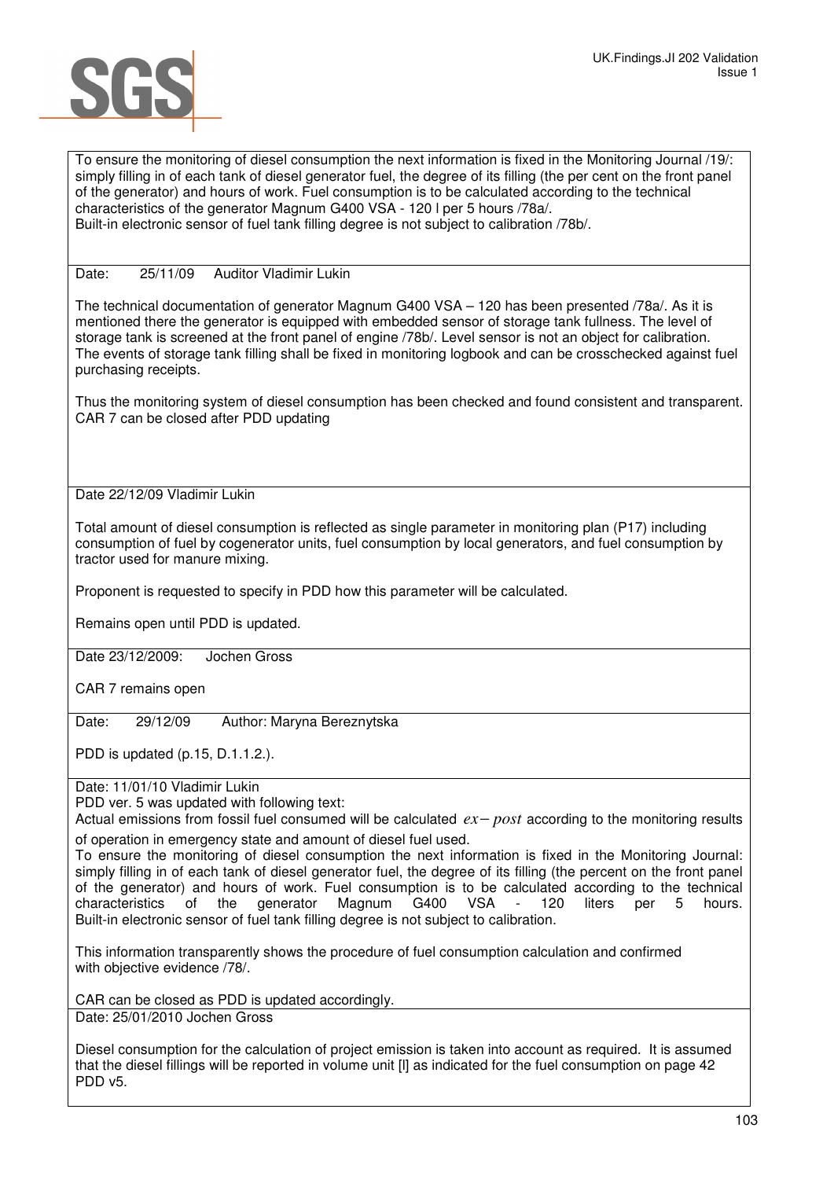To ensure the monitoring of diesel consumption the next information is fixed in the Monitoring Journal /19/: simply filling in of each tank of diesel generator fuel, the degree of its filling (the per cent on the front panel of the generator) and hours of work. Fuel consumption is to be calculated according to the technical characteristics of the generator Magnum G400 VSA - 120 l per 5 hours /78a/.
Built-in electronic sensor of fuel tank filling degree is not subject to calibration /78b/.

Date: 25/11/09 Auditor Vladimir Lukin

The technical documentation of generator Magnum G400 VSA – 120 has been presented /78a/. As it is mentioned there the generator is equipped with embedded sensor of storage tank fullness. The level of storage tank is screened at the front panel of engine /78b/. Level sensor is not an object for calibration. The events of storage tank filling shall be fixed in monitoring logbook and can be crosschecked against fuel purchasing receipts.

Thus the monitoring system of diesel consumption has been checked and found consistent and transparent. CAR 7 can be closed after PDD updating

Date 22/12/09 Vladimir Lukin

Total amount of diesel consumption is reflected as single parameter in monitoring plan (P17) including consumption of fuel by cogenerator units, fuel consumption by local generators, and fuel consumption by tractor used for manure mixing.

Proponent is requested to specify in PDD how this parameter will be calculated.

Remains open until PDD is updated.

Date 23/12/2009: Jochen Gross

CAR 7 remains open

Date: 29/12/09 Author: Maryna Bereznytska

PDD is updated (p.15, D.1.1.2.).

Date: 11/01/10 Vladimir Lukin
PDD ver. 5 was updated with following text:
Actual emissions from fossil fuel consumed will be calculated $ex-post$ according to the monitoring results of operation in emergency state and amount of diesel fuel used.
To ensure the monitoring of diesel consumption the next information is fixed in the Monitoring Journal: simply filling in of each tank of diesel generator fuel, the degree of its filling (the percent on the front panel of the generator) and hours of work. Fuel consumption is to be calculated according to the technical characteristics of the generator Magnum G400 VSA - 120 liters per 5 hours.
Built-in electronic sensor of fuel tank filling degree is not subject to calibration.

This information transparently shows the procedure of fuel consumption calculation and confirmed with objective evidence /78/.

CAR can be closed as PDD is updated accordingly.

Date: 25/01/2010 Jochen Gross

Diesel consumption for the calculation of project emission is taken into account as required. It is assumed that the diesel fillings will be reported in volume unit [l] as indicated for the fuel consumption on page 42 PDD v5.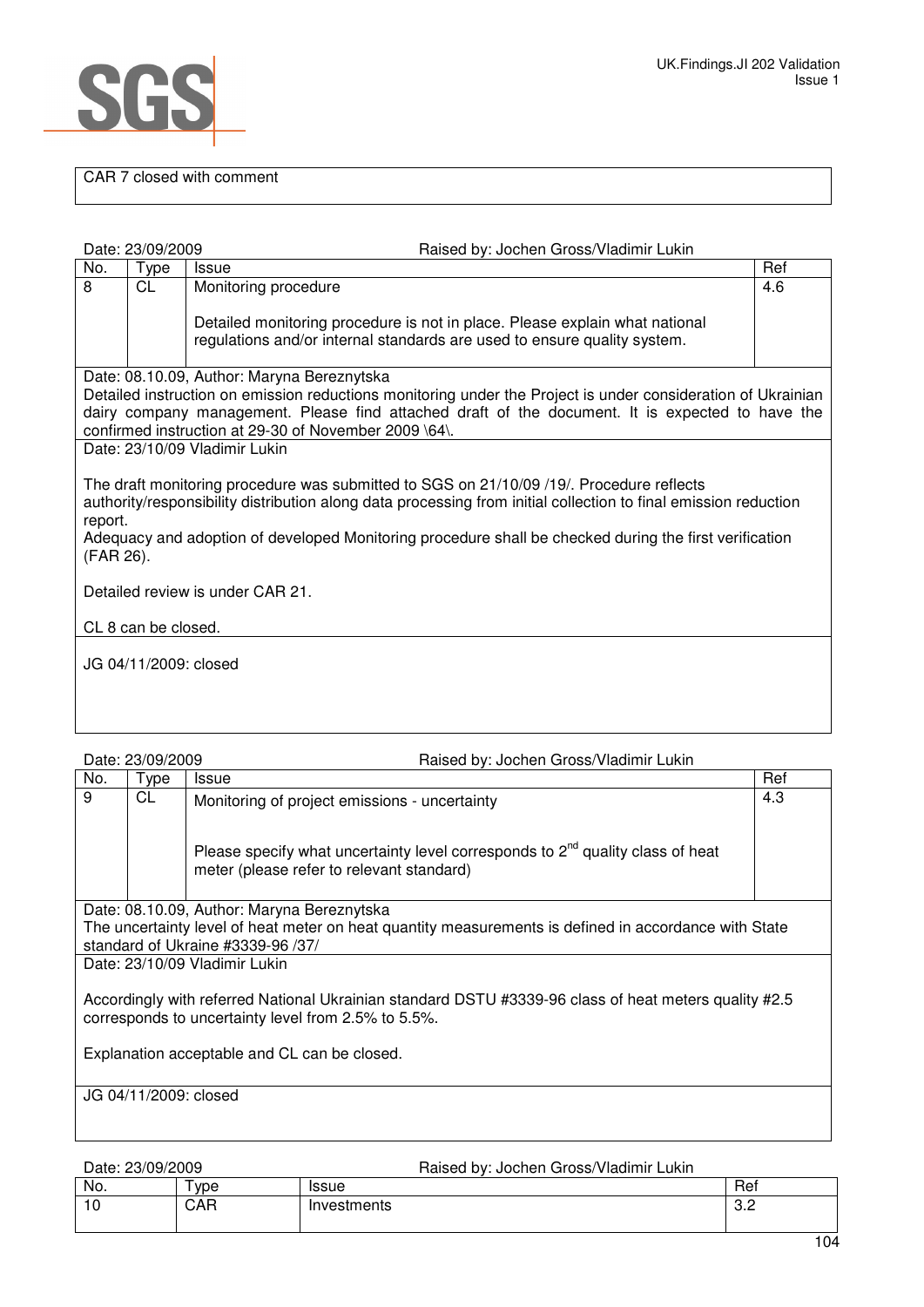CAR 7 closed with comment

Date: 23/09/2009 Raised by: Jochen Gross/Vladimir Lukin

| No. | Type | Issue | Ref |
|---|---|---|---|
| 8 | CL | Monitoring procedure<br><br>Detailed monitoring procedure is not in place. Please explain what national regulations and/or internal standards are used to ensure quality system. | 4.6 |

Date: 08.10.09, Author: Maryna Bereznytska
Detailed instruction on emission reductions monitoring under the Project is under consideration of Ukrainian dairy company management. Please find attached draft of the document. It is expected to have the confirmed instruction at 29-30 of November 2009 \64\.

Date: 23/10/09 Vladimir Lukin

The draft monitoring procedure was submitted to SGS on 21/10/09 /19/. Procedure reflects authority/responsibility distribution along data processing from initial collection to final emission reduction report.
Adequacy and adoption of developed Monitoring procedure shall be checked during the first verification (FAR 26).

Detailed review is under CAR 21.

CL 8 can be closed.

JG 04/11/2009: closed

Date: 23/09/2009 Raised by: Jochen Gross/Vladimir Lukin

| No. | Type | Issue | Ref |
|---|---|---|---|
| 9 | CL | Monitoring of project emissions - uncertainty<br><br>Please specify what uncertainty level corresponds to 2nd quality class of heat meter (please refer to relevant standard) | 4.3 |

Date: 08.10.09, Author: Maryna Bereznytska
The uncertainty level of heat meter on heat quantity measurements is defined in accordance with State standard of Ukraine #3339-96 /37/

Date: 23/10/09 Vladimir Lukin

Accordingly with referred National Ukrainian standard DSTU #3339-96 class of heat meters quality #2.5 corresponds to uncertainty level from 2.5% to 5.5%.

Explanation acceptable and CL can be closed.

JG 04/11/2009: closed

Date: 23/09/2009 Raised by: Jochen Gross/Vladimir Lukin

| No. | Type | Issue | Ref |
|---|---|---|---|
| 10 | CAR | Investments | 3.2 |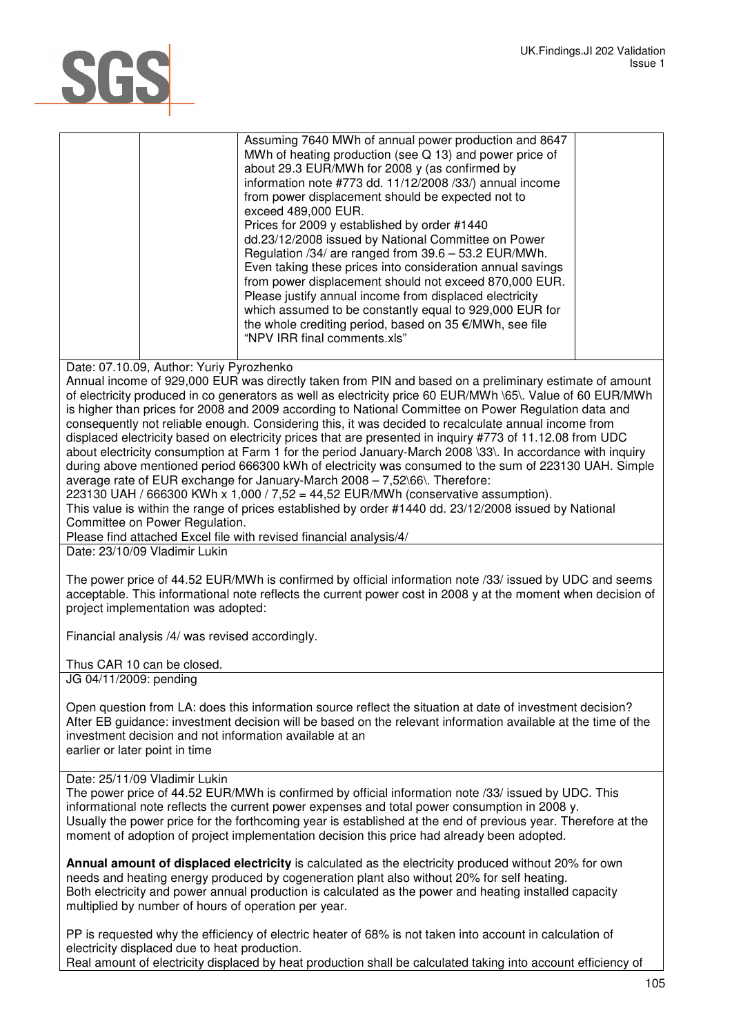| | | | |
|---|---|---|---|
| | | Assuming 7640 MWh of annual power production and 8647 MWh of heating production (see Q 13) and power price of about 29.3 EUR/MWh for 2008 y (as confirmed by information note #773 dd. 11/12/2008 /33/) annual income from power displacement should be expected not to exceed 489,000 EUR.<br>Prices for 2009 y established by order #1440 dd.23/12/2008 issued by National Committee on Power Regulation /34/ are ranged from 39.6 – 53.2 EUR/MWh. Even taking these prices into consideration annual savings from power displacement should not exceed 870,000 EUR. Please justify annual income from displaced electricity which assumed to be constantly equal to 929,000 EUR for the whole crediting period, based on 35 €/MWh, see file "NPV IRR final comments.xls" | |

Date: 07.10.09, Author: Yuriy Pyrozhenko

Annual income of 929,000 EUR was directly taken from PIN and based on a preliminary estimate of amount of electricity produced in co generators as well as electricity price 60 EUR/MWh \65\. Value of 60 EUR/MWh is higher than prices for 2008 and 2009 according to National Committee on Power Regulation data and consequently not reliable enough. Considering this, it was decided to recalculate annual income from displaced electricity based on electricity prices that are presented in inquiry #773 of 11.12.08 from UDC about electricity consumption at Farm 1 for the period January-March 2008 \33\. In accordance with inquiry during above mentioned period 666300 kWh of electricity was consumed to the sum of 223130 UAH. Simple average rate of EUR exchange for January-March 2008 – 7,52\66\. Therefore:

223130 UAH / 666300 KWh x 1,000 / 7,52 = 44,52 EUR/MWh (conservative assumption).

This value is within the range of prices established by order #1440 dd. 23/12/2008 issued by National Committee on Power Regulation.

Please find attached Excel file with revised financial analysis/4/

Date: 23/10/09 Vladimir Lukin

The power price of 44.52 EUR/MWh is confirmed by official information note /33/ issued by UDC and seems acceptable. This informational note reflects the current power cost in 2008 y at the moment when decision of project implementation was adopted:

Financial analysis /4/ was revised accordingly.

Thus CAR 10 can be closed.

JG 04/11/2009: pending

Open question from LA: does this information source reflect the situation at date of investment decision? After EB guidance: investment decision will be based on the relevant information available at the time of the investment decision and not information available at an earlier or later point in time

Date: 25/11/09 Vladimir Lukin

The power price of 44.52 EUR/MWh is confirmed by official information note /33/ issued by UDC. This informational note reflects the current power expenses and total power consumption in 2008 y. Usually the power price for the forthcoming year is established at the end of previous year. Therefore at the moment of adoption of project implementation decision this price had already been adopted.

**Annual amount of displaced electricity** is calculated as the electricity produced without 20% for own needs and heating energy produced by cogeneration plant also without 20% for self heating. Both electricity and power annual production is calculated as the power and heating installed capacity multiplied by number of hours of operation per year.

PP is requested why the efficiency of electric heater of 68% is not taken into account in calculation of electricity displaced due to heat production.

Real amount of electricity displaced by heat production shall be calculated taking into account efficiency of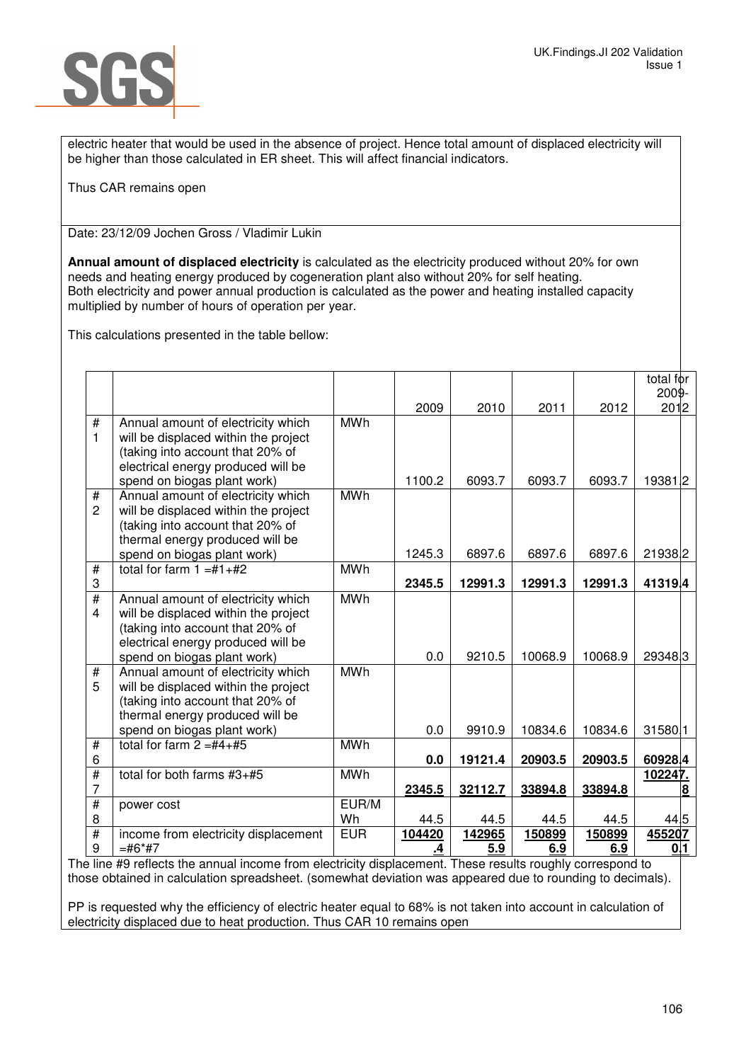electric heater that would be used in the absence of project. Hence total amount of displaced electricity will be higher than those calculated in ER sheet. This will affect financial indicators.

Thus CAR remains open

Date: 23/12/09 Jochen Gross / Vladimir Lukin

**Annual amount of displaced electricity** is calculated as the electricity produced without 20% for own needs and heating energy produced by cogeneration plant also without 20% for self heating.
Both electricity and power annual production is calculated as the power and heating installed capacity multiplied by number of hours of operation per year.

This calculations presented in the table bellow:

| | | | 2009 | 2010 | 2011 | 2012 | total for 2009-2012 |
|---|---|---|---|---|---|---|---|
| #1 | Annual amount of electricity which will be displaced within the project (taking into account that 20% of electrical energy produced will be spend on biogas plant work) | MWh | 1100.2 | 6093.7 | 6093.7 | 6093.7 | 19381.2 |
| #2 | Annual amount of electricity which will be displaced within the project (taking into account that 20% of thermal energy produced will be spend on biogas plant work) | MWh | 1245.3 | 6897.6 | 6897.6 | 6897.6 | 21938.2 |
| #3 | total for farm 1 =#1+#2 | MWh | **2345.5** | **12991.3** | **12991.3** | **12991.3** | **41319.4** |
| #4 | Annual amount of electricity which will be displaced within the project (taking into account that 20% of electrical energy produced will be spend on biogas plant work) | MWh | 0.0 | 9210.5 | 10068.9 | 10068.9 | 29348.3 |
| #5 | Annual amount of electricity which will be displaced within the project (taking into account that 20% of thermal energy produced will be spend on biogas plant work) | MWh | 0.0 | 9910.9 | 10834.6 | 10834.6 | 31580.1 |
| #6 | total for farm 2 =#4+#5 | MWh | **0.0** | **19121.4** | **20903.5** | **20903.5** | **60928.4** |
| #7 | total for both farms #3+#5 | MWh | **2345.5** | **32112.7** | **33894.8** | **33894.8** | **102247.8** |
| #8 | power cost | EUR/MWh | 44.5 | 44.5 | 44.5 | 44.5 | 44.5 |
| #9 | income from electricity displacement =#6*#7 | EUR | **104420.4** | **142965.9** | **150899.9** | **150899.9** | **455207.1** |

The line #9 reflects the annual income from electricity displacement. These results roughly correspond to those obtained in calculation spreadsheet. (somewhat deviation was appeared due to rounding to decimals).

PP is requested why the efficiency of electric heater equal to 68% is not taken into account in calculation of electricity displaced due to heat production. Thus CAR 10 remains open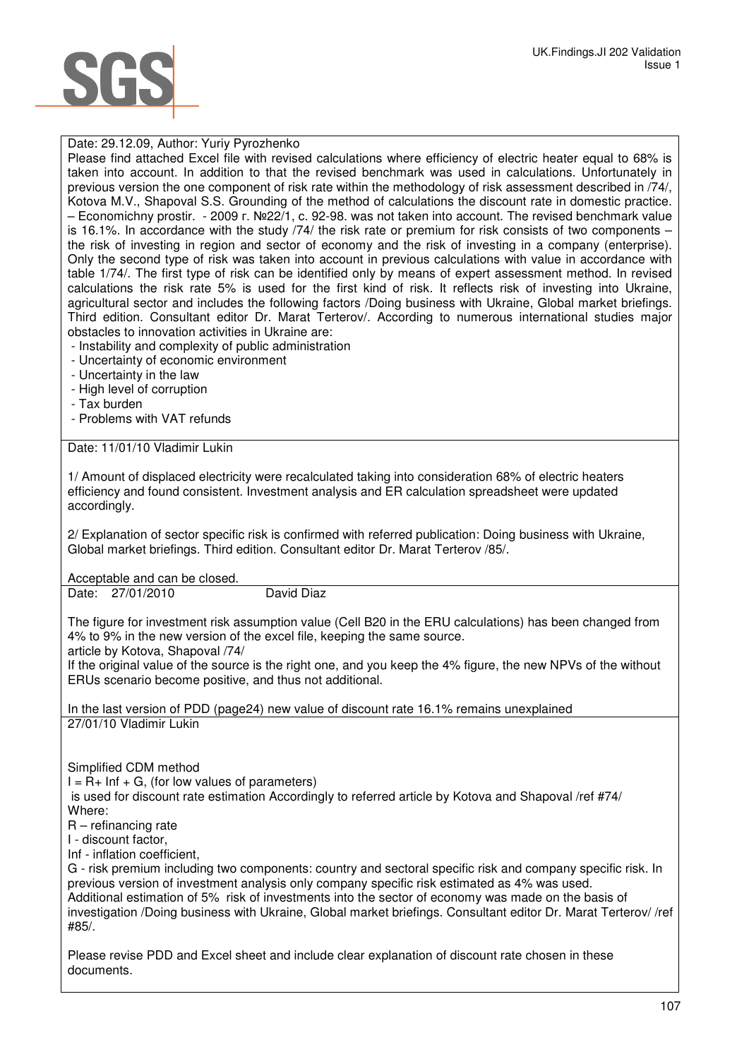Date: 29.12.09, Author: Yuriy Pyrozhenko

Please find attached Excel file with revised calculations where efficiency of electric heater equal to 68% is taken into account. In addition to that the revised benchmark was used in calculations. Unfortunately in previous version the one component of risk rate within the methodology of risk assessment described in /74/, Kotova M.V., Shapoval S.S. Grounding of the method of calculations the discount rate in domestic practice. – Economichny prostir. - 2009 r. №22/1, c. 92-98. was not taken into account. The revised benchmark value is 16.1%. In accordance with the study /74/ the risk rate or premium for risk consists of two components – the risk of investing in region and sector of economy and the risk of investing in a company (enterprise). Only the second type of risk was taken into account in previous calculations with value in accordance with table 1/74/. The first type of risk can be identified only by means of expert assessment method. In revised calculations the risk rate 5% is used for the first kind of risk. It reflects risk of investing into Ukraine, agricultural sector and includes the following factors /Doing business with Ukraine, Global market briefings. Third edition. Consultant editor Dr. Marat Terterov/. According to numerous international studies major obstacles to innovation activities in Ukraine are:

- Instability and complexity of public administration
- Uncertainty of economic environment
- Uncertainty in the law
- High level of corruption
- Tax burden
- Problems with VAT refunds

Date: 11/01/10 Vladimir Lukin

1/ Amount of displaced electricity were recalculated taking into consideration 68% of electric heaters efficiency and found consistent. Investment analysis and ER calculation spreadsheet were updated accordingly.

2/ Explanation of sector specific risk is confirmed with referred publication: Doing business with Ukraine, Global market briefings. Third edition. Consultant editor Dr. Marat Terterov /85/.

Acceptable and can be closed.

Date: 27/01/2010 David Diaz

The figure for investment risk assumption value (Cell B20 in the ERU calculations) has been changed from 4% to 9% in the new version of the excel file, keeping the same source.
article by Kotova, Shapoval /74/
If the original value of the source is the right one, and you keep the 4% figure, the new NPVs of the without ERUs scenario become positive, and thus not additional.

In the last version of PDD (page24) new value of discount rate 16.1% remains unexplained

27/01/10 Vladimir Lukin

Simplified CDM method
$I = R + Inf + G$, (for low values of parameters)
is used for discount rate estimation Accordingly to referred article by Kotova and Shapoval /ref #74/
Where:
R – refinancing rate
I - discount factor,
Inf - inflation coefficient,
G - risk premium including two components: country and sectoral specific risk and company specific risk. In previous version of investment analysis only company specific risk estimated as 4% was used.
Additional estimation of 5% risk of investments into the sector of economy was made on the basis of investigation /Doing business with Ukraine, Global market briefings. Consultant editor Dr. Marat Terterov/ /ref #85/.

Please revise PDD and Excel sheet and include clear explanation of discount rate chosen in these documents.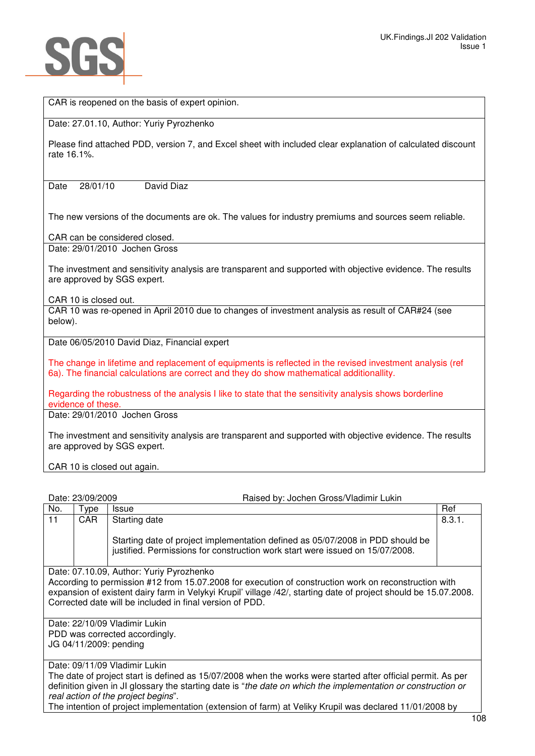| CAR is reopened on the basis of expert opinion. |
|---|
| Date: 27.01.10, Author: Yuriy Pyrozhenko<br><br>Please find attached PDD, version 7, and Excel sheet with included clear explanation of calculated discount rate 16.1%. |
| Date 28/01/10 David Diaz<br><br>The new versions of the documents are ok. The values for industry premiums and sources seem reliable.<br><br>CAR can be considered closed. |
| Date: 29/01/2010 Jochen Gross<br><br>The investment and sensitivity analysis are transparent and supported with objective evidence. The results are approved by SGS expert.<br><br>CAR 10 is closed out. |
| CAR 10 was re-opened in April 2010 due to changes of investment analysis as result of CAR#24 (see below). |
| Date 06/05/2010 David Diaz, Financial expert<br><br>The change in lifetime and replacement of equipments is reflected in the revised investment analysis (ref 6a). The financial calculations are correct and they do show mathematical additionallity.<br><br>Regarding the robustness of the analysis I like to state that the sensitivity analysis shows borderline evidence of these. |
| Date: 29/01/2010 Jochen Gross<br><br>The investment and sensitivity analysis are transparent and supported with objective evidence. The results are approved by SGS expert.<br><br>CAR 10 is closed out again. |

Date: 23/09/2009 Raised by: Jochen Gross/Vladimir Lukin

| No. | Type | Issue | Ref |
|---|---|---|---|
| 11 | CAR | Starting date<br><br>Starting date of project implementation defined as 05/07/2008 in PDD should be justified. Permissions for construction work start were issued on 15/07/2008. | 8.3.1. |
| Date: 07.10.09, Author: Yuriy Pyrozhenko<br>According to permission #12 from 15.07.2008 for execution of construction work on reconstruction with expansion of existent dairy farm in Velykyi Krupil' village /42/, starting date of project should be 15.07.2008. Corrected date will be included in final version of PDD. | | | |
| Date: 22/10/09 Vladimir Lukin<br>PDD was corrected accordingly.<br>JG 04/11/2009: pending | | | |
| Date: 09/11/09 Vladimir Lukin<br>The date of project start is defined as 15/07/2008 when the works were started after official permit. As per definition given in JI glossary the starting date is "*the date on which the implementation or construction or real action of the project begins*".<br>The intention of project implementation (extension of farm) at Veliky Krupil was declared 11/01/2008 by | | | |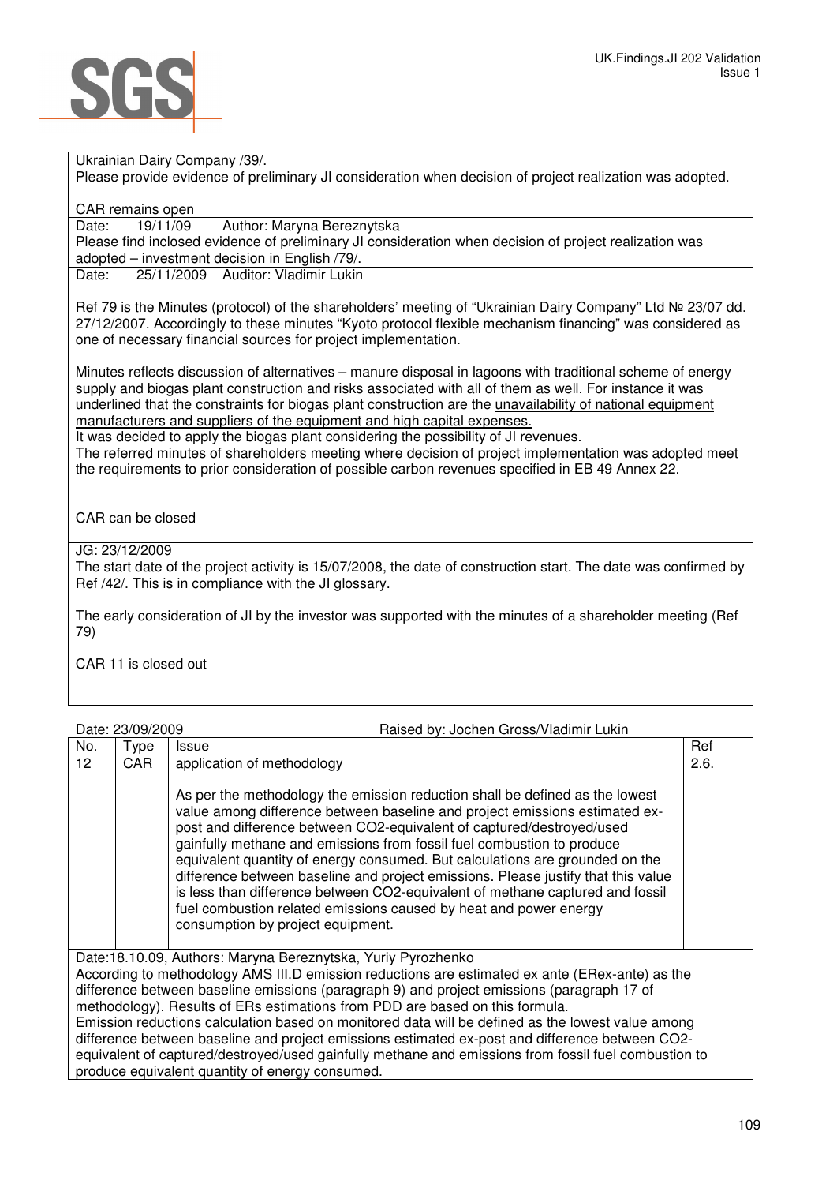Ukrainian Dairy Company /39/.
Please provide evidence of preliminary JI consideration when decision of project realization was adopted.

CAR remains open

Date: 19/11/09 Author: Maryna Bereznytska
Please find inclosed evidence of preliminary JI consideration when decision of project realization was adopted – investment decision in English /79/.

Date: 25/11/2009 Auditor: Vladimir Lukin

Ref 79 is the Minutes (protocol) of the shareholders' meeting of "Ukrainian Dairy Company" Ltd № 23/07 dd. 27/12/2007. Accordingly to these minutes "Kyoto protocol flexible mechanism financing" was considered as one of necessary financial sources for project implementation.

Minutes reflects discussion of alternatives – manure disposal in lagoons with traditional scheme of energy supply and biogas plant construction and risks associated with all of them as well. For instance it was underlined that the constraints for biogas plant construction are the unavailability of national equipment manufacturers and suppliers of the equipment and high capital expenses.
It was decided to apply the biogas plant considering the possibility of JI revenues.
The referred minutes of shareholders meeting where decision of project implementation was adopted meet the requirements to prior consideration of possible carbon revenues specified in EB 49 Annex 22.

CAR can be closed

JG: 23/12/2009
The start date of the project activity is 15/07/2008, the date of construction start. The date was confirmed by Ref /42/. This is in compliance with the JI glossary.

The early consideration of JI by the investor was supported with the minutes of a shareholder meeting (Ref 79)

CAR 11 is closed out

Date: 23/09/2009 Raised by: Jochen Gross/Vladimir Lukin

| No. | Type | Issue | Ref |
|---|---|---|---|
| 12 | CAR | application of methodology<br><br>As per the methodology the emission reduction shall be defined as the lowest value among difference between baseline and project emissions estimated ex-post and difference between CO2-equivalent of captured/destroyed/used gainfully methane and emissions from fossil fuel combustion to produce equivalent quantity of energy consumed. But calculations are grounded on the difference between baseline and project emissions. Please justify that this value is less than difference between CO2-equivalent of methane captured and fossil fuel combustion related emissions caused by heat and power energy consumption by project equipment. | 2.6. |

Date:18.10.09, Authors: Maryna Bereznytska, Yuriy Pyrozhenko
According to methodology AMS III.D emission reductions are estimated ex ante (ERex-ante) as the difference between baseline emissions (paragraph 9) and project emissions (paragraph 17 of methodology). Results of ERs estimations from PDD are based on this formula.
Emission reductions calculation based on monitored data will be defined as the lowest value among difference between baseline and project emissions estimated ex-post and difference between CO2-equivalent of captured/destroyed/used gainfully methane and emissions from fossil fuel combustion to produce equivalent quantity of energy consumed.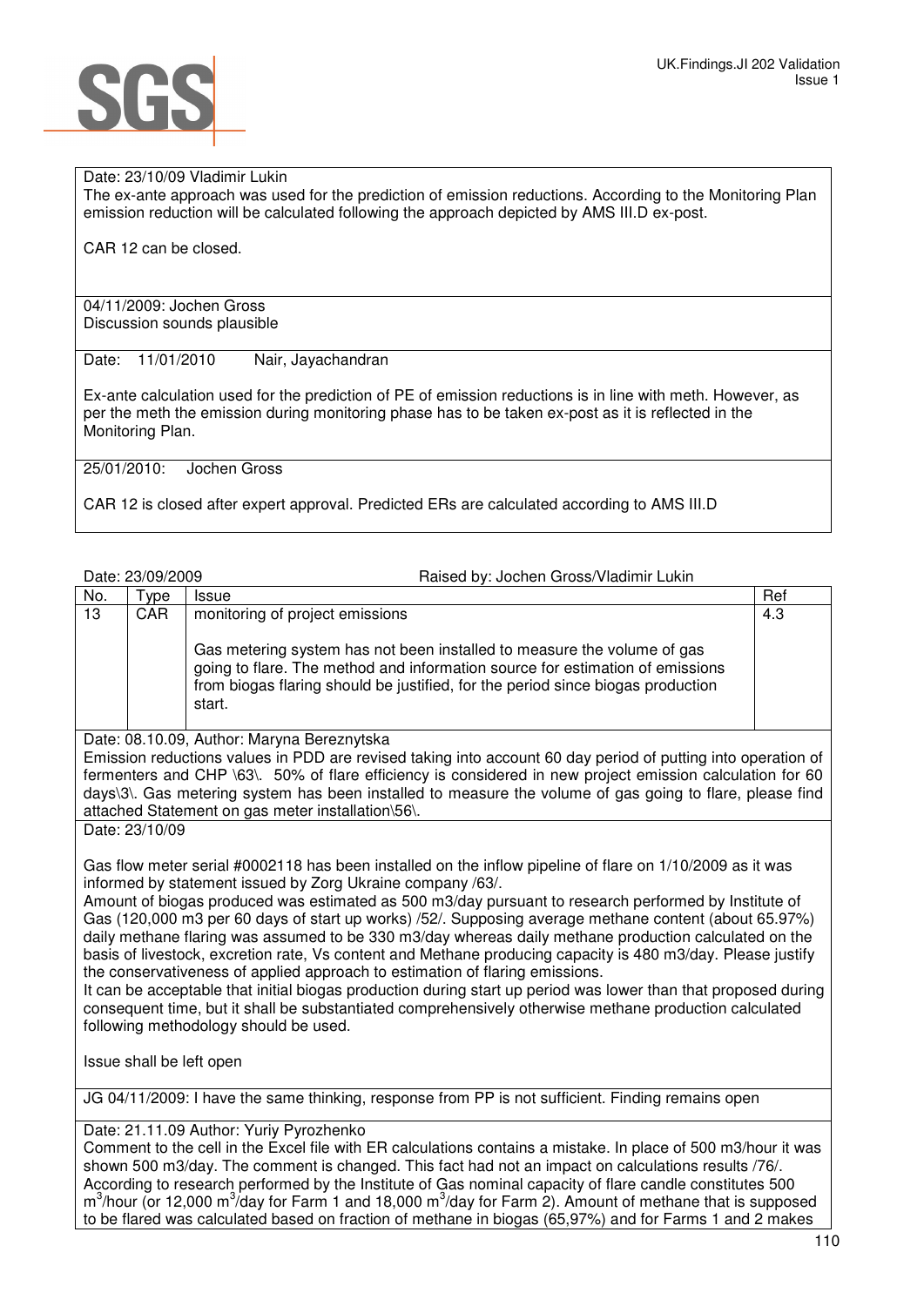Date: 23/10/09 Vladimir Lukin
The ex-ante approach was used for the prediction of emission reductions. According to the Monitoring Plan emission reduction will be calculated following the approach depicted by AMS III.D ex-post.

CAR 12 can be closed.

04/11/2009: Jochen Gross
Discussion sounds plausible

Date: 11/01/2010 Nair, Jayachandran

Ex-ante calculation used for the prediction of PE of emission reductions is in line with meth. However, as per the meth the emission during monitoring phase has to be taken ex-post as it is reflected in the Monitoring Plan.

25/01/2010: Jochen Gross

CAR 12 is closed after expert approval. Predicted ERs are calculated according to AMS III.D

Date: 23/09/2009 Raised by: Jochen Gross/Vladimir Lukin

| No. | Type | Issue | Ref |
|---|---|---|---|
| 13 | CAR | monitoring of project emissions<br><br>Gas metering system has not been installed to measure the volume of gas going to flare. The method and information source for estimation of emissions from biogas flaring should be justified, for the period since biogas production start. | 4.3 |

Date: 08.10.09, Author: Maryna Bereznytska
Emission reductions values in PDD are revised taking into account 60 day period of putting into operation of fermenters and CHP \63\. 50% of flare efficiency is considered in new project emission calculation for 60 days\3\. Gas metering system has been installed to measure the volume of gas going to flare, please find attached Statement on gas meter installation\56\.

Date: 23/10/09

Gas flow meter serial #0002118 has been installed on the inflow pipeline of flare on 1/10/2009 as it was informed by statement issued by Zorg Ukraine company /63/.
Amount of biogas produced was estimated as 500 m3/day pursuant to research performed by Institute of Gas (120,000 m3 per 60 days of start up works) /52/. Supposing average methane content (about 65.97%) daily methane flaring was assumed to be 330 m3/day whereas daily methane production calculated on the basis of livestock, excretion rate, Vs content and Methane producing capacity is 480 m3/day. Please justify the conservativeness of applied approach to estimation of flaring emissions.
It can be acceptable that initial biogas production during start up period was lower than that proposed during consequent time, but it shall be substantiated comprehensively otherwise methane production calculated following methodology should be used.

Issue shall be left open

JG 04/11/2009: I have the same thinking, response from PP is not sufficient. Finding remains open

Date: 21.11.09 Author: Yuriy Pyrozhenko
Comment to the cell in the Excel file with ER calculations contains a mistake. In place of 500 m3/hour it was shown 500 m3/day. The comment is changed. This fact had not an impact on calculations results /76/.
According to research performed by the Institute of Gas nominal capacity of flare candle constitutes 500 $m^3$/hour (or 12,000 $m^3$/day for Farm 1 and 18,000 $m^3$/day for Farm 2). Amount of methane that is supposed to be flared was calculated based on fraction of methane in biogas (65,97%) and for Farms 1 and 2 makes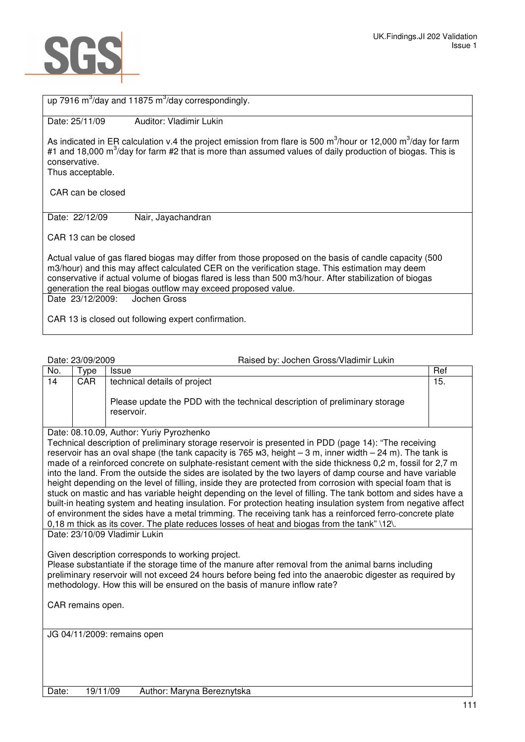up 7916 $m^3$/day and 11875 $m^3$/day correspondingly.

Date: 25/11/09 Auditor: Vladimir Lukin

As indicated in ER calculation v.4 the project emission from flare is 500 $m^3$/hour or 12,000 $m^3$/day for farm #1 and 18,000 $m^3$/day for farm #2 that is more than assumed values of daily production of biogas. This is conservative.
Thus acceptable.

CAR can be closed

Date: 22/12/09 Nair, Jayachandran

CAR 13 can be closed

Actual value of gas flared biogas may differ from those proposed on the basis of candle capacity (500 m3/hour) and this may affect calculated CER on the verification stage. This estimation may deem conservative if actual volume of biogas flared is less than 500 m3/hour. After stabilization of biogas generation the real biogas outflow may exceed proposed value.

Date 23/12/2009: Jochen Gross

CAR 13 is closed out following expert confirmation.

Date: 23/09/2009 Raised by: Jochen Gross/Vladimir Lukin

| No. | Type | Issue | Ref |
|---|---|---|---|
| 14 | CAR | technical details of project<br><br>Please update the PDD with the technical description of preliminary storage reservoir. | 15. |

Date: 08.10.09, Author: Yuriy Pyrozhenko
Technical description of preliminary storage reservoir is presented in PDD (page 14): "The receiving reservoir has an oval shape (the tank capacity is 765 м3, height – 3 m, inner width – 24 m). The tank is made of a reinforced concrete on sulphate-resistant cement with the side thickness 0,2 m, fossil for 2,7 m into the land. From the outside the sides are isolated by the two layers of damp course and have variable height depending on the level of filling, inside they are protected from corrosion with special foam that is stuck on mastic and has variable height depending on the level of filling. The tank bottom and sides have a built-in heating system and heating insulation. For protection heating insulation system from negative affect of environment the sides have a metal trimming. The receiving tank has a reinforced ferro-concrete plate 0,18 m thick as its cover. The plate reduces losses of heat and biogas from the tank" \12\.

Date: 23/10/09 Vladimir Lukin

Given description corresponds to working project.
Please substantiate if the storage time of the manure after removal from the animal barns including preliminary reservoir will not exceed 24 hours before being fed into the anaerobic digester as required by methodology. How this will be ensured on the basis of manure inflow rate?

CAR remains open.

JG 04/11/2009: remains open

Date: 19/11/09 Author: Maryna Bereznytska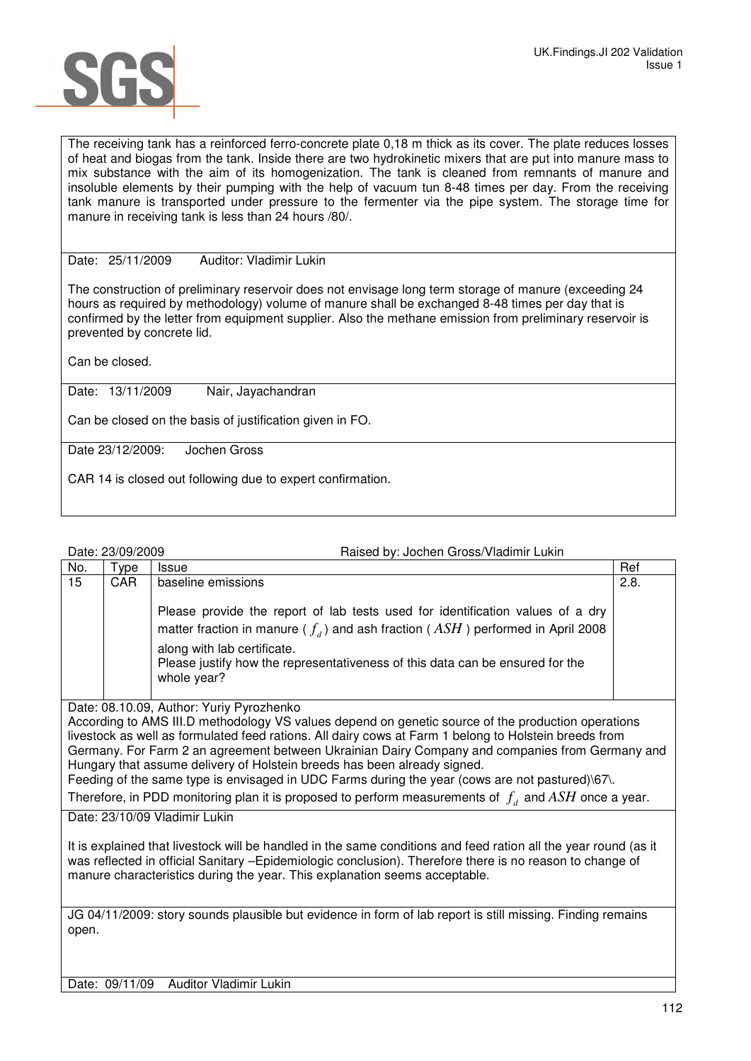The receiving tank has a reinforced ferro-concrete plate 0,18 m thick as its cover. The plate reduces losses of heat and biogas from the tank. Inside there are two hydrokinetic mixers that are put into manure mass to mix substance with the aim of its homogenization. The tank is cleaned from remnants of manure and insoluble elements by their pumping with the help of vacuum tun 8-48 times per day. From the receiving tank manure is transported under pressure to the fermenter via the pipe system. The storage time for manure in receiving tank is less than 24 hours /80/.

Date: 25/11/2009 Auditor: Vladimir Lukin

The construction of preliminary reservoir does not envisage long term storage of manure (exceeding 24 hours as required by methodology) volume of manure shall be exchanged 8-48 times per day that is confirmed by the letter from equipment supplier. Also the methane emission from preliminary reservoir is prevented by concrete lid.

Can be closed.

Date: 13/11/2009 Nair, Jayachandran

Can be closed on the basis of justification given in FO.

Date 23/12/2009: Jochen Gross

CAR 14 is closed out following due to expert confirmation.

Date: 23/09/2009 Raised by: Jochen Gross/Vladimir Lukin

| No. | Type | Issue | Ref |
|---|---|---|---|
| 15 | CAR | baseline emissions<br><br>Please provide the report of lab tests used for identification values of a dry matter fraction in manure ( $f_d$ ) and ash fraction ( $ASH$ ) performed in April 2008 along with lab certificate.<br>Please justify how the representativeness of this data can be ensured for the whole year? | 2.8. |

Date: 08.10.09, Author: Yuriy Pyrozhenko
According to AMS III.D methodology VS values depend on genetic source of the production operations livestock as well as formulated feed rations. All dairy cows at Farm 1 belong to Holstein breeds from Germany. For Farm 2 an agreement between Ukrainian Dairy Company and companies from Germany and Hungary that assume delivery of Holstein breeds has been already signed.
Feeding of the same type is envisaged in UDC Farms during the year (cows are not pastured)\67\.
Therefore, in PDD monitoring plan it is proposed to perform measurements of $f_d$ and $ASH$ once a year.

Date: 23/10/09 Vladimir Lukin

It is explained that livestock will be handled in the same conditions and feed ration all the year round (as it was reflected in official Sanitary –Epidemiologic conclusion). Therefore there is no reason to change of manure characteristics during the year. This explanation seems acceptable.

JG 04/11/2009: story sounds plausible but evidence in form of lab report is still missing. Finding remains open.

Date: 09/11/09 Auditor Vladimir Lukin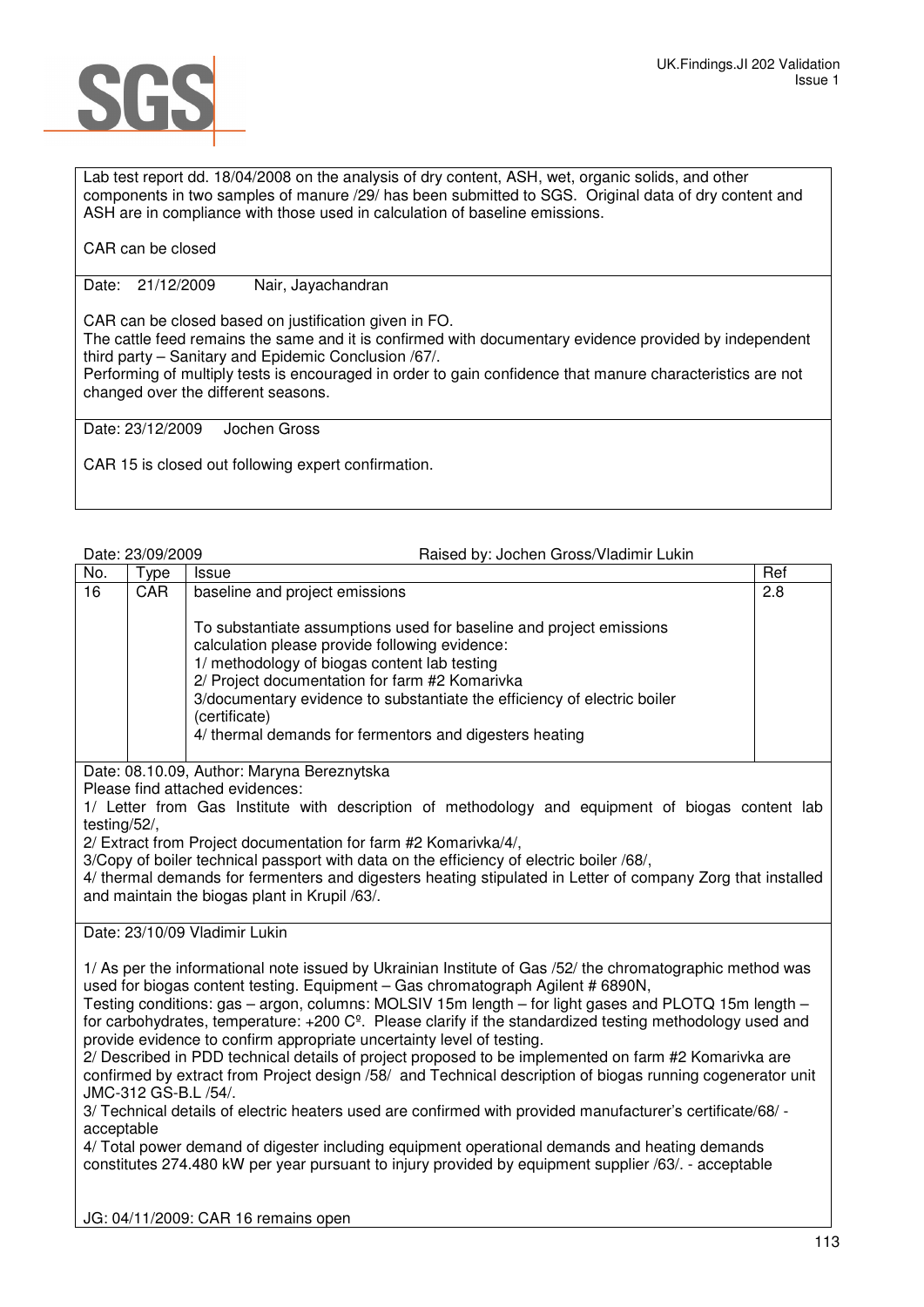Lab test report dd. 18/04/2008 on the analysis of dry content, ASH, wet, organic solids, and other components in two samples of manure /29/ has been submitted to SGS. Original data of dry content and ASH are in compliance with those used in calculation of baseline emissions.

CAR can be closed

Date: 21/12/2009 Nair, Jayachandran

CAR can be closed based on justification given in FO.
The cattle feed remains the same and it is confirmed with documentary evidence provided by independent third party – Sanitary and Epidemic Conclusion /67/.
Performing of multiply tests is encouraged in order to gain confidence that manure characteristics are not changed over the different seasons.

Date: 23/12/2009 Jochen Gross

CAR 15 is closed out following expert confirmation.

Date: 23/09/2009 Raised by: Jochen Gross/Vladimir Lukin

| No. | Type | Issue | Ref |
|---|---|---|---|
| 16 | CAR | baseline and project emissions<br><br>To substantiate assumptions used for baseline and project emissions calculation please provide following evidence:<br>1/ methodology of biogas content lab testing<br>2/ Project documentation for farm #2 Komarivka<br>3/documentary evidence to substantiate the efficiency of electric boiler (certificate)<br>4/ thermal demands for fermentors and digesters heating | 2.8 |

Date: 08.10.09, Author: Maryna Bereznytska
Please find attached evidences:
1/ Letter from Gas Institute with description of methodology and equipment of biogas content lab testing/52/,
2/ Extract from Project documentation for farm #2 Komarivka/4/,
3/Copy of boiler technical passport with data on the efficiency of electric boiler /68/,
4/ thermal demands for fermenters and digesters heating stipulated in Letter of company Zorg that installed and maintain the biogas plant in Krupil /63/.

Date: 23/10/09 Vladimir Lukin

1/ As per the informational note issued by Ukrainian Institute of Gas /52/ the chromatographic method was used for biogas content testing. Equipment – Gas chromatograph Agilent # 6890N,
Testing conditions: gas – argon, columns: MOLSIV 15m length – for light gases and PLOTQ 15m length – for carbohydrates, temperature: +200 Cº. Please clarify if the standardized testing methodology used and provide evidence to confirm appropriate uncertainty level of testing.
2/ Described in PDD technical details of project proposed to be implemented on farm #2 Komarivka are confirmed by extract from Project design /58/ and Technical description of biogas running cogenerator unit JMC-312 GS-B.L /54/.
3/ Technical details of electric heaters used are confirmed with provided manufacturer's certificate/68/ - acceptable
4/ Total power demand of digester including equipment operational demands and heating demands constitutes 274.480 kW per year pursuant to injury provided by equipment supplier /63/. - acceptable

JG: 04/11/2009: CAR 16 remains open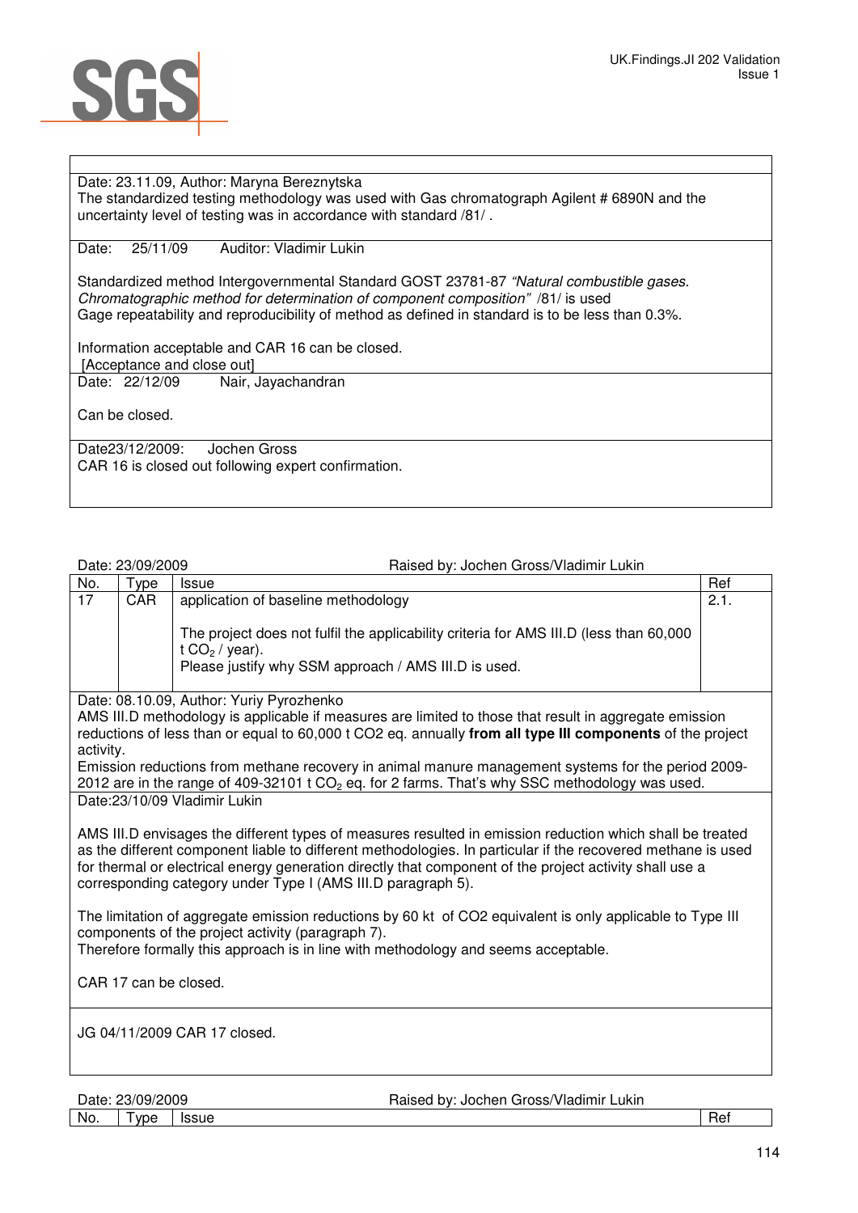Date: 23.11.09, Author: Maryna Bereznytska
The standardized testing methodology was used with Gas chromatograph Agilent # 6890N and the uncertainty level of testing was in accordance with standard /81/ .

Date: 25/11/09 Auditor: Vladimir Lukin

Standardized method Intergovernmental Standard GOST 23781-87 *"Natural combustible gases. Chromatographic method for determination of component composition"* /81/ is used
Gage repeatability and reproducibility of method as defined in standard is to be less than 0.3%.

Information acceptable and CAR 16 can be closed.
[Acceptance and close out]

Date: 22/12/09 Nair, Jayachandran

Can be closed.

Date23/12/2009: Jochen Gross
CAR 16 is closed out following expert confirmation.

Date: 23/09/2009 Raised by: Jochen Gross/Vladimir Lukin

| No. | Type | Issue | Ref |
|---|---|---|---|
| 17 | CAR | application of baseline methodology<br><br>The project does not fulfil the applicability criteria for AMS III.D (less than 60,000 t $CO_2$ / year).<br>Please justify why SSM approach / AMS III.D is used. | 2.1. |

Date: 08.10.09, Author: Yuriy Pyrozhenko
AMS III.D methodology is applicable if measures are limited to those that result in aggregate emission reductions of less than or equal to 60,000 t CO2 eq. annually **from all type III components** of the project activity.
Emission reductions from methane recovery in animal manure management systems for the period 2009-2012 are in the range of 409-32101 t $CO_2$ eq. for 2 farms. That's why SSC methodology was used.

Date:23/10/09 Vladimir Lukin

AMS III.D envisages the different types of measures resulted in emission reduction which shall be treated as the different component liable to different methodologies. In particular if the recovered methane is used for thermal or electrical energy generation directly that component of the project activity shall use a corresponding category under Type I (AMS III.D paragraph 5).

The limitation of aggregate emission reductions by 60 kt of CO2 equivalent is only applicable to Type III components of the project activity (paragraph 7).
Therefore formally this approach is in line with methodology and seems acceptable.

CAR 17 can be closed.

JG 04/11/2009 CAR 17 closed.

Date: 23/09/2009 Raised by: Jochen Gross/Vladimir Lukin

| No. | Type | Issue | Ref |
|---|---|---|---|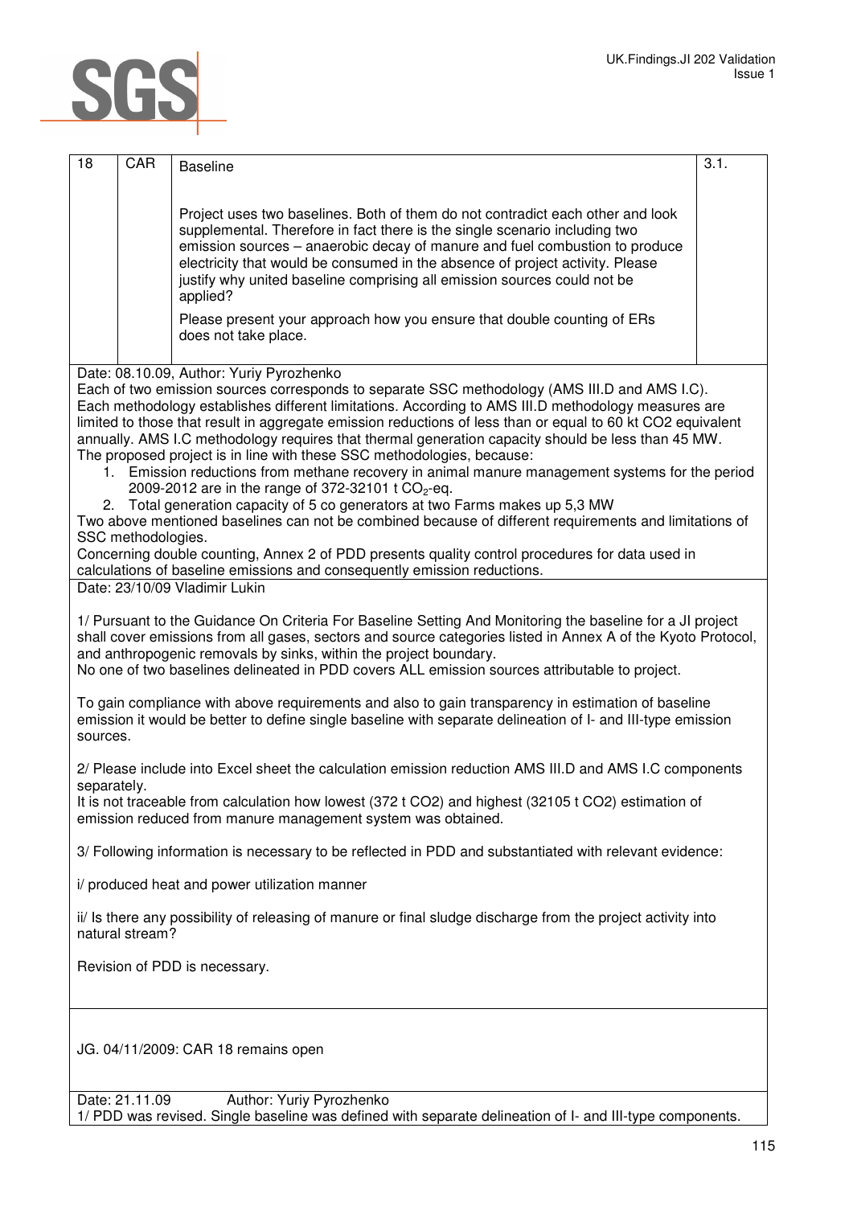| 18 | CAR | Baseline<br><br>Project uses two baselines. Both of them do not contradict each other and look supplemental. Therefore in fact there is the single scenario including two emission sources – anaerobic decay of manure and fuel combustion to produce electricity that would be consumed in the absence of project activity. Please justify why united baseline comprising all emission sources could not be applied?<br><br>Please present your approach how you ensure that double counting of ERs does not take place. | 3.1. |
|---|---|---|---|

Date: 08.10.09, Author: Yuriy Pyrozhenko
Each of two emission sources corresponds to separate SSC methodology (AMS III.D and AMS I.C). Each methodology establishes different limitations. According to AMS III.D methodology measures are limited to those that result in aggregate emission reductions of less than or equal to 60 kt CO2 equivalent annually. AMS I.C methodology requires that thermal generation capacity should be less than 45 MW. The proposed project is in line with these SSC methodologies, because:

1. Emission reductions from methane recovery in animal manure management systems for the period 2009-2012 are in the range of 372-32101 t $CO_2$-eq.
2. Total generation capacity of 5 co generators at two Farms makes up 5,3 MW

Two above mentioned baselines can not be combined because of different requirements and limitations of SSC methodologies.
Concerning double counting, Annex 2 of PDD presents quality control procedures for data used in calculations of baseline emissions and consequently emission reductions.

Date: 23/10/09 Vladimir Lukin

1/ Pursuant to the Guidance On Criteria For Baseline Setting And Monitoring the baseline for a JI project shall cover emissions from all gases, sectors and source categories listed in Annex A of the Kyoto Protocol, and anthropogenic removals by sinks, within the project boundary.
No one of two baselines delineated in PDD covers ALL emission sources attributable to project.

To gain compliance with above requirements and also to gain transparency in estimation of baseline emission it would be better to define single baseline with separate delineation of I- and III-type emission sources.

2/ Please include into Excel sheet the calculation emission reduction AMS III.D and AMS I.C components separately.
It is not traceable from calculation how lowest (372 t CO2) and highest (32105 t CO2) estimation of emission reduced from manure management system was obtained.

3/ Following information is necessary to be reflected in PDD and substantiated with relevant evidence:

i/ produced heat and power utilization manner

ii/ Is there any possibility of releasing of manure or final sludge discharge from the project activity into natural stream?

Revision of PDD is necessary.

JG. 04/11/2009: CAR 18 remains open

Date: 21.11.09 Author: Yuriy Pyrozhenko
1/ PDD was revised. Single baseline was defined with separate delineation of I- and III-type components.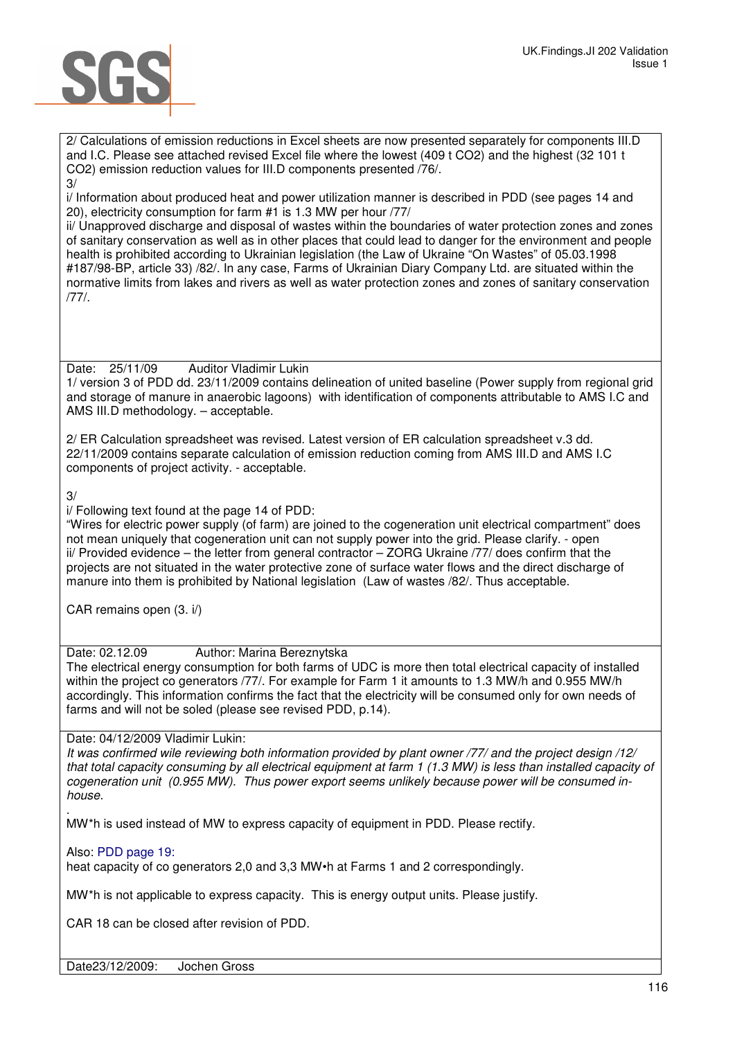2/ Calculations of emission reductions in Excel sheets are now presented separately for components III.D and I.C. Please see attached revised Excel file where the lowest (409 t CO2) and the highest (32 101 t CO2) emission reduction values for III.D components presented /76/.

3/

i/ Information about produced heat and power utilization manner is described in PDD (see pages 14 and 20), electricity consumption for farm #1 is 1.3 MW per hour /77/

ii/ Unapproved discharge and disposal of wastes within the boundaries of water protection zones and zones of sanitary conservation as well as in other places that could lead to danger for the environment and people health is prohibited according to Ukrainian legislation (the Law of Ukraine "On Wastes" of 05.03.1998 #187/98-BP, article 33) /82/. In any case, Farms of Ukrainian Diary Company Ltd. are situated within the normative limits from lakes and rivers as well as water protection zones and zones of sanitary conservation /77/.

---

Date: 25/11/09 Auditor Vladimir Lukin

1/ version 3 of PDD dd. 23/11/2009 contains delineation of united baseline (Power supply from regional grid and storage of manure in anaerobic lagoons) with identification of components attributable to AMS I.C and AMS III.D methodology. – acceptable.

2/ ER Calculation spreadsheet was revised. Latest version of ER calculation spreadsheet v.3 dd. 22/11/2009 contains separate calculation of emission reduction coming from AMS III.D and AMS I.C components of project activity. - acceptable.

3/

i/ Following text found at the page 14 of PDD:
"Wires for electric power supply (of farm) are joined to the cogeneration unit electrical compartment" does not mean uniquely that cogeneration unit can not supply power into the grid. Please clarify. - open

ii/ Provided evidence – the letter from general contractor – ZORG Ukraine /77/ does confirm that the projects are not situated in the water protective zone of surface water flows and the direct discharge of manure into them is prohibited by National legislation (Law of wastes /82/. Thus acceptable.

CAR remains open (3. i/)

---

Date: 02.12.09 Author: Marina Bereznytska

The electrical energy consumption for both farms of UDC is more then total electrical capacity of installed within the project co generators /77/. For example for Farm 1 it amounts to 1.3 MW/h and 0.955 MW/h accordingly. This information confirms the fact that the electricity will be consumed only for own needs of farms and will not be soled (please see revised PDD, p.14).

---

Date: 04/12/2009 Vladimir Lukin:

*It was confirmed wile reviewing both information provided by plant owner /77/ and the project design /12/ that total capacity consuming by all electrical equipment at farm 1 (1.3 MW) is less than installed capacity of cogeneration unit (0.955 MW). Thus power export seems unlikely because power will be consumed in-house.*

.
MW*h is used instead of MW to express capacity of equipment in PDD. Please rectify.

Also: PDD page 19:
heat capacity of co generators 2,0 and 3,3 MW•h at Farms 1 and 2 correspondingly.

MW*h is not applicable to express capacity. This is energy output units. Please justify.

CAR 18 can be closed after revision of PDD.

---

Date23/12/2009: Jochen Gross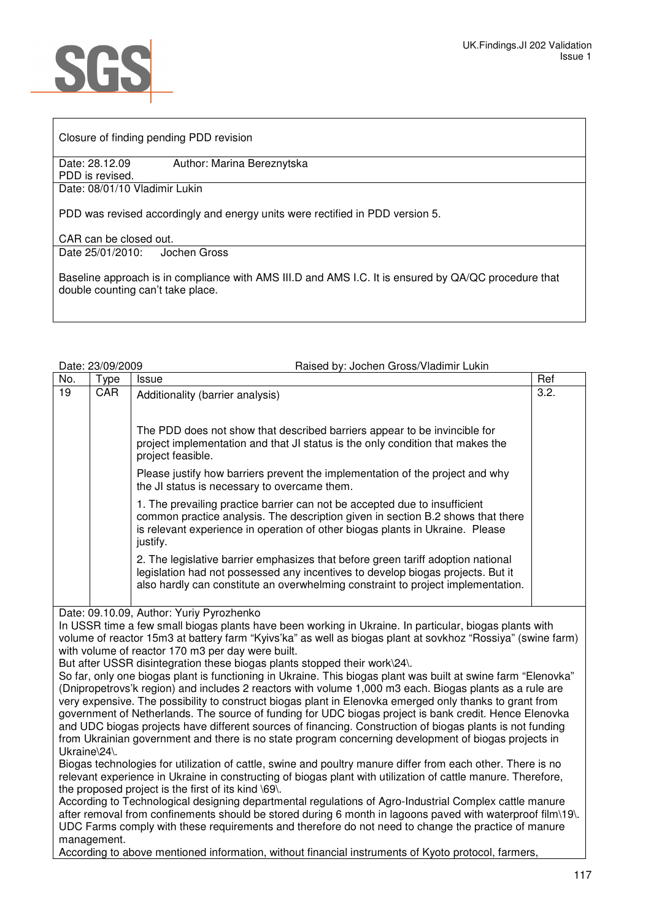Closure of finding pending PDD revision

Date: 28.12.09 Author: Marina Bereznytska
PDD is revised.

Date: 08/01/10 Vladimir Lukin

PDD was revised accordingly and energy units were rectified in PDD version 5.

CAR can be closed out.

Date 25/01/2010: Jochen Gross

Baseline approach is in compliance with AMS III.D and AMS I.C. It is ensured by QA/QC procedure that double counting can't take place.

Date: 23/09/2009 Raised by: Jochen Gross/Vladimir Lukin

| No. | Type | Issue | Ref |
|---|---|---|---|
| 19 | CAR | Additionality (barrier analysis)<br><br>The PDD does not show that described barriers appear to be invincible for project implementation and that JI status is the only condition that makes the project feasible.<br><br>Please justify how barriers prevent the implementation of the project and why the JI status is necessary to overcame them.<br><br>1. The prevailing practice barrier can not be accepted due to insufficient common practice analysis. The description given in section B.2 shows that there is relevant experience in operation of other biogas plants in Ukraine. Please justify.<br><br>2. The legislative barrier emphasizes that before green tariff adoption national legislation had not possessed any incentives to develop biogas projects. But it also hardly can constitute an overwhelming constraint to project implementation. | 3.2. |

Date: 09.10.09, Author: Yuriy Pyrozhenko

In USSR time a few small biogas plants have been working in Ukraine. In particular, biogas plants with volume of reactor 15m3 at battery farm "Kyivs'ka" as well as biogas plant at sovkhoz "Rossiya" (swine farm) with volume of reactor 170 m3 per day were built.

But after USSR disintegration these biogas plants stopped their work\24\.

So far, only one biogas plant is functioning in Ukraine. This biogas plant was built at swine farm "Elenovka" (Dnipropetrovs'k region) and includes 2 reactors with volume 1,000 m3 each. Biogas plants as a rule are very expensive. The possibility to construct biogas plant in Elenovka emerged only thanks to grant from government of Netherlands. The source of funding for UDC biogas project is bank credit. Hence Elenovka and UDC biogas projects have different sources of financing. Construction of biogas plants is not funding from Ukrainian government and there is no state program concerning development of biogas projects in Ukraine\24\.

Biogas technologies for utilization of cattle, swine and poultry manure differ from each other. There is no relevant experience in Ukraine in constructing of biogas plant with utilization of cattle manure. Therefore, the proposed project is the first of its kind \69\.

According to Technological designing departmental regulations of Agro-Industrial Complex cattle manure after removal from confinements should be stored during 6 month in lagoons paved with waterproof film\19\. UDC Farms comply with these requirements and therefore do not need to change the practice of manure management.

According to above mentioned information, without financial instruments of Kyoto protocol, farmers,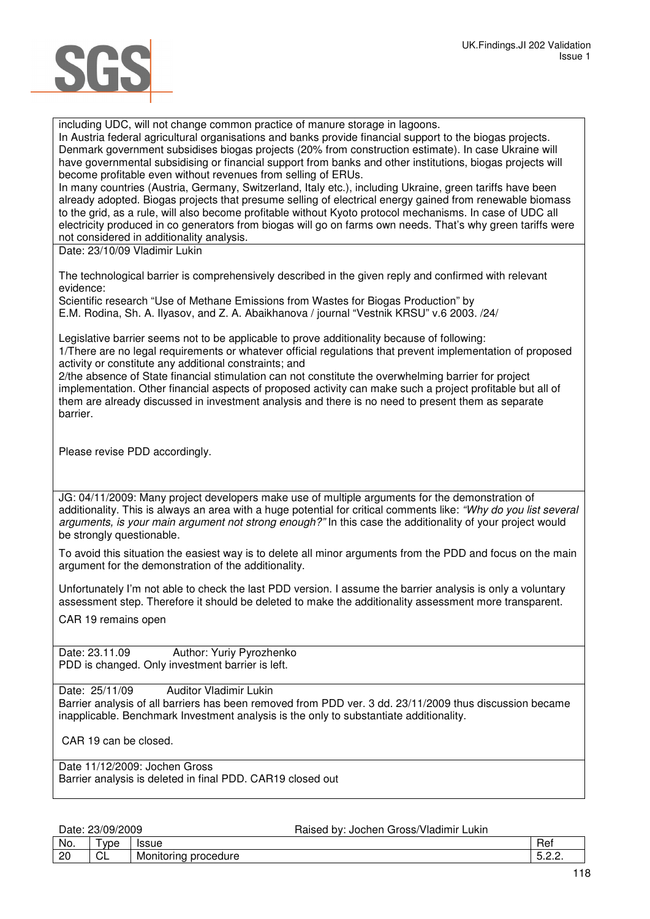including UDC, will not change common practice of manure storage in lagoons.
In Austria federal agricultural organisations and banks provide financial support to the biogas projects. Denmark government subsidises biogas projects (20% from construction estimate). In case Ukraine will have governmental subsidising or financial support from banks and other institutions, biogas projects will become profitable even without revenues from selling of ERUs.
In many countries (Austria, Germany, Switzerland, Italy etc.), including Ukraine, green tariffs have been already adopted. Biogas projects that presume selling of electrical energy gained from renewable biomass to the grid, as a rule, will also become profitable without Kyoto protocol mechanisms. In case of UDC all electricity produced in co generators from biogas will go on farms own needs. That's why green tariffs were not considered in additionality analysis.
Date: 23/10/09 Vladimir Lukin

The technological barrier is comprehensively described in the given reply and confirmed with relevant evidence:
Scientific research "Use of Methane Emissions from Wastes for Biogas Production" by E.M. Rodina, Sh. A. Ilyasov, and Z. A. Abaikhanova / journal "Vestnik KRSU" v.6 2003. /24/

Legislative barrier seems not to be applicable to prove additionality because of following:
1/There are no legal requirements or whatever official regulations that prevent implementation of proposed activity or constitute any additional constraints; and
2/the absence of State financial stimulation can not constitute the overwhelming barrier for project implementation. Other financial aspects of proposed activity can make such a project profitable but all of them are already discussed in investment analysis and there is no need to present them as separate barrier.

Please revise PDD accordingly.

JG: 04/11/2009: Many project developers make use of multiple arguments for the demonstration of additionality. This is always an area with a huge potential for critical comments like: *"Why do you list several arguments, is your main argument not strong enough?"* In this case the additionality of your project would be strongly questionable.

To avoid this situation the easiest way is to delete all minor arguments from the PDD and focus on the main argument for the demonstration of the additionality.

Unfortunately I'm not able to check the last PDD version. I assume the barrier analysis is only a voluntary assessment step. Therefore it should be deleted to make the additionality assessment more transparent.

CAR 19 remains open

Date: 23.11.09 Author: Yuriy Pyrozhenko
PDD is changed. Only investment barrier is left.

Date: 25/11/09 Auditor Vladimir Lukin
Barrier analysis of all barriers has been removed from PDD ver. 3 dd. 23/11/2009 thus discussion became inapplicable. Benchmark Investment analysis is the only to substantiate additionality.

CAR 19 can be closed.

Date 11/12/2009: Jochen Gross
Barrier analysis is deleted in final PDD. CAR19 closed out

Date: 23/09/2009 Raised by: Jochen Gross/Vladimir Lukin

| No. | Type | Issue | Ref |
|---|---|---|---|
| 20 | CL | Monitoring procedure | 5.2.2. |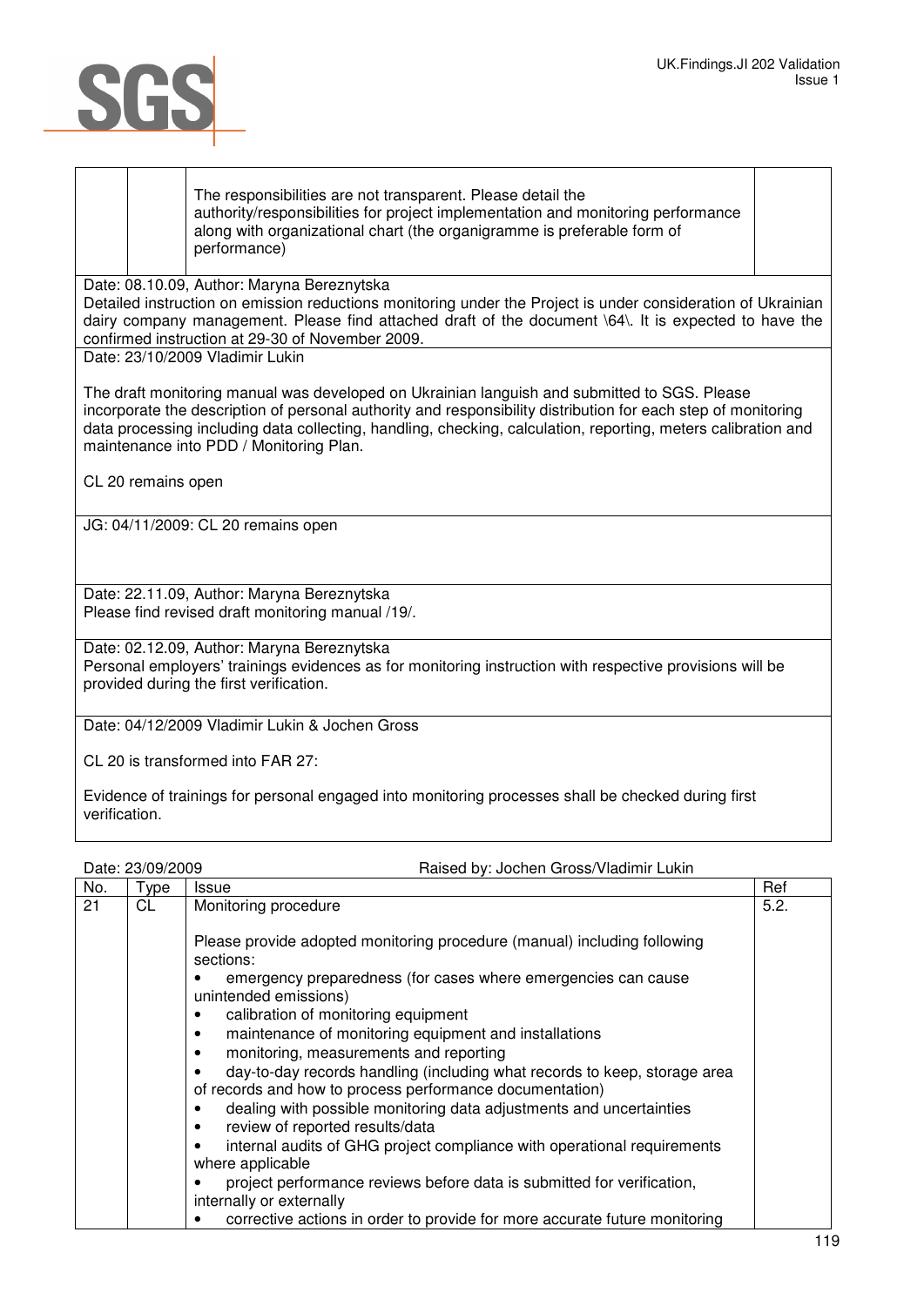| | | | |
|---|---|---|---|
| | | The responsibilities are not transparent. Please detail the authority/responsibilities for project implementation and monitoring performance along with organizational chart (the organigramme is preferable form of performance) | |

Date: 08.10.09, Author: Maryna Bereznytska
Detailed instruction on emission reductions monitoring under the Project is under consideration of Ukrainian dairy company management. Please find attached draft of the document \64\. It is expected to have the confirmed instruction at 29-30 of November 2009.

Date: 23/10/2009 Vladimir Lukin

The draft monitoring manual was developed on Ukrainian languish and submitted to SGS. Please incorporate the description of personal authority and responsibility distribution for each step of monitoring data processing including data collecting, handling, checking, calculation, reporting, meters calibration and maintenance into PDD / Monitoring Plan.

CL 20 remains open

JG: 04/11/2009: CL 20 remains open

Date: 22.11.09, Author: Maryna Bereznytska
Please find revised draft monitoring manual /19/.

Date: 02.12.09, Author: Maryna Bereznytska
Personal employers' trainings evidences as for monitoring instruction with respective provisions will be provided during the first verification.

Date: 04/12/2009 Vladimir Lukin & Jochen Gross

CL 20 is transformed into FAR 27:

Evidence of trainings for personal engaged into monitoring processes shall be checked during first verification.

Date: 23/09/2009 Raised by: Jochen Gross/Vladimir Lukin

| No. | Type | Issue | Ref |
|---|---|---|---|
| 21 | CL | Monitoring procedure<br><br>Please provide adopted monitoring procedure (manual) including following sections:<br>• emergency preparedness (for cases where emergencies can cause unintended emissions)<br>• calibration of monitoring equipment<br>• maintenance of monitoring equipment and installations<br>• monitoring, measurements and reporting<br>• day-to-day records handling (including what records to keep, storage area of records and how to process performance documentation)<br>• dealing with possible monitoring data adjustments and uncertainties<br>• review of reported results/data<br>• internal audits of GHG project compliance with operational requirements where applicable<br>• project performance reviews before data is submitted for verification, internally or externally<br>• corrective actions in order to provide for more accurate future monitoring | 5.2. |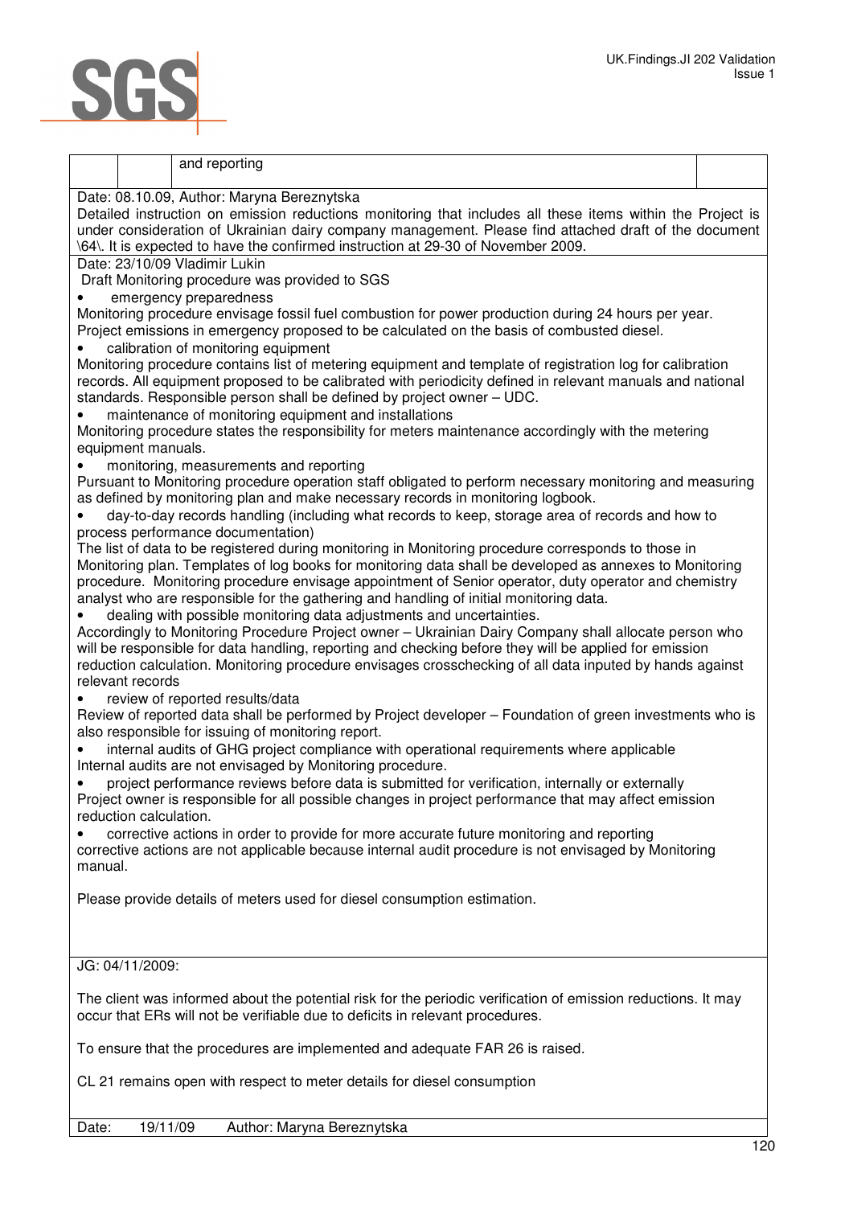|  |  | and reporting |  |
|---|---|---|---|

Date: 08.10.09, Author: Maryna Bereznytska

Detailed instruction on emission reductions monitoring that includes all these items within the Project is under consideration of Ukrainian dairy company management. Please find attached draft of the document \64\. It is expected to have the confirmed instruction at 29-30 of November 2009.

Date: 23/10/09 Vladimir Lukin

Draft Monitoring procedure was provided to SGS

- emergency preparedness

Monitoring procedure envisage fossil fuel combustion for power production during 24 hours per year. Project emissions in emergency proposed to be calculated on the basis of combusted diesel.

- calibration of monitoring equipment

Monitoring procedure contains list of metering equipment and template of registration log for calibration records. All equipment proposed to be calibrated with periodicity defined in relevant manuals and national standards. Responsible person shall be defined by project owner – UDC.

- maintenance of monitoring equipment and installations

Monitoring procedure states the responsibility for meters maintenance accordingly with the metering equipment manuals.

- monitoring, measurements and reporting

Pursuant to Monitoring procedure operation staff obligated to perform necessary monitoring and measuring as defined by monitoring plan and make necessary records in monitoring logbook.

- day-to-day records handling (including what records to keep, storage area of records and how to process performance documentation)

The list of data to be registered during monitoring in Monitoring procedure corresponds to those in Monitoring plan. Templates of log books for monitoring data shall be developed as annexes to Monitoring procedure. Monitoring procedure envisage appointment of Senior operator, duty operator and chemistry analyst who are responsible for the gathering and handling of initial monitoring data.

- dealing with possible monitoring data adjustments and uncertainties.

Accordingly to Monitoring Procedure Project owner – Ukrainian Dairy Company shall allocate person who will be responsible for data handling, reporting and checking before they will be applied for emission reduction calculation. Monitoring procedure envisages crosschecking of all data inputed by hands against relevant records

- review of reported results/data

Review of reported data shall be performed by Project developer – Foundation of green investments who is also responsible for issuing of monitoring report.

- internal audits of GHG project compliance with operational requirements where applicable

Internal audits are not envisaged by Monitoring procedure.

- project performance reviews before data is submitted for verification, internally or externally

Project owner is responsible for all possible changes in project performance that may affect emission reduction calculation.

- corrective actions in order to provide for more accurate future monitoring and reporting

corrective actions are not applicable because internal audit procedure is not envisaged by Monitoring manual.

Please provide details of meters used for diesel consumption estimation.

JG: 04/11/2009:

The client was informed about the potential risk for the periodic verification of emission reductions. It may occur that ERs will not be verifiable due to deficits in relevant procedures.

To ensure that the procedures are implemented and adequate FAR 26 is raised.

CL 21 remains open with respect to meter details for diesel consumption

| Date: | 19/11/09 | Author: Maryna Bereznytska |
|---|---|---|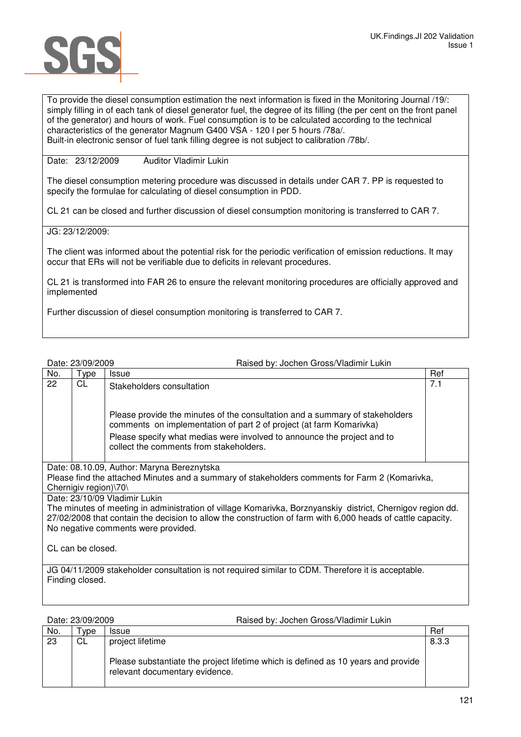To provide the diesel consumption estimation the next information is fixed in the Monitoring Journal /19/: simply filling in of each tank of diesel generator fuel, the degree of its filling (the per cent on the front panel of the generator) and hours of work. Fuel consumption is to be calculated according to the technical characteristics of the generator Magnum G400 VSA - 120 l per 5 hours /78a/.
Built-in electronic sensor of fuel tank filling degree is not subject to calibration /78b/.

Date: 23/12/2009 Auditor Vladimir Lukin

The diesel consumption metering procedure was discussed in details under CAR 7. PP is requested to specify the formulae for calculating of diesel consumption in PDD.

CL 21 can be closed and further discussion of diesel consumption monitoring is transferred to CAR 7.

JG: 23/12/2009:

The client was informed about the potential risk for the periodic verification of emission reductions. It may occur that ERs will not be verifiable due to deficits in relevant procedures.

CL 21 is transformed into FAR 26 to ensure the relevant monitoring procedures are officially approved and implemented

Further discussion of diesel consumption monitoring is transferred to CAR 7.

Date: 23/09/2009 Raised by: Jochen Gross/Vladimir Lukin

| No. | Type | Issue | Ref |
|---|---|---|---|
| 22 | CL | Stakeholders consultation<br><br>Please provide the minutes of the consultation and a summary of stakeholders comments on implementation of part 2 of project (at farm Komarivka)<br>Please specify what medias were involved to announce the project and to collect the comments from stakeholders. | 7.1 |

Date: 08.10.09, Author: Maryna Bereznytska
Please find the attached Minutes and a summary of stakeholders comments for Farm 2 (Komarivka, Chernigiv region)\70\

Date: 23/10/09 Vladimir Lukin
The minutes of meeting in administration of village Komarivka, Borznyanskiy district, Chernigov region dd. 27/02/2008 that contain the decision to allow the construction of farm with 6,000 heads of cattle capacity. No negative comments were provided.

CL can be closed.

JG 04/11/2009 stakeholder consultation is not required similar to CDM. Therefore it is acceptable. Finding closed.

Date: 23/09/2009 Raised by: Jochen Gross/Vladimir Lukin

| No. | Type | Issue | Ref |
|---|---|---|---|
| 23 | CL | project lifetime<br><br>Please substantiate the project lifetime which is defined as 10 years and provide relevant documentary evidence. | 8.3.3 |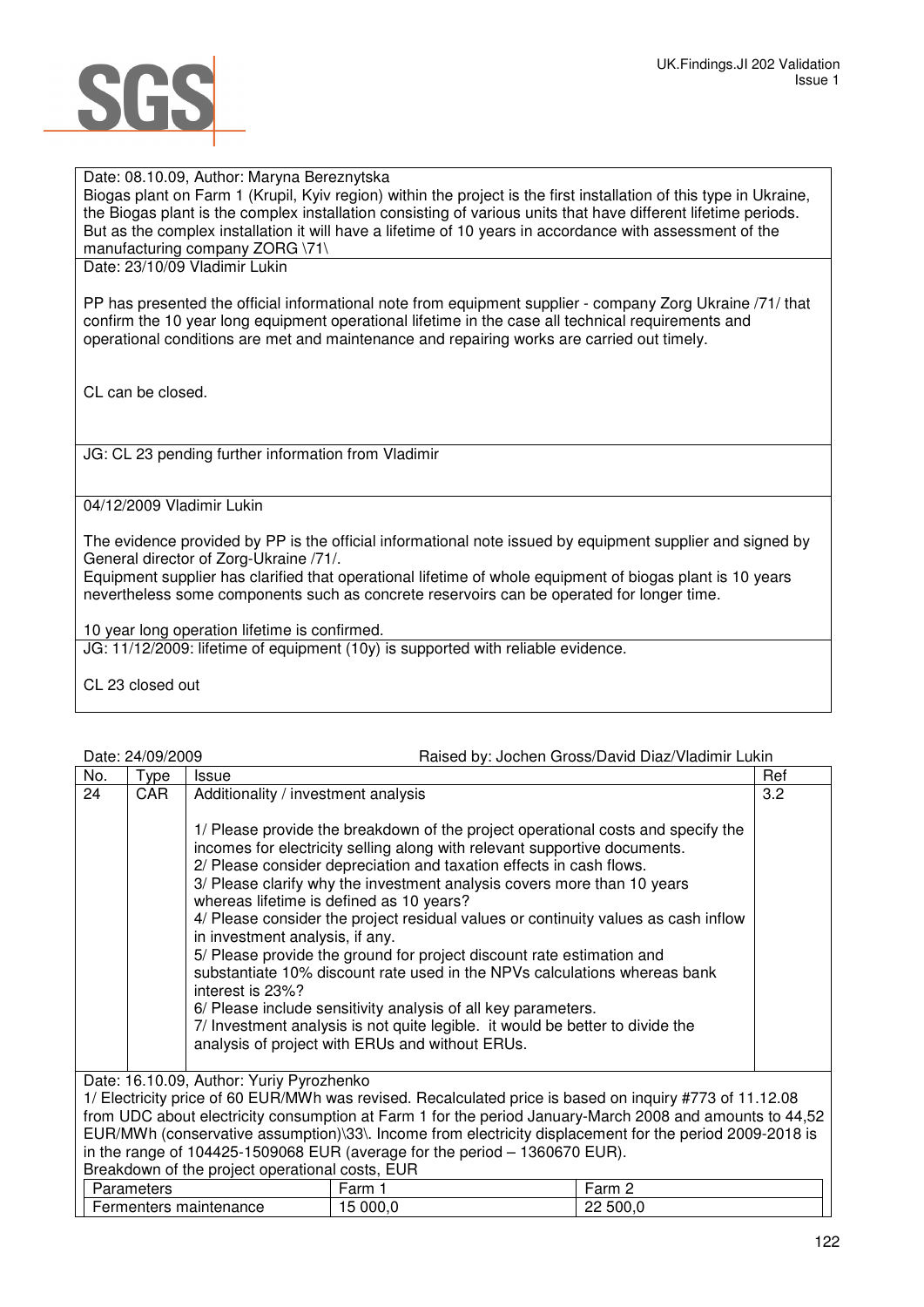Date: 08.10.09, Author: Maryna Bereznytska

Biogas plant on Farm 1 (Krupil, Kyiv region) within the project is the first installation of this type in Ukraine, the Biogas plant is the complex installation consisting of various units that have different lifetime periods. But as the complex installation it will have a lifetime of 10 years in accordance with assessment of the manufacturing company ZORG \71\

Date: 23/10/09 Vladimir Lukin

PP has presented the official informational note from equipment supplier - company Zorg Ukraine /71/ that confirm the 10 year long equipment operational lifetime in the case all technical requirements and operational conditions are met and maintenance and repairing works are carried out timely.

CL can be closed.

JG: CL 23 pending further information from Vladimir

04/12/2009 Vladimir Lukin

The evidence provided by PP is the official informational note issued by equipment supplier and signed by General director of Zorg-Ukraine /71/.

Equipment supplier has clarified that operational lifetime of whole equipment of biogas plant is 10 years nevertheless some components such as concrete reservoirs can be operated for longer time.

10 year long operation lifetime is confirmed.

JG: 11/12/2009: lifetime of equipment (10y) is supported with reliable evidence.

CL 23 closed out

Date: 24/09/2009 Raised by: Jochen Gross/David Diaz/Vladimir Lukin

| No. | Type | Issue | Ref |
|---|---|---|---|
| 24 | CAR | Additionality / investment analysis<br><br>1/ Please provide the breakdown of the project operational costs and specify the incomes for electricity selling along with relevant supportive documents.<br>2/ Please consider depreciation and taxation effects in cash flows.<br>3/ Please clarify why the investment analysis covers more than 10 years whereas lifetime is defined as 10 years?<br>4/ Please consider the project residual values or continuity values as cash inflow in investment analysis, if any.<br>5/ Please provide the ground for project discount rate estimation and substantiate 10% discount rate used in the NPVs calculations whereas bank interest is 23%?<br>6/ Please include sensitivity analysis of all key parameters.<br>7/ Investment analysis is not quite legible. it would be better to divide the analysis of project with ERUs and without ERUs. | 3.2 |

Date: 16.10.09, Author: Yuriy Pyrozhenko

1/ Electricity price of 60 EUR/MWh was revised. Recalculated price is based on inquiry #773 of 11.12.08 from UDC about electricity consumption at Farm 1 for the period January-March 2008 and amounts to 44,52 EUR/MWh (conservative assumption)\33\. Income from electricity displacement for the period 2009-2018 is in the range of 104425-1509068 EUR (average for the period – 1360670 EUR).

Breakdown of the project operational costs, EUR

| Parameters | Farm 1 | Farm 2 |
|---|---|---|
| Fermenters maintenance | 15 000,0 | 22 500,0 |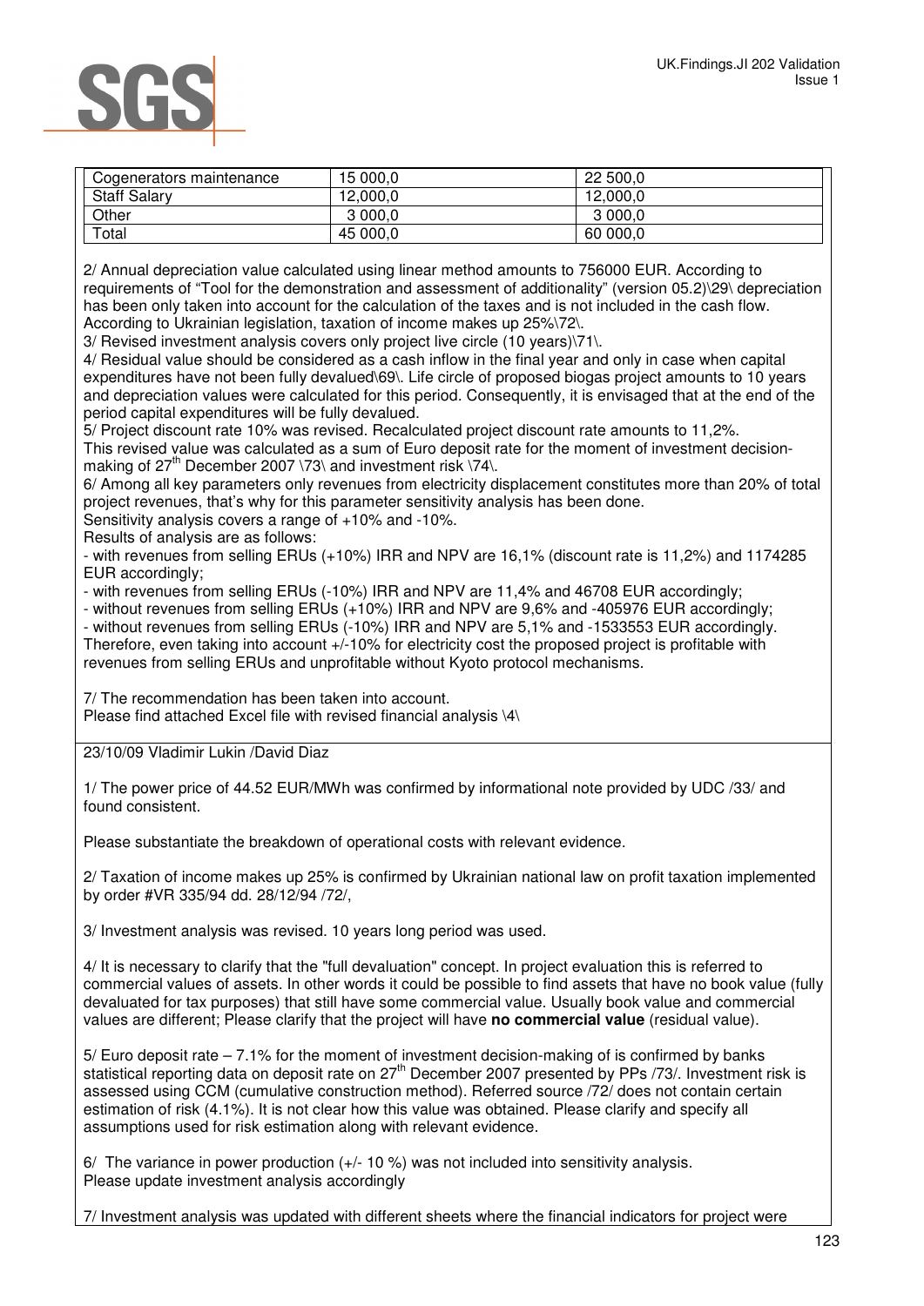| Cogenerators maintenance | 15 000,0 | 22 500,0 |
|---|---|---|
| Staff Salary | 12,000,0 | 12,000,0 |
| Other | 3 000,0 | 3 000,0 |
| Total | 45 000,0 | 60 000,0 |

2/ Annual depreciation value calculated using linear method amounts to 756000 EUR. According to requirements of "Tool for the demonstration and assessment of additionality" (version 05.2)\29\ depreciation has been only taken into account for the calculation of the taxes and is not included in the cash flow. According to Ukrainian legislation, taxation of income makes up 25%\72\.

3/ Revised investment analysis covers only project live circle (10 years)\71\.

4/ Residual value should be considered as a cash inflow in the final year and only in case when capital expenditures have not been fully devalued\69\. Life circle of proposed biogas project amounts to 10 years and depreciation values were calculated for this period. Consequently, it is envisaged that at the end of the period capital expenditures will be fully devalued.

5/ Project discount rate 10% was revised. Recalculated project discount rate amounts to 11,2%.
This revised value was calculated as a sum of Euro deposit rate for the moment of investment decision-making of 27th December 2007 \73\ and investment risk \74\.

6/ Among all key parameters only revenues from electricity displacement constitutes more than 20% of total project revenues, that's why for this parameter sensitivity analysis has been done.
Sensitivity analysis covers a range of +10% and -10%.
Results of analysis are as follows:
- with revenues from selling ERUs (+10%) IRR and NPV are 16,1% (discount rate is 11,2%) and 1174285 EUR accordingly;
- with revenues from selling ERUs (-10%) IRR and NPV are 11,4% and 46708 EUR accordingly;
- without revenues from selling ERUs (+10%) IRR and NPV are 9,6% and -405976 EUR accordingly;
- without revenues from selling ERUs (-10%) IRR and NPV are 5,1% and -1533553 EUR accordingly.
Therefore, even taking into account +/-10% for electricity cost the proposed project is profitable with revenues from selling ERUs and unprofitable without Kyoto protocol mechanisms.

7/ The recommendation has been taken into account.
Please find attached Excel file with revised financial analysis \4\

23/10/09 Vladimir Lukin /David Diaz

1/ The power price of 44.52 EUR/MWh was confirmed by informational note provided by UDC /33/ and found consistent.

Please substantiate the breakdown of operational costs with relevant evidence.

2/ Taxation of income makes up 25% is confirmed by Ukrainian national law on profit taxation implemented by order #VR 335/94 dd. 28/12/94 /72/,

3/ Investment analysis was revised. 10 years long period was used.

4/ It is necessary to clarify that the "full devaluation" concept. In project evaluation this is referred to commercial values of assets. In other words it could be possible to find assets that have no book value (fully devaluated for tax purposes) that still have some commercial value. Usually book value and commercial values are different; Please clarify that the project will have **no commercial value** (residual value).

5/ Euro deposit rate – 7.1% for the moment of investment decision-making of is confirmed by banks statistical reporting data on deposit rate on 27th December 2007 presented by PPs /73/. Investment risk is assessed using CCM (cumulative construction method). Referred source /72/ does not contain certain estimation of risk (4.1%). It is not clear how this value was obtained. Please clarify and specify all assumptions used for risk estimation along with relevant evidence.

6/ The variance in power production (+/- 10 %) was not included into sensitivity analysis.
Please update investment analysis accordingly

7/ Investment analysis was updated with different sheets where the financial indicators for project were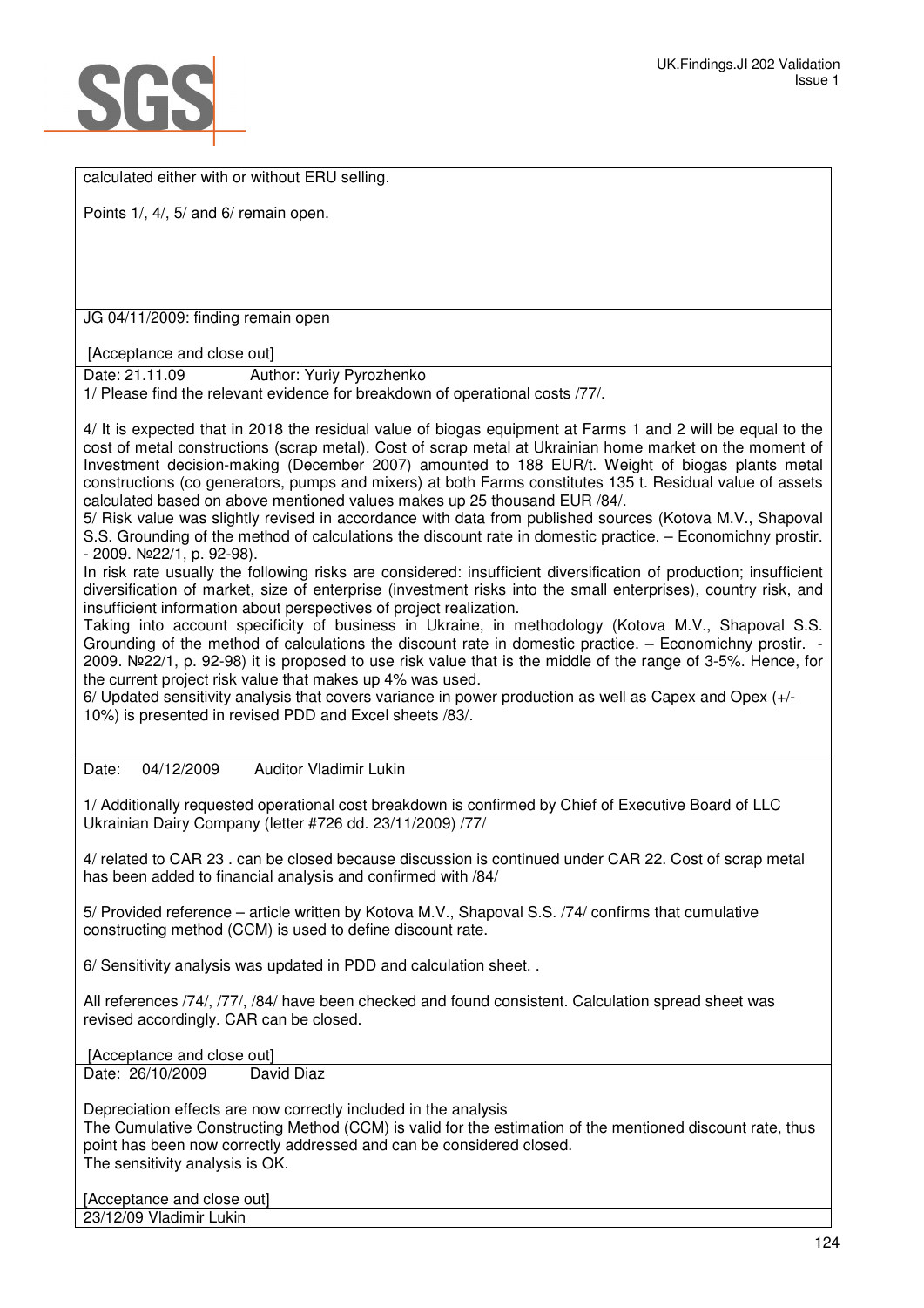calculated either with or without ERU selling.

Points 1/, 4/, 5/ and 6/ remain open.

JG 04/11/2009: finding remain open

[Acceptance and close out]

Date: 21.11.09 Author: Yuriy Pyrozhenko

1/ Please find the relevant evidence for breakdown of operational costs /77/.

4/ It is expected that in 2018 the residual value of biogas equipment at Farms 1 and 2 will be equal to the cost of metal constructions (scrap metal). Cost of scrap metal at Ukrainian home market on the moment of Investment decision-making (December 2007) amounted to 188 EUR/t. Weight of biogas plants metal constructions (co generators, pumps and mixers) at both Farms constitutes 135 t. Residual value of assets calculated based on above mentioned values makes up 25 thousand EUR /84/.

5/ Risk value was slightly revised in accordance with data from published sources (Kotova M.V., Shapoval S.S. Grounding of the method of calculations the discount rate in domestic practice. – Economichny prostir. - 2009. №22/1, p. 92-98).

In risk rate usually the following risks are considered: insufficient diversification of production; insufficient diversification of market, size of enterprise (investment risks into the small enterprises), country risk, and insufficient information about perspectives of project realization.

Taking into account specificity of business in Ukraine, in methodology (Kotova M.V., Shapoval S.S. Grounding of the method of calculations the discount rate in domestic practice. – Economichny prostir. - 2009. №22/1, p. 92-98) it is proposed to use risk value that is the middle of the range of 3-5%. Hence, for the current project risk value that makes up 4% was used.

6/ Updated sensitivity analysis that covers variance in power production as well as Capex and Opex (+/- 10%) is presented in revised PDD and Excel sheets /83/.

Date: 04/12/2009 Auditor Vladimir Lukin

1/ Additionally requested operational cost breakdown is confirmed by Chief of Executive Board of LLC Ukrainian Dairy Company (letter #726 dd. 23/11/2009) /77/

4/ related to CAR 23 . can be closed because discussion is continued under CAR 22. Cost of scrap metal has been added to financial analysis and confirmed with /84/

5/ Provided reference – article written by Kotova M.V., Shapoval S.S. /74/ confirms that cumulative constructing method (CCM) is used to define discount rate.

6/ Sensitivity analysis was updated in PDD and calculation sheet. .

All references /74/, /77/, /84/ have been checked and found consistent. Calculation spread sheet was revised accordingly. CAR can be closed.

[Acceptance and close out]

Date: 26/10/2009 David Diaz

Depreciation effects are now correctly included in the analysis

The Cumulative Constructing Method (CCM) is valid for the estimation of the mentioned discount rate, thus point has been now correctly addressed and can be considered closed.

The sensitivity analysis is OK.

[Acceptance and close out]

23/12/09 Vladimir Lukin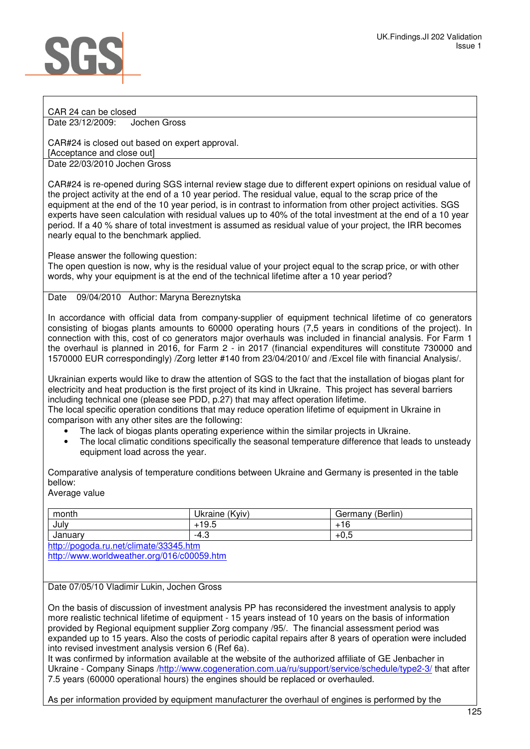CAR 24 can be closed

Date 23/12/2009: Jochen Gross

CAR#24 is closed out based on expert approval.
[Acceptance and close out]

Date 22/03/2010 Jochen Gross

CAR#24 is re-opened during SGS internal review stage due to different expert opinions on residual value of the project activity at the end of a 10 year period. The residual value, equal to the scrap price of the equipment at the end of the 10 year period, is in contrast to information from other project activities. SGS experts have seen calculation with residual values up to 40% of the total investment at the end of a 10 year period. If a 40 % share of total investment is assumed as residual value of your project, the IRR becomes nearly equal to the benchmark applied.

Please answer the following question:
The open question is now, why is the residual value of your project equal to the scrap price, or with other words, why your equipment is at the end of the technical lifetime after a 10 year period?

Date 09/04/2010 Author: Maryna Bereznytska

In accordance with official data from company-supplier of equipment technical lifetime of co generators consisting of biogas plants amounts to 60000 operating hours (7,5 years in conditions of the project). In connection with this, cost of co generators major overhauls was included in financial analysis. For Farm 1 the overhaul is planned in 2016, for Farm 2 - in 2017 (financial expenditures will constitute 730000 and 1570000 EUR correspondingly) /Zorg letter #140 from 23/04/2010/ and /Excel file with financial Analysis/.

Ukrainian experts would like to draw the attention of SGS to the fact that the installation of biogas plant for electricity and heat production is the first project of its kind in Ukraine. This project has several barriers including technical one (please see PDD, p.27) that may affect operation lifetime.
The local specific operation conditions that may reduce operation lifetime of equipment in Ukraine in comparison with any other sites are the following:

- The lack of biogas plants operating experience within the similar projects in Ukraine.
- The local climatic conditions specifically the seasonal temperature difference that leads to unsteady equipment load across the year.

Comparative analysis of temperature conditions between Ukraine and Germany is presented in the table bellow:
Average value

| month | Ukraine (Kyiv) | Germany (Berlin) |
|---|---|---|
| July | +19.5 | +16 |
| January | -4.3 | +0,5 |

http://pogoda.ru.net/climate/33345.htm
http://www.worldweather.org/016/c00059.htm

Date 07/05/10 Vladimir Lukin, Jochen Gross

On the basis of discussion of investment analysis PP has reconsidered the investment analysis to apply more realistic technical lifetime of equipment - 15 years instead of 10 years on the basis of information provided by Regional equipment supplier Zorg company /95/. The financial assessment period was expanded up to 15 years. Also the costs of periodic capital repairs after 8 years of operation were included into revised investment analysis version 6 (Ref 6a).
It was confirmed by information available at the website of the authorized affiliate of GE Jenbacher in Ukraine - Company Sinaps /http://www.cogeneration.com.ua/ru/support/service/schedule/type2-3/ that after 7.5 years (60000 operational hours) the engines should be replaced or overhauled.

As per information provided by equipment manufacturer the overhaul of engines is performed by the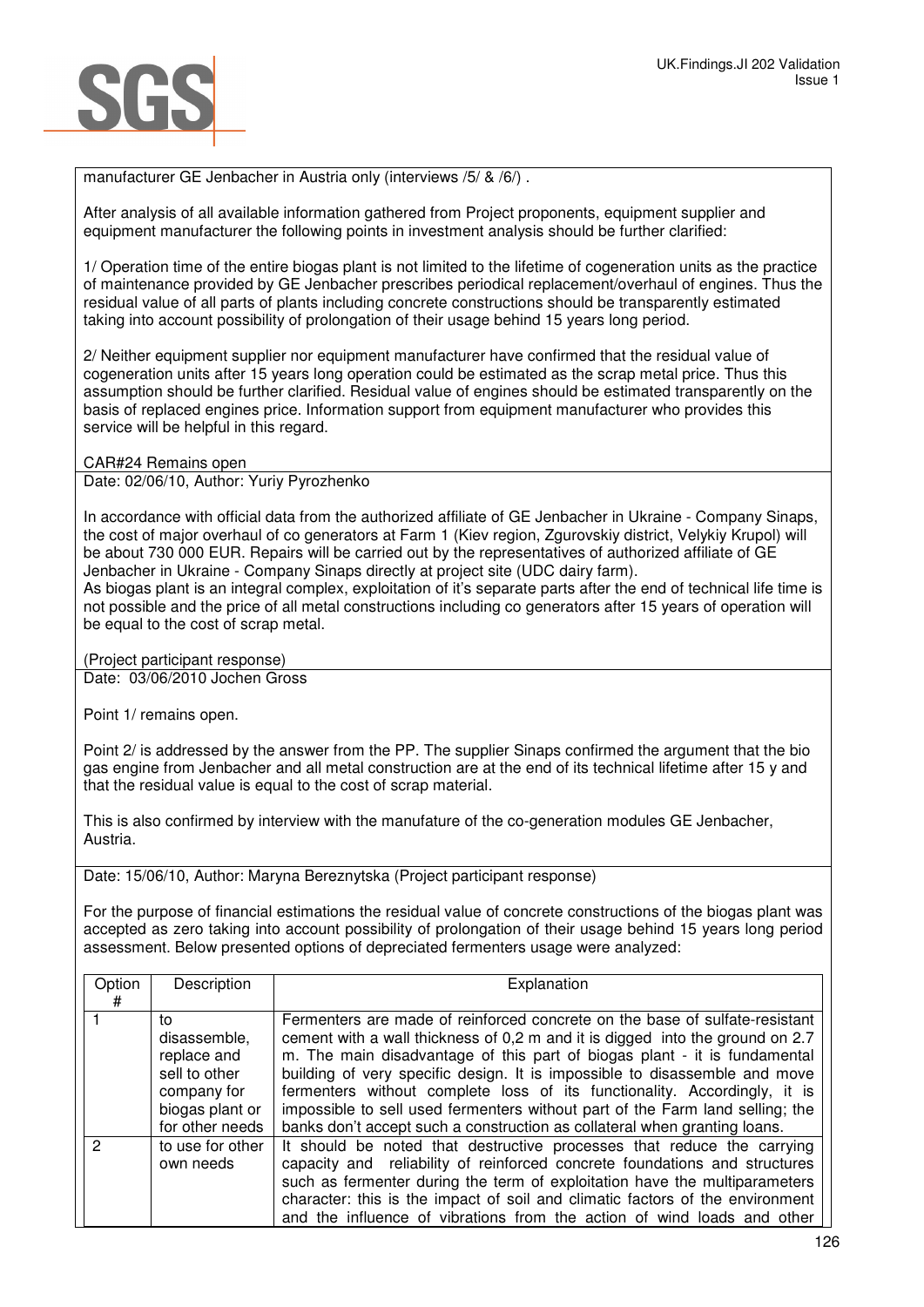manufacturer GE Jenbacher in Austria only (interviews /5/ & /6/) .

After analysis of all available information gathered from Project proponents, equipment supplier and equipment manufacturer the following points in investment analysis should be further clarified:

1/ Operation time of the entire biogas plant is not limited to the lifetime of cogeneration units as the practice of maintenance provided by GE Jenbacher prescribes periodical replacement/overhaul of engines. Thus the residual value of all parts of plants including concrete constructions should be transparently estimated taking into account possibility of prolongation of their usage behind 15 years long period.

2/ Neither equipment supplier nor equipment manufacturer have confirmed that the residual value of cogeneration units after 15 years long operation could be estimated as the scrap metal price. Thus this assumption should be further clarified. Residual value of engines should be estimated transparently on the basis of replaced engines price. Information support from equipment manufacturer who provides this service will be helpful in this regard.

CAR#24 Remains open

Date: 02/06/10, Author: Yuriy Pyrozhenko

In accordance with official data from the authorized affiliate of GE Jenbacher in Ukraine - Company Sinaps, the cost of major overhaul of co generators at Farm 1 (Kiev region, Zgurovskiy district, Velykiy Krupol) will be about 730 000 EUR. Repairs will be carried out by the representatives of authorized affiliate of GE Jenbacher in Ukraine - Company Sinaps directly at project site (UDC dairy farm).
As biogas plant is an integral complex, exploitation of it's separate parts after the end of technical life time is not possible and the price of all metal constructions including co generators after 15 years of operation will be equal to the cost of scrap metal.

(Project participant response)

Date: 03/06/2010 Jochen Gross

Point 1/ remains open.

Point 2/ is addressed by the answer from the PP. The supplier Sinaps confirmed the argument that the bio gas engine from Jenbacher and all metal construction are at the end of its technical lifetime after 15 y and that the residual value is equal to the cost of scrap material.

This is also confirmed by interview with the manufature of the co-generation modules GE Jenbacher, Austria.

Date: 15/06/10, Author: Maryna Bereznytska (Project participant response)

For the purpose of financial estimations the residual value of concrete constructions of the biogas plant was accepted as zero taking into account possibility of prolongation of their usage behind 15 years long period assessment. Below presented options of depreciated fermenters usage were analyzed:

| Option # | Description | Explanation |
|---|---|---|
| 1 | to disassemble, replace and sell to other company for biogas plant or for other needs | Fermenters are made of reinforced concrete on the base of sulfate-resistant cement with a wall thickness of 0,2 m and it is digged into the ground on 2.7 m. The main disadvantage of this part of biogas plant - it is fundamental building of very specific design. It is impossible to disassemble and move fermenters without complete loss of its functionality. Accordingly, it is impossible to sell used fermenters without part of the Farm land selling; the banks don't accept such a construction as collateral when granting loans. |
| 2 | to use for other own needs | It should be noted that destructive processes that reduce the carrying capacity and reliability of reinforced concrete foundations and structures such as fermenter during the term of exploitation have the multiparameters character: this is the impact of soil and climatic factors of the environment and the influence of vibrations from the action of wind loads and other |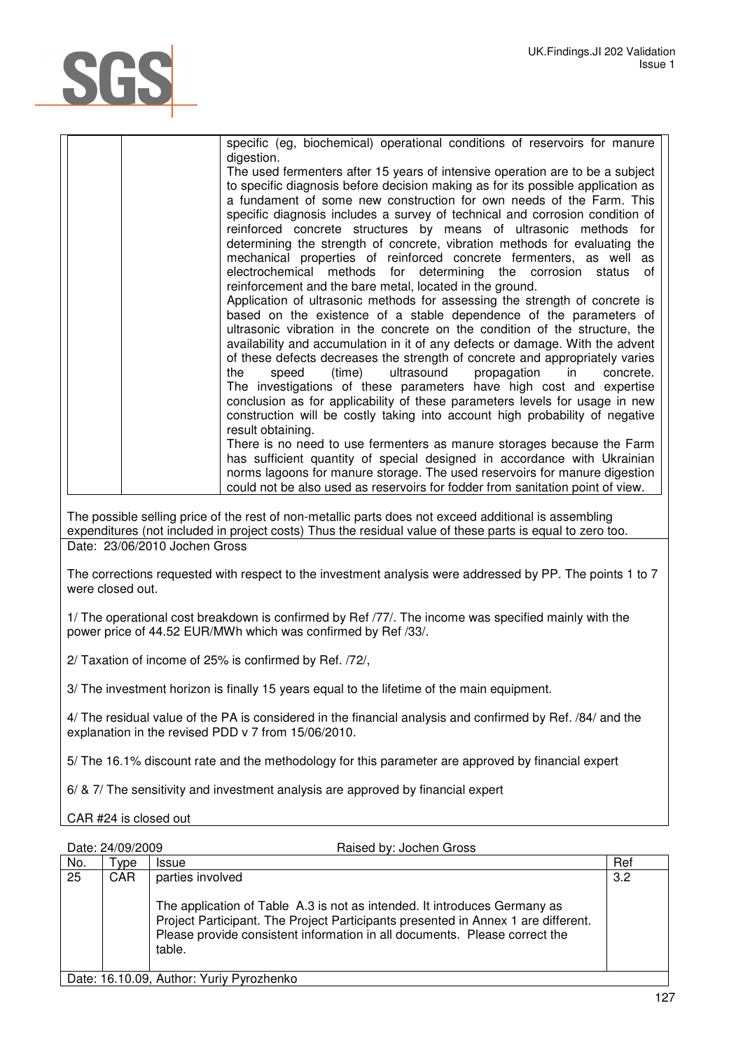| | | specific (eg, biochemical) operational conditions of reservoirs for manure digestion.<br>The used fermenters after 15 years of intensive operation are to be a subject to specific diagnosis before decision making as for its possible application as a fundament of some new construction for own needs of the Farm. This specific diagnosis includes a survey of technical and corrosion condition of reinforced concrete structures by means of ultrasonic methods for determining the strength of concrete, vibration methods for evaluating the mechanical properties of reinforced concrete fermenters, as well as electrochemical methods for determining the corrosion status of reinforcement and the bare metal, located in the ground.<br>Application of ultrasonic methods for assessing the strength of concrete is based on the existence of a stable dependence of the parameters of ultrasonic vibration in the concrete on the condition of the structure, the availability and accumulation in it of any defects or damage. With the advent of these defects decreases the strength of concrete and appropriately varies the speed (time) ultrasound propagation in concrete.<br>The investigations of these parameters have high cost and expertise conclusion as for applicability of these parameters levels for usage in new construction will be costly taking into account high probability of negative result obtaining.<br>There is no need to use fermenters as manure storages because the Farm has sufficient quantity of special designed in accordance with Ukrainian norms lagoons for manure storage. The used reservoirs for manure digestion could not be also used as reservoirs for fodder from sanitation point of view. |
|---|---|---|

The possible selling price of the rest of non-metallic parts does not exceed additional is assembling expenditures (not included in project costs) Thus the residual value of these parts is equal to zero too.

Date: 23/06/2010 Jochen Gross

The corrections requested with respect to the investment analysis were addressed by PP. The points 1 to 7 were closed out.

1/ The operational cost breakdown is confirmed by Ref /77/. The income was specified mainly with the power price of 44.52 EUR/MWh which was confirmed by Ref /33/.

2/ Taxation of income of 25% is confirmed by Ref. /72/,

3/ The investment horizon is finally 15 years equal to the lifetime of the main equipment.

4/ The residual value of the PA is considered in the financial analysis and confirmed by Ref. /84/ and the explanation in the revised PDD v 7 from 15/06/2010.

5/ The 16.1% discount rate and the methodology for this parameter are approved by financial expert

6/ & 7/ The sensitivity and investment analysis are approved by financial expert

CAR #24 is closed out

Date: 24/09/2009 Raised by: Jochen Gross

| No. | Type | Issue | Ref |
|---|---|---|---|
| 25 | CAR | parties involved<br><br>The application of Table A.3 is not as intended. It introduces Germany as Project Participant. The Project Participants presented in Annex 1 are different. Please provide consistent information in all documents. Please correct the table. | 3.2 |

Date: 16.10.09, Author: Yuriy Pyrozhenko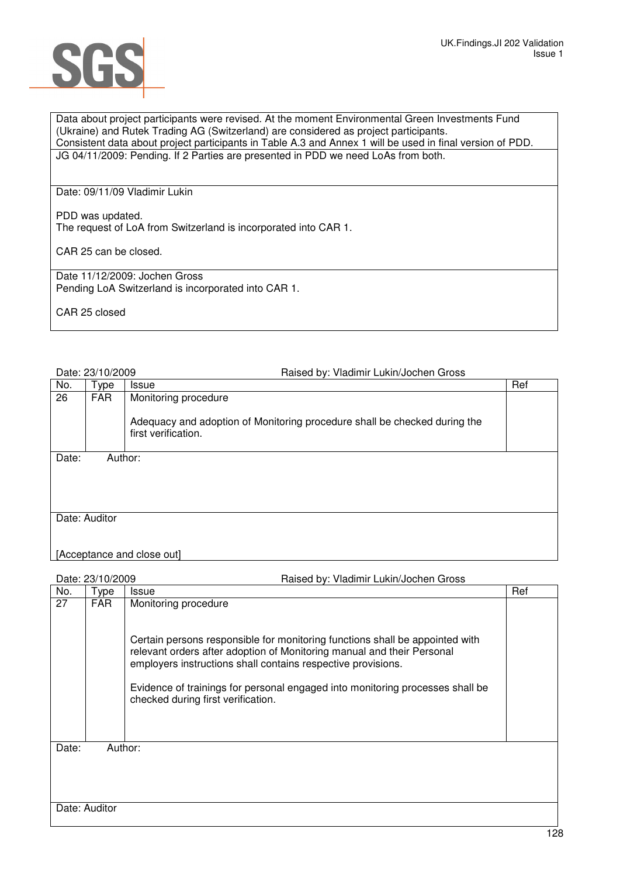| |
|---|
| Data about project participants were revised. At the moment Environmental Green Investments Fund (Ukraine) and Rutek Trading AG (Switzerland) are considered as project participants.<br>Consistent data about project participants in Table A.3 and Annex 1 will be used in final version of PDD. |
| JG 04/11/2009: Pending. If 2 Parties are presented in PDD we need LoAs from both. |
| Date: 09/11/09 Vladimir Lukin<br><br>PDD was updated.<br>The request of LoA from Switzerland is incorporated into CAR 1.<br><br>CAR 25 can be closed. |
| Date 11/12/2009: Jochen Gross<br>Pending LoA Switzerland is incorporated into CAR 1.<br><br>CAR 25 closed |

Date: 23/10/2009 Raised by: Vladimir Lukin/Jochen Gross

| No. | Type | Issue | Ref |
|---|---|---|---|
| 26 | FAR | Monitoring procedure<br><br>Adequacy and adoption of Monitoring procedure shall be checked during the first verification. | |
| Date: | Author: | | |
| Date: Auditor<br><br>[Acceptance and close out] | | | |

Date: 23/10/2009 Raised by: Vladimir Lukin/Jochen Gross

| No. | Type | Issue | Ref |
|---|---|---|---|
| 27 | FAR | Monitoring procedure<br><br>Certain persons responsible for monitoring functions shall be appointed with relevant orders after adoption of Monitoring manual and their Personal employers instructions shall contains respective provisions.<br><br>Evidence of trainings for personal engaged into monitoring processes shall be checked during first verification. | |
| Date: | Author: | | |
| Date: Auditor | | | |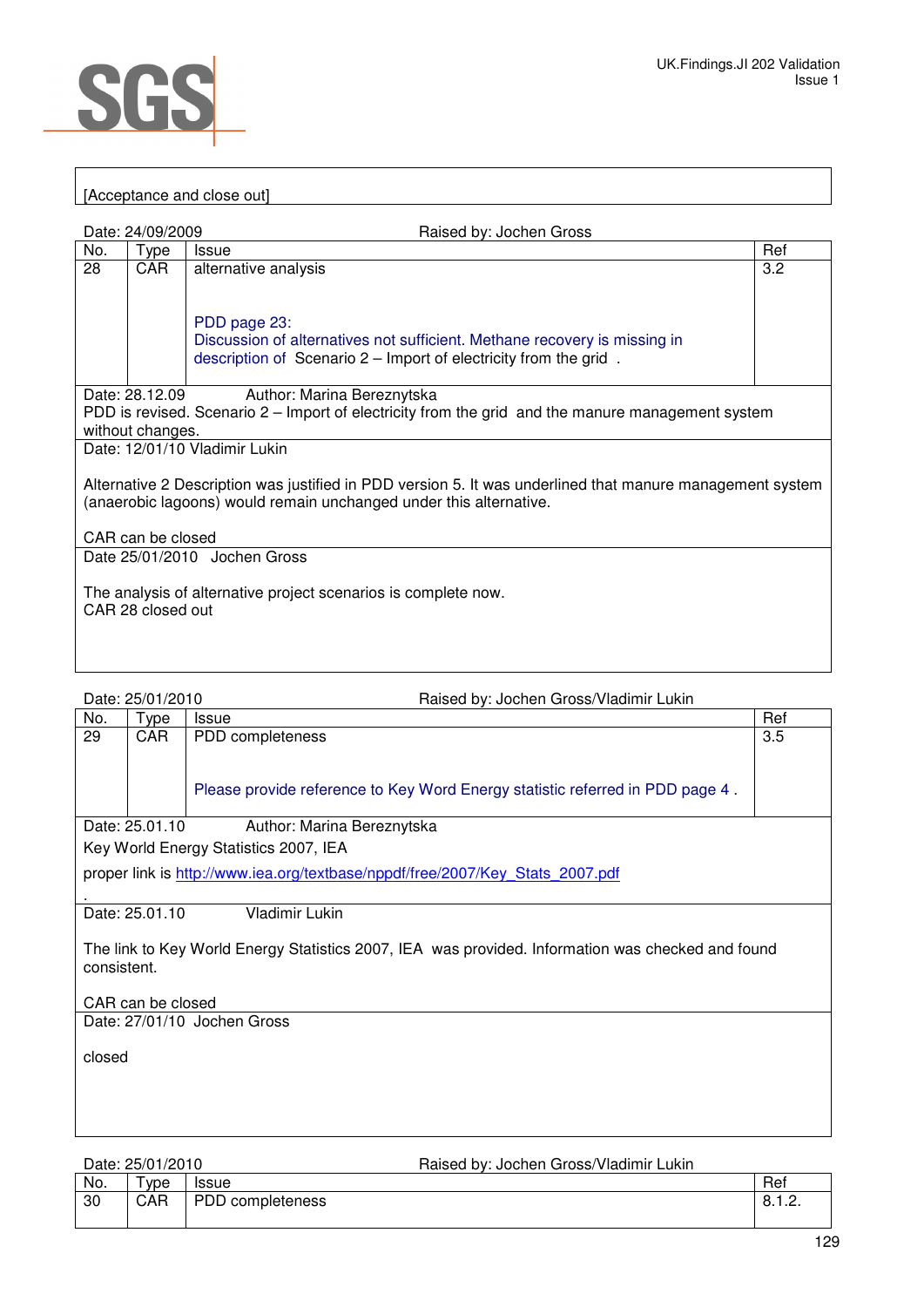[Acceptance and close out]

Date: 24/09/2009 Raised by: Jochen Gross

| No. | Type | Issue | Ref |
|---|---|---|---|
| 28 | CAR | alternative analysis<br><br>PDD page 23:<br>Discussion of alternatives not sufficient. Methane recovery is missing in description of Scenario 2 – Import of electricity from the grid . | 3.2 |

Date: 28.12.09 Author: Marina Bereznytska
PDD is revised. Scenario 2 – Import of electricity from the grid and the manure management system without changes.

Date: 12/01/10 Vladimir Lukin

Alternative 2 Description was justified in PDD version 5. It was underlined that manure management system (anaerobic lagoons) would remain unchanged under this alternative.

CAR can be closed

Date 25/01/2010 Jochen Gross

The analysis of alternative project scenarios is complete now.
CAR 28 closed out

Date: 25/01/2010 Raised by: Jochen Gross/Vladimir Lukin

| No. | Type | Issue | Ref |
|---|---|---|---|
| 29 | CAR | PDD completeness<br><br>Please provide reference to Key Word Energy statistic referred in PDD page 4 . | 3.5 |

Date: 25.01.10 Author: Marina Bereznytska

Key World Energy Statistics 2007, IEA

proper link is http://www.iea.org/textbase/nppdf/free/2007/Key_Stats_2007.pdf

.

Date: 25.01.10 Vladimir Lukin

The link to Key World Energy Statistics 2007, IEA was provided. Information was checked and found consistent.

CAR can be closed

Date: 27/01/10 Jochen Gross

closed

Date: 25/01/2010 Raised by: Jochen Gross/Vladimir Lukin

| No. | Type | Issue | Ref |
|---|---|---|---|
| 30 | CAR | PDD completeness | 8.1.2. |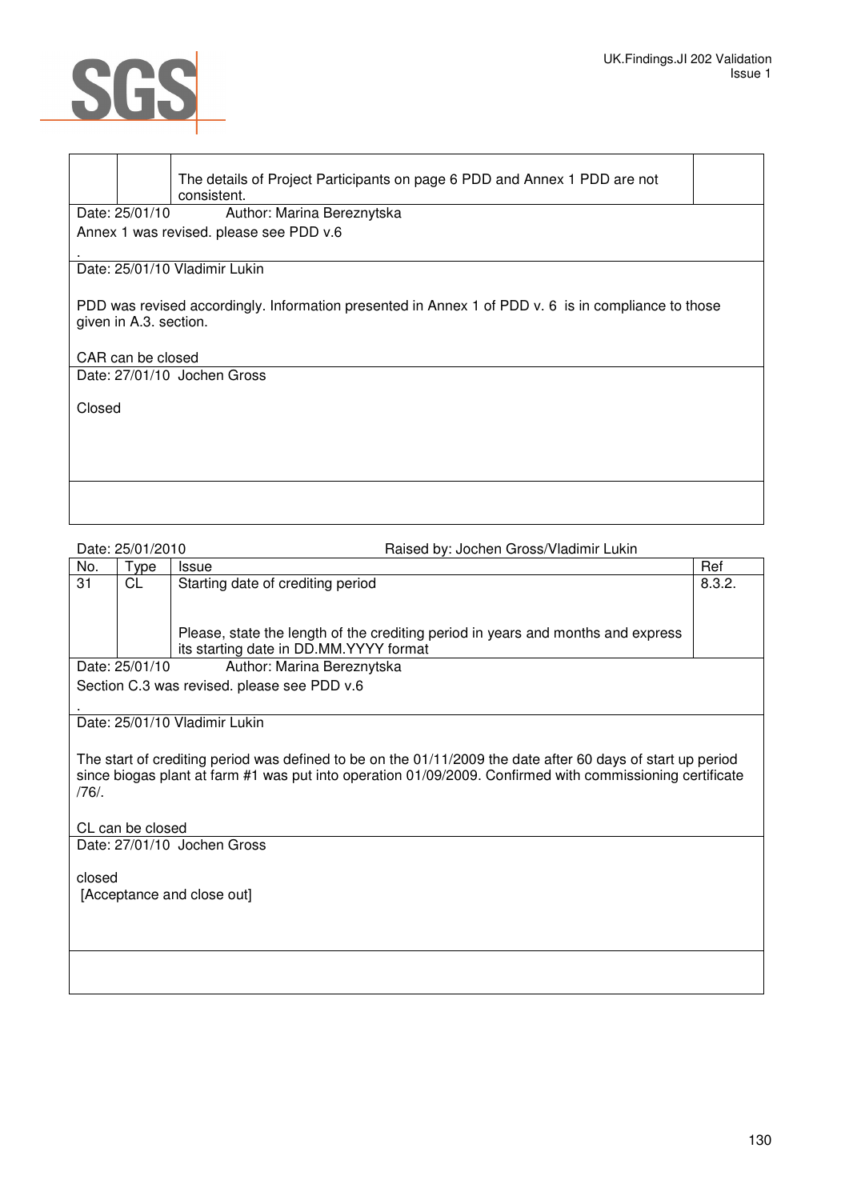| | | | |
|---|---|---|---|
| | | The details of Project Participants on page 6 PDD and Annex 1 PDD are not consistent. | |
| Date: 25/01/10 Author: Marina Bereznytska<br>Annex 1 was revised. please see PDD v.6<br>. | | | |
| Date: 25/01/10 Vladimir Lukin<br><br>PDD was revised accordingly. Information presented in Annex 1 of PDD v. 6 is in compliance to those given in A.3. section.<br><br>CAR can be closed | | | |
| Date: 27/01/10 Jochen Gross<br><br>Closed | | | |
| | | | |

Date: 25/01/2010 Raised by: Jochen Gross/Vladimir Lukin

| No. | Type | Issue | Ref |
|---|---|---|---|
| 31 | CL | Starting date of crediting period<br><br><br>Please, state the length of the crediting period in years and months and express its starting date in DD.MM.YYYY format | 8.3.2. |
| Date: 25/01/10 Author: Marina Bereznytska<br>Section C.3 was revised. please see PDD v.6<br>. | | | |
| Date: 25/01/10 Vladimir Lukin<br><br>The start of crediting period was defined to be on the 01/11/2009 the date after 60 days of start up period since biogas plant at farm #1 was put into operation 01/09/2009. Confirmed with commissioning certificate /76/.<br><br>CL can be closed | | | |
| Date: 27/01/10 Jochen Gross<br><br>closed<br>[Acceptance and close out] | | | |
| | | | |